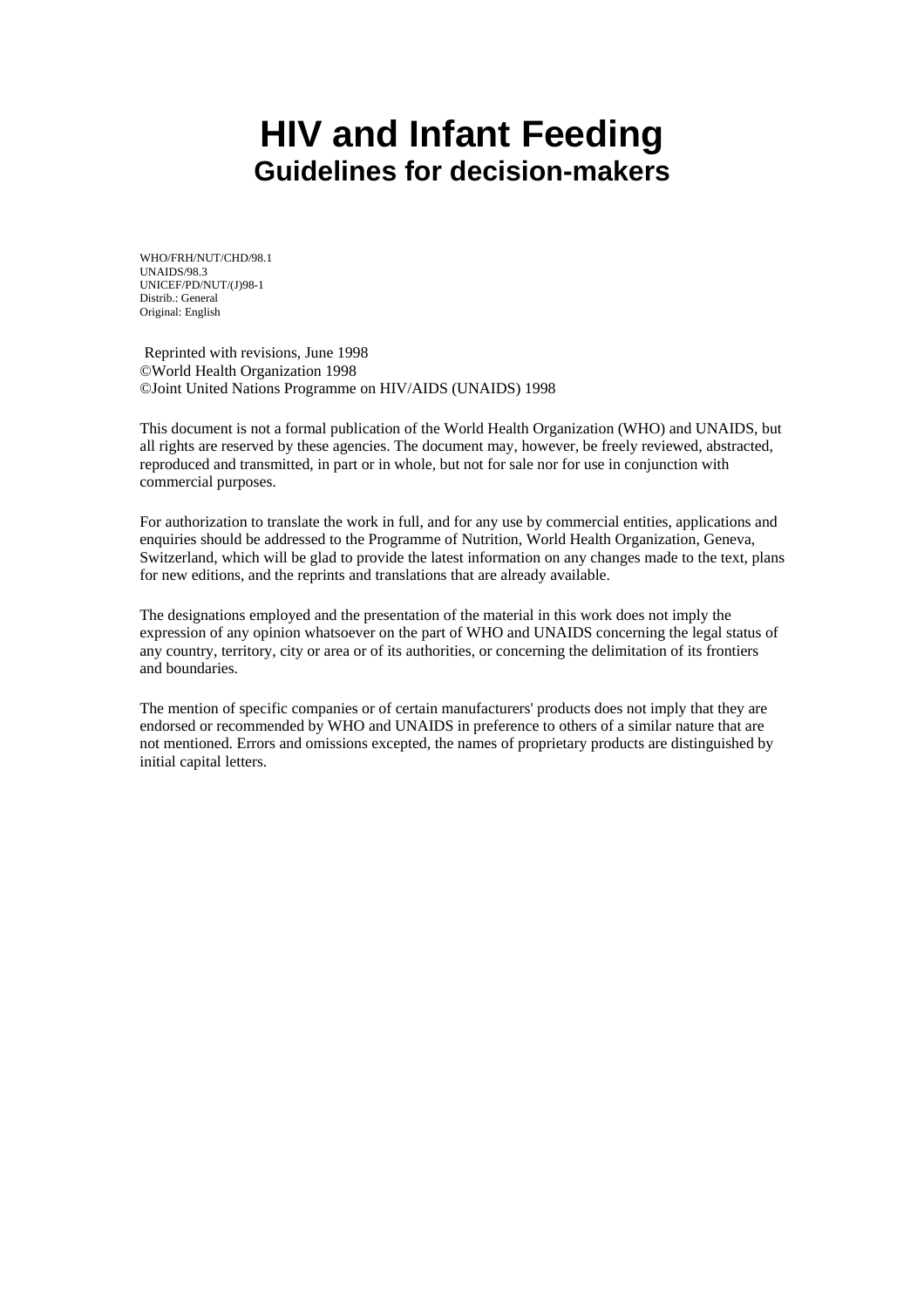# HIV and Infant Feeding

## Guidelines for decision-makers

WHO/FRH/NUT/CHD/98.1
UNAIDS/98.3
UNICEF/PD/NUT/(J)98-1
Distrib.: General
Original: English

Reprinted with revisions, June 1998
©World Health Organization 1998
©Joint United Nations Programme on HIV/AIDS (UNAIDS) 1998

This document is not a formal publication of the World Health Organization (WHO) and UNAIDS, but all rights are reserved by these agencies. The document may, however, be freely reviewed, abstracted, reproduced and transmitted, in part or in whole, but not for sale nor for use in conjunction with commercial purposes.

For authorization to translate the work in full, and for any use by commercial entities, applications and enquiries should be addressed to the Programme of Nutrition, World Health Organization, Geneva, Switzerland, which will be glad to provide the latest information on any changes made to the text, plans for new editions, and the reprints and translations that are already available.

The designations employed and the presentation of the material in this work does not imply the expression of any opinion whatsoever on the part of WHO and UNAIDS concerning the legal status of any country, territory, city or area or of its authorities, or concerning the delimitation of its frontiers and boundaries.

The mention of specific companies or of certain manufacturers' products does not imply that they are endorsed or recommended by WHO and UNAIDS in preference to others of a similar nature that are not mentioned. Errors and omissions excepted, the names of proprietary products are distinguished by initial capital letters.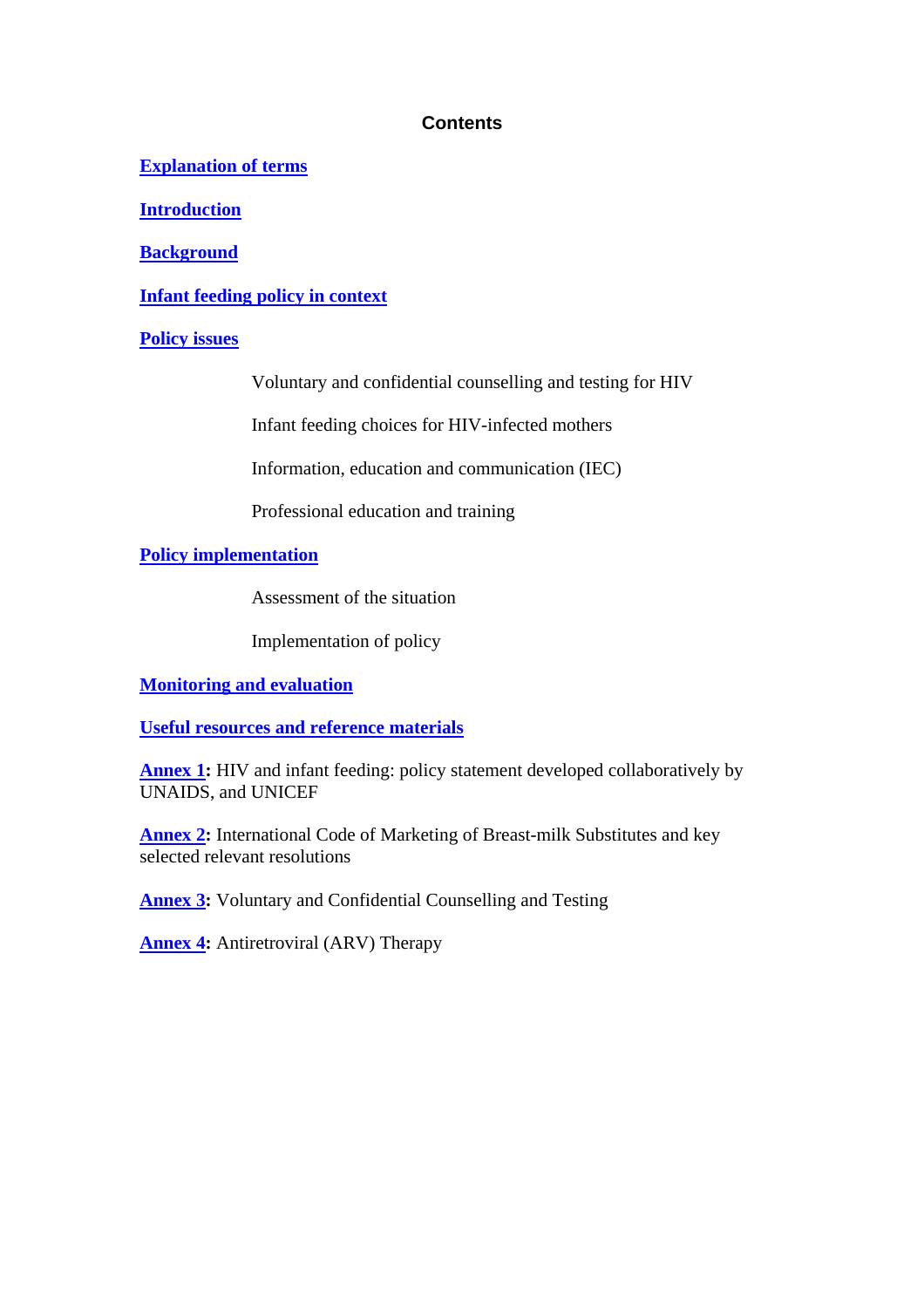# Contents

**Explanation of terms**

**Introduction**

**Background**

**Infant feeding policy in context**

**Policy issues**

- Voluntary and confidential counselling and testing for HIV
- Infant feeding choices for HIV-infected mothers
- Information, education and communication (IEC)
- Professional education and training

**Policy implementation**

- Assessment of the situation
- Implementation of policy

**Monitoring and evaluation**

**Useful resources and reference materials**

**Annex 1:** HIV and infant feeding: policy statement developed collaboratively by UNAIDS, and UNICEF

**Annex 2:** International Code of Marketing of Breast-milk Substitutes and key selected relevant resolutions

**Annex 3:** Voluntary and Confidential Counselling and Testing

**Annex 4:** Antiretroviral (ARV) Therapy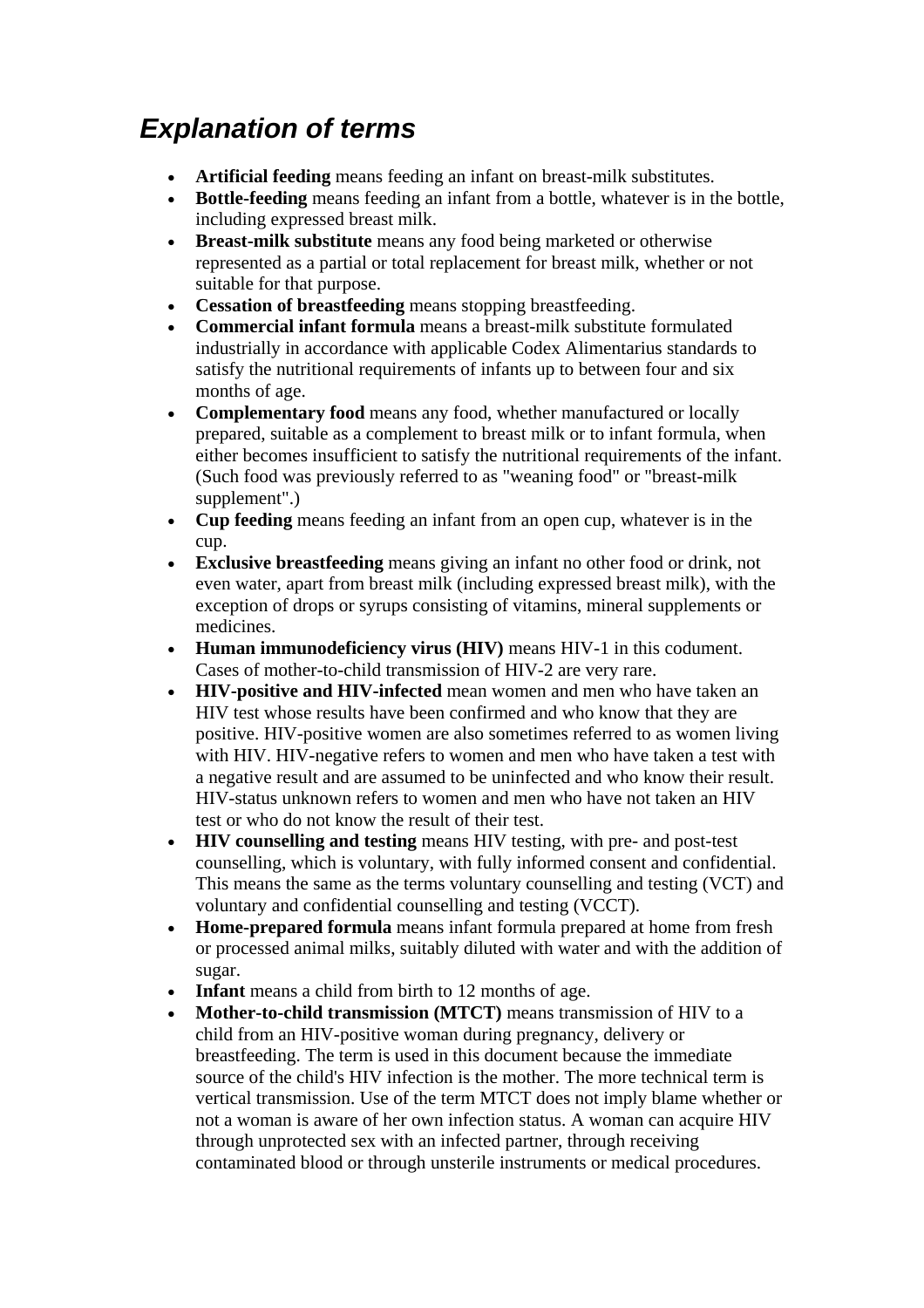# *Explanation of terms*

- **Artificial feeding** means feeding an infant on breast-milk substitutes.
- **Bottle-feeding** means feeding an infant from a bottle, whatever is in the bottle, including expressed breast milk.
- **Breast-milk substitute** means any food being marketed or otherwise represented as a partial or total replacement for breast milk, whether or not suitable for that purpose.
- **Cessation of breastfeeding** means stopping breastfeeding.
- **Commercial infant formula** means a breast-milk substitute formulated industrially in accordance with applicable Codex Alimentarius standards to satisfy the nutritional requirements of infants up to between four and six months of age.
- **Complementary food** means any food, whether manufactured or locally prepared, suitable as a complement to breast milk or to infant formula, when either becomes insufficient to satisfy the nutritional requirements of the infant. (Such food was previously referred to as "weaning food" or "breast-milk supplement".)
- **Cup feeding** means feeding an infant from an open cup, whatever is in the cup.
- **Exclusive breastfeeding** means giving an infant no other food or drink, not even water, apart from breast milk (including expressed breast milk), with the exception of drops or syrups consisting of vitamins, mineral supplements or medicines.
- **Human immunodeficiency virus (HIV)** means HIV-1 in this codument. Cases of mother-to-child transmission of HIV-2 are very rare.
- **HIV-positive and HIV-infected** mean women and men who have taken an HIV test whose results have been confirmed and who know that they are positive. HIV-positive women are also sometimes referred to as women living with HIV. HIV-negative refers to women and men who have taken a test with a negative result and are assumed to be uninfected and who know their result. HIV-status unknown refers to women and men who have not taken an HIV test or who do not know the result of their test.
- **HIV counselling and testing** means HIV testing, with pre- and post-test counselling, which is voluntary, with fully informed consent and confidential. This means the same as the terms voluntary counselling and testing (VCT) and voluntary and confidential counselling and testing (VCCT).
- **Home-prepared formula** means infant formula prepared at home from fresh or processed animal milks, suitably diluted with water and with the addition of sugar.
- **Infant** means a child from birth to 12 months of age.
- **Mother-to-child transmission (MTCT)** means transmission of HIV to a child from an HIV-positive woman during pregnancy, delivery or breastfeeding. The term is used in this document because the immediate source of the child's HIV infection is the mother. The more technical term is vertical transmission. Use of the term MTCT does not imply blame whether or not a woman is aware of her own infection status. A woman can acquire HIV through unprotected sex with an infected partner, through receiving contaminated blood or through unsterile instruments or medical procedures.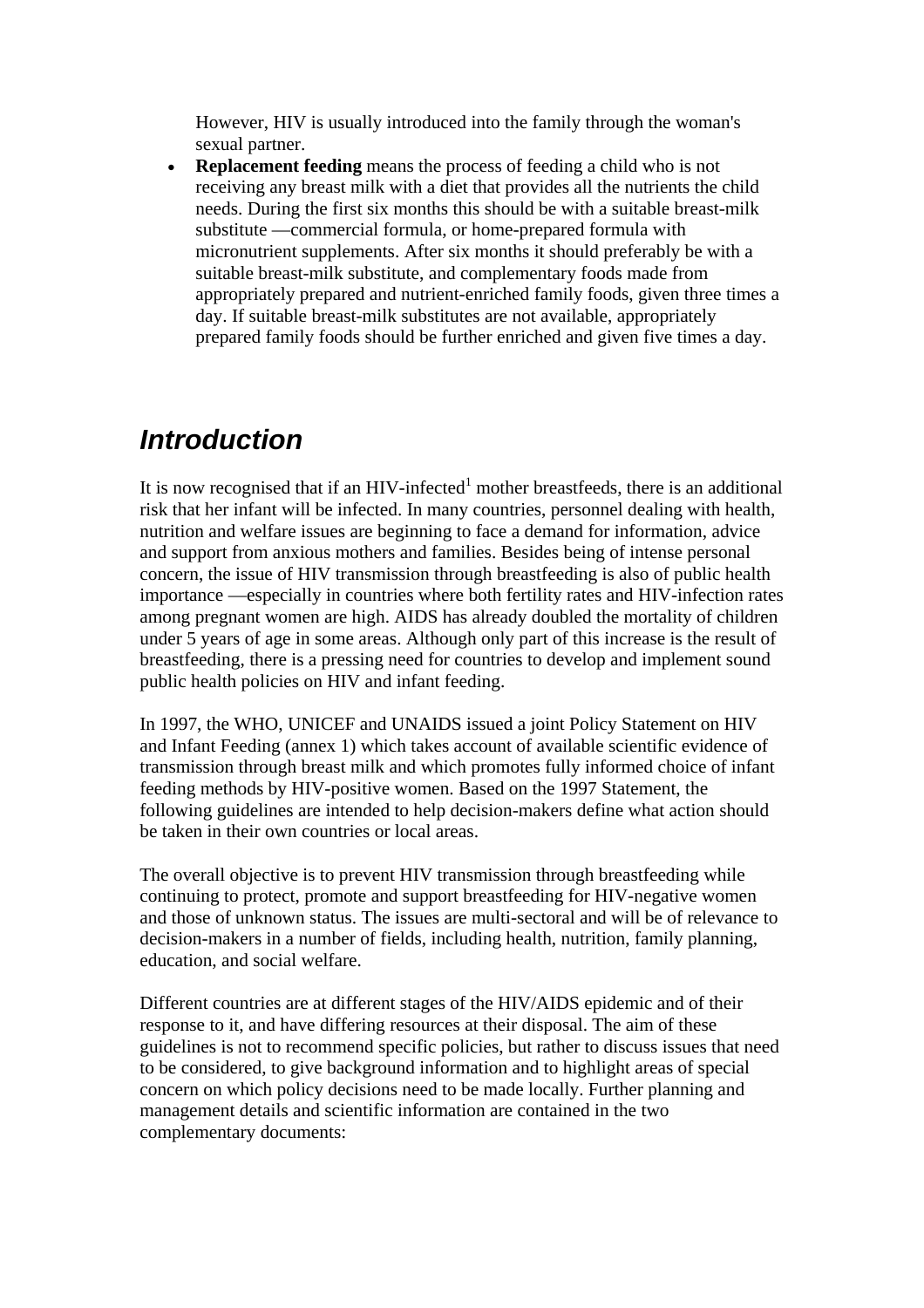However, HIV is usually introduced into the family through the woman's sexual partner.

- **Replacement feeding** means the process of feeding a child who is not receiving any breast milk with a diet that provides all the nutrients the child needs. During the first six months this should be with a suitable breast-milk substitute —commercial formula, or home-prepared formula with micronutrient supplements. After six months it should preferably be with a suitable breast-milk substitute, and complementary foods made from appropriately prepared and nutrient-enriched family foods, given three times a day. If suitable breast-milk substitutes are not available, appropriately prepared family foods should be further enriched and given five times a day.

# Introduction

It is now recognised that if an HIV-infected[1] mother breastfeeds, there is an additional risk that her infant will be infected. In many countries, personnel dealing with health, nutrition and welfare issues are beginning to face a demand for information, advice and support from anxious mothers and families. Besides being of intense personal concern, the issue of HIV transmission through breastfeeding is also of public health importance —especially in countries where both fertility rates and HIV-infection rates among pregnant women are high. AIDS has already doubled the mortality of children under 5 years of age in some areas. Although only part of this increase is the result of breastfeeding, there is a pressing need for countries to develop and implement sound public health policies on HIV and infant feeding.

In 1997, the WHO, UNICEF and UNAIDS issued a joint Policy Statement on HIV and Infant Feeding (annex 1) which takes account of available scientific evidence of transmission through breast milk and which promotes fully informed choice of infant feeding methods by HIV-positive women. Based on the 1997 Statement, the following guidelines are intended to help decision-makers define what action should be taken in their own countries or local areas.

The overall objective is to prevent HIV transmission through breastfeeding while continuing to protect, promote and support breastfeeding for HIV-negative women and those of unknown status. The issues are multi-sectoral and will be of relevance to decision-makers in a number of fields, including health, nutrition, family planning, education, and social welfare.

Different countries are at different stages of the HIV/AIDS epidemic and of their response to it, and have differing resources at their disposal. The aim of these guidelines is not to recommend specific policies, but rather to discuss issues that need to be considered, to give background information and to highlight areas of special concern on which policy decisions need to be made locally. Further planning and management details and scientific information are contained in the two complementary documents: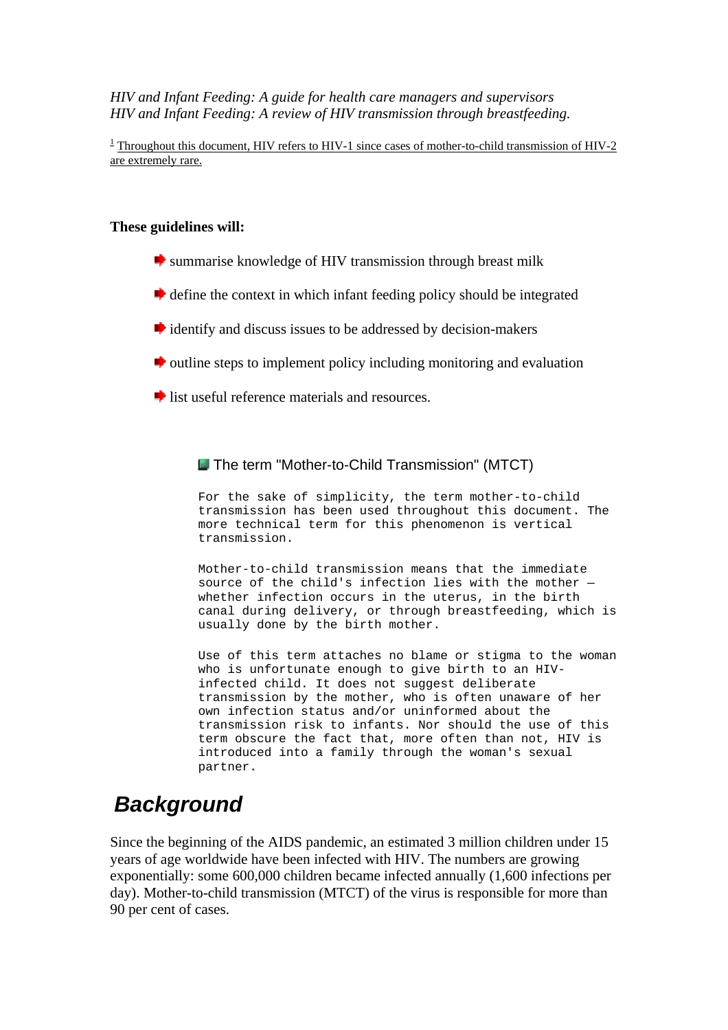*HIV and Infant Feeding: A guide for health care managers and supervisors*
*HIV and Infant Feeding: A review of HIV transmission through breastfeeding.*

[1] Throughout this document, HIV refers to HIV-1 since cases of mother-to-child transmission of HIV-2 are extremely rare.

**These guidelines will:**

- summarise knowledge of HIV transmission through breast milk
- define the context in which infant feeding policy should be integrated
- identify and discuss issues to be addressed by decision-makers
- outline steps to implement policy including monitoring and evaluation
- list useful reference materials and resources.

### The term "Mother-to-Child Transmission" (MTCT)

For the sake of simplicity, the term mother-to-child transmission has been used throughout this document. The more technical term for this phenomenon is vertical transmission.

Mother-to-child transmission means that the immediate source of the child's infection lies with the mother — whether infection occurs in the uterus, in the birth canal during delivery, or through breastfeeding, which is usually done by the birth mother.

Use of this term attaches no blame or stigma to the woman who is unfortunate enough to give birth to an HIV-infected child. It does not suggest deliberate transmission by the mother, who is often unaware of her own infection status and/or uninformed about the transmission risk to infants. Nor should the use of this term obscure the fact that, more often than not, HIV is introduced into a family through the woman's sexual partner.

## Background

Since the beginning of the AIDS pandemic, an estimated 3 million children under 15 years of age worldwide have been infected with HIV. The numbers are growing exponentially: some 600,000 children became infected annually (1,600 infections per day). Mother-to-child transmission (MTCT) of the virus is responsible for more than 90 per cent of cases.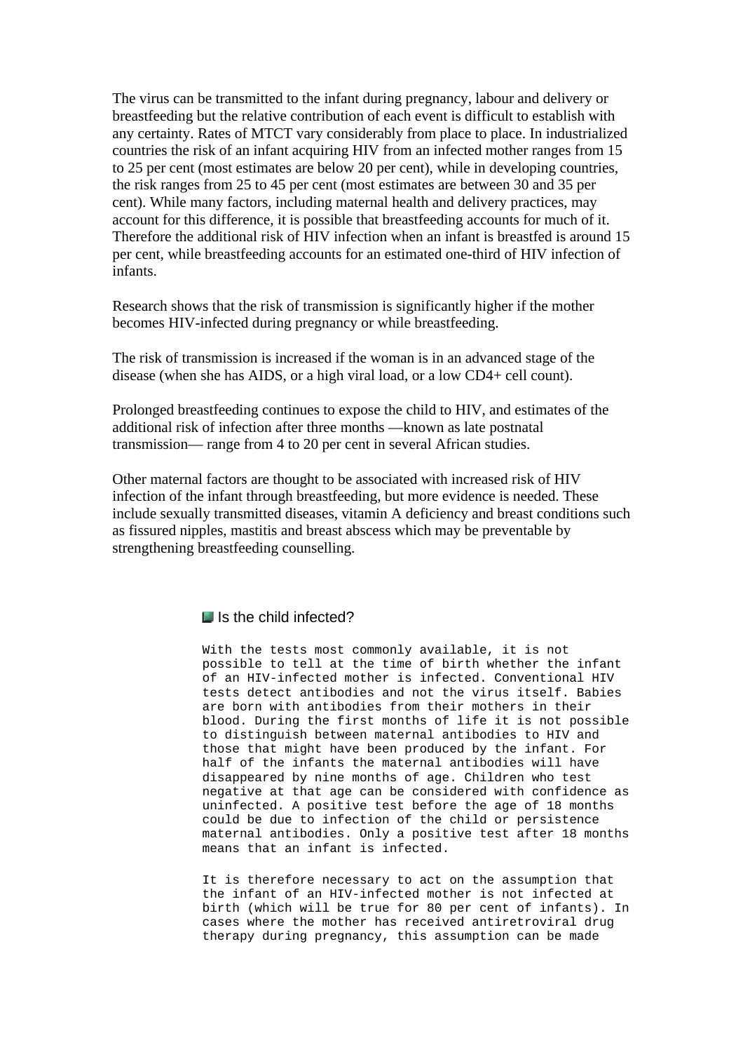The virus can be transmitted to the infant during pregnancy, labour and delivery or breastfeeding but the relative contribution of each event is difficult to establish with any certainty. Rates of MTCT vary considerably from place to place. In industrialized countries the risk of an infant acquiring HIV from an infected mother ranges from 15 to 25 per cent (most estimates are below 20 per cent), while in developing countries, the risk ranges from 25 to 45 per cent (most estimates are between 30 and 35 per cent). While many factors, including maternal health and delivery practices, may account for this difference, it is possible that breastfeeding accounts for much of it. Therefore the additional risk of HIV infection when an infant is breastfed is around 15 per cent, while breastfeeding accounts for an estimated one-third of HIV infection of infants.

Research shows that the risk of transmission is significantly higher if the mother becomes HIV-infected during pregnancy or while breastfeeding.

The risk of transmission is increased if the woman is in an advanced stage of the disease (when she has AIDS, or a high viral load, or a low CD4+ cell count).

Prolonged breastfeeding continues to expose the child to HIV, and estimates of the additional risk of infection after three months —known as late postnatal transmission— range from 4 to 20 per cent in several African studies.

Other maternal factors are thought to be associated with increased risk of HIV infection of the infant through breastfeeding, but more evidence is needed. These include sexually transmitted diseases, vitamin A deficiency and breast conditions such as fissured nipples, mastitis and breast abscess which may be preventable by strengthening breastfeeding counselling.

### Is the child infected?

With the tests most commonly available, it is not possible to tell at the time of birth whether the infant of an HIV-infected mother is infected. Conventional HIV tests detect antibodies and not the virus itself. Babies are born with antibodies from their mothers in their blood. During the first months of life it is not possible to distinguish between maternal antibodies to HIV and those that might have been produced by the infant. For half of the infants the maternal antibodies will have disappeared by nine months of age. Children who test negative at that age can be considered with confidence as uninfected. A positive test before the age of 18 months could be due to infection of the child or persistence maternal antibodies. Only a positive test after 18 months means that an infant is infected.

It is therefore necessary to act on the assumption that the infant of an HIV-infected mother is not infected at birth (which will be true for 80 per cent of infants). In cases where the mother has received antiretroviral drug therapy during pregnancy, this assumption can be made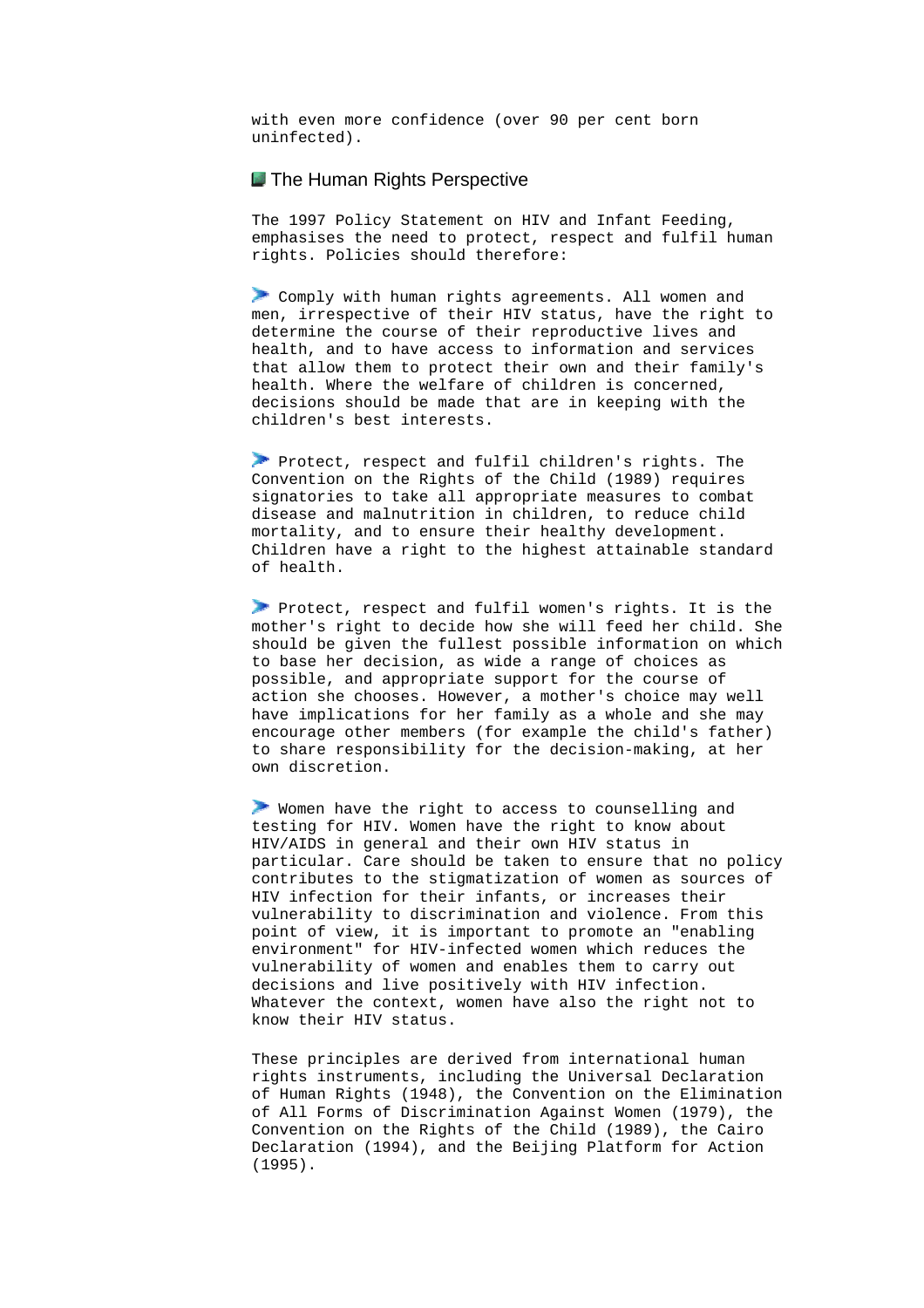with even more confidence (over 90 per cent born uninfected).

## The Human Rights Perspective

The 1997 Policy Statement on HIV and Infant Feeding, emphasises the need to protect, respect and fulfil human rights. Policies should therefore:

- Comply with human rights agreements. All women and men, irrespective of their HIV status, have the right to determine the course of their reproductive lives and health, and to have access to information and services that allow them to protect their own and their family's health. Where the welfare of children is concerned, decisions should be made that are in keeping with the children's best interests.

- Protect, respect and fulfil children's rights. The Convention on the Rights of the Child (1989) requires signatories to take all appropriate measures to combat disease and malnutrition in children, to reduce child mortality, and to ensure their healthy development. Children have a right to the highest attainable standard of health.

- Protect, respect and fulfil women's rights. It is the mother's right to decide how she will feed her child. She should be given the fullest possible information on which to base her decision, as wide a range of choices as possible, and appropriate support for the course of action she chooses. However, a mother's choice may well have implications for her family as a whole and she may encourage other members (for example the child's father) to share responsibility for the decision-making, at her own discretion.

- Women have the right to access to counselling and testing for HIV. Women have the right to know about HIV/AIDS in general and their own HIV status in particular. Care should be taken to ensure that no policy contributes to the stigmatization of women as sources of HIV infection for their infants, or increases their vulnerability to discrimination and violence. From this point of view, it is important to promote an "enabling environment" for HIV-infected women which reduces the vulnerability of women and enables them to carry out decisions and live positively with HIV infection. Whatever the context, women have also the right not to know their HIV status.

These principles are derived from international human rights instruments, including the Universal Declaration of Human Rights (1948), the Convention on the Elimination of All Forms of Discrimination Against Women (1979), the Convention on the Rights of the Child (1989), the Cairo Declaration (1994), and the Beijing Platform for Action (1995).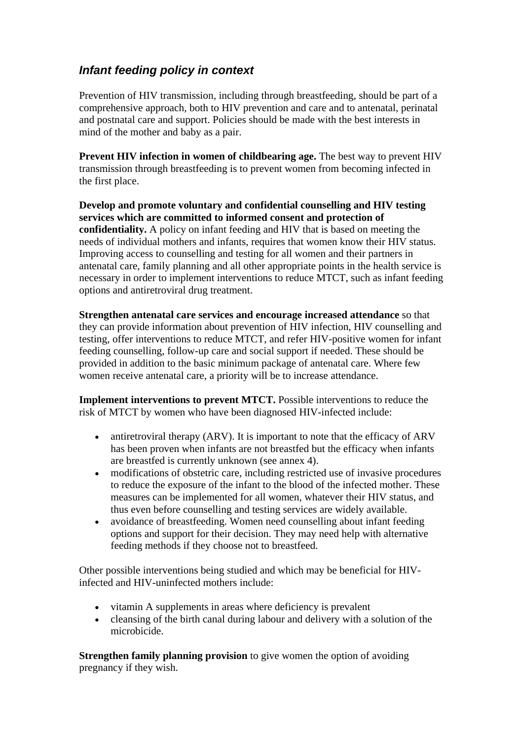## *Infant feeding policy in context*

Prevention of HIV transmission, including through breastfeeding, should be part of a comprehensive approach, both to HIV prevention and care and to antenatal, perinatal and postnatal care and support. Policies should be made with the best interests in mind of the mother and baby as a pair.

**Prevent HIV infection in women of childbearing age.** The best way to prevent HIV transmission through breastfeeding is to prevent women from becoming infected in the first place.

**Develop and promote voluntary and confidential counselling and HIV testing services which are committed to informed consent and protection of confidentiality.** A policy on infant feeding and HIV that is based on meeting the needs of individual mothers and infants, requires that women know their HIV status. Improving access to counselling and testing for all women and their partners in antenatal care, family planning and all other appropriate points in the health service is necessary in order to implement interventions to reduce MTCT, such as infant feeding options and antiretroviral drug treatment.

**Strengthen antenatal care services and encourage increased attendance** so that they can provide information about prevention of HIV infection, HIV counselling and testing, offer interventions to reduce MTCT, and refer HIV-positive women for infant feeding counselling, follow-up care and social support if needed. These should be provided in addition to the basic minimum package of antenatal care. Where few women receive antenatal care, a priority will be to increase attendance.

**Implement interventions to prevent MTCT.** Possible interventions to reduce the risk of MTCT by women who have been diagnosed HIV-infected include:

- antiretroviral therapy (ARV). It is important to note that the efficacy of ARV has been proven when infants are not breastfed but the efficacy when infants are breastfed is currently unknown (see annex 4).
- modifications of obstetric care, including restricted use of invasive procedures to reduce the exposure of the infant to the blood of the infected mother. These measures can be implemented for all women, whatever their HIV status, and thus even before counselling and testing services are widely available.
- avoidance of breastfeeding. Women need counselling about infant feeding options and support for their decision. They may need help with alternative feeding methods if they choose not to breastfeed.

Other possible interventions being studied and which may be beneficial for HIV-infected and HIV-uninfected mothers include:

- vitamin A supplements in areas where deficiency is prevalent
- cleansing of the birth canal during labour and delivery with a solution of the microbicide.

**Strengthen family planning provision** to give women the option of avoiding pregnancy if they wish.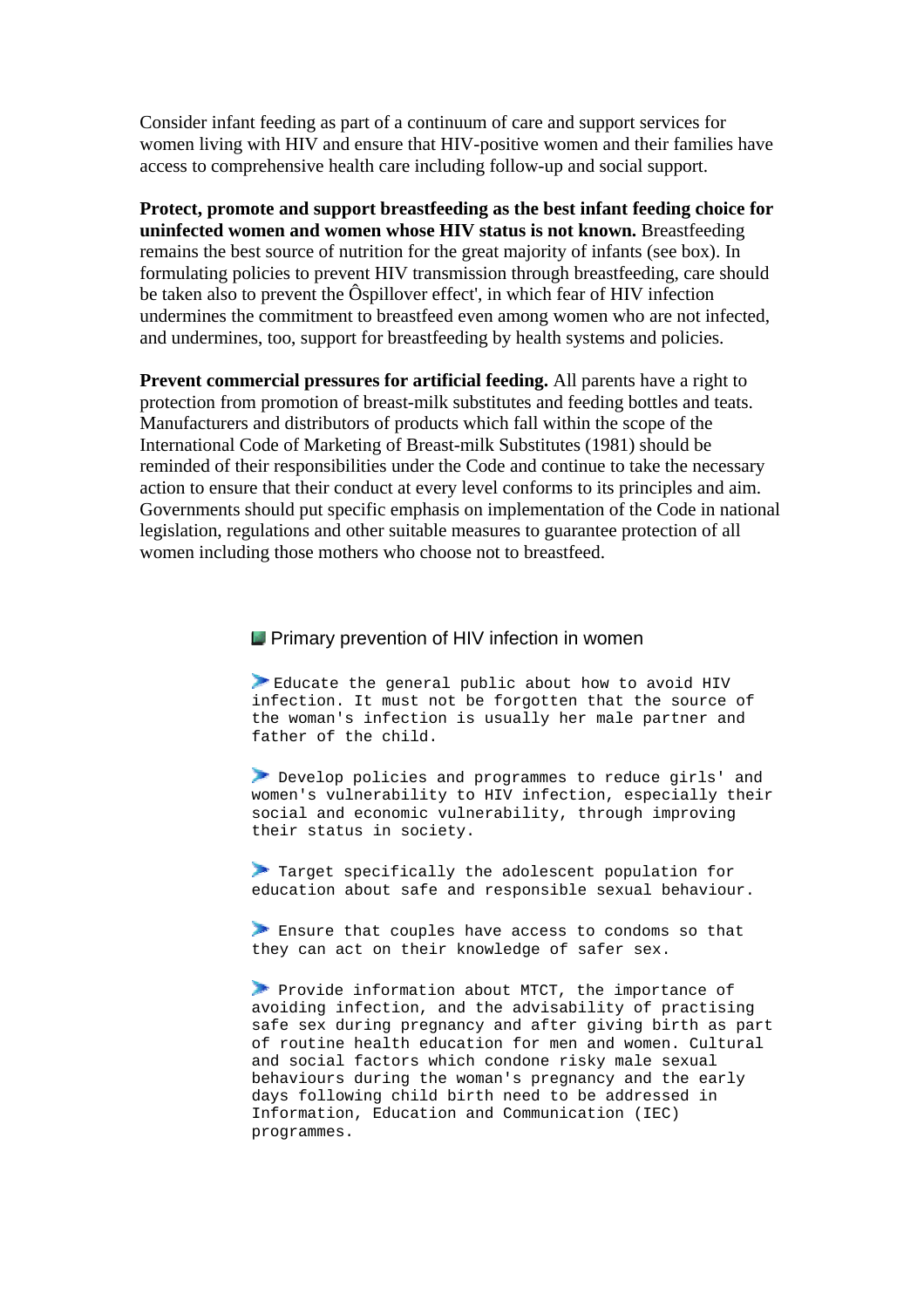Consider infant feeding as part of a continuum of care and support services for women living with HIV and ensure that HIV-positive women and their families have access to comprehensive health care including follow-up and social support.

**Protect, promote and support breastfeeding as the best infant feeding choice for uninfected women and women whose HIV status is not known.** Breastfeeding remains the best source of nutrition for the great majority of infants (see box). In formulating policies to prevent HIV transmission through breastfeeding, care should be taken also to prevent the Ôspillover effect', in which fear of HIV infection undermines the commitment to breastfeed even among women who are not infected, and undermines, too, support for breastfeeding by health systems and policies.

**Prevent commercial pressures for artificial feeding.** All parents have a right to protection from promotion of breast-milk substitutes and feeding bottles and teats. Manufacturers and distributors of products which fall within the scope of the International Code of Marketing of Breast-milk Substitutes (1981) should be reminded of their responsibilities under the Code and continue to take the necessary action to ensure that their conduct at every level conforms to its principles and aim. Governments should put specific emphasis on implementation of the Code in national legislation, regulations and other suitable measures to guarantee protection of all women including those mothers who choose not to breastfeed.

## Primary prevention of HIV infection in women

- Educate the general public about how to avoid HIV infection. It must not be forgotten that the source of the woman's infection is usually her male partner and father of the child.

- Develop policies and programmes to reduce girls' and women's vulnerability to HIV infection, especially their social and economic vulnerability, through improving their status in society.

- Target specifically the adolescent population for education about safe and responsible sexual behaviour.

- Ensure that couples have access to condoms so that they can act on their knowledge of safer sex.

- Provide information about MTCT, the importance of avoiding infection, and the advisability of practising safe sex during pregnancy and after giving birth as part of routine health education for men and women. Cultural and social factors which condone risky male sexual behaviours during the woman's pregnancy and the early days following child birth need to be addressed in Information, Education and Communication (IEC) programmes.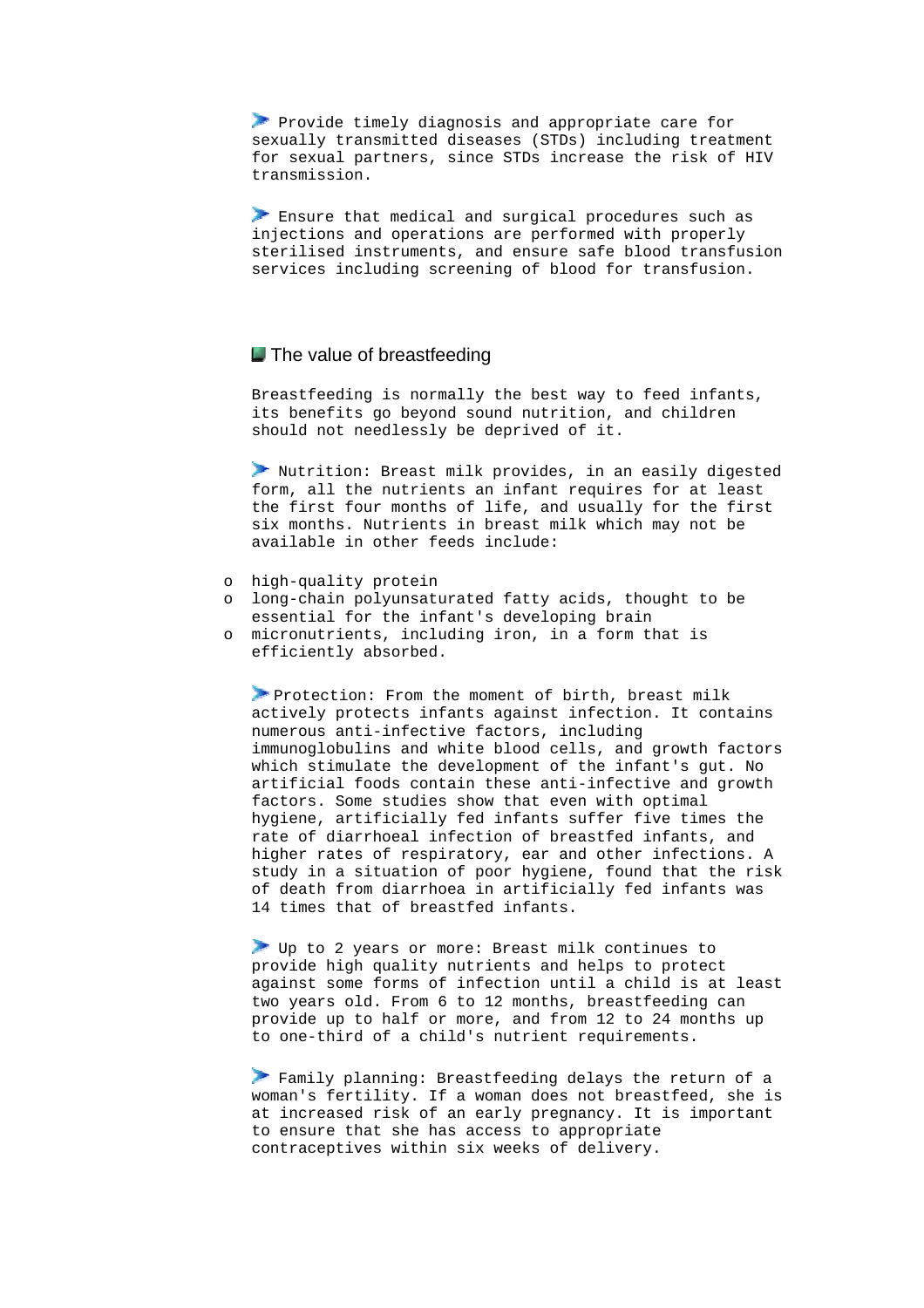- Provide timely diagnosis and appropriate care for sexually transmitted diseases (STDs) including treatment for sexual partners, since STDs increase the risk of HIV transmission.

- Ensure that medical and surgical procedures such as injections and operations are performed with properly sterilised instruments, and ensure safe blood transfusion services including screening of blood for transfusion.

## The value of breastfeeding

Breastfeeding is normally the best way to feed infants, its benefits go beyond sound nutrition, and children should not needlessly be deprived of it.

- Nutrition: Breast milk provides, in an easily digested form, all the nutrients an infant requires for at least the first four months of life, and usually for the first six months. Nutrients in breast milk which may not be available in other feeds include:

  - high-quality protein
  - long-chain polyunsaturated fatty acids, thought to be essential for the infant's developing brain
  - micronutrients, including iron, in a form that is efficiently absorbed.

- Protection: From the moment of birth, breast milk actively protects infants against infection. It contains numerous anti-infective factors, including immunoglobulins and white blood cells, and growth factors which stimulate the development of the infant's gut. No artificial foods contain these anti-infective and growth factors. Some studies show that even with optimal hygiene, artificially fed infants suffer five times the rate of diarrhoeal infection of breastfed infants, and higher rates of respiratory, ear and other infections. A study in a situation of poor hygiene, found that the risk of death from diarrhoea in artificially fed infants was 14 times that of breastfed infants.

- Up to 2 years or more: Breast milk continues to provide high quality nutrients and helps to protect against some forms of infection until a child is at least two years old. From 6 to 12 months, breastfeeding can provide up to half or more, and from 12 to 24 months up to one-third of a child's nutrient requirements.

- Family planning: Breastfeeding delays the return of a woman's fertility. If a woman does not breastfeed, she is at increased risk of an early pregnancy. It is important to ensure that she has access to appropriate contraceptives within six weeks of delivery.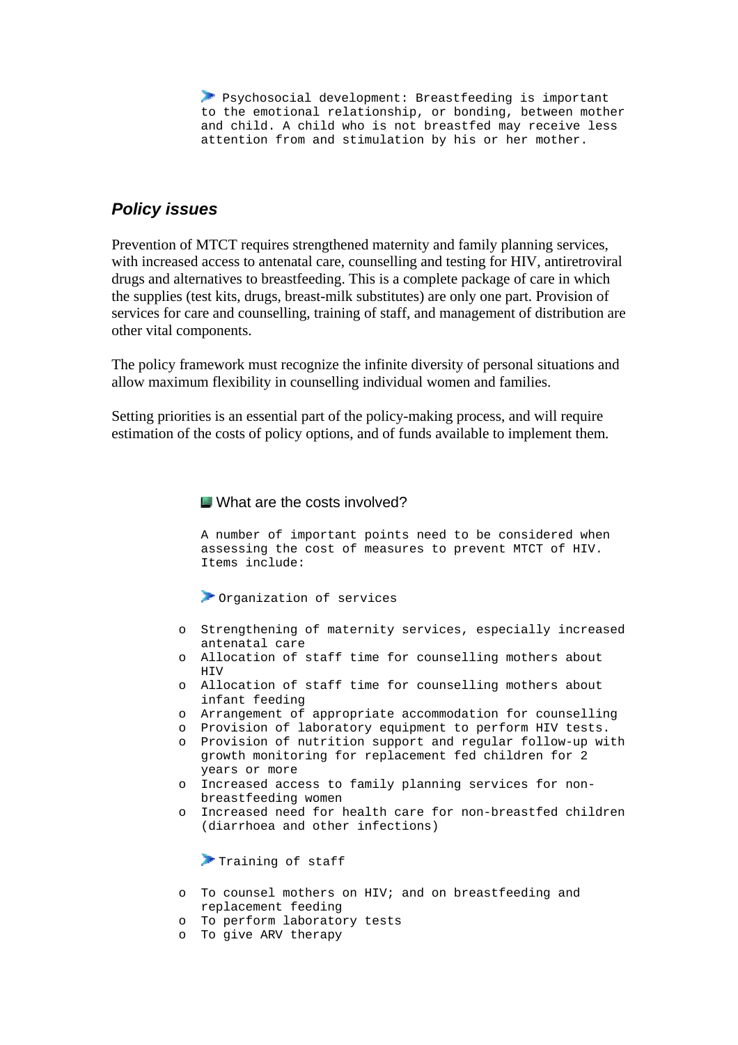Psychosocial development: Breastfeeding is important to the emotional relationship, or bonding, between mother and child. A child who is not breastfed may receive less attention from and stimulation by his or her mother.

## *Policy issues*

Prevention of MTCT requires strengthened maternity and family planning services, with increased access to antenatal care, counselling and testing for HIV, antiretroviral drugs and alternatives to breastfeeding. This is a complete package of care in which the supplies (test kits, drugs, breast-milk substitutes) are only one part. Provision of services for care and counselling, training of staff, and management of distribution are other vital components.

The policy framework must recognize the infinite diversity of personal situations and allow maximum flexibility in counselling individual women and families.

Setting priorities is an essential part of the policy-making process, and will require estimation of the costs of policy options, and of funds available to implement them.

### What are the costs involved?

A number of important points need to be considered when assessing the cost of measures to prevent MTCT of HIV. Items include:

Organization of services

- Strengthening of maternity services, especially increased antenatal care
- Allocation of staff time for counselling mothers about HIV
- Allocation of staff time for counselling mothers about infant feeding
- Arrangement of appropriate accommodation for counselling
- Provision of laboratory equipment to perform HIV tests.
- Provision of nutrition support and regular follow-up with growth monitoring for replacement fed children for 2 years or more
- Increased access to family planning services for non-breastfeeding women
- Increased need for health care for non-breastfed children (diarrhoea and other infections)

Training of staff

- To counsel mothers on HIV; and on breastfeeding and replacement feeding
- To perform laboratory tests
- To give ARV therapy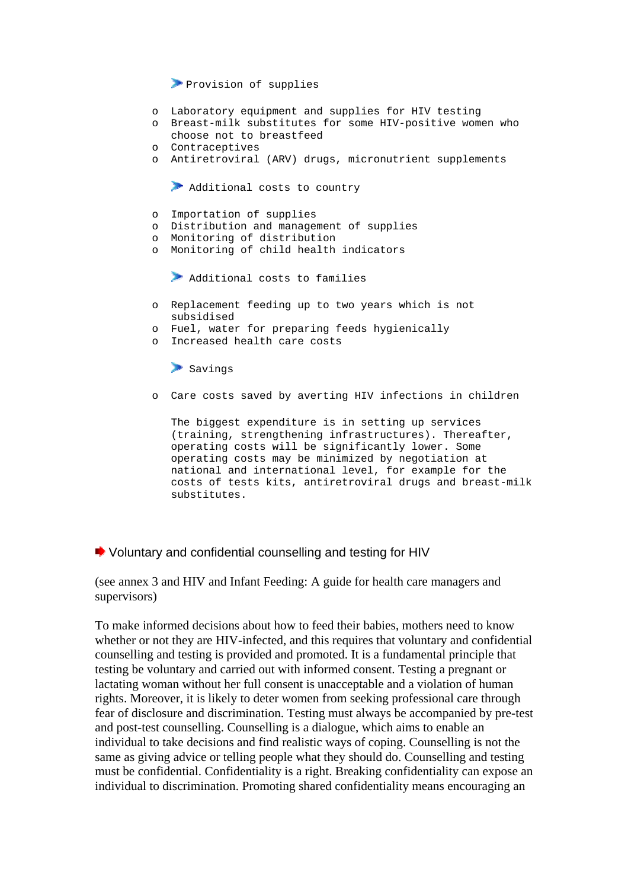#### Provision of supplies

- Laboratory equipment and supplies for HIV testing
- Breast-milk substitutes for some HIV-positive women who choose not to breastfeed
- Contraceptives
- Antiretroviral (ARV) drugs, micronutrient supplements

#### Additional costs to country

- Importation of supplies
- Distribution and management of supplies
- Monitoring of distribution
- Monitoring of child health indicators

#### Additional costs to families

- Replacement feeding up to two years which is not subsidised
- Fuel, water for preparing feeds hygienically
- Increased health care costs

#### Savings

- Care costs saved by averting HIV infections in children

The biggest expenditure is in setting up services (training, strengthening infrastructures). Thereafter, operating costs will be significantly lower. Some operating costs may be minimized by negotiation at national and international level, for example for the costs of tests kits, antiretroviral drugs and breast-milk substitutes.

### Voluntary and confidential counselling and testing for HIV

(see annex 3 and HIV and Infant Feeding: A guide for health care managers and supervisors)

To make informed decisions about how to feed their babies, mothers need to know whether or not they are HIV-infected, and this requires that voluntary and confidential counselling and testing is provided and promoted. It is a fundamental principle that testing be voluntary and carried out with informed consent. Testing a pregnant or lactating woman without her full consent is unacceptable and a violation of human rights. Moreover, it is likely to deter women from seeking professional care through fear of disclosure and discrimination. Testing must always be accompanied by pre-test and post-test counselling. Counselling is a dialogue, which aims to enable an individual to take decisions and find realistic ways of coping. Counselling is not the same as giving advice or telling people what they should do. Counselling and testing must be confidential. Confidentiality is a right. Breaking confidentiality can expose an individual to discrimination. Promoting shared confidentiality means encouraging an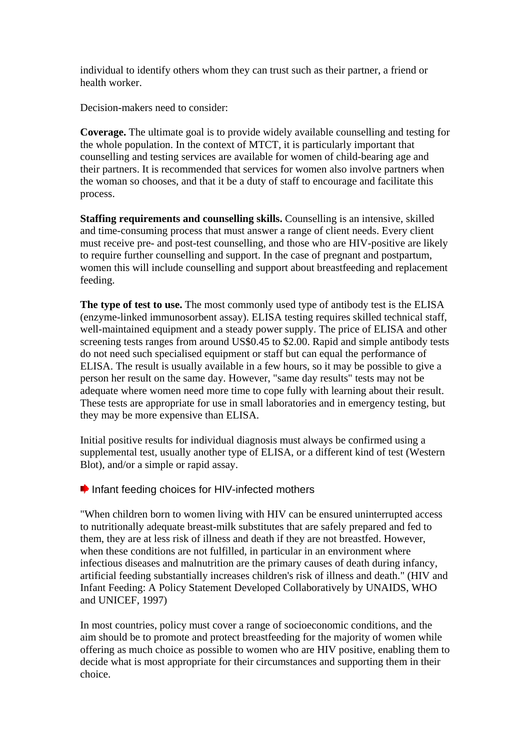individual to identify others whom they can trust such as their partner, a friend or health worker.

Decision-makers need to consider:

**Coverage.** The ultimate goal is to provide widely available counselling and testing for the whole population. In the context of MTCT, it is particularly important that counselling and testing services are available for women of child-bearing age and their partners. It is recommended that services for women also involve partners when the woman so chooses, and that it be a duty of staff to encourage and facilitate this process.

**Staffing requirements and counselling skills.** Counselling is an intensive, skilled and time-consuming process that must answer a range of client needs. Every client must receive pre- and post-test counselling, and those who are HIV-positive are likely to require further counselling and support. In the case of pregnant and postpartum, women this will include counselling and support about breastfeeding and replacement feeding.

**The type of test to use.** The most commonly used type of antibody test is the ELISA (enzyme-linked immunosorbent assay). ELISA testing requires skilled technical staff, well-maintained equipment and a steady power supply. The price of ELISA and other screening tests ranges from around US$0.45 to $2.00. Rapid and simple antibody tests do not need such specialised equipment or staff but can equal the performance of ELISA. The result is usually available in a few hours, so it may be possible to give a person her result on the same day. However, "same day results" tests may not be adequate where women need more time to cope fully with learning about their result. These tests are appropriate for use in small laboratories and in emergency testing, but they may be more expensive than ELISA.

Initial positive results for individual diagnosis must always be confirmed using a supplemental test, usually another type of ELISA, or a different kind of test (Western Blot), and/or a simple or rapid assay.

## Infant feeding choices for HIV-infected mothers

"When children born to women living with HIV can be ensured uninterrupted access to nutritionally adequate breast-milk substitutes that are safely prepared and fed to them, they are at less risk of illness and death if they are not breastfed. However, when these conditions are not fulfilled, in particular in an environment where infectious diseases and malnutrition are the primary causes of death during infancy, artificial feeding substantially increases children's risk of illness and death." (HIV and Infant Feeding: A Policy Statement Developed Collaboratively by UNAIDS, WHO and UNICEF, 1997)

In most countries, policy must cover a range of socioeconomic conditions, and the aim should be to promote and protect breastfeeding for the majority of women while offering as much choice as possible to women who are HIV positive, enabling them to decide what is most appropriate for their circumstances and supporting them in their choice.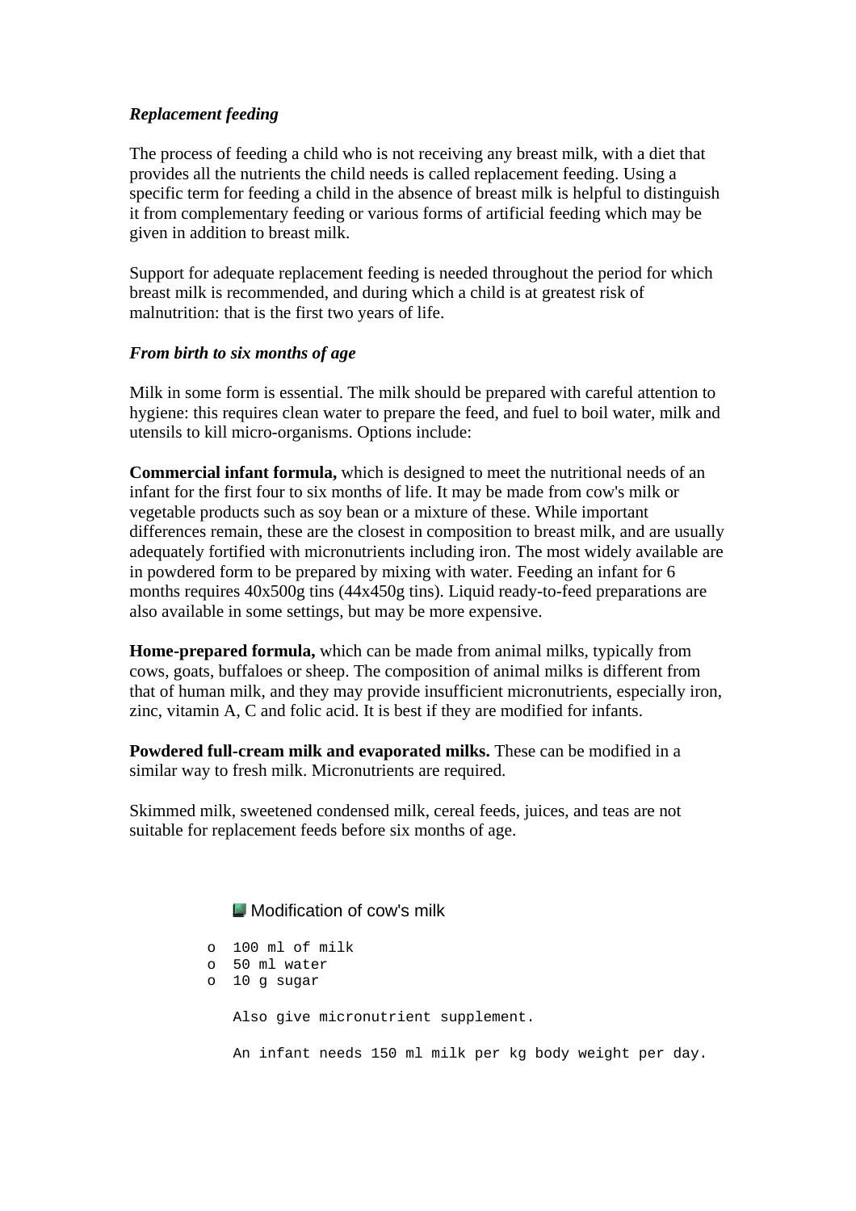### *Replacement feeding*

The process of feeding a child who is not receiving any breast milk, with a diet that provides all the nutrients the child needs is called replacement feeding. Using a specific term for feeding a child in the absence of breast milk is helpful to distinguish it from complementary feeding or various forms of artificial feeding which may be given in addition to breast milk.

Support for adequate replacement feeding is needed throughout the period for which breast milk is recommended, and during which a child is at greatest risk of malnutrition: that is the first two years of life.

### *From birth to six months of age*

Milk in some form is essential. The milk should be prepared with careful attention to hygiene: this requires clean water to prepare the feed, and fuel to boil water, milk and utensils to kill micro-organisms. Options include:

**Commercial infant formula,** which is designed to meet the nutritional needs of an infant for the first four to six months of life. It may be made from cow's milk or vegetable products such as soy bean or a mixture of these. While important differences remain, these are the closest in composition to breast milk, and are usually adequately fortified with micronutrients including iron. The most widely available are in powdered form to be prepared by mixing with water. Feeding an infant for 6 months requires 40x500g tins (44x450g tins). Liquid ready-to-feed preparations are also available in some settings, but may be more expensive.

**Home-prepared formula,** which can be made from animal milks, typically from cows, goats, buffaloes or sheep. The composition of animal milks is different from that of human milk, and they may provide insufficient micronutrients, especially iron, zinc, vitamin A, C and folic acid. It is best if they are modified for infants.

**Powdered full-cream milk and evaporated milks.** These can be modified in a similar way to fresh milk. Micronutrients are required.

Skimmed milk, sweetened condensed milk, cereal feeds, juices, and teas are not suitable for replacement feeds before six months of age.

Modification of cow's milk

- 100 ml of milk
- 50 ml water
- 10 g sugar

Also give micronutrient supplement.

An infant needs 150 ml milk per kg body weight per day.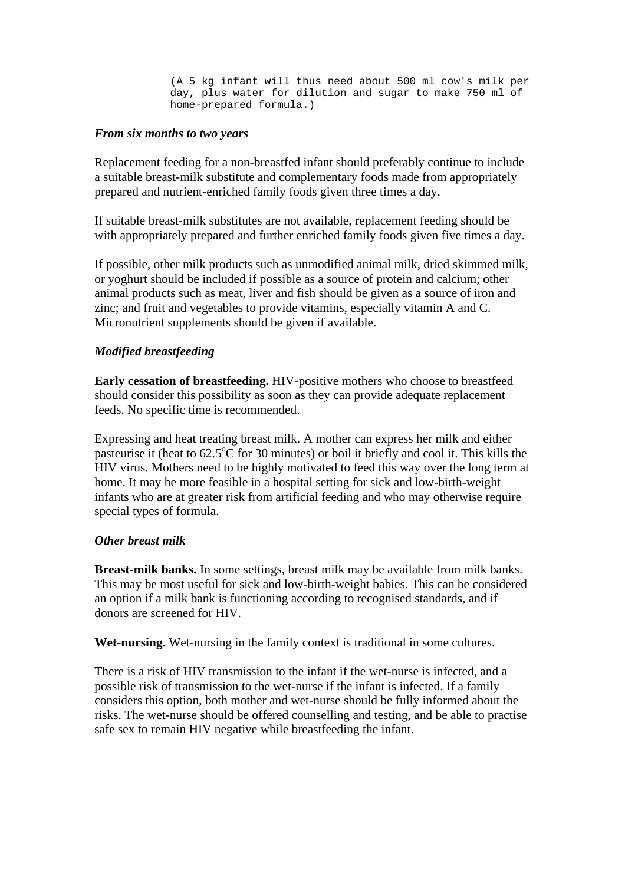```
(A 5 kg infant will thus need about 500 ml cow's milk per
day, plus water for dilution and sugar to make 750 ml of
home-prepared formula.)
```

***From six months to two years***

Replacement feeding for a non-breastfed infant should preferably continue to include a suitable breast-milk substitute and complementary foods made from appropriately prepared and nutrient-enriched family foods given three times a day.

If suitable breast-milk substitutes are not available, replacement feeding should be with appropriately prepared and further enriched family foods given five times a day.

If possible, other milk products such as unmodified animal milk, dried skimmed milk, or yoghurt should be included if possible as a source of protein and calcium; other animal products such as meat, liver and fish should be given as a source of iron and zinc; and fruit and vegetables to provide vitamins, especially vitamin A and C. Micronutrient supplements should be given if available.

***Modified breastfeeding***

**Early cessation of breastfeeding.** HIV-positive mothers who choose to breastfeed should consider this possibility as soon as they can provide adequate replacement feeds. No specific time is recommended.

Expressing and heat treating breast milk. A mother can express her milk and either pasteurise it (heat to 62.5°C for 30 minutes) or boil it briefly and cool it. This kills the HIV virus. Mothers need to be highly motivated to feed this way over the long term at home. It may be more feasible in a hospital setting for sick and low-birth-weight infants who are at greater risk from artificial feeding and who may otherwise require special types of formula.

***Other breast milk***

**Breast-milk banks.** In some settings, breast milk may be available from milk banks. This may be most useful for sick and low-birth-weight babies. This can be considered an option if a milk bank is functioning according to recognised standards, and if donors are screened for HIV.

**Wet-nursing.** Wet-nursing in the family context is traditional in some cultures.

There is a risk of HIV transmission to the infant if the wet-nurse is infected, and a possible risk of transmission to the wet-nurse if the infant is infected. If a family considers this option, both mother and wet-nurse should be fully informed about the risks. The wet-nurse should be offered counselling and testing, and be able to practise safe sex to remain HIV negative while breastfeeding the infant.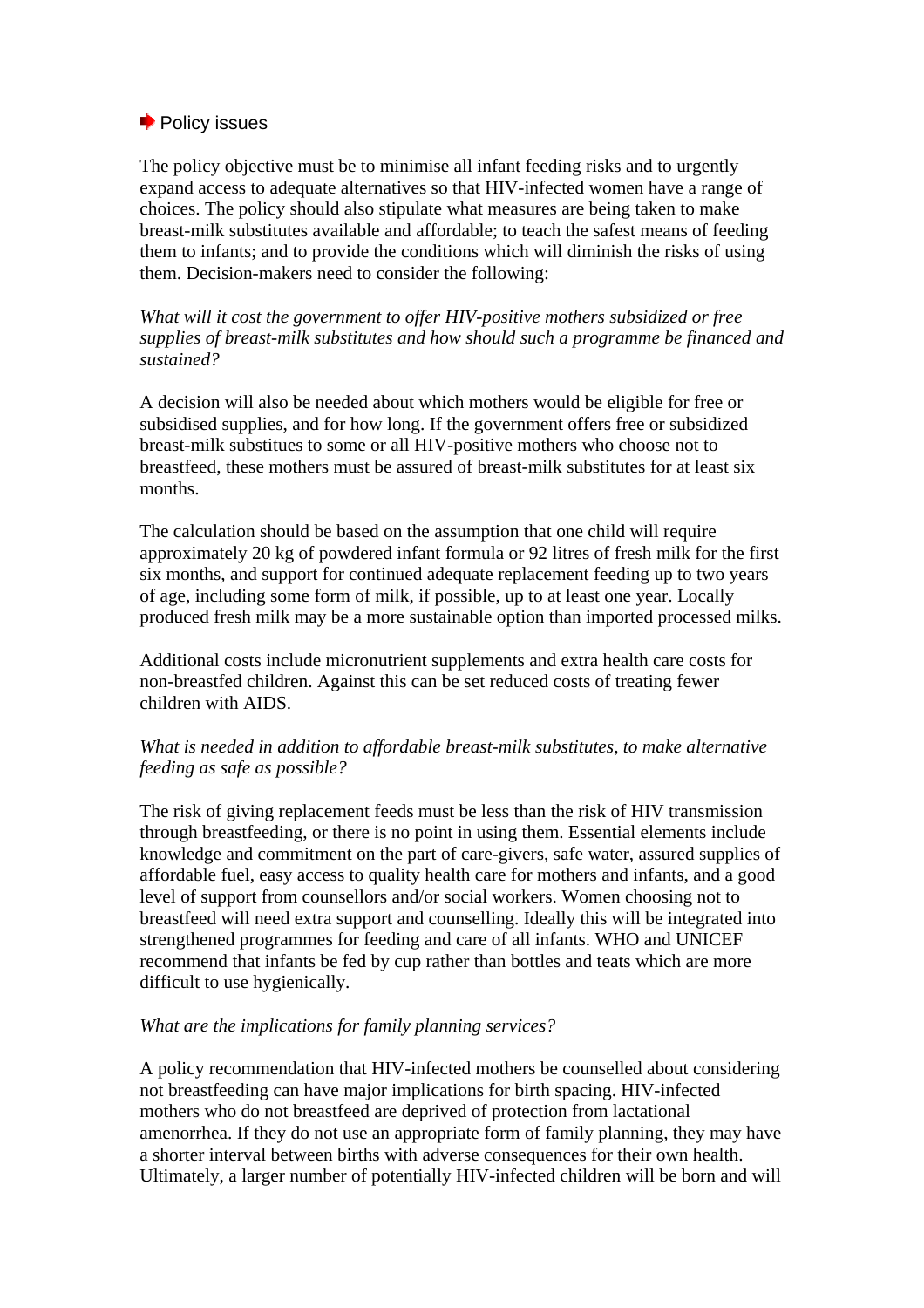## Policy issues

The policy objective must be to minimise all infant feeding risks and to urgently expand access to adequate alternatives so that HIV-infected women have a range of choices. The policy should also stipulate what measures are being taken to make breast-milk substitutes available and affordable; to teach the safest means of feeding them to infants; and to provide the conditions which will diminish the risks of using them. Decision-makers need to consider the following:

*What will it cost the government to offer HIV-positive mothers subsidized or free supplies of breast-milk substitutes and how should such a programme be financed and sustained?*

A decision will also be needed about which mothers would be eligible for free or subsidised supplies, and for how long. If the government offers free or subsidized breast-milk substitutes to some or all HIV-positive mothers who choose not to breastfeed, these mothers must be assured of breast-milk substitutes for at least six months.

The calculation should be based on the assumption that one child will require approximately 20 kg of powdered infant formula or 92 litres of fresh milk for the first six months, and support for continued adequate replacement feeding up to two years of age, including some form of milk, if possible, up to at least one year. Locally produced fresh milk may be a more sustainable option than imported processed milks.

Additional costs include micronutrient supplements and extra health care costs for non-breastfed children. Against this can be set reduced costs of treating fewer children with AIDS.

*What is needed in addition to affordable breast-milk substitutes, to make alternative feeding as safe as possible?*

The risk of giving replacement feeds must be less than the risk of HIV transmission through breastfeeding, or there is no point in using them. Essential elements include knowledge and commitment on the part of care-givers, safe water, assured supplies of affordable fuel, easy access to quality health care for mothers and infants, and a good level of support from counsellors and/or social workers. Women choosing not to breastfeed will need extra support and counselling. Ideally this will be integrated into strengthened programmes for feeding and care of all infants. WHO and UNICEF recommend that infants be fed by cup rather than bottles and teats which are more difficult to use hygienically.

*What are the implications for family planning services?*

A policy recommendation that HIV-infected mothers be counselled about considering not breastfeeding can have major implications for birth spacing. HIV-infected mothers who do not breastfeed are deprived of protection from lactational amenorrhea. If they do not use an appropriate form of family planning, they may have a shorter interval between births with adverse consequences for their own health. Ultimately, a larger number of potentially HIV-infected children will be born and will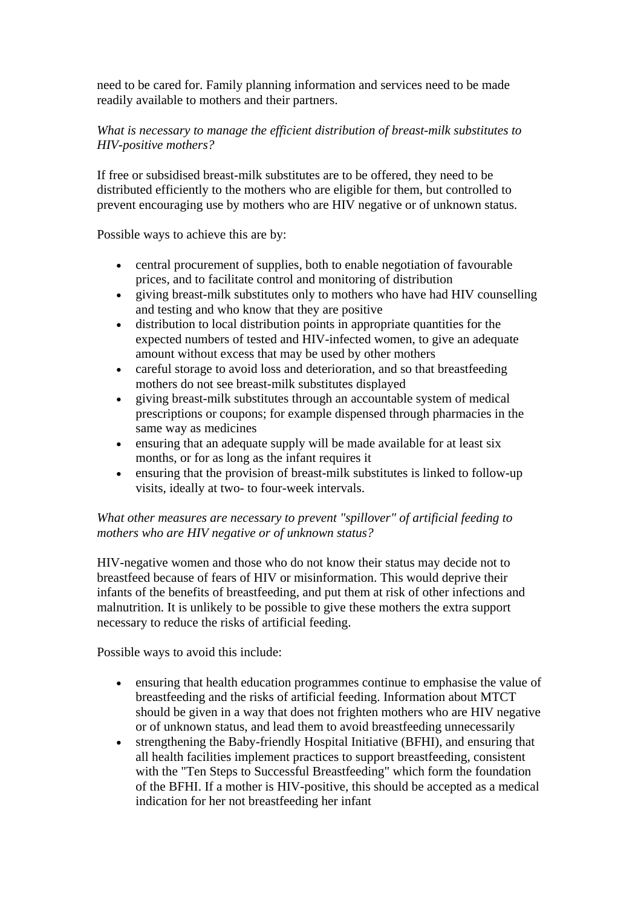need to be cared for. Family planning information and services need to be made readily available to mothers and their partners.

*What is necessary to manage the efficient distribution of breast-milk substitutes to HIV-positive mothers?*

If free or subsidised breast-milk substitutes are to be offered, they need to be distributed efficiently to the mothers who are eligible for them, but controlled to prevent encouraging use by mothers who are HIV negative or of unknown status.

Possible ways to achieve this are by:

- central procurement of supplies, both to enable negotiation of favourable prices, and to facilitate control and monitoring of distribution
- giving breast-milk substitutes only to mothers who have had HIV counselling and testing and who know that they are positive
- distribution to local distribution points in appropriate quantities for the expected numbers of tested and HIV-infected women, to give an adequate amount without excess that may be used by other mothers
- careful storage to avoid loss and deterioration, and so that breastfeeding mothers do not see breast-milk substitutes displayed
- giving breast-milk substitutes through an accountable system of medical prescriptions or coupons; for example dispensed through pharmacies in the same way as medicines
- ensuring that an adequate supply will be made available for at least six months, or for as long as the infant requires it
- ensuring that the provision of breast-milk substitutes is linked to follow-up visits, ideally at two- to four-week intervals.

*What other measures are necessary to prevent "spillover" of artificial feeding to mothers who are HIV negative or of unknown status?*

HIV-negative women and those who do not know their status may decide not to breastfeed because of fears of HIV or misinformation. This would deprive their infants of the benefits of breastfeeding, and put them at risk of other infections and malnutrition. It is unlikely to be possible to give these mothers the extra support necessary to reduce the risks of artificial feeding.

Possible ways to avoid this include:

- ensuring that health education programmes continue to emphasise the value of breastfeeding and the risks of artificial feeding. Information about MTCT should be given in a way that does not frighten mothers who are HIV negative or of unknown status, and lead them to avoid breastfeeding unnecessarily
- strengthening the Baby-friendly Hospital Initiative (BFHI), and ensuring that all health facilities implement practices to support breastfeeding, consistent with the "Ten Steps to Successful Breastfeeding" which form the foundation of the BFHI. If a mother is HIV-positive, this should be accepted as a medical indication for her not breastfeeding her infant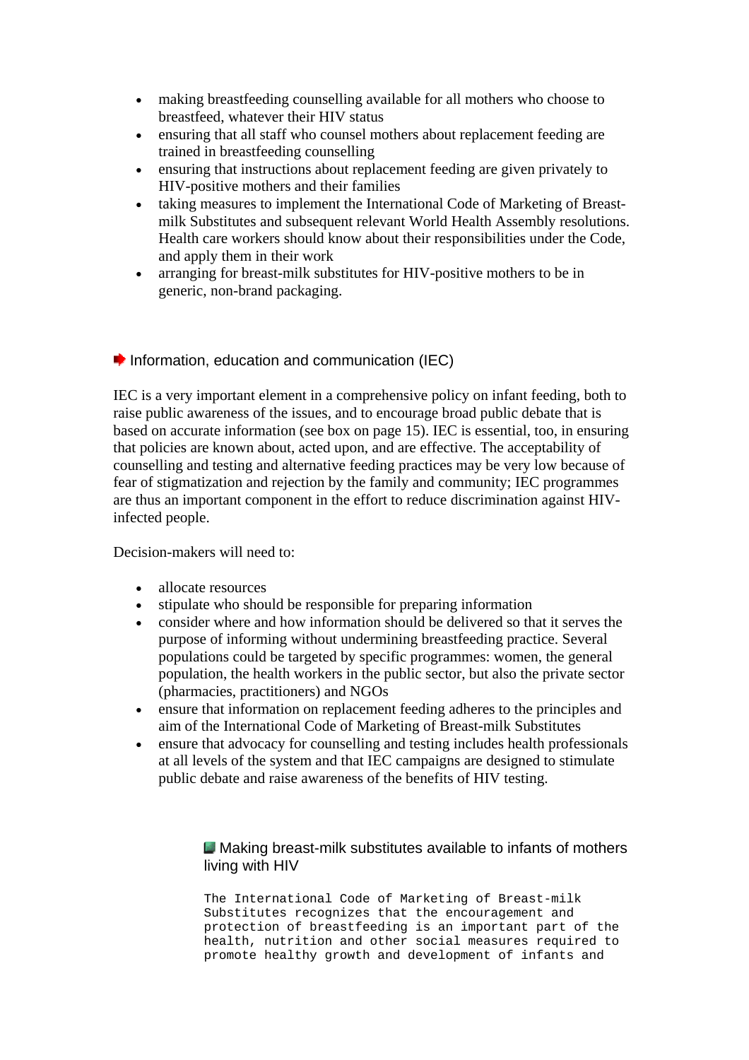- making breastfeeding counselling available for all mothers who choose to breastfeed, whatever their HIV status
- ensuring that all staff who counsel mothers about replacement feeding are trained in breastfeeding counselling
- ensuring that instructions about replacement feeding are given privately to HIV-positive mothers and their families
- taking measures to implement the International Code of Marketing of Breast-milk Substitutes and subsequent relevant World Health Assembly resolutions. Health care workers should know about their responsibilities under the Code, and apply them in their work
- arranging for breast-milk substitutes for HIV-positive mothers to be in generic, non-brand packaging.

## Information, education and communication (IEC)

IEC is a very important element in a comprehensive policy on infant feeding, both to raise public awareness of the issues, and to encourage broad public debate that is based on accurate information (see box on page 15). IEC is essential, too, in ensuring that policies are known about, acted upon, and are effective. The acceptability of counselling and testing and alternative feeding practices may be very low because of fear of stigmatization and rejection by the family and community; IEC programmes are thus an important component in the effort to reduce discrimination against HIV-infected people.

Decision-makers will need to:

- allocate resources
- stipulate who should be responsible for preparing information
- consider where and how information should be delivered so that it serves the purpose of informing without undermining breastfeeding practice. Several populations could be targeted by specific programmes: women, the general population, the health workers in the public sector, but also the private sector (pharmacies, practitioners) and NGOs
- ensure that information on replacement feeding adheres to the principles and aim of the International Code of Marketing of Breast-milk Substitutes
- ensure that advocacy for counselling and testing includes health professionals at all levels of the system and that IEC campaigns are designed to stimulate public debate and raise awareness of the benefits of HIV testing.

### Making breast-milk substitutes available to infants of mothers living with HIV

The International Code of Marketing of Breast-milk Substitutes recognizes that the encouragement and protection of breastfeeding is an important part of the health, nutrition and other social measures required to promote healthy growth and development of infants and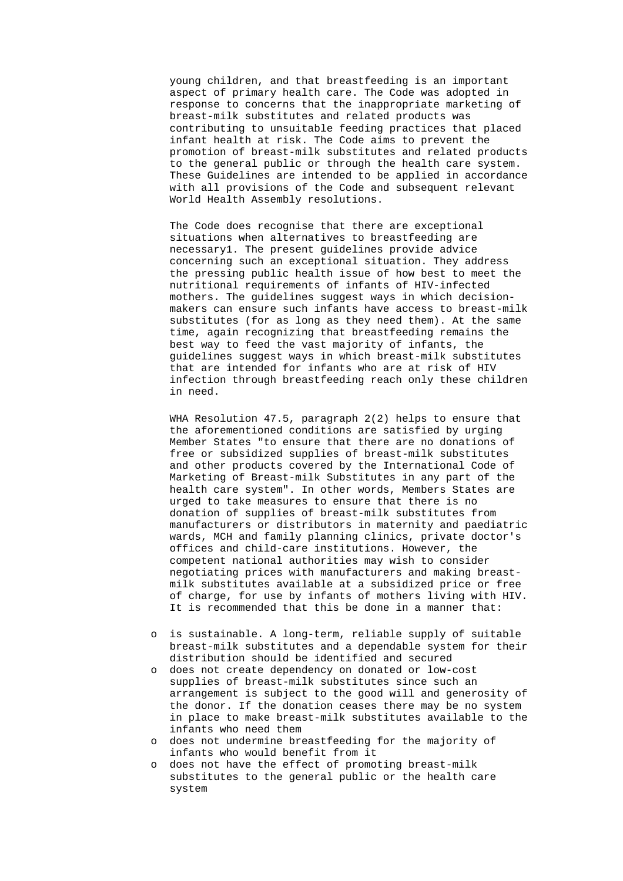young children, and that breastfeeding is an important aspect of primary health care. The Code was adopted in response to concerns that the inappropriate marketing of breast-milk substitutes and related products was contributing to unsuitable feeding practices that placed infant health at risk. The Code aims to prevent the promotion of breast-milk substitutes and related products to the general public or through the health care system. These Guidelines are intended to be applied in accordance with all provisions of the Code and subsequent relevant World Health Assembly resolutions.

The Code does recognise that there are exceptional situations when alternatives to breastfeeding are necessary[1]. The present guidelines provide advice concerning such an exceptional situation. They address the pressing public health issue of how best to meet the nutritional requirements of infants of HIV-infected mothers. The guidelines suggest ways in which decision-makers can ensure such infants have access to breast-milk substitutes (for as long as they need them). At the same time, again recognizing that breastfeeding remains the best way to feed the vast majority of infants, the guidelines suggest ways in which breast-milk substitutes that are intended for infants who are at risk of HIV infection through breastfeeding reach only these children in need.

WHA Resolution 47.5, paragraph 2(2) helps to ensure that the aforementioned conditions are satisfied by urging Member States "to ensure that there are no donations of free or subsidized supplies of breast-milk substitutes and other products covered by the International Code of Marketing of Breast-milk Substitutes in any part of the health care system". In other words, Members States are urged to take measures to ensure that there is no donation of supplies of breast-milk substitutes from manufacturers or distributors in maternity and paediatric wards, MCH and family planning clinics, private doctor's offices and child-care institutions. However, the competent national authorities may wish to consider negotiating prices with manufacturers and making breast-milk substitutes available at a subsidized price or free of charge, for use by infants of mothers living with HIV. It is recommended that this be done in a manner that:

- is sustainable. A long-term, reliable supply of suitable breast-milk substitutes and a dependable system for their distribution should be identified and secured
- does not create dependency on donated or low-cost supplies of breast-milk substitutes since such an arrangement is subject to the good will and generosity of the donor. If the donation ceases there may be no system in place to make breast-milk substitutes available to the infants who need them
- does not undermine breastfeeding for the majority of infants who would benefit from it
- does not have the effect of promoting breast-milk substitutes to the general public or the health care system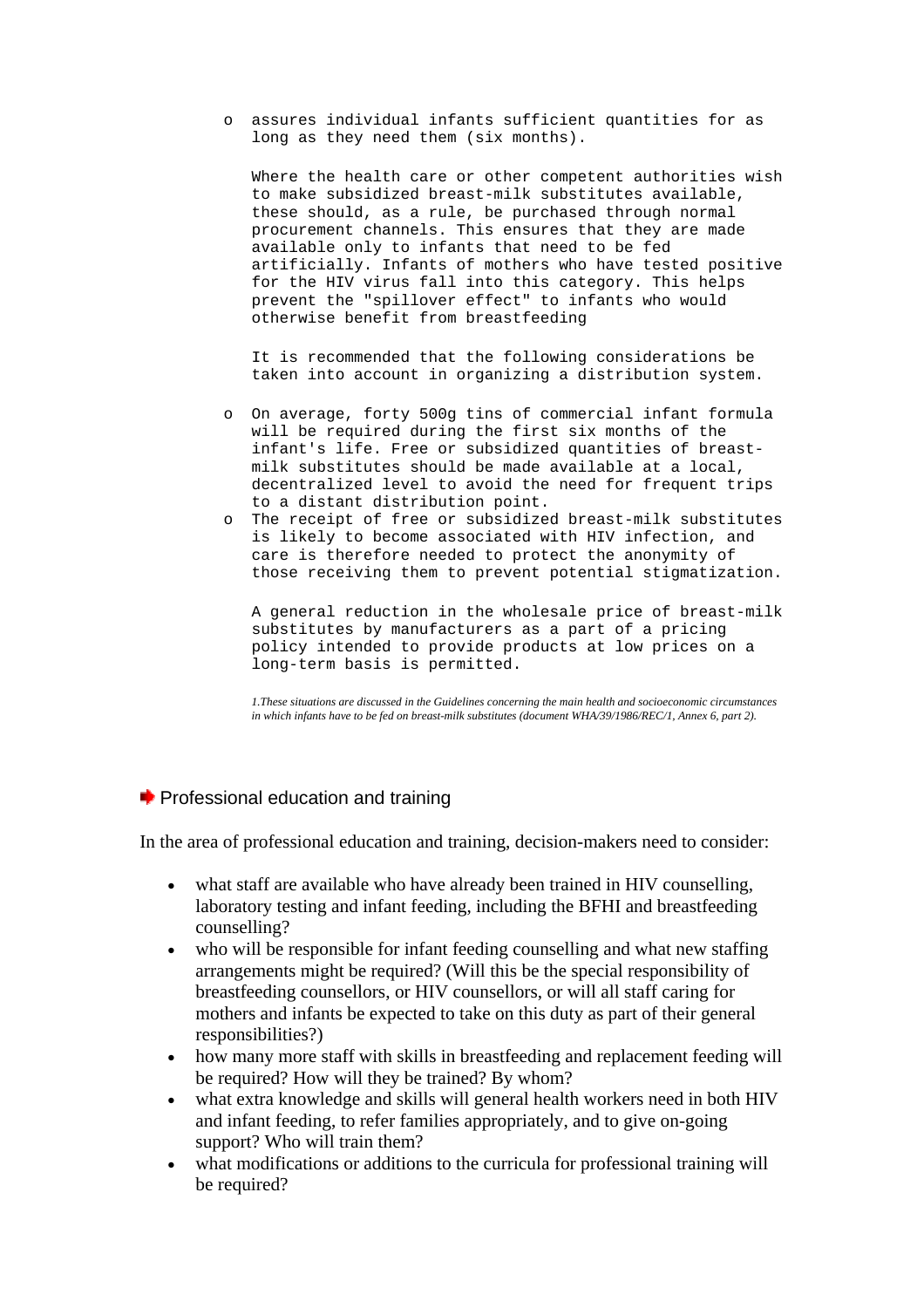- assures individual infants sufficient quantities for as long as they need them (six months).

  Where the health care or other competent authorities wish to make subsidized breast-milk substitutes available, these should, as a rule, be purchased through normal procurement channels. This ensures that they are made available only to infants that need to be fed artificially. Infants of mothers who have tested positive for the HIV virus fall into this category. This helps prevent the "spillover effect" to infants who would otherwise benefit from breastfeeding

  It is recommended that the following considerations be taken into account in organizing a distribution system.

- On average, forty 500g tins of commercial infant formula will be required during the first six months of the infant's life. Free or subsidized quantities of breast-milk substitutes should be made available at a local, decentralized level to avoid the need for frequent trips to a distant distribution point.
- The receipt of free or subsidized breast-milk substitutes is likely to become associated with HIV infection, and care is therefore needed to protect the anonymity of those receiving them to prevent potential stigmatization.

  A general reduction in the wholesale price of breast-milk substitutes by manufacturers as a part of a pricing policy intended to provide products at low prices on a long-term basis is permitted.

*1.These situations are discussed in the Guidelines concerning the main health and socioeconomic circumstances in which infants have to be fed on breast-milk substitutes (document WHA/39/1986/REC/1, Annex 6, part 2).*

## Professional education and training

In the area of professional education and training, decision-makers need to consider:

- what staff are available who have already been trained in HIV counselling, laboratory testing and infant feeding, including the BFHI and breastfeeding counselling?
- who will be responsible for infant feeding counselling and what new staffing arrangements might be required? (Will this be the special responsibility of breastfeeding counsellors, or HIV counsellors, or will all staff caring for mothers and infants be expected to take on this duty as part of their general responsibilities?)
- how many more staff with skills in breastfeeding and replacement feeding will be required? How will they be trained? By whom?
- what extra knowledge and skills will general health workers need in both HIV and infant feeding, to refer families appropriately, and to give on-going support? Who will train them?
- what modifications or additions to the curricula for professional training will be required?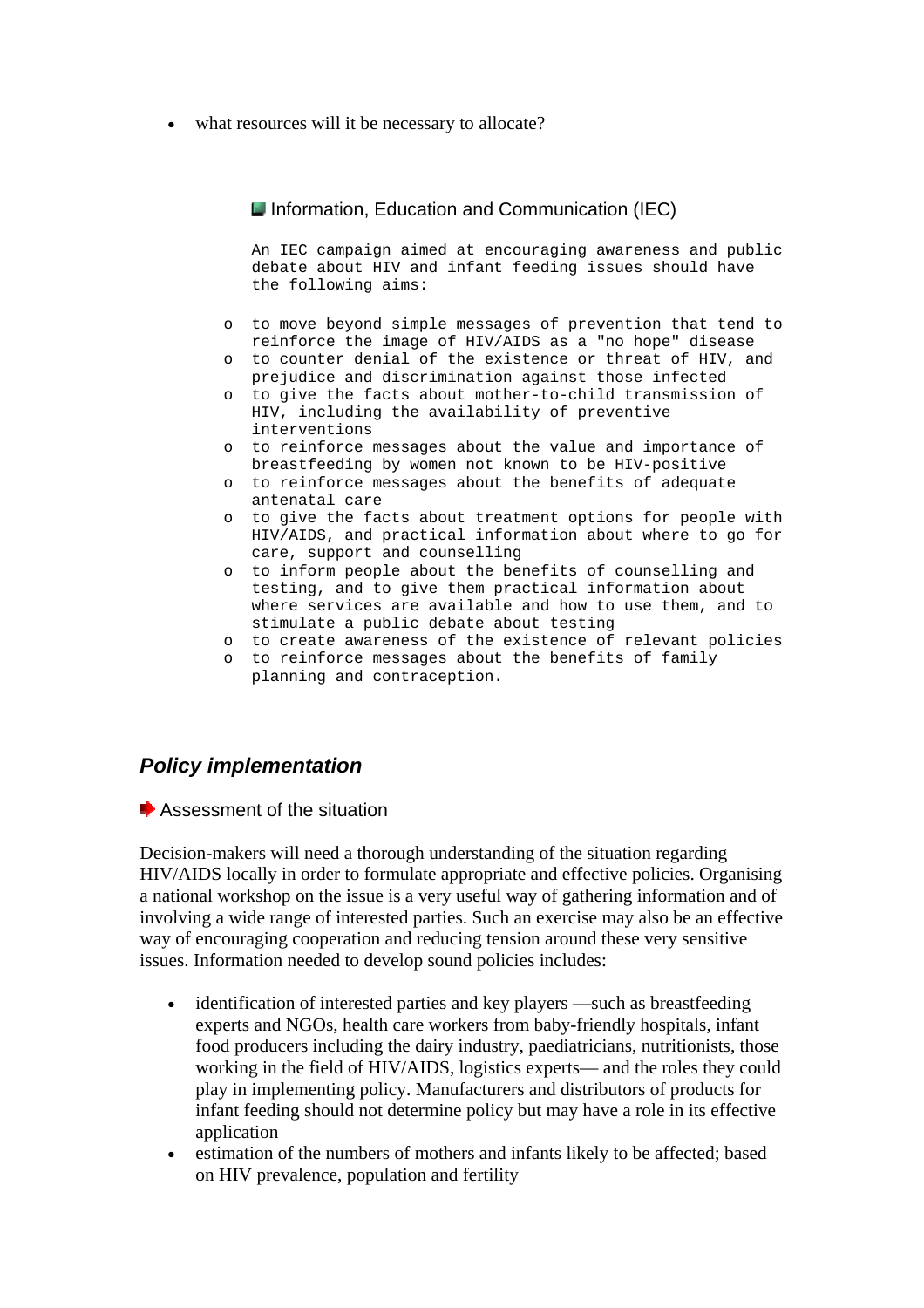- what resources will it be necessary to allocate?

### Information, Education and Communication (IEC)

An IEC campaign aimed at encouraging awareness and public debate about HIV and infant feeding issues should have the following aims:

- to move beyond simple messages of prevention that tend to reinforce the image of HIV/AIDS as a "no hope" disease
- to counter denial of the existence or threat of HIV, and prejudice and discrimination against those infected
- to give the facts about mother-to-child transmission of HIV, including the availability of preventive interventions
- to reinforce messages about the value and importance of breastfeeding by women not known to be HIV-positive
- to reinforce messages about the benefits of adequate antenatal care
- to give the facts about treatment options for people with HIV/AIDS, and practical information about where to go for care, support and counselling
- to inform people about the benefits of counselling and testing, and to give them practical information about where services are available and how to use them, and to stimulate a public debate about testing
- to create awareness of the existence of relevant policies
- to reinforce messages about the benefits of family planning and contraception.

## *Policy implementation*

### Assessment of the situation

Decision-makers will need a thorough understanding of the situation regarding HIV/AIDS locally in order to formulate appropriate and effective policies. Organising a national workshop on the issue is a very useful way of gathering information and of involving a wide range of interested parties. Such an exercise may also be an effective way of encouraging cooperation and reducing tension around these very sensitive issues. Information needed to develop sound policies includes:

- identification of interested parties and key players —such as breastfeeding experts and NGOs, health care workers from baby-friendly hospitals, infant food producers including the dairy industry, paediatricians, nutritionists, those working in the field of HIV/AIDS, logistics experts— and the roles they could play in implementing policy. Manufacturers and distributors of products for infant feeding should not determine policy but may have a role in its effective application
- estimation of the numbers of mothers and infants likely to be affected; based on HIV prevalence, population and fertility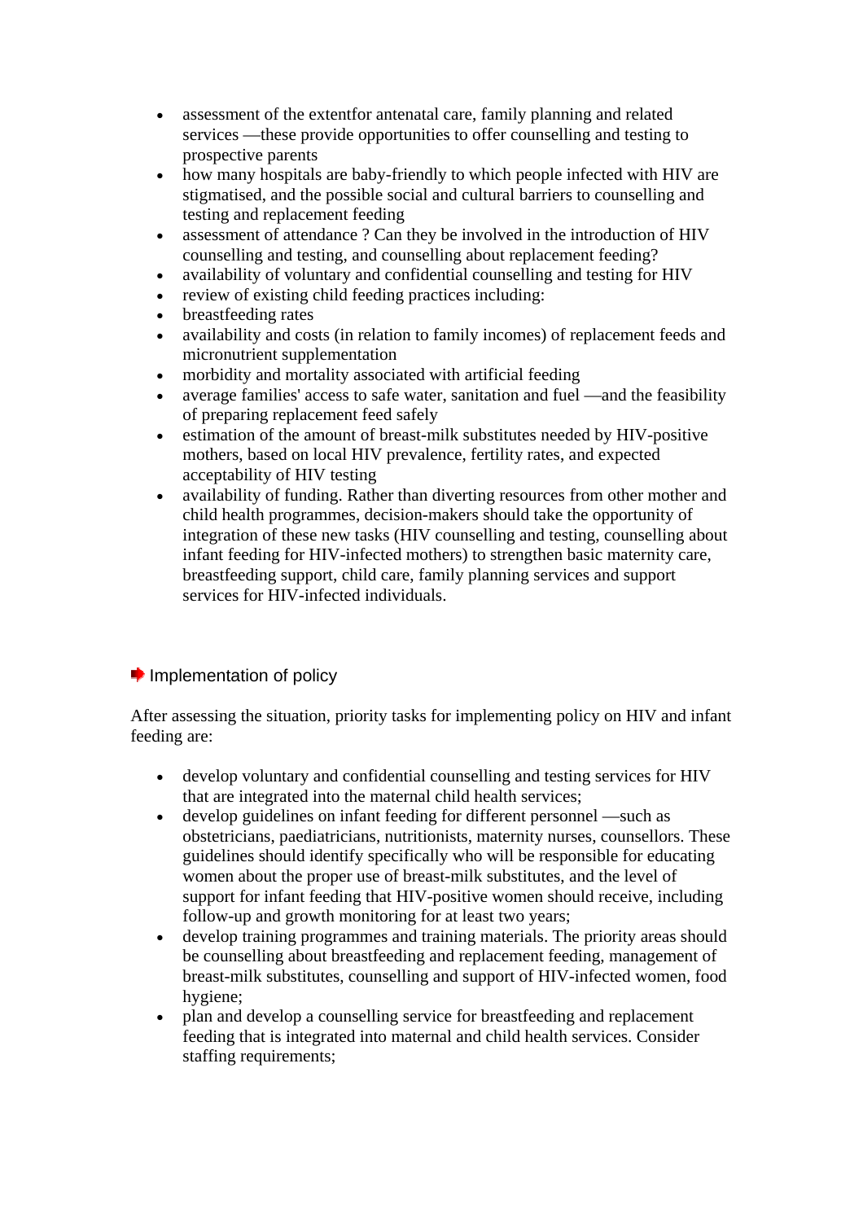- assessment of the extentfor antenatal care, family planning and related services —these provide opportunities to offer counselling and testing to prospective parents
- how many hospitals are baby-friendly to which people infected with HIV are stigmatised, and the possible social and cultural barriers to counselling and testing and replacement feeding
- assessment of attendance ? Can they be involved in the introduction of HIV counselling and testing, and counselling about replacement feeding?
- availability of voluntary and confidential counselling and testing for HIV
- review of existing child feeding practices including:
- breastfeeding rates
- availability and costs (in relation to family incomes) of replacement feeds and micronutrient supplementation
- morbidity and mortality associated with artificial feeding
- average families' access to safe water, sanitation and fuel —and the feasibility of preparing replacement feed safely
- estimation of the amount of breast-milk substitutes needed by HIV-positive mothers, based on local HIV prevalence, fertility rates, and expected acceptability of HIV testing
- availability of funding. Rather than diverting resources from other mother and child health programmes, decision-makers should take the opportunity of integration of these new tasks (HIV counselling and testing, counselling about infant feeding for HIV-infected mothers) to strengthen basic maternity care, breastfeeding support, child care, family planning services and support services for HIV-infected individuals.

## Implementation of policy

After assessing the situation, priority tasks for implementing policy on HIV and infant feeding are:

- develop voluntary and confidential counselling and testing services for HIV that are integrated into the maternal child health services;
- develop guidelines on infant feeding for different personnel —such as obstetricians, paediatricians, nutritionists, maternity nurses, counsellors. These guidelines should identify specifically who will be responsible for educating women about the proper use of breast-milk substitutes, and the level of support for infant feeding that HIV-positive women should receive, including follow-up and growth monitoring for at least two years;
- develop training programmes and training materials. The priority areas should be counselling about breastfeeding and replacement feeding, management of breast-milk substitutes, counselling and support of HIV-infected women, food hygiene;
- plan and develop a counselling service for breastfeeding and replacement feeding that is integrated into maternal and child health services. Consider staffing requirements;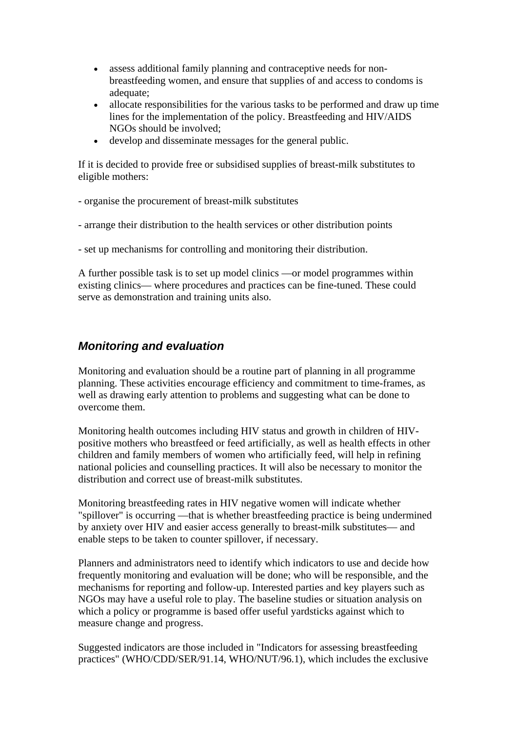- assess additional family planning and contraceptive needs for non-breastfeeding women, and ensure that supplies of and access to condoms is adequate;
- allocate responsibilities for the various tasks to be performed and draw up time lines for the implementation of the policy. Breastfeeding and HIV/AIDS NGOs should be involved;
- develop and disseminate messages for the general public.

If it is decided to provide free or subsidised supplies of breast-milk substitutes to eligible mothers:

- organise the procurement of breast-milk substitutes

- arrange their distribution to the health services or other distribution points

- set up mechanisms for controlling and monitoring their distribution.

A further possible task is to set up model clinics —or model programmes within existing clinics— where procedures and practices can be fine-tuned. These could serve as demonstration and training units also.

### *Monitoring and evaluation*

Monitoring and evaluation should be a routine part of planning in all programme planning. These activities encourage efficiency and commitment to time-frames, as well as drawing early attention to problems and suggesting what can be done to overcome them.

Monitoring health outcomes including HIV status and growth in children of HIV-positive mothers who breastfeed or feed artificially, as well as health effects in other children and family members of women who artificially feed, will help in refining national policies and counselling practices. It will also be necessary to monitor the distribution and correct use of breast-milk substitutes.

Monitoring breastfeeding rates in HIV negative women will indicate whether "spillover" is occurring —that is whether breastfeeding practice is being undermined by anxiety over HIV and easier access generally to breast-milk substitutes— and enable steps to be taken to counter spillover, if necessary.

Planners and administrators need to identify which indicators to use and decide how frequently monitoring and evaluation will be done; who will be responsible, and the mechanisms for reporting and follow-up. Interested parties and key players such as NGOs may have a useful role to play. The baseline studies or situation analysis on which a policy or programme is based offer useful yardsticks against which to measure change and progress.

Suggested indicators are those included in "Indicators for assessing breastfeeding practices" (WHO/CDD/SER/91.14, WHO/NUT/96.1), which includes the exclusive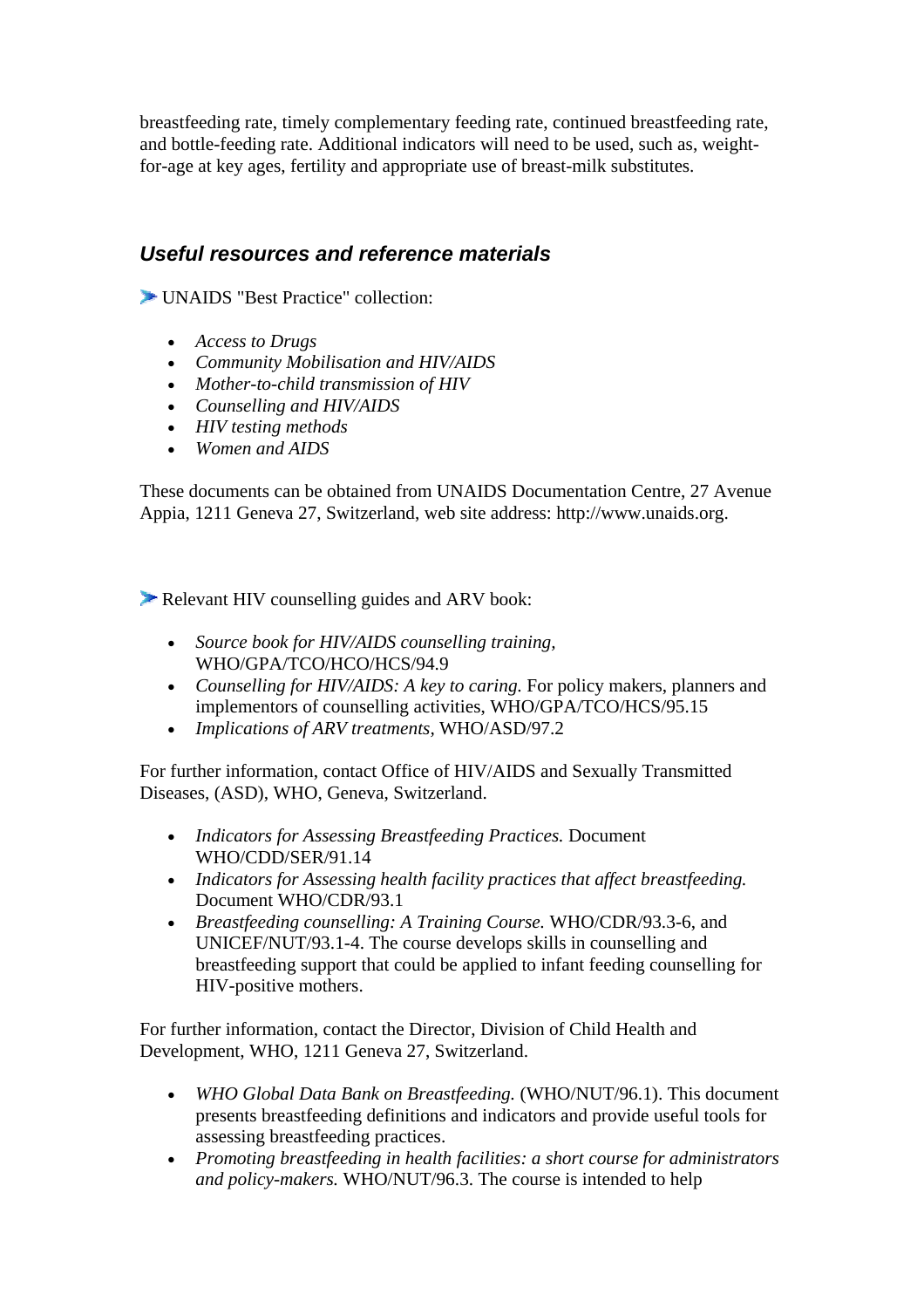breastfeeding rate, timely complementary feeding rate, continued breastfeeding rate, and bottle-feeding rate. Additional indicators will need to be used, such as, weight-for-age at key ages, fertility and appropriate use of breast-milk substitutes.

### *Useful resources and reference materials*

➤ UNAIDS "Best Practice" collection:

- *Access to Drugs*
- *Community Mobilisation and HIV/AIDS*
- *Mother-to-child transmission of HIV*
- *Counselling and HIV/AIDS*
- *HIV testing methods*
- *Women and AIDS*

These documents can be obtained from UNAIDS Documentation Centre, 27 Avenue Appia, 1211 Geneva 27, Switzerland, web site address: http://www.unaids.org.

➤ Relevant HIV counselling guides and ARV book:

- *Source book for HIV/AIDS counselling training,* WHO/GPA/TCO/HCO/HCS/94.9
- *Counselling for HIV/AIDS: A key to caring.* For policy makers, planners and implementors of counselling activities, WHO/GPA/TCO/HCS/95.15
- *Implications of ARV treatments,* WHO/ASD/97.2

For further information, contact Office of HIV/AIDS and Sexually Transmitted Diseases, (ASD), WHO, Geneva, Switzerland.

- *Indicators for Assessing Breastfeeding Practices.* Document WHO/CDD/SER/91.14
- *Indicators for Assessing health facility practices that affect breastfeeding.* Document WHO/CDR/93.1
- *Breastfeeding counselling: A Training Course.* WHO/CDR/93.3-6, and UNICEF/NUT/93.1-4. The course develops skills in counselling and breastfeeding support that could be applied to infant feeding counselling for HIV-positive mothers.

For further information, contact the Director, Division of Child Health and Development, WHO, 1211 Geneva 27, Switzerland.

- *WHO Global Data Bank on Breastfeeding.* (WHO/NUT/96.1). This document presents breastfeeding definitions and indicators and provide useful tools for assessing breastfeeding practices.
- *Promoting breastfeeding in health facilities: a short course for administrators and policy-makers.* WHO/NUT/96.3. The course is intended to help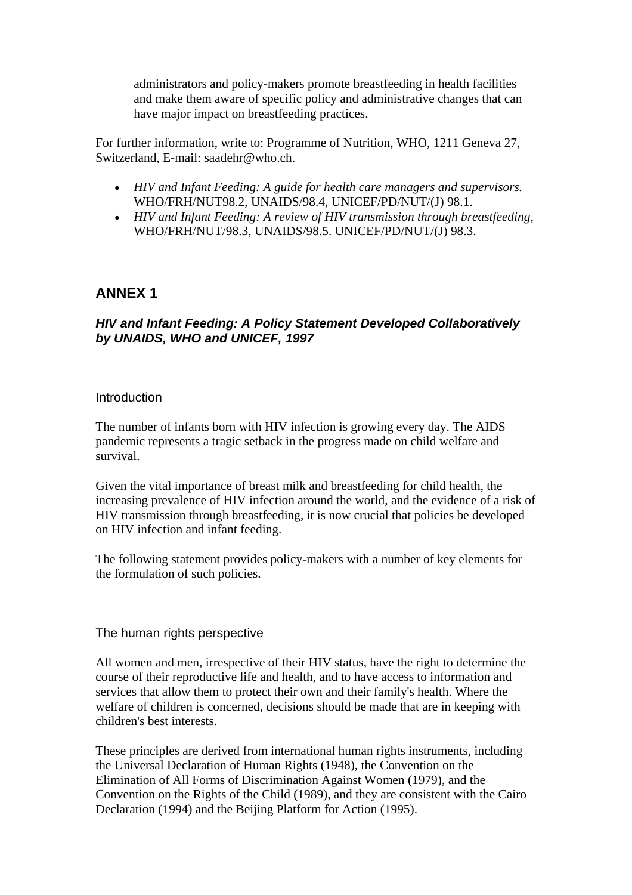administrators and policy-makers promote breastfeeding in health facilities and make them aware of specific policy and administrative changes that can have major impact on breastfeeding practices.

For further information, write to: Programme of Nutrition, WHO, 1211 Geneva 27, Switzerland, E-mail: saadehr@who.ch.

- *HIV and Infant Feeding: A guide for health care managers and supervisors.* WHO/FRH/NUT98.2, UNAIDS/98.4, UNICEF/PD/NUT/(J) 98.1.
- *HIV and Infant Feeding: A review of HIV transmission through breastfeeding,* WHO/FRH/NUT/98.3, UNAIDS/98.5. UNICEF/PD/NUT/(J) 98.3.

## ANNEX 1

### *HIV and Infant Feeding: A Policy Statement Developed Collaboratively by UNAIDS, WHO and UNICEF, 1997*

#### Introduction

The number of infants born with HIV infection is growing every day. The AIDS pandemic represents a tragic setback in the progress made on child welfare and survival.

Given the vital importance of breast milk and breastfeeding for child health, the increasing prevalence of HIV infection around the world, and the evidence of a risk of HIV transmission through breastfeeding, it is now crucial that policies be developed on HIV infection and infant feeding.

The following statement provides policy-makers with a number of key elements for the formulation of such policies.

#### The human rights perspective

All women and men, irrespective of their HIV status, have the right to determine the course of their reproductive life and health, and to have access to information and services that allow them to protect their own and their family's health. Where the welfare of children is concerned, decisions should be made that are in keeping with children's best interests.

These principles are derived from international human rights instruments, including the Universal Declaration of Human Rights (1948), the Convention on the Elimination of All Forms of Discrimination Against Women (1979), and the Convention on the Rights of the Child (1989), and they are consistent with the Cairo Declaration (1994) and the Beijing Platform for Action (1995).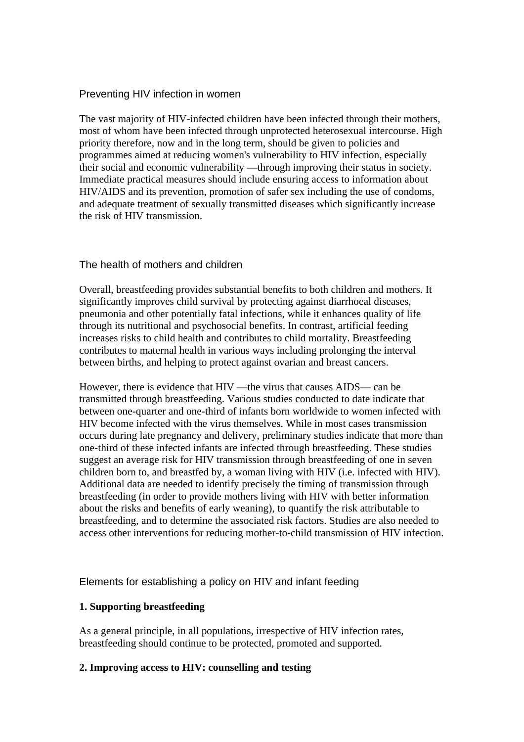## Preventing HIV infection in women

The vast majority of HIV-infected children have been infected through their mothers, most of whom have been infected through unprotected heterosexual intercourse. High priority therefore, now and in the long term, should be given to policies and programmes aimed at reducing women's vulnerability to HIV infection, especially their social and economic vulnerability —through improving their status in society. Immediate practical measures should include ensuring access to information about HIV/AIDS and its prevention, promotion of safer sex including the use of condoms, and adequate treatment of sexually transmitted diseases which significantly increase the risk of HIV transmission.

## The health of mothers and children

Overall, breastfeeding provides substantial benefits to both children and mothers. It significantly improves child survival by protecting against diarrhoeal diseases, pneumonia and other potentially fatal infections, while it enhances quality of life through its nutritional and psychosocial benefits. In contrast, artificial feeding increases risks to child health and contributes to child mortality. Breastfeeding contributes to maternal health in various ways including prolonging the interval between births, and helping to protect against ovarian and breast cancers.

However, there is evidence that HIV —the virus that causes AIDS— can be transmitted through breastfeeding. Various studies conducted to date indicate that between one-quarter and one-third of infants born worldwide to women infected with HIV become infected with the virus themselves. While in most cases transmission occurs during late pregnancy and delivery, preliminary studies indicate that more than one-third of these infected infants are infected through breastfeeding. These studies suggest an average risk for HIV transmission through breastfeeding of one in seven children born to, and breastfed by, a woman living with HIV (i.e. infected with HIV). Additional data are needed to identify precisely the timing of transmission through breastfeeding (in order to provide mothers living with HIV with better information about the risks and benefits of early weaning), to quantify the risk attributable to breastfeeding, and to determine the associated risk factors. Studies are also needed to access other interventions for reducing mother-to-child transmission of HIV infection.

## Elements for establishing a policy on HIV and infant feeding

### 1. Supporting breastfeeding

As a general principle, in all populations, irrespective of HIV infection rates, breastfeeding should continue to be protected, promoted and supported.

### 2. Improving access to HIV: counselling and testing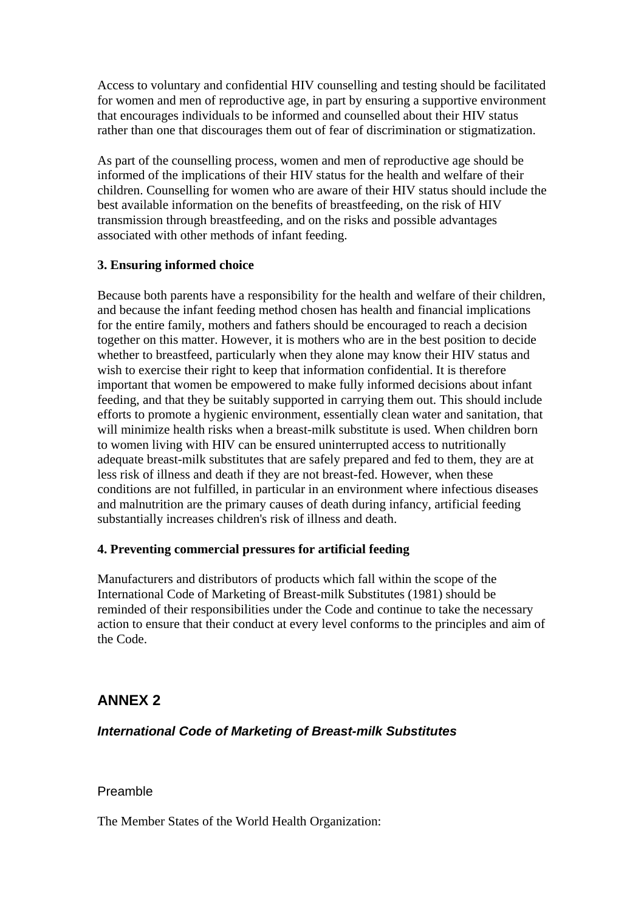Access to voluntary and confidential HIV counselling and testing should be facilitated for women and men of reproductive age, in part by ensuring a supportive environment that encourages individuals to be informed and counselled about their HIV status rather than one that discourages them out of fear of discrimination or stigmatization.

As part of the counselling process, women and men of reproductive age should be informed of the implications of their HIV status for the health and welfare of their children. Counselling for women who are aware of their HIV status should include the best available information on the benefits of breastfeeding, on the risk of HIV transmission through breastfeeding, and on the risks and possible advantages associated with other methods of infant feeding.

**3. Ensuring informed choice**

Because both parents have a responsibility for the health and welfare of their children, and because the infant feeding method chosen has health and financial implications for the entire family, mothers and fathers should be encouraged to reach a decision together on this matter. However, it is mothers who are in the best position to decide whether to breastfeed, particularly when they alone may know their HIV status and wish to exercise their right to keep that information confidential. It is therefore important that women be empowered to make fully informed decisions about infant feeding, and that they be suitably supported in carrying them out. This should include efforts to promote a hygienic environment, essentially clean water and sanitation, that will minimize health risks when a breast-milk substitute is used. When children born to women living with HIV can be ensured uninterrupted access to nutritionally adequate breast-milk substitutes that are safely prepared and fed to them, they are at less risk of illness and death if they are not breast-fed. However, when these conditions are not fulfilled, in particular in an environment where infectious diseases and malnutrition are the primary causes of death during infancy, artificial feeding substantially increases children's risk of illness and death.

**4. Preventing commercial pressures for artificial feeding**

Manufacturers and distributors of products which fall within the scope of the International Code of Marketing of Breast-milk Substitutes (1981) should be reminded of their responsibilities under the Code and continue to take the necessary action to ensure that their conduct at every level conforms to the principles and aim of the Code.

## ANNEX 2

### *International Code of Marketing of Breast-milk Substitutes*

Preamble

The Member States of the World Health Organization: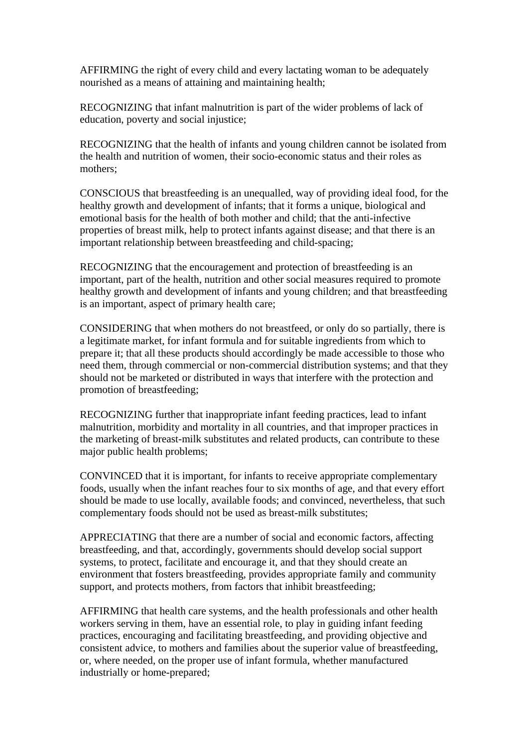AFFIRMING the right of every child and every lactating woman to be adequately nourished as a means of attaining and maintaining health;

RECOGNIZING that infant malnutrition is part of the wider problems of lack of education, poverty and social injustice;

RECOGNIZING that the health of infants and young children cannot be isolated from the health and nutrition of women, their socio-economic status and their roles as mothers;

CONSCIOUS that breastfeeding is an unequalled, way of providing ideal food, for the healthy growth and development of infants; that it forms a unique, biological and emotional basis for the health of both mother and child; that the anti-infective properties of breast milk, help to protect infants against disease; and that there is an important relationship between breastfeeding and child-spacing;

RECOGNIZING that the encouragement and protection of breastfeeding is an important, part of the health, nutrition and other social measures required to promote healthy growth and development of infants and young children; and that breastfeeding is an important, aspect of primary health care;

CONSIDERING that when mothers do not breastfeed, or only do so partially, there is a legitimate market, for infant formula and for suitable ingredients from which to prepare it; that all these products should accordingly be made accessible to those who need them, through commercial or non-commercial distribution systems; and that they should not be marketed or distributed in ways that interfere with the protection and promotion of breastfeeding;

RECOGNIZING further that inappropriate infant feeding practices, lead to infant malnutrition, morbidity and mortality in all countries, and that improper practices in the marketing of breast-milk substitutes and related products, can contribute to these major public health problems;

CONVINCED that it is important, for infants to receive appropriate complementary foods, usually when the infant reaches four to six months of age, and that every effort should be made to use locally, available foods; and convinced, nevertheless, that such complementary foods should not be used as breast-milk substitutes;

APPRECIATING that there are a number of social and economic factors, affecting breastfeeding, and that, accordingly, governments should develop social support systems, to protect, facilitate and encourage it, and that they should create an environment that fosters breastfeeding, provides appropriate family and community support, and protects mothers, from factors that inhibit breastfeeding;

AFFIRMING that health care systems, and the health professionals and other health workers serving in them, have an essential role, to play in guiding infant feeding practices, encouraging and facilitating breastfeeding, and providing objective and consistent advice, to mothers and families about the superior value of breastfeeding, or, where needed, on the proper use of infant formula, whether manufactured industrially or home-prepared;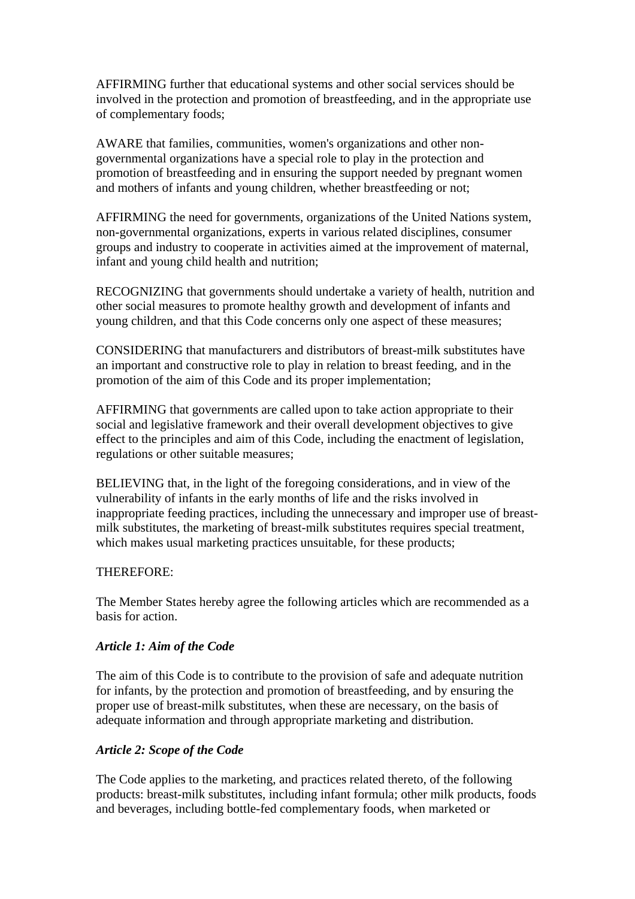AFFIRMING further that educational systems and other social services should be involved in the protection and promotion of breastfeeding, and in the appropriate use of complementary foods;

AWARE that families, communities, women's organizations and other non-governmental organizations have a special role to play in the protection and promotion of breastfeeding and in ensuring the support needed by pregnant women and mothers of infants and young children, whether breastfeeding or not;

AFFIRMING the need for governments, organizations of the United Nations system, non-governmental organizations, experts in various related disciplines, consumer groups and industry to cooperate in activities aimed at the improvement of maternal, infant and young child health and nutrition;

RECOGNIZING that governments should undertake a variety of health, nutrition and other social measures to promote healthy growth and development of infants and young children, and that this Code concerns only one aspect of these measures;

CONSIDERING that manufacturers and distributors of breast-milk substitutes have an important and constructive role to play in relation to breast feeding, and in the promotion of the aim of this Code and its proper implementation;

AFFIRMING that governments are called upon to take action appropriate to their social and legislative framework and their overall development objectives to give effect to the principles and aim of this Code, including the enactment of legislation, regulations or other suitable measures;

BELIEVING that, in the light of the foregoing considerations, and in view of the vulnerability of infants in the early months of life and the risks involved in inappropriate feeding practices, including the unnecessary and improper use of breast-milk substitutes, the marketing of breast-milk substitutes requires special treatment, which makes usual marketing practices unsuitable, for these products;

THEREFORE:

The Member States hereby agree the following articles which are recommended as a basis for action.

***Article 1: Aim of the Code***

The aim of this Code is to contribute to the provision of safe and adequate nutrition for infants, by the protection and promotion of breastfeeding, and by ensuring the proper use of breast-milk substitutes, when these are necessary, on the basis of adequate information and through appropriate marketing and distribution.

***Article 2: Scope of the Code***

The Code applies to the marketing, and practices related thereto, of the following products: breast-milk substitutes, including infant formula; other milk products, foods and beverages, including bottle-fed complementary foods, when marketed or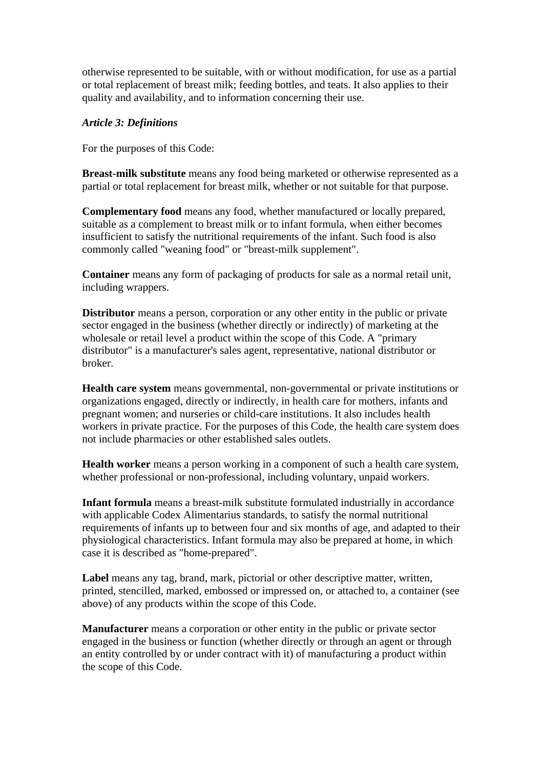otherwise represented to be suitable, with or without modification, for use as a partial or total replacement of breast milk; feeding bottles, and teats. It also applies to their quality and availability, and to information concerning their use.

***Article 3: Definitions***

For the purposes of this Code:

**Breast-milk substitute** means any food being marketed or otherwise represented as a partial or total replacement for breast milk, whether or not suitable for that purpose.

**Complementary food** means any food, whether manufactured or locally prepared, suitable as a complement to breast milk or to infant formula, when either becomes insufficient to satisfy the nutritional requirements of the infant. Such food is also commonly called "weaning food" or "breast-milk supplement".

**Container** means any form of packaging of products for sale as a normal retail unit, including wrappers.

**Distributor** means a person, corporation or any other entity in the public or private sector engaged in the business (whether directly or indirectly) of marketing at the wholesale or retail level a product within the scope of this Code. A "primary distributor" is a manufacturer's sales agent, representative, national distributor or broker.

**Health care system** means governmental, non-governmental or private institutions or organizations engaged, directly or indirectly, in health care for mothers, infants and pregnant women; and nurseries or child-care institutions. It also includes health workers in private practice. For the purposes of this Code, the health care system does not include pharmacies or other established sales outlets.

**Health worker** means a person working in a component of such a health care system, whether professional or non-professional, including voluntary, unpaid workers.

**Infant formula** means a breast-milk substitute formulated industrially in accordance with applicable Codex Alimentarius standards, to satisfy the normal nutritional requirements of infants up to between four and six months of age, and adapted to their physiological characteristics. Infant formula may also be prepared at home, in which case it is described as "home-prepared".

**Label** means any tag, brand, mark, pictorial or other descriptive matter, written, printed, stencilled, marked, embossed or impressed on, or attached to, a container (see above) of any products within the scope of this Code.

**Manufacturer** means a corporation or other entity in the public or private sector engaged in the business or function (whether directly or through an agent or through an entity controlled by or under contract with it) of manufacturing a product within the scope of this Code.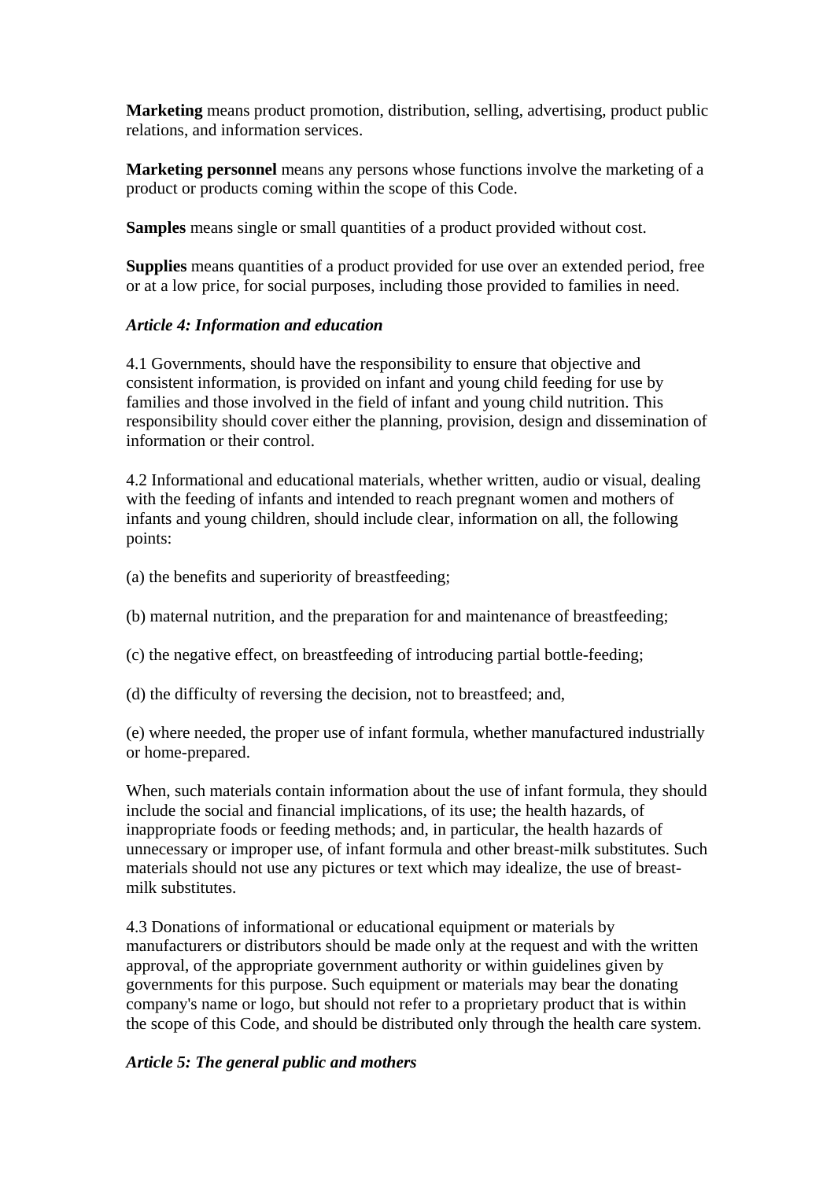**Marketing** means product promotion, distribution, selling, advertising, product public relations, and information services.

**Marketing personnel** means any persons whose functions involve the marketing of a product or products coming within the scope of this Code.

**Samples** means single or small quantities of a product provided without cost.

**Supplies** means quantities of a product provided for use over an extended period, free or at a low price, for social purposes, including those provided to families in need.

***Article 4: Information and education***

4.1 Governments, should have the responsibility to ensure that objective and consistent information, is provided on infant and young child feeding for use by families and those involved in the field of infant and young child nutrition. This responsibility should cover either the planning, provision, design and dissemination of information or their control.

4.2 Informational and educational materials, whether written, audio or visual, dealing with the feeding of infants and intended to reach pregnant women and mothers of infants and young children, should include clear, information on all, the following points:

(a) the benefits and superiority of breastfeeding;

(b) maternal nutrition, and the preparation for and maintenance of breastfeeding;

(c) the negative effect, on breastfeeding of introducing partial bottle-feeding;

(d) the difficulty of reversing the decision, not to breastfeed; and,

(e) where needed, the proper use of infant formula, whether manufactured industrially or home-prepared.

When, such materials contain information about the use of infant formula, they should include the social and financial implications, of its use; the health hazards, of inappropriate foods or feeding methods; and, in particular, the health hazards of unnecessary or improper use, of infant formula and other breast-milk substitutes. Such materials should not use any pictures or text which may idealize, the use of breast-milk substitutes.

4.3 Donations of informational or educational equipment or materials by manufacturers or distributors should be made only at the request and with the written approval, of the appropriate government authority or within guidelines given by governments for this purpose. Such equipment or materials may bear the donating company's name or logo, but should not refer to a proprietary product that is within the scope of this Code, and should be distributed only through the health care system.

***Article 5: The general public and mothers***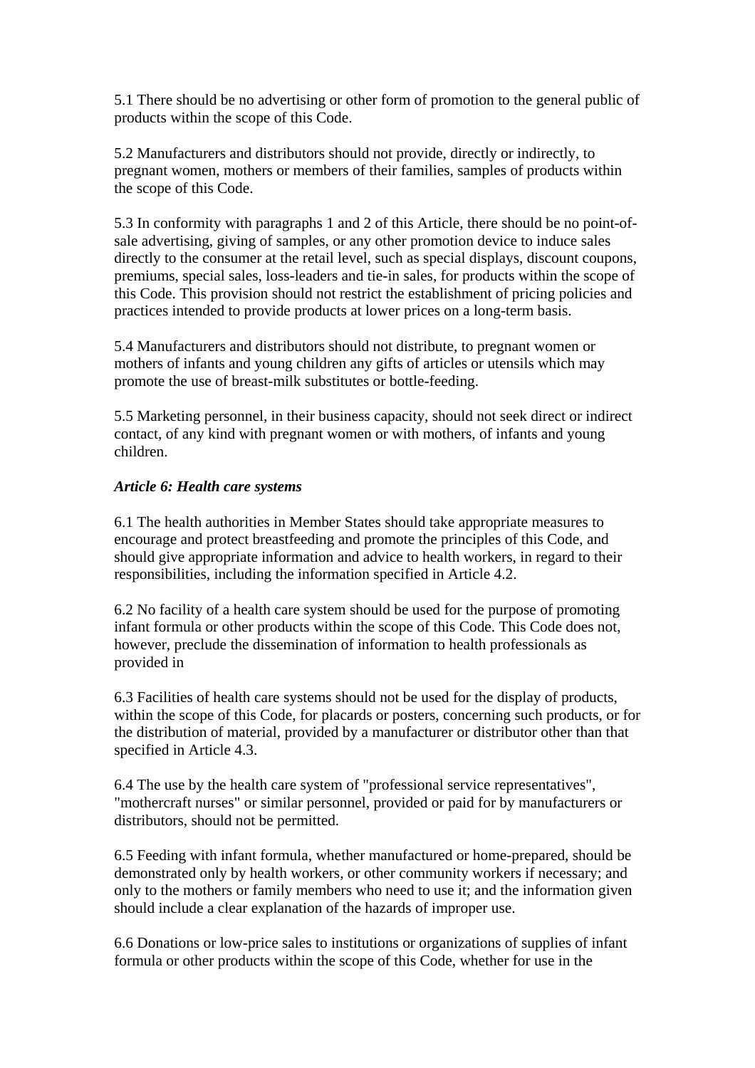5.1 There should be no advertising or other form of promotion to the general public of products within the scope of this Code.

5.2 Manufacturers and distributors should not provide, directly or indirectly, to pregnant women, mothers or members of their families, samples of products within the scope of this Code.

5.3 In conformity with paragraphs 1 and 2 of this Article, there should be no point-of-sale advertising, giving of samples, or any other promotion device to induce sales directly to the consumer at the retail level, such as special displays, discount coupons, premiums, special sales, loss-leaders and tie-in sales, for products within the scope of this Code. This provision should not restrict the establishment of pricing policies and practices intended to provide products at lower prices on a long-term basis.

5.4 Manufacturers and distributors should not distribute, to pregnant women or mothers of infants and young children any gifts of articles or utensils which may promote the use of breast-milk substitutes or bottle-feeding.

5.5 Marketing personnel, in their business capacity, should not seek direct or indirect contact, of any kind with pregnant women or with mothers, of infants and young children.

***Article 6: Health care systems***

6.1 The health authorities in Member States should take appropriate measures to encourage and protect breastfeeding and promote the principles of this Code, and should give appropriate information and advice to health workers, in regard to their responsibilities, including the information specified in Article 4.2.

6.2 No facility of a health care system should be used for the purpose of promoting infant formula or other products within the scope of this Code. This Code does not, however, preclude the dissemination of information to health professionals as provided in

6.3 Facilities of health care systems should not be used for the display of products, within the scope of this Code, for placards or posters, concerning such products, or for the distribution of material, provided by a manufacturer or distributor other than that specified in Article 4.3.

6.4 The use by the health care system of "professional service representatives", "mothercraft nurses" or similar personnel, provided or paid for by manufacturers or distributors, should not be permitted.

6.5 Feeding with infant formula, whether manufactured or home-prepared, should be demonstrated only by health workers, or other community workers if necessary; and only to the mothers or family members who need to use it; and the information given should include a clear explanation of the hazards of improper use.

6.6 Donations or low-price sales to institutions or organizations of supplies of infant formula or other products within the scope of this Code, whether for use in the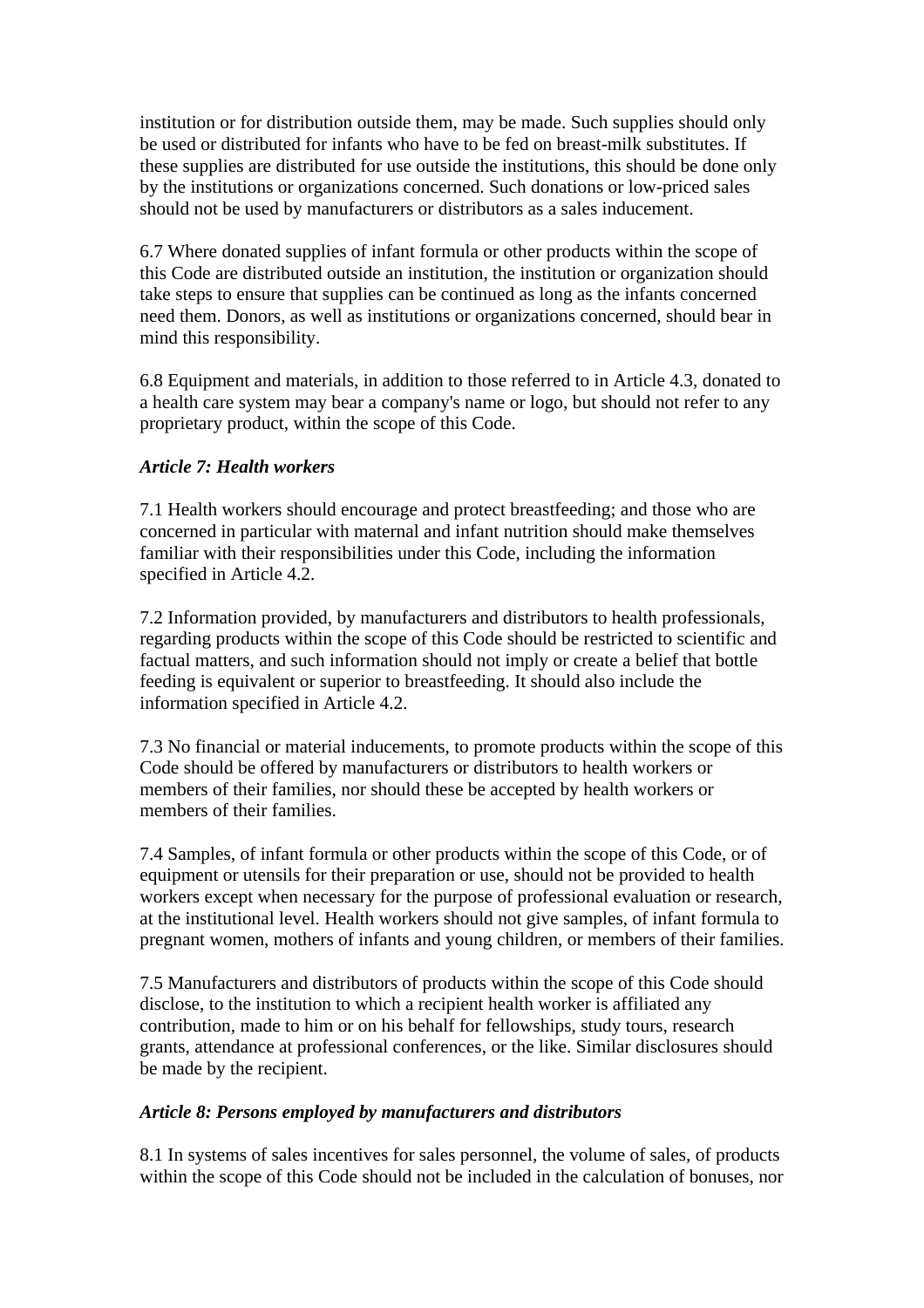institution or for distribution outside them, may be made. Such supplies should only be used or distributed for infants who have to be fed on breast-milk substitutes. If these supplies are distributed for use outside the institutions, this should be done only by the institutions or organizations concerned. Such donations or low-priced sales should not be used by manufacturers or distributors as a sales inducement.

6.7 Where donated supplies of infant formula or other products within the scope of this Code are distributed outside an institution, the institution or organization should take steps to ensure that supplies can be continued as long as the infants concerned need them. Donors, as well as institutions or organizations concerned, should bear in mind this responsibility.

6.8 Equipment and materials, in addition to those referred to in Article 4.3, donated to a health care system may bear a company's name or logo, but should not refer to any proprietary product, within the scope of this Code.

***Article 7: Health workers***

7.1 Health workers should encourage and protect breastfeeding; and those who are concerned in particular with maternal and infant nutrition should make themselves familiar with their responsibilities under this Code, including the information specified in Article 4.2.

7.2 Information provided, by manufacturers and distributors to health professionals, regarding products within the scope of this Code should be restricted to scientific and factual matters, and such information should not imply or create a belief that bottle feeding is equivalent or superior to breastfeeding. It should also include the information specified in Article 4.2.

7.3 No financial or material inducements, to promote products within the scope of this Code should be offered by manufacturers or distributors to health workers or members of their families, nor should these be accepted by health workers or members of their families.

7.4 Samples, of infant formula or other products within the scope of this Code, or of equipment or utensils for their preparation or use, should not be provided to health workers except when necessary for the purpose of professional evaluation or research, at the institutional level. Health workers should not give samples, of infant formula to pregnant women, mothers of infants and young children, or members of their families.

7.5 Manufacturers and distributors of products within the scope of this Code should disclose, to the institution to which a recipient health worker is affiliated any contribution, made to him or on his behalf for fellowships, study tours, research grants, attendance at professional conferences, or the like. Similar disclosures should be made by the recipient.

***Article 8: Persons employed by manufacturers and distributors***

8.1 In systems of sales incentives for sales personnel, the volume of sales, of products within the scope of this Code should not be included in the calculation of bonuses, nor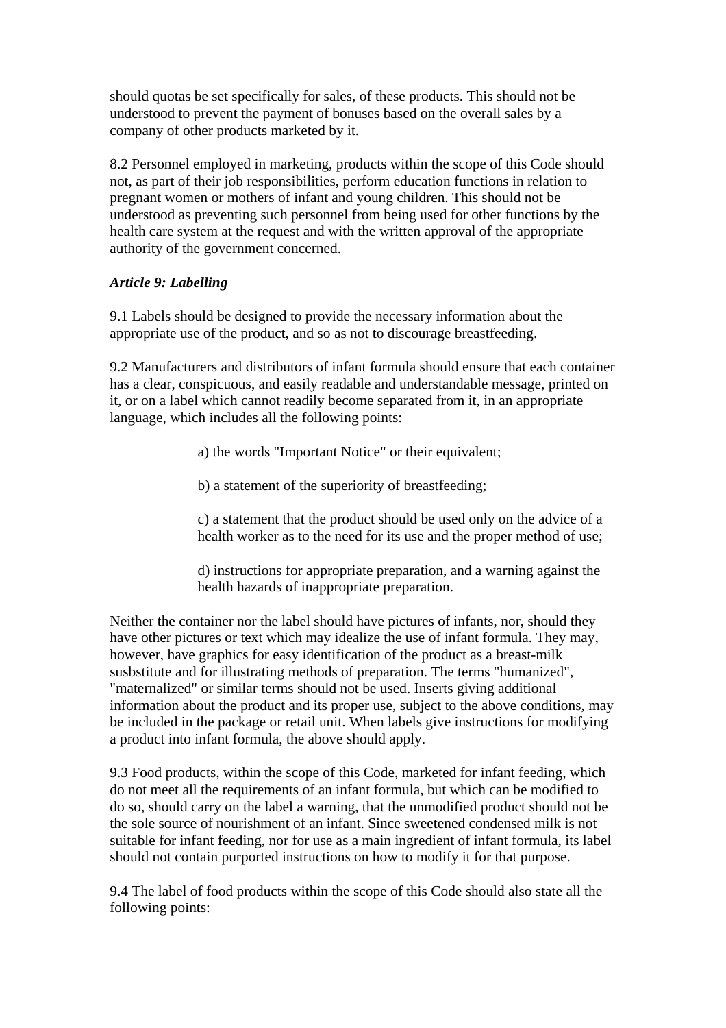should quotas be set specifically for sales, of these products. This should not be understood to prevent the payment of bonuses based on the overall sales by a company of other products marketed by it.

8.2 Personnel employed in marketing, products within the scope of this Code should not, as part of their job responsibilities, perform education functions in relation to pregnant women or mothers of infant and young children. This should not be understood as preventing such personnel from being used for other functions by the health care system at the request and with the written approval of the appropriate authority of the government concerned.

***Article 9: Labelling***

9.1 Labels should be designed to provide the necessary information about the appropriate use of the product, and so as not to discourage breastfeeding.

9.2 Manufacturers and distributors of infant formula should ensure that each container has a clear, conspicuous, and easily readable and understandable message, printed on it, or on a label which cannot readily become separated from it, in an appropriate language, which includes all the following points:

a) the words "Important Notice" or their equivalent;

b) a statement of the superiority of breastfeeding;

c) a statement that the product should be used only on the advice of a health worker as to the need for its use and the proper method of use;

d) instructions for appropriate preparation, and a warning against the health hazards of inappropriate preparation.

Neither the container nor the label should have pictures of infants, nor, should they have other pictures or text which may idealize the use of infant formula. They may, however, have graphics for easy identification of the product as a breast-milk susbstitute and for illustrating methods of preparation. The terms "humanized", "maternalized" or similar terms should not be used. Inserts giving additional information about the product and its proper use, subject to the above conditions, may be included in the package or retail unit. When labels give instructions for modifying a product into infant formula, the above should apply.

9.3 Food products, within the scope of this Code, marketed for infant feeding, which do not meet all the requirements of an infant formula, but which can be modified to do so, should carry on the label a warning, that the unmodified product should not be the sole source of nourishment of an infant. Since sweetened condensed milk is not suitable for infant feeding, nor for use as a main ingredient of infant formula, its label should not contain purported instructions on how to modify it for that purpose.

9.4 The label of food products within the scope of this Code should also state all the following points: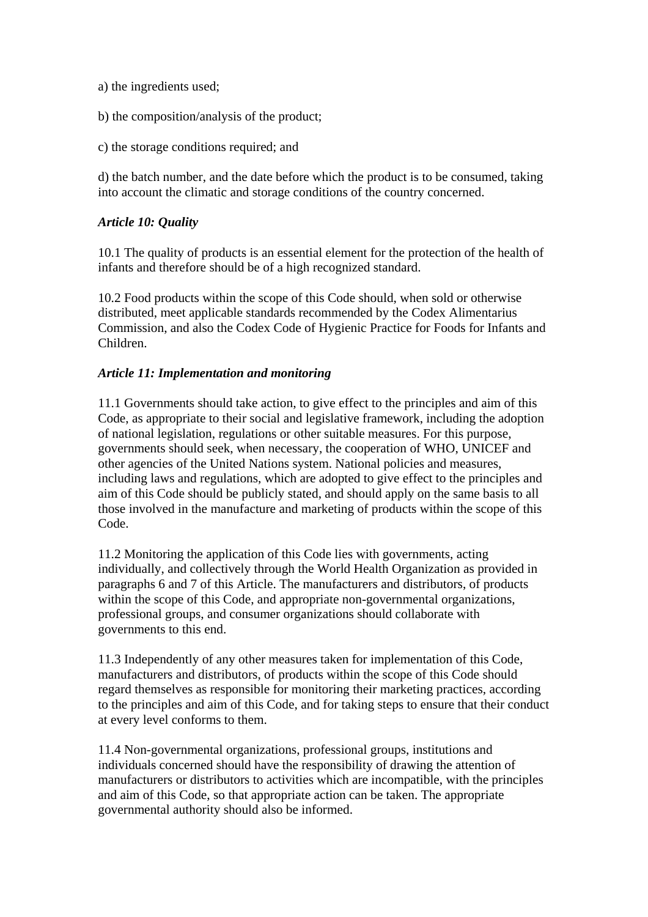a) the ingredients used;

b) the composition/analysis of the product;

c) the storage conditions required; and

d) the batch number, and the date before which the product is to be consumed, taking into account the climatic and storage conditions of the country concerned.

***Article 10: Quality***

10.1 The quality of products is an essential element for the protection of the health of infants and therefore should be of a high recognized standard.

10.2 Food products within the scope of this Code should, when sold or otherwise distributed, meet applicable standards recommended by the Codex Alimentarius Commission, and also the Codex Code of Hygienic Practice for Foods for Infants and Children.

***Article 11: Implementation and monitoring***

11.1 Governments should take action, to give effect to the principles and aim of this Code, as appropriate to their social and legislative framework, including the adoption of national legislation, regulations or other suitable measures. For this purpose, governments should seek, when necessary, the cooperation of WHO, UNICEF and other agencies of the United Nations system. National policies and measures, including laws and regulations, which are adopted to give effect to the principles and aim of this Code should be publicly stated, and should apply on the same basis to all those involved in the manufacture and marketing of products within the scope of this Code.

11.2 Monitoring the application of this Code lies with governments, acting individually, and collectively through the World Health Organization as provided in paragraphs 6 and 7 of this Article. The manufacturers and distributors, of products within the scope of this Code, and appropriate non-governmental organizations, professional groups, and consumer organizations should collaborate with governments to this end.

11.3 Independently of any other measures taken for implementation of this Code, manufacturers and distributors, of products within the scope of this Code should regard themselves as responsible for monitoring their marketing practices, according to the principles and aim of this Code, and for taking steps to ensure that their conduct at every level conforms to them.

11.4 Non-governmental organizations, professional groups, institutions and individuals concerned should have the responsibility of drawing the attention of manufacturers or distributors to activities which are incompatible, with the principles and aim of this Code, so that appropriate action can be taken. The appropriate governmental authority should also be informed.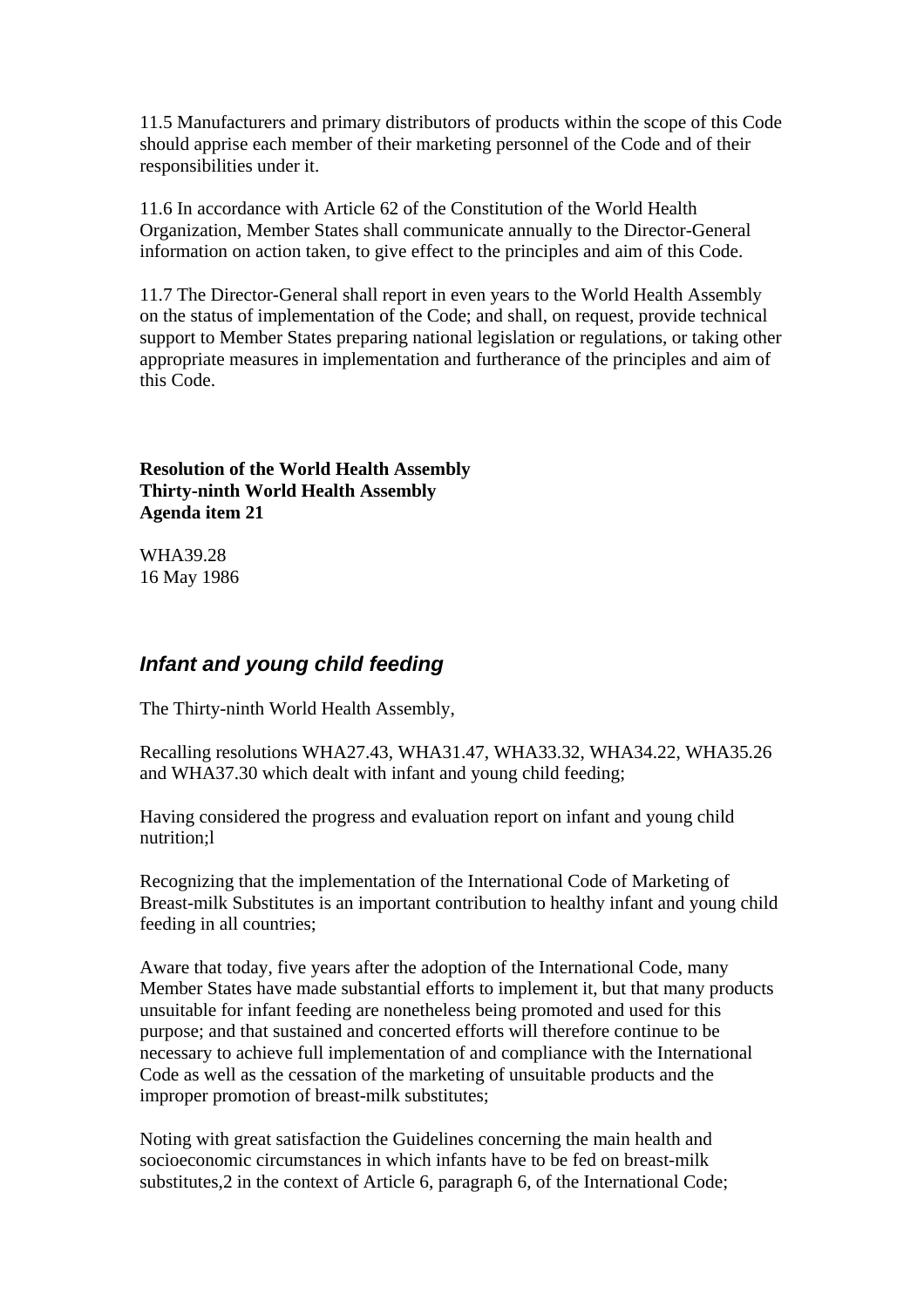11.5 Manufacturers and primary distributors of products within the scope of this Code should apprise each member of their marketing personnel of the Code and of their responsibilities under it.

11.6 In accordance with Article 62 of the Constitution of the World Health Organization, Member States shall communicate annually to the Director-General information on action taken, to give effect to the principles and aim of this Code.

11.7 The Director-General shall report in even years to the World Health Assembly on the status of implementation of the Code; and shall, on request, provide technical support to Member States preparing national legislation or regulations, or taking other appropriate measures in implementation and furtherance of the principles and aim of this Code.

**Resolution of the World Health Assembly**
**Thirty-ninth World Health Assembly**
**Agenda item 21**

WHA39.28
16 May 1986

## *Infant and young child feeding*

The Thirty-ninth World Health Assembly,

Recalling resolutions WHA27.43, WHA31.47, WHA33.32, WHA34.22, WHA35.26 and WHA37.30 which dealt with infant and young child feeding;

Having considered the progress and evaluation report on infant and young child nutrition;[1]

Recognizing that the implementation of the International Code of Marketing of Breast-milk Substitutes is an important contribution to healthy infant and young child feeding in all countries;

Aware that today, five years after the adoption of the International Code, many Member States have made substantial efforts to implement it, but that many products unsuitable for infant feeding are nonetheless being promoted and used for this purpose; and that sustained and concerted efforts will therefore continue to be necessary to achieve full implementation of and compliance with the International Code as well as the cessation of the marketing of unsuitable products and the improper promotion of breast-milk substitutes;

Noting with great satisfaction the Guidelines concerning the main health and socioeconomic circumstances in which infants have to be fed on breast-milk substitutes,[2] in the context of Article 6, paragraph 6, of the International Code;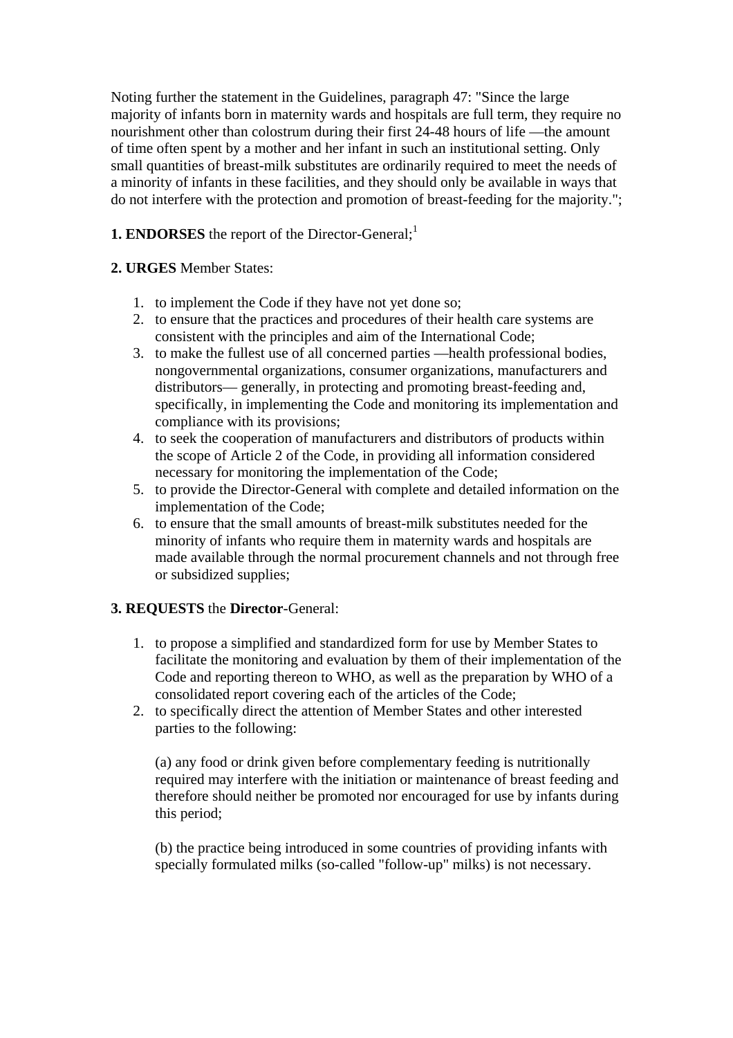Noting further the statement in the Guidelines, paragraph 47: "Since the large majority of infants born in maternity wards and hospitals are full term, they require no nourishment other than colostrum during their first 24-48 hours of life —the amount of time often spent by a mother and her infant in such an institutional setting. Only small quantities of breast-milk substitutes are ordinarily required to meet the needs of a minority of infants in these facilities, and they should only be available in ways that do not interfere with the protection and promotion of breast-feeding for the majority.";

**1. ENDORSES** the report of the Director-General;[1]

**2. URGES** Member States:

1. to implement the Code if they have not yet done so;
2. to ensure that the practices and procedures of their health care systems are consistent with the principles and aim of the International Code;
3. to make the fullest use of all concerned parties —health professional bodies, nongovernmental organizations, consumer organizations, manufacturers and distributors— generally, in protecting and promoting breast-feeding and, specifically, in implementing the Code and monitoring its implementation and compliance with its provisions;
4. to seek the cooperation of manufacturers and distributors of products within the scope of Article 2 of the Code, in providing all information considered necessary for monitoring the implementation of the Code;
5. to provide the Director-General with complete and detailed information on the implementation of the Code;
6. to ensure that the small amounts of breast-milk substitutes needed for the minority of infants who require them in maternity wards and hospitals are made available through the normal procurement channels and not through free or subsidized supplies;

**3. REQUESTS** the **Director**-General:

1. to propose a simplified and standardized form for use by Member States to facilitate the monitoring and evaluation by them of their implementation of the Code and reporting thereon to WHO, as well as the preparation by WHO of a consolidated report covering each of the articles of the Code;
2. to specifically direct the attention of Member States and other interested parties to the following:

   (a) any food or drink given before complementary feeding is nutritionally required may interfere with the initiation or maintenance of breast feeding and therefore should neither be promoted nor encouraged for use by infants during this period;

   (b) the practice being introduced in some countries of providing infants with specially formulated milks (so-called "follow-up" milks) is not necessary.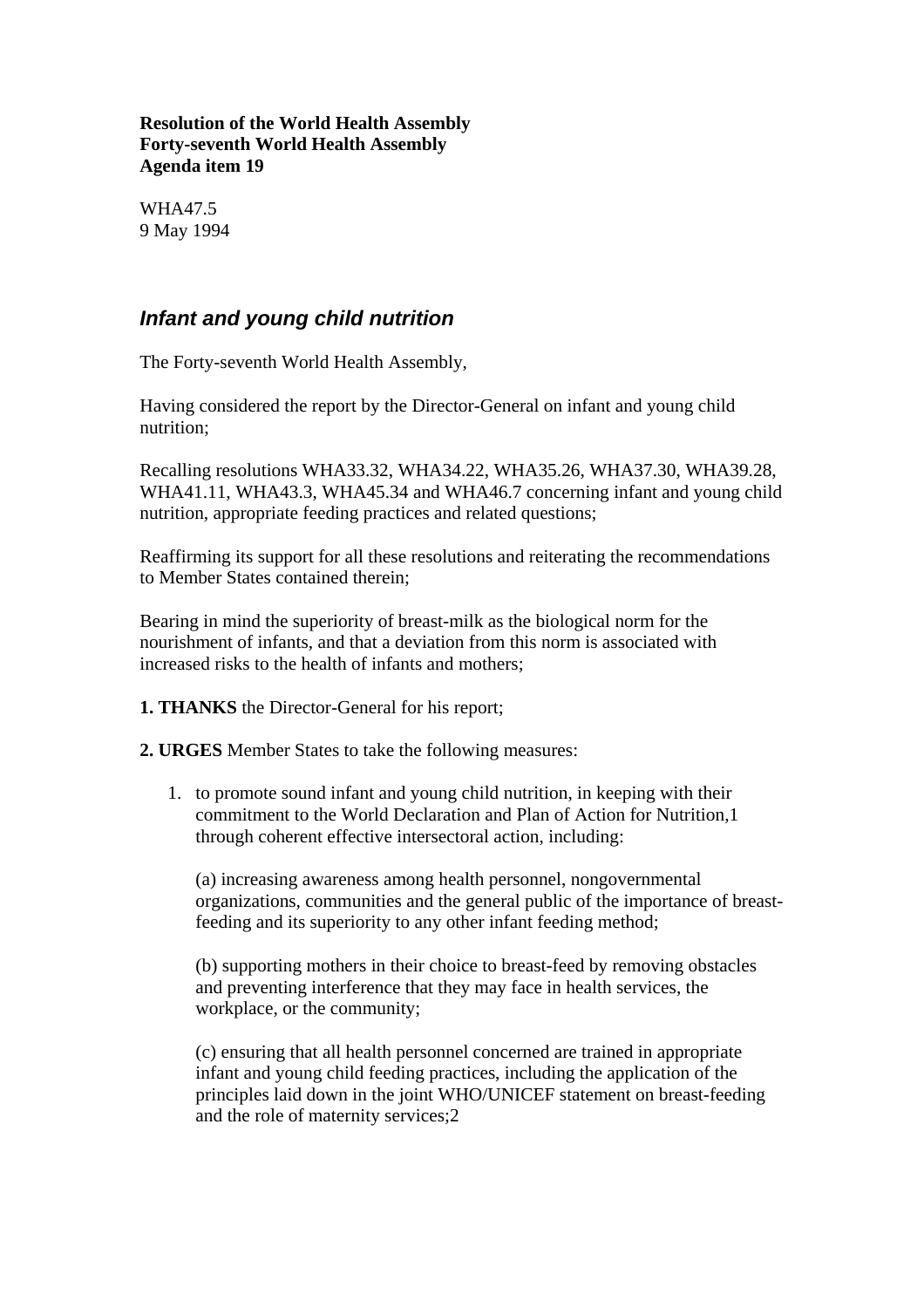**Resolution of the World Health Assembly**
**Forty-seventh World Health Assembly**
**Agenda item 19**

WHA47.5
9 May 1994

## *Infant and young child nutrition*

The Forty-seventh World Health Assembly,

Having considered the report by the Director-General on infant and young child nutrition;

Recalling resolutions WHA33.32, WHA34.22, WHA35.26, WHA37.30, WHA39.28, WHA41.11, WHA43.3, WHA45.34 and WHA46.7 concerning infant and young child nutrition, appropriate feeding practices and related questions;

Reaffirming its support for all these resolutions and reiterating the recommendations to Member States contained therein;

Bearing in mind the superiority of breast-milk as the biological norm for the nourishment of infants, and that a deviation from this norm is associated with increased risks to the health of infants and mothers;

**1. THANKS** the Director-General for his report;

**2. URGES** Member States to take the following measures:

1. to promote sound infant and young child nutrition, in keeping with their commitment to the World Declaration and Plan of Action for Nutrition,[1] through coherent effective intersectoral action, including:

   (a) increasing awareness among health personnel, nongovernmental organizations, communities and the general public of the importance of breast-feeding and its superiority to any other infant feeding method;

   (b) supporting mothers in their choice to breast-feed by removing obstacles and preventing interference that they may face in health services, the workplace, or the community;

   (c) ensuring that all health personnel concerned are trained in appropriate infant and young child feeding practices, including the application of the principles laid down in the joint WHO/UNICEF statement on breast-feeding and the role of maternity services;[2]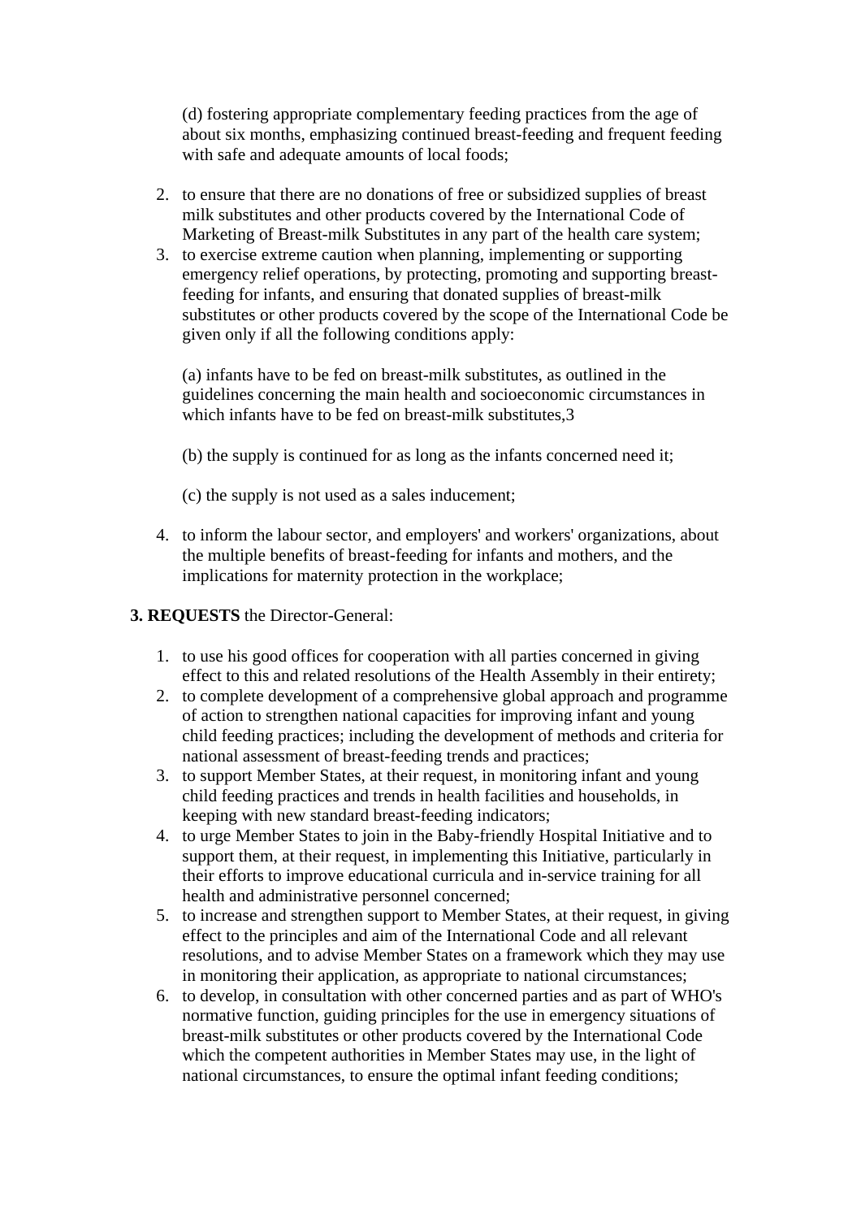(d) fostering appropriate complementary feeding practices from the age of about six months, emphasizing continued breast-feeding and frequent feeding with safe and adequate amounts of local foods;

2. to ensure that there are no donations of free or subsidized supplies of breast milk substitutes and other products covered by the International Code of Marketing of Breast-milk Substitutes in any part of the health care system;
3. to exercise extreme caution when planning, implementing or supporting emergency relief operations, by protecting, promoting and supporting breast-feeding for infants, and ensuring that donated supplies of breast-milk substitutes or other products covered by the scope of the International Code be given only if all the following conditions apply:

   (a) infants have to be fed on breast-milk substitutes, as outlined in the guidelines concerning the main health and socioeconomic circumstances in which infants have to be fed on breast-milk substitutes,[3]

   (b) the supply is continued for as long as the infants concerned need it;

   (c) the supply is not used as a sales inducement;

4. to inform the labour sector, and employers' and workers' organizations, about the multiple benefits of breast-feeding for infants and mothers, and the implications for maternity protection in the workplace;

**3. REQUESTS** the Director-General:

1. to use his good offices for cooperation with all parties concerned in giving effect to this and related resolutions of the Health Assembly in their entirety;
2. to complete development of a comprehensive global approach and programme of action to strengthen national capacities for improving infant and young child feeding practices; including the development of methods and criteria for national assessment of breast-feeding trends and practices;
3. to support Member States, at their request, in monitoring infant and young child feeding practices and trends in health facilities and households, in keeping with new standard breast-feeding indicators;
4. to urge Member States to join in the Baby-friendly Hospital Initiative and to support them, at their request, in implementing this Initiative, particularly in their efforts to improve educational curricula and in-service training for all health and administrative personnel concerned;
5. to increase and strengthen support to Member States, at their request, in giving effect to the principles and aim of the International Code and all relevant resolutions, and to advise Member States on a framework which they may use in monitoring their application, as appropriate to national circumstances;
6. to develop, in consultation with other concerned parties and as part of WHO's normative function, guiding principles for the use in emergency situations of breast-milk substitutes or other products covered by the International Code which the competent authorities in Member States may use, in the light of national circumstances, to ensure the optimal infant feeding conditions;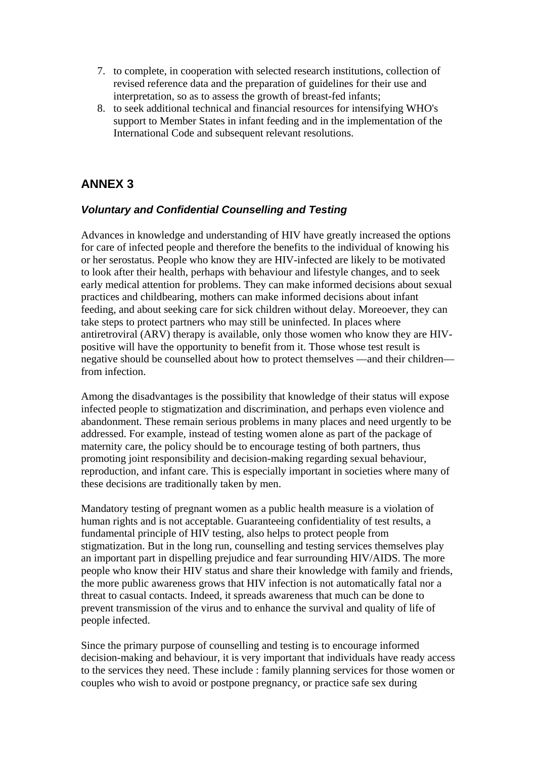7. to complete, in cooperation with selected research institutions, collection of revised reference data and the preparation of guidelines for their use and interpretation, so as to assess the growth of breast-fed infants;
8. to seek additional technical and financial resources for intensifying WHO's support to Member States in infant feeding and in the implementation of the International Code and subsequent relevant resolutions.

## ANNEX 3

### *Voluntary and Confidential Counselling and Testing*

Advances in knowledge and understanding of HIV have greatly increased the options for care of infected people and therefore the benefits to the individual of knowing his or her serostatus. People who know they are HIV-infected are likely to be motivated to look after their health, perhaps with behaviour and lifestyle changes, and to seek early medical attention for problems. They can make informed decisions about sexual practices and childbearing, mothers can make informed decisions about infant feeding, and about seeking care for sick children without delay. Moreoever, they can take steps to protect partners who may still be uninfected. In places where antiretroviral (ARV) therapy is available, only those women who know they are HIV-positive will have the opportunity to benefit from it. Those whose test result is negative should be counselled about how to protect themselves —and their children—from infection.

Among the disadvantages is the possibility that knowledge of their status will expose infected people to stigmatization and discrimination, and perhaps even violence and abandonment. These remain serious problems in many places and need urgently to be addressed. For example, instead of testing women alone as part of the package of maternity care, the policy should be to encourage testing of both partners, thus promoting joint responsibility and decision-making regarding sexual behaviour, reproduction, and infant care. This is especially important in societies where many of these decisions are traditionally taken by men.

Mandatory testing of pregnant women as a public health measure is a violation of human rights and is not acceptable. Guaranteeing confidentiality of test results, a fundamental principle of HIV testing, also helps to protect people from stigmatization. But in the long run, counselling and testing services themselves play an important part in dispelling prejudice and fear surrounding HIV/AIDS. The more people who know their HIV status and share their knowledge with family and friends, the more public awareness grows that HIV infection is not automatically fatal nor a threat to casual contacts. Indeed, it spreads awareness that much can be done to prevent transmission of the virus and to enhance the survival and quality of life of people infected.

Since the primary purpose of counselling and testing is to encourage informed decision-making and behaviour, it is very important that individuals have ready access to the services they need. These include : family planning services for those women or couples who wish to avoid or postpone pregnancy, or practice safe sex during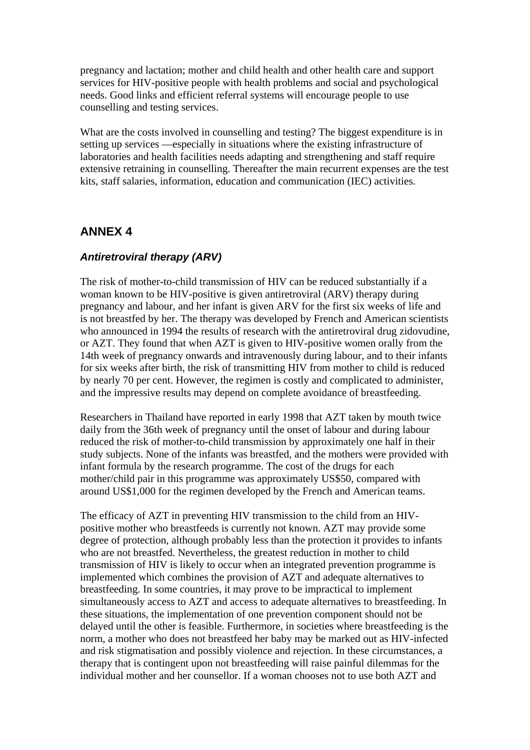pregnancy and lactation; mother and child health and other health care and support services for HIV-positive people with health problems and social and psychological needs. Good links and efficient referral systems will encourage people to use counselling and testing services.

What are the costs involved in counselling and testing? The biggest expenditure is in setting up services —especially in situations where the existing infrastructure of laboratories and health facilities needs adapting and strengthening and staff require extensive retraining in counselling. Thereafter the main recurrent expenses are the test kits, staff salaries, information, education and communication (IEC) activities.

## ANNEX 4

### *Antiretroviral therapy (ARV)*

The risk of mother-to-child transmission of HIV can be reduced substantially if a woman known to be HIV-positive is given antiretroviral (ARV) therapy during pregnancy and labour, and her infant is given ARV for the first six weeks of life and is not breastfed by her. The therapy was developed by French and American scientists who announced in 1994 the results of research with the antiretroviral drug zidovudine, or AZT. They found that when AZT is given to HIV-positive women orally from the 14th week of pregnancy onwards and intravenously during labour, and to their infants for six weeks after birth, the risk of transmitting HIV from mother to child is reduced by nearly 70 per cent. However, the regimen is costly and complicated to administer, and the impressive results may depend on complete avoidance of breastfeeding.

Researchers in Thailand have reported in early 1998 that AZT taken by mouth twice daily from the 36th week of pregnancy until the onset of labour and during labour reduced the risk of mother-to-child transmission by approximately one half in their study subjects. None of the infants was breastfed, and the mothers were provided with infant formula by the research programme. The cost of the drugs for each mother/child pair in this programme was approximately US$50, compared with around US$1,000 for the regimen developed by the French and American teams.

The efficacy of AZT in preventing HIV transmission to the child from an HIV-positive mother who breastfeeds is currently not known. AZT may provide some degree of protection, although probably less than the protection it provides to infants who are not breastfed. Nevertheless, the greatest reduction in mother to child transmission of HIV is likely to occur when an integrated prevention programme is implemented which combines the provision of AZT and adequate alternatives to breastfeeding. In some countries, it may prove to be impractical to implement simultaneously access to AZT and access to adequate alternatives to breastfeeding. In these situations, the implementation of one prevention component should not be delayed until the other is feasible. Furthermore, in societies where breastfeeding is the norm, a mother who does not breastfeed her baby may be marked out as HIV-infected and risk stigmatisation and possibly violence and rejection. In these circumstances, a therapy that is contingent upon not breastfeeding will raise painful dilemmas for the individual mother and her counsellor. If a woman chooses not to use both AZT and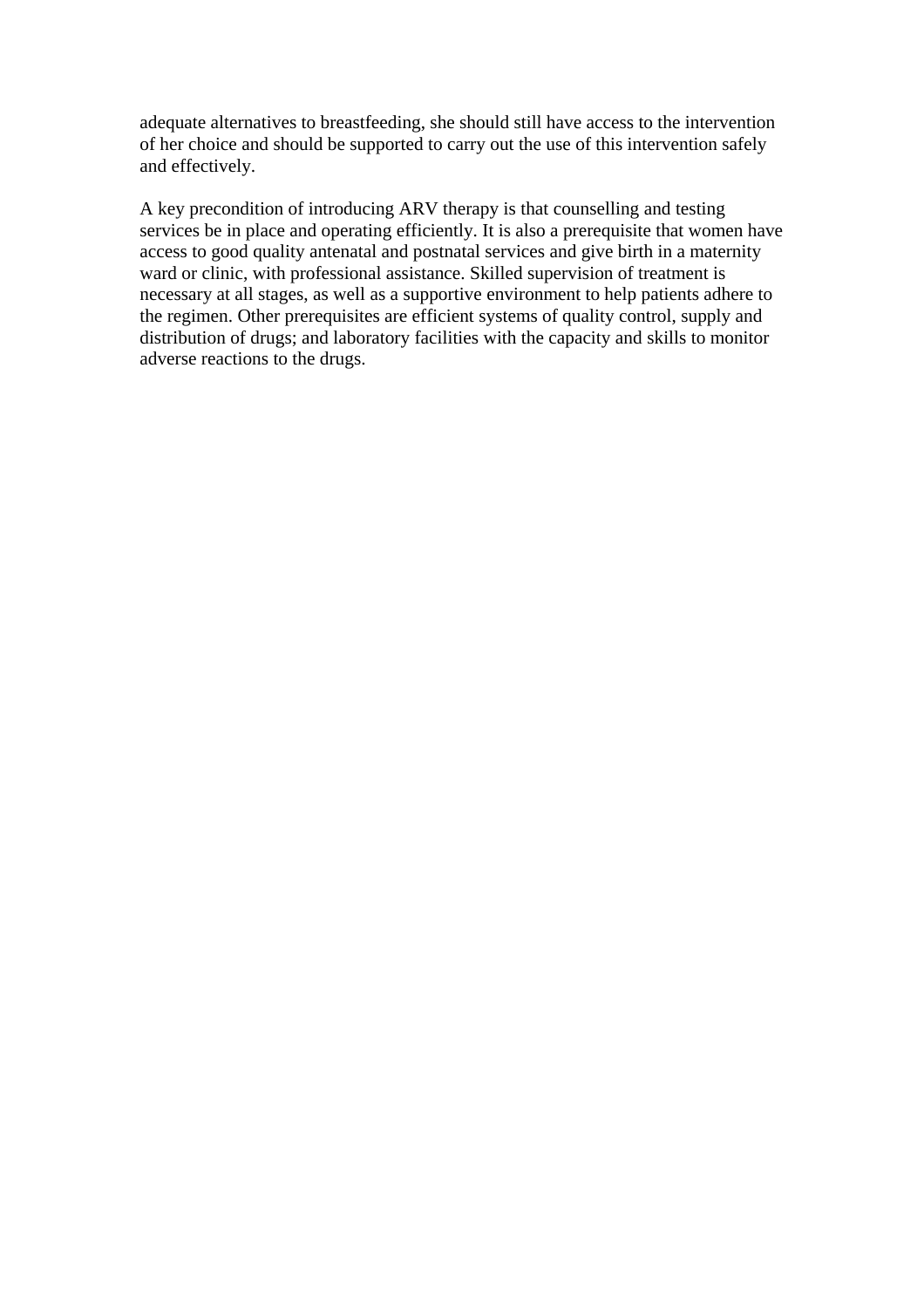adequate alternatives to breastfeeding, she should still have access to the intervention of her choice and should be supported to carry out the use of this intervention safely and effectively.

A key precondition of introducing ARV therapy is that counselling and testing services be in place and operating efficiently. It is also a prerequisite that women have access to good quality antenatal and postnatal services and give birth in a maternity ward or clinic, with professional assistance. Skilled supervision of treatment is necessary at all stages, as well as a supportive environment to help patients adhere to the regimen. Other prerequisites are efficient systems of quality control, supply and distribution of drugs; and laboratory facilities with the capacity and skills to monitor adverse reactions to the drugs.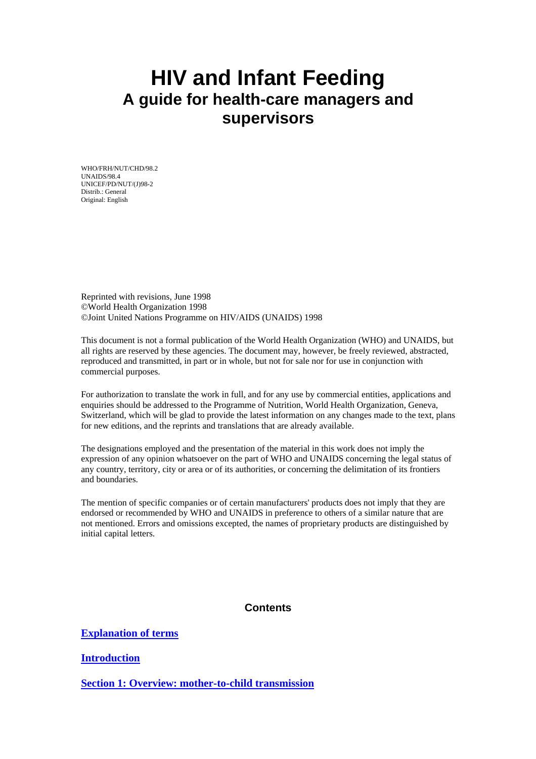# HIV and Infant Feeding
## A guide for health-care managers and supervisors

WHO/FRH/NUT/CHD/98.2
UNAIDS/98.4
UNICEF/PD/NUT/(J)98-2
Distrib.: General
Original: English

Reprinted with revisions, June 1998
©World Health Organization 1998
©Joint United Nations Programme on HIV/AIDS (UNAIDS) 1998

This document is not a formal publication of the World Health Organization (WHO) and UNAIDS, but all rights are reserved by these agencies. The document may, however, be freely reviewed, abstracted, reproduced and transmitted, in part or in whole, but not for sale nor for use in conjunction with commercial purposes.

For authorization to translate the work in full, and for any use by commercial entities, applications and enquiries should be addressed to the Programme of Nutrition, World Health Organization, Geneva, Switzerland, which will be glad to provide the latest information on any changes made to the text, plans for new editions, and the reprints and translations that are already available.

The designations employed and the presentation of the material in this work does not imply the expression of any opinion whatsoever on the part of WHO and UNAIDS concerning the legal status of any country, territory, city or area or of its authorities, or concerning the delimitation of its frontiers and boundaries.

The mention of specific companies or of certain manufacturers' products does not imply that they are endorsed or recommended by WHO and UNAIDS in preference to others of a similar nature that are not mentioned. Errors and omissions excepted, the names of proprietary products are distinguished by initial capital letters.

### Contents

**Explanation of terms**

**Introduction**

**Section 1: Overview: mother-to-child transmission**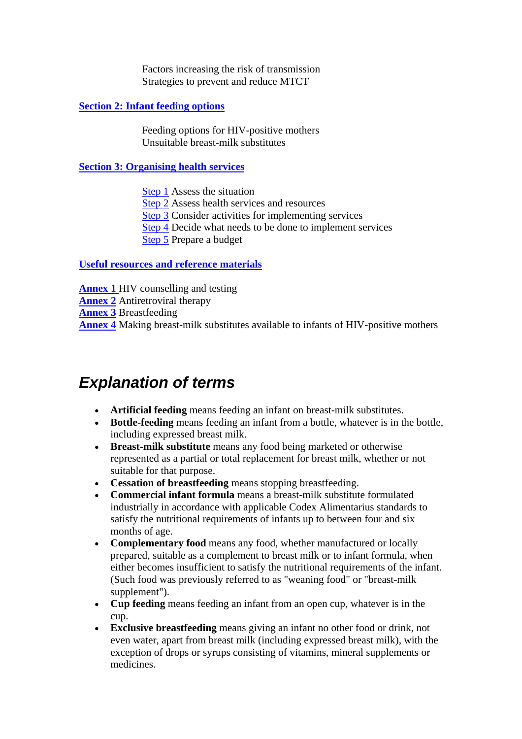Factors increasing the risk of transmission
Strategies to prevent and reduce MTCT

**Section 2: Infant feeding options**

Feeding options for HIV-positive mothers
Unsuitable breast-milk substitutes

**Section 3: Organising health services**

Step 1 Assess the situation
Step 2 Assess health services and resources
Step 3 Consider activities for implementing services
Step 4 Decide what needs to be done to implement services
Step 5 Prepare a budget

**Useful resources and reference materials**

**Annex 1** HIV counselling and testing
**Annex 2** Antiretroviral therapy
**Annex 3** Breastfeeding
**Annex 4** Making breast-milk substitutes available to infants of HIV-positive mothers

## *Explanation of terms*

- **Artificial feeding** means feeding an infant on breast-milk substitutes.
- **Bottle-feeding** means feeding an infant from a bottle, whatever is in the bottle, including expressed breast milk.
- **Breast-milk substitute** means any food being marketed or otherwise represented as a partial or total replacement for breast milk, whether or not suitable for that purpose.
- **Cessation of breastfeeding** means stopping breastfeeding.
- **Commercial infant formula** means a breast-milk substitute formulated industrially in accordance with applicable Codex Alimentarius standards to satisfy the nutritional requirements of infants up to between four and six months of age.
- **Complementary food** means any food, whether manufactured or locally prepared, suitable as a complement to breast milk or to infant formula, when either becomes insufficient to satisfy the nutritional requirements of the infant. (Such food was previously referred to as "weaning food" or "breast-milk supplement").
- **Cup feeding** means feeding an infant from an open cup, whatever is in the cup.
- **Exclusive breastfeeding** means giving an infant no other food or drink, not even water, apart from breast milk (including expressed breast milk), with the exception of drops or syrups consisting of vitamins, mineral supplements or medicines.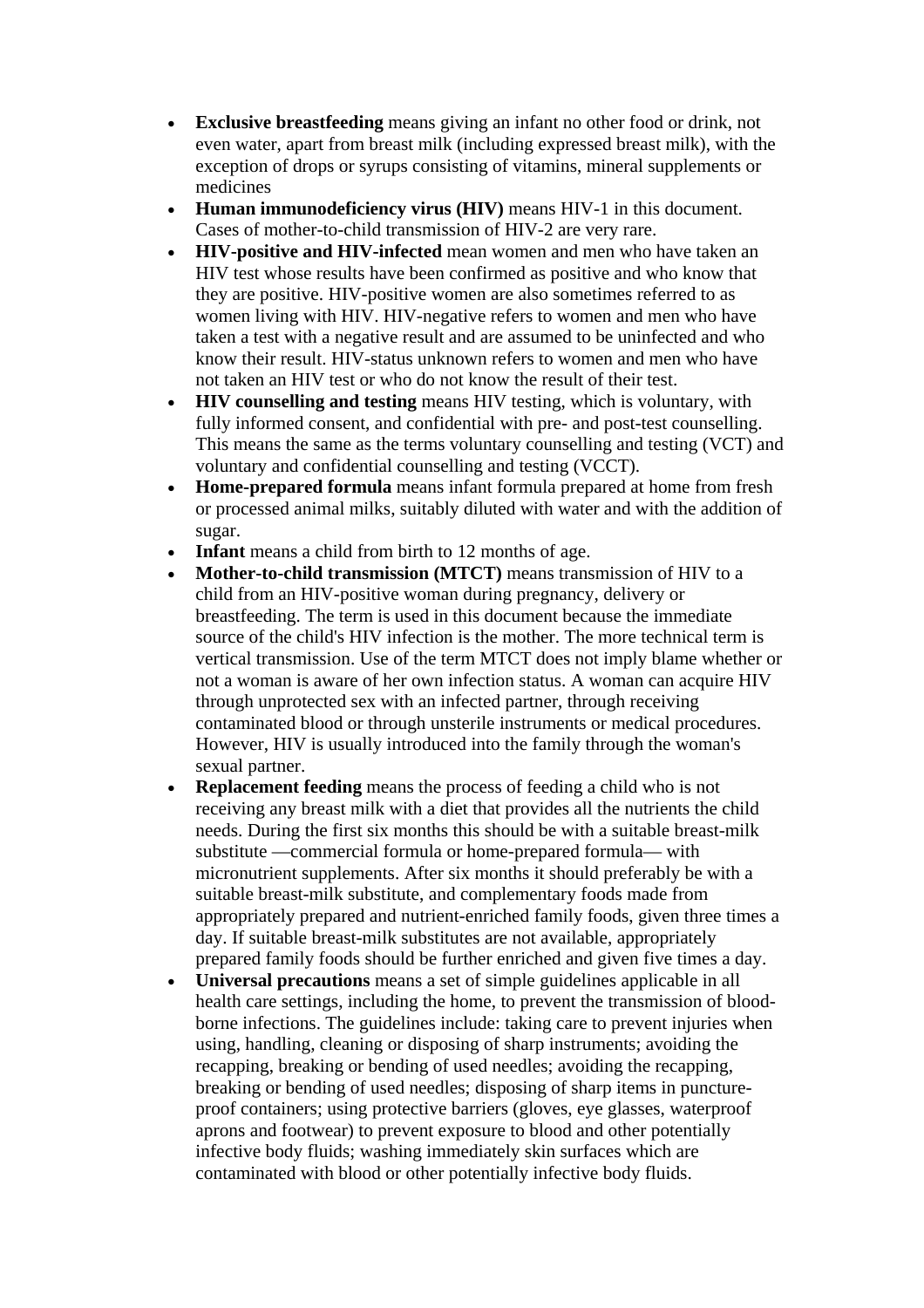- **Exclusive breastfeeding** means giving an infant no other food or drink, not even water, apart from breast milk (including expressed breast milk), with the exception of drops or syrups consisting of vitamins, mineral supplements or medicines
- **Human immunodeficiency virus (HIV)** means HIV-1 in this document. Cases of mother-to-child transmission of HIV-2 are very rare.
- **HIV-positive and HIV-infected** mean women and men who have taken an HIV test whose results have been confirmed as positive and who know that they are positive. HIV-positive women are also sometimes referred to as women living with HIV. HIV-negative refers to women and men who have taken a test with a negative result and are assumed to be uninfected and who know their result. HIV-status unknown refers to women and men who have not taken an HIV test or who do not know the result of their test.
- **HIV counselling and testing** means HIV testing, which is voluntary, with fully informed consent, and confidential with pre- and post-test counselling. This means the same as the terms voluntary counselling and testing (VCT) and voluntary and confidential counselling and testing (VCCT).
- **Home-prepared formula** means infant formula prepared at home from fresh or processed animal milks, suitably diluted with water and with the addition of sugar.
- **Infant** means a child from birth to 12 months of age.
- **Mother-to-child transmission (MTCT)** means transmission of HIV to a child from an HIV-positive woman during pregnancy, delivery or breastfeeding. The term is used in this document because the immediate source of the child's HIV infection is the mother. The more technical term is vertical transmission. Use of the term MTCT does not imply blame whether or not a woman is aware of her own infection status. A woman can acquire HIV through unprotected sex with an infected partner, through receiving contaminated blood or through unsterile instruments or medical procedures. However, HIV is usually introduced into the family through the woman's sexual partner.
- **Replacement feeding** means the process of feeding a child who is not receiving any breast milk with a diet that provides all the nutrients the child needs. During the first six months this should be with a suitable breast-milk substitute —commercial formula or home-prepared formula— with micronutrient supplements. After six months it should preferably be with a suitable breast-milk substitute, and complementary foods made from appropriately prepared and nutrient-enriched family foods, given three times a day. If suitable breast-milk substitutes are not available, appropriately prepared family foods should be further enriched and given five times a day.
- **Universal precautions** means a set of simple guidelines applicable in all health care settings, including the home, to prevent the transmission of blood-borne infections. The guidelines include: taking care to prevent injuries when using, handling, cleaning or disposing of sharp instruments; avoiding the recapping, breaking or bending of used needles; avoiding the recapping, breaking or bending of used needles; disposing of sharp items in puncture-proof containers; using protective barriers (gloves, eye glasses, waterproof aprons and footwear) to prevent exposure to blood and other potentially infective body fluids; washing immediately skin surfaces which are contaminated with blood or other potentially infective body fluids.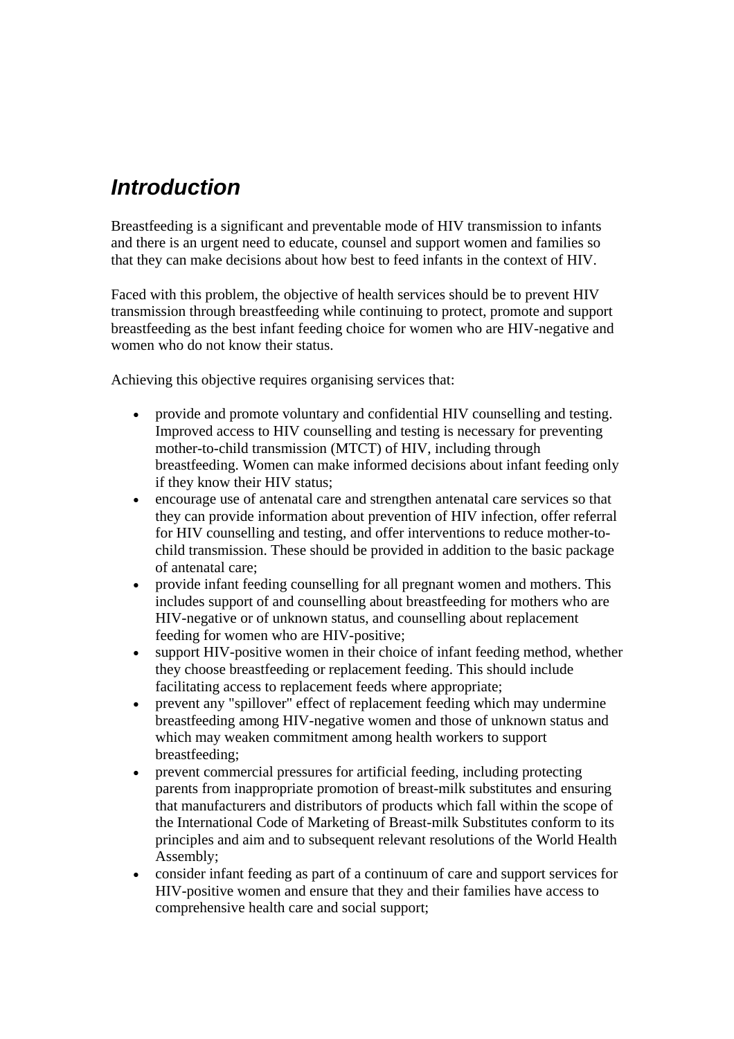## *Introduction*

Breastfeeding is a significant and preventable mode of HIV transmission to infants and there is an urgent need to educate, counsel and support women and families so that they can make decisions about how best to feed infants in the context of HIV.

Faced with this problem, the objective of health services should be to prevent HIV transmission through breastfeeding while continuing to protect, promote and support breastfeeding as the best infant feeding choice for women who are HIV-negative and women who do not know their status.

Achieving this objective requires organising services that:

- provide and promote voluntary and confidential HIV counselling and testing. Improved access to HIV counselling and testing is necessary for preventing mother-to-child transmission (MTCT) of HIV, including through breastfeeding. Women can make informed decisions about infant feeding only if they know their HIV status;
- encourage use of antenatal care and strengthen antenatal care services so that they can provide information about prevention of HIV infection, offer referral for HIV counselling and testing, and offer interventions to reduce mother-to-child transmission. These should be provided in addition to the basic package of antenatal care;
- provide infant feeding counselling for all pregnant women and mothers. This includes support of and counselling about breastfeeding for mothers who are HIV-negative or of unknown status, and counselling about replacement feeding for women who are HIV-positive;
- support HIV-positive women in their choice of infant feeding method, whether they choose breastfeeding or replacement feeding. This should include facilitating access to replacement feeds where appropriate;
- prevent any "spillover" effect of replacement feeding which may undermine breastfeeding among HIV-negative women and those of unknown status and which may weaken commitment among health workers to support breastfeeding;
- prevent commercial pressures for artificial feeding, including protecting parents from inappropriate promotion of breast-milk substitutes and ensuring that manufacturers and distributors of products which fall within the scope of the International Code of Marketing of Breast-milk Substitutes conform to its principles and aim and to subsequent relevant resolutions of the World Health Assembly;
- consider infant feeding as part of a continuum of care and support services for HIV-positive women and ensure that they and their families have access to comprehensive health care and social support;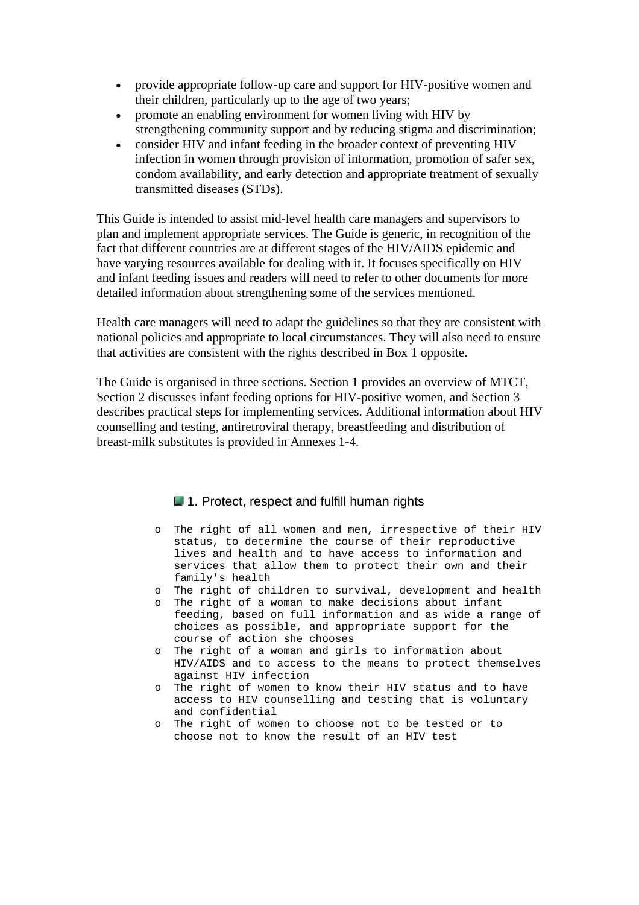- provide appropriate follow-up care and support for HIV-positive women and their children, particularly up to the age of two years;
- promote an enabling environment for women living with HIV by strengthening community support and by reducing stigma and discrimination;
- consider HIV and infant feeding in the broader context of preventing HIV infection in women through provision of information, promotion of safer sex, condom availability, and early detection and appropriate treatment of sexually transmitted diseases (STDs).

This Guide is intended to assist mid-level health care managers and supervisors to plan and implement appropriate services. The Guide is generic, in recognition of the fact that different countries are at different stages of the HIV/AIDS epidemic and have varying resources available for dealing with it. It focuses specifically on HIV and infant feeding issues and readers will need to refer to other documents for more detailed information about strengthening some of the services mentioned.

Health care managers will need to adapt the guidelines so that they are consistent with national policies and appropriate to local circumstances. They will also need to ensure that activities are consistent with the rights described in Box 1 opposite.

The Guide is organised in three sections. Section 1 provides an overview of MTCT, Section 2 discusses infant feeding options for HIV-positive women, and Section 3 describes practical steps for implementing services. Additional information about HIV counselling and testing, antiretroviral therapy, breastfeeding and distribution of breast-milk substitutes is provided in Annexes 1-4.

### 1. Protect, respect and fulfill human rights

- The right of all women and men, irrespective of their HIV status, to determine the course of their reproductive lives and health and to have access to information and services that allow them to protect their own and their family's health
- The right of children to survival, development and health
- The right of a woman to make decisions about infant feeding, based on full information and as wide a range of choices as possible, and appropriate support for the course of action she chooses
- The right of a woman and girls to information about HIV/AIDS and to access to the means to protect themselves against HIV infection
- The right of women to know their HIV status and to have access to HIV counselling and testing that is voluntary and confidential
- The right of women to choose not to be tested or to choose not to know the result of an HIV test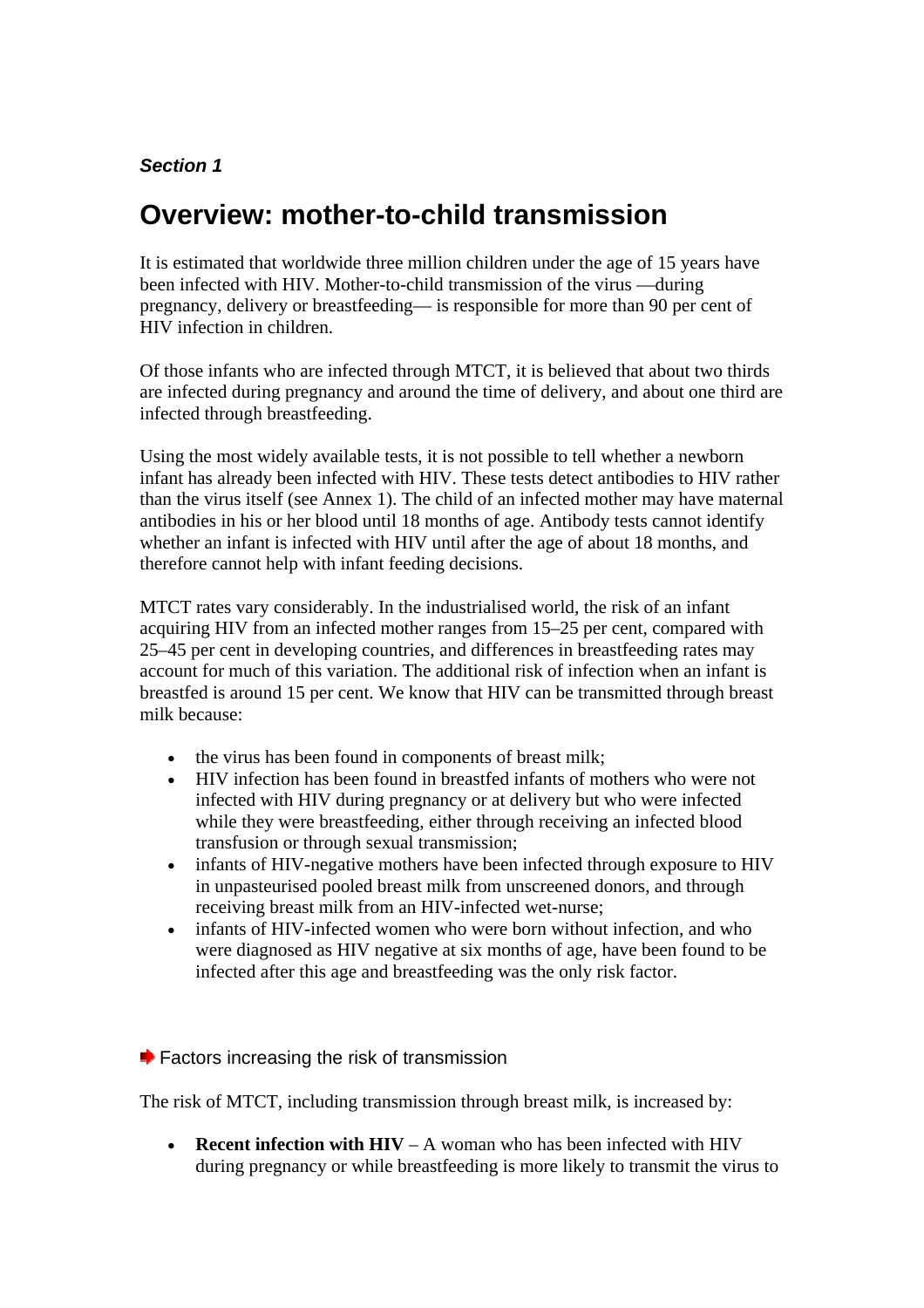*Section 1*

# Overview: mother-to-child transmission

It is estimated that worldwide three million children under the age of 15 years have been infected with HIV. Mother-to-child transmission of the virus —during pregnancy, delivery or breastfeeding— is responsible for more than 90 per cent of HIV infection in children.

Of those infants who are infected through MTCT, it is believed that about two thirds are infected during pregnancy and around the time of delivery, and about one third are infected through breastfeeding.

Using the most widely available tests, it is not possible to tell whether a newborn infant has already been infected with HIV. These tests detect antibodies to HIV rather than the virus itself (see Annex 1). The child of an infected mother may have maternal antibodies in his or her blood until 18 months of age. Antibody tests cannot identify whether an infant is infected with HIV until after the age of about 18 months, and therefore cannot help with infant feeding decisions.

MTCT rates vary considerably. In the industrialised world, the risk of an infant acquiring HIV from an infected mother ranges from 15–25 per cent, compared with 25–45 per cent in developing countries, and differences in breastfeeding rates may account for much of this variation. The additional risk of infection when an infant is breastfed is around 15 per cent. We know that HIV can be transmitted through breast milk because:

- the virus has been found in components of breast milk;
- HIV infection has been found in breastfed infants of mothers who were not infected with HIV during pregnancy or at delivery but who were infected while they were breastfeeding, either through receiving an infected blood transfusion or through sexual transmission;
- infants of HIV-negative mothers have been infected through exposure to HIV in unpasteurised pooled breast milk from unscreened donors, and through receiving breast milk from an HIV-infected wet-nurse;
- infants of HIV-infected women who were born without infection, and who were diagnosed as HIV negative at six months of age, have been found to be infected after this age and breastfeeding was the only risk factor.

## Factors increasing the risk of transmission

The risk of MTCT, including transmission through breast milk, is increased by:

- **Recent infection with HIV** – A woman who has been infected with HIV during pregnancy or while breastfeeding is more likely to transmit the virus to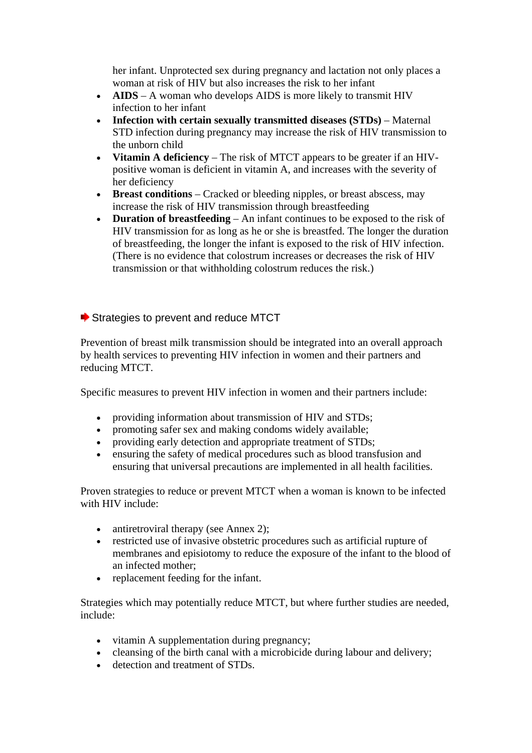her infant. Unprotected sex during pregnancy and lactation not only places a woman at risk of HIV but also increases the risk to her infant

- **AIDS** – A woman who develops AIDS is more likely to transmit HIV infection to her infant
- **Infection with certain sexually transmitted diseases (STDs)** – Maternal STD infection during pregnancy may increase the risk of HIV transmission to the unborn child
- **Vitamin A deficiency** – The risk of MTCT appears to be greater if an HIV-positive woman is deficient in vitamin A, and increases with the severity of her deficiency
- **Breast conditions** – Cracked or bleeding nipples, or breast abscess, may increase the risk of HIV transmission through breastfeeding
- **Duration of breastfeeding** – An infant continues to be exposed to the risk of HIV transmission for as long as he or she is breastfed. The longer the duration of breastfeeding, the longer the infant is exposed to the risk of HIV infection. (There is no evidence that colostrum increases or decreases the risk of HIV transmission or that withholding colostrum reduces the risk.)

## Strategies to prevent and reduce MTCT

Prevention of breast milk transmission should be integrated into an overall approach by health services to preventing HIV infection in women and their partners and reducing MTCT.

Specific measures to prevent HIV infection in women and their partners include:

- providing information about transmission of HIV and STDs;
- promoting safer sex and making condoms widely available;
- providing early detection and appropriate treatment of STDs;
- ensuring the safety of medical procedures such as blood transfusion and ensuring that universal precautions are implemented in all health facilities.

Proven strategies to reduce or prevent MTCT when a woman is known to be infected with HIV include:

- antiretroviral therapy (see Annex 2);
- restricted use of invasive obstetric procedures such as artificial rupture of membranes and episiotomy to reduce the exposure of the infant to the blood of an infected mother;
- replacement feeding for the infant.

Strategies which may potentially reduce MTCT, but where further studies are needed, include:

- vitamin A supplementation during pregnancy;
- cleansing of the birth canal with a microbicide during labour and delivery;
- detection and treatment of STDs.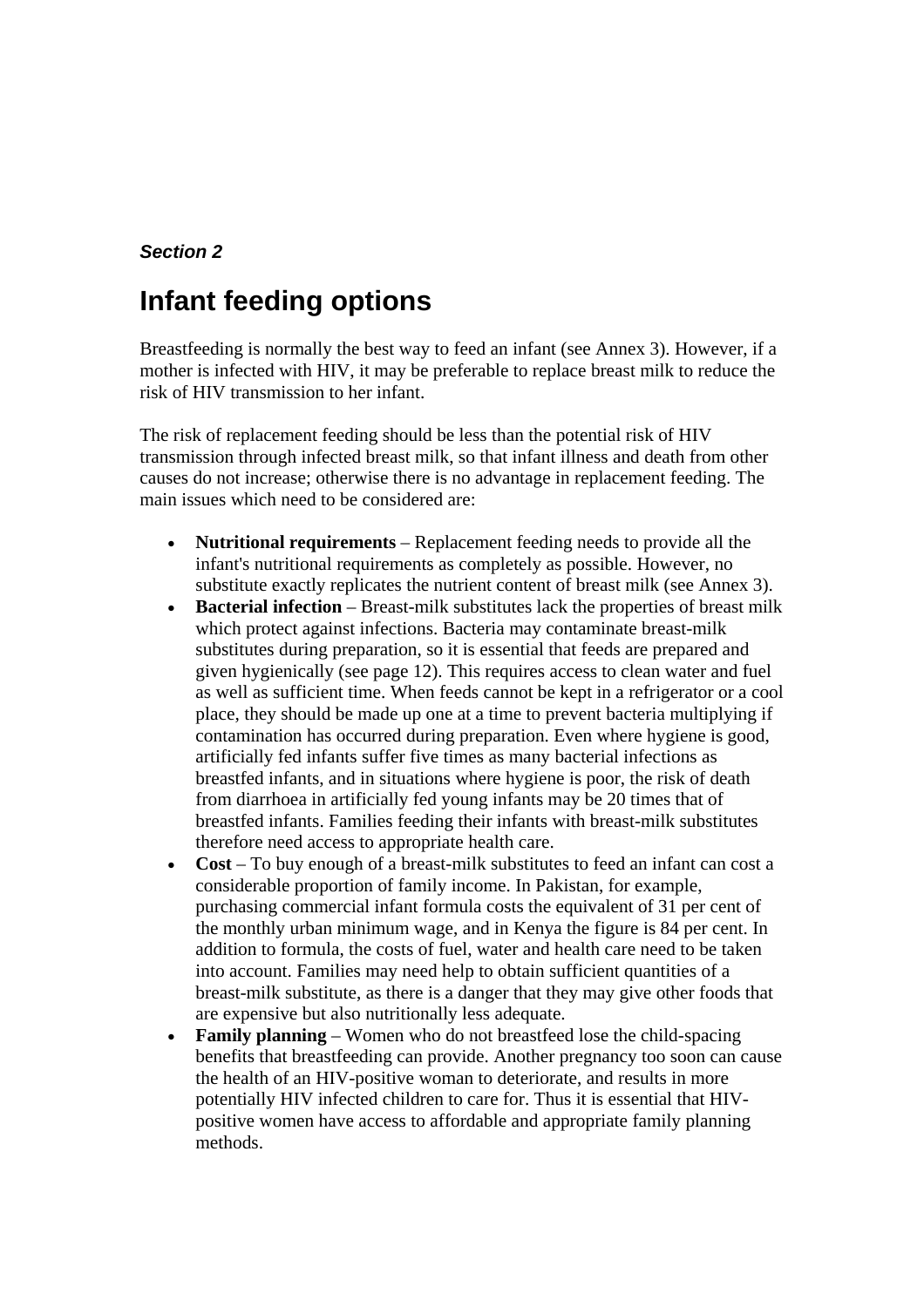*Section 2*

# Infant feeding options

Breastfeeding is normally the best way to feed an infant (see Annex 3). However, if a mother is infected with HIV, it may be preferable to replace breast milk to reduce the risk of HIV transmission to her infant.

The risk of replacement feeding should be less than the potential risk of HIV transmission through infected breast milk, so that infant illness and death from other causes do not increase; otherwise there is no advantage in replacement feeding. The main issues which need to be considered are:

- **Nutritional requirements** – Replacement feeding needs to provide all the infant's nutritional requirements as completely as possible. However, no substitute exactly replicates the nutrient content of breast milk (see Annex 3).
- **Bacterial infection** – Breast-milk substitutes lack the properties of breast milk which protect against infections. Bacteria may contaminate breast-milk substitutes during preparation, so it is essential that feeds are prepared and given hygienically (see page 12). This requires access to clean water and fuel as well as sufficient time. When feeds cannot be kept in a refrigerator or a cool place, they should be made up one at a time to prevent bacteria multiplying if contamination has occurred during preparation. Even where hygiene is good, artificially fed infants suffer five times as many bacterial infections as breastfed infants, and in situations where hygiene is poor, the risk of death from diarrhoea in artificially fed young infants may be 20 times that of breastfed infants. Families feeding their infants with breast-milk substitutes therefore need access to appropriate health care.
- **Cost** – To buy enough of a breast-milk substitutes to feed an infant can cost a considerable proportion of family income. In Pakistan, for example, purchasing commercial infant formula costs the equivalent of 31 per cent of the monthly urban minimum wage, and in Kenya the figure is 84 per cent. In addition to formula, the costs of fuel, water and health care need to be taken into account. Families may need help to obtain sufficient quantities of a breast-milk substitute, as there is a danger that they may give other foods that are expensive but also nutritionally less adequate.
- **Family planning** – Women who do not breastfeed lose the child-spacing benefits that breastfeeding can provide. Another pregnancy too soon can cause the health of an HIV-positive woman to deteriorate, and results in more potentially HIV infected children to care for. Thus it is essential that HIV-positive women have access to affordable and appropriate family planning methods.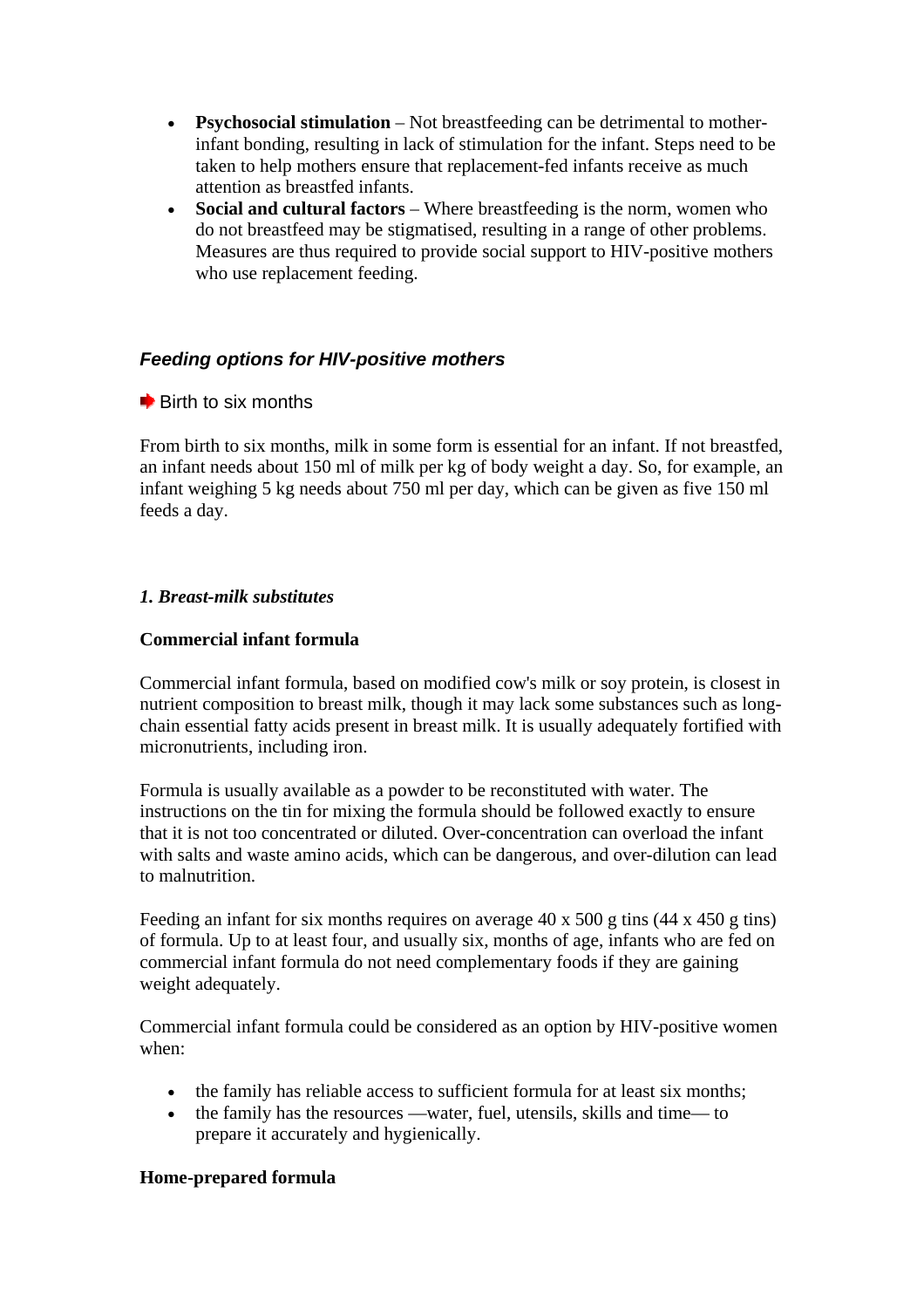- **Psychosocial stimulation** – Not breastfeeding can be detrimental to mother-infant bonding, resulting in lack of stimulation for the infant. Steps need to be taken to help mothers ensure that replacement-fed infants receive as much attention as breastfed infants.
- **Social and cultural factors** – Where breastfeeding is the norm, women who do not breastfeed may be stigmatised, resulting in a range of other problems. Measures are thus required to provide social support to HIV-positive mothers who use replacement feeding.

### *Feeding options for HIV-positive mothers*

Birth to six months

From birth to six months, milk in some form is essential for an infant. If not breastfed, an infant needs about 150 ml of milk per kg of body weight a day. So, for example, an infant weighing 5 kg needs about 750 ml per day, which can be given as five 150 ml feeds a day.

***1. Breast-milk substitutes***

**Commercial infant formula**

Commercial infant formula, based on modified cow's milk or soy protein, is closest in nutrient composition to breast milk, though it may lack some substances such as long-chain essential fatty acids present in breast milk. It is usually adequately fortified with micronutrients, including iron.

Formula is usually available as a powder to be reconstituted with water. The instructions on the tin for mixing the formula should be followed exactly to ensure that it is not too concentrated or diluted. Over-concentration can overload the infant with salts and waste amino acids, which can be dangerous, and over-dilution can lead to malnutrition.

Feeding an infant for six months requires on average 40 x 500 g tins (44 x 450 g tins) of formula. Up to at least four, and usually six, months of age, infants who are fed on commercial infant formula do not need complementary foods if they are gaining weight adequately.

Commercial infant formula could be considered as an option by HIV-positive women when:

- the family has reliable access to sufficient formula for at least six months;
- the family has the resources —water, fuel, utensils, skills and time— to prepare it accurately and hygienically.

**Home-prepared formula**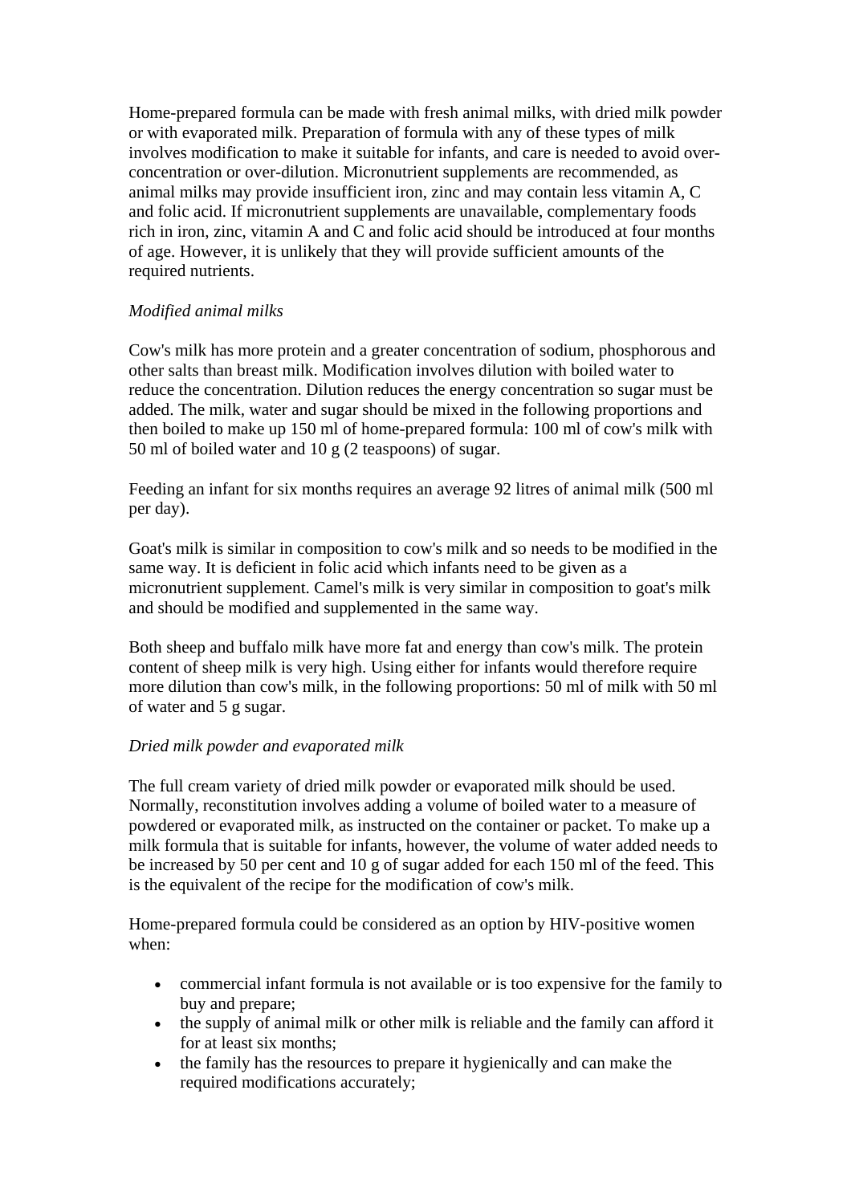Home-prepared formula can be made with fresh animal milks, with dried milk powder or with evaporated milk. Preparation of formula with any of these types of milk involves modification to make it suitable for infants, and care is needed to avoid over-concentration or over-dilution. Micronutrient supplements are recommended, as animal milks may provide insufficient iron, zinc and may contain less vitamin A, C and folic acid. If micronutrient supplements are unavailable, complementary foods rich in iron, zinc, vitamin A and C and folic acid should be introduced at four months of age. However, it is unlikely that they will provide sufficient amounts of the required nutrients.

*Modified animal milks*

Cow's milk has more protein and a greater concentration of sodium, phosphorous and other salts than breast milk. Modification involves dilution with boiled water to reduce the concentration. Dilution reduces the energy concentration so sugar must be added. The milk, water and sugar should be mixed in the following proportions and then boiled to make up 150 ml of home-prepared formula: 100 ml of cow's milk with 50 ml of boiled water and 10 g (2 teaspoons) of sugar.

Feeding an infant for six months requires an average 92 litres of animal milk (500 ml per day).

Goat's milk is similar in composition to cow's milk and so needs to be modified in the same way. It is deficient in folic acid which infants need to be given as a micronutrient supplement. Camel's milk is very similar in composition to goat's milk and should be modified and supplemented in the same way.

Both sheep and buffalo milk have more fat and energy than cow's milk. The protein content of sheep milk is very high. Using either for infants would therefore require more dilution than cow's milk, in the following proportions: 50 ml of milk with 50 ml of water and 5 g sugar.

*Dried milk powder and evaporated milk*

The full cream variety of dried milk powder or evaporated milk should be used. Normally, reconstitution involves adding a volume of boiled water to a measure of powdered or evaporated milk, as instructed on the container or packet. To make up a milk formula that is suitable for infants, however, the volume of water added needs to be increased by 50 per cent and 10 g of sugar added for each 150 ml of the feed. This is the equivalent of the recipe for the modification of cow's milk.

Home-prepared formula could be considered as an option by HIV-positive women when:

- commercial infant formula is not available or is too expensive for the family to buy and prepare;
- the supply of animal milk or other milk is reliable and the family can afford it for at least six months;
- the family has the resources to prepare it hygienically and can make the required modifications accurately;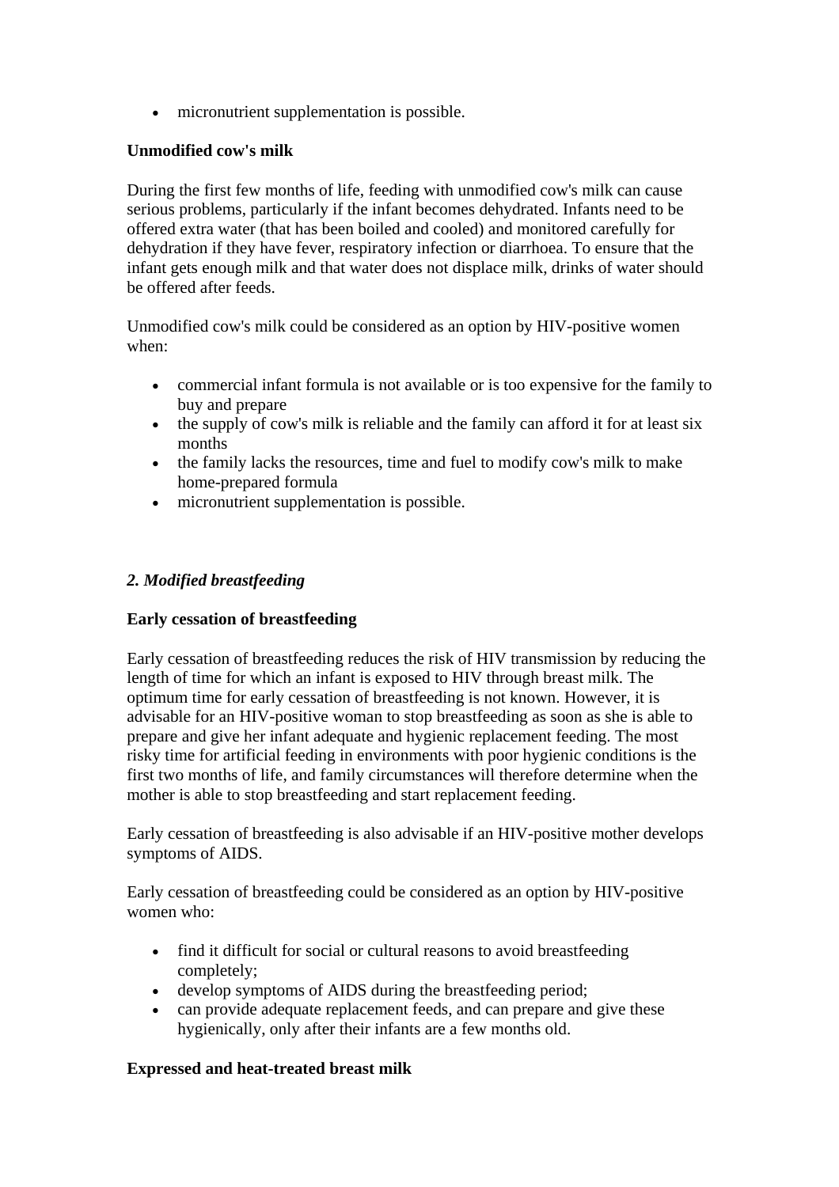- micronutrient supplementation is possible.

**Unmodified cow's milk**

During the first few months of life, feeding with unmodified cow's milk can cause serious problems, particularly if the infant becomes dehydrated. Infants need to be offered extra water (that has been boiled and cooled) and monitored carefully for dehydration if they have fever, respiratory infection or diarrhoea. To ensure that the infant gets enough milk and that water does not displace milk, drinks of water should be offered after feeds.

Unmodified cow's milk could be considered as an option by HIV-positive women when:

- commercial infant formula is not available or is too expensive for the family to buy and prepare
- the supply of cow's milk is reliable and the family can afford it for at least six months
- the family lacks the resources, time and fuel to modify cow's milk to make home-prepared formula
- micronutrient supplementation is possible.

***2. Modified breastfeeding***

**Early cessation of breastfeeding**

Early cessation of breastfeeding reduces the risk of HIV transmission by reducing the length of time for which an infant is exposed to HIV through breast milk. The optimum time for early cessation of breastfeeding is not known. However, it is advisable for an HIV-positive woman to stop breastfeeding as soon as she is able to prepare and give her infant adequate and hygienic replacement feeding. The most risky time for artificial feeding in environments with poor hygienic conditions is the first two months of life, and family circumstances will therefore determine when the mother is able to stop breastfeeding and start replacement feeding.

Early cessation of breastfeeding is also advisable if an HIV-positive mother develops symptoms of AIDS.

Early cessation of breastfeeding could be considered as an option by HIV-positive women who:

- find it difficult for social or cultural reasons to avoid breastfeeding completely;
- develop symptoms of AIDS during the breastfeeding period;
- can provide adequate replacement feeds, and can prepare and give these hygienically, only after their infants are a few months old.

**Expressed and heat-treated breast milk**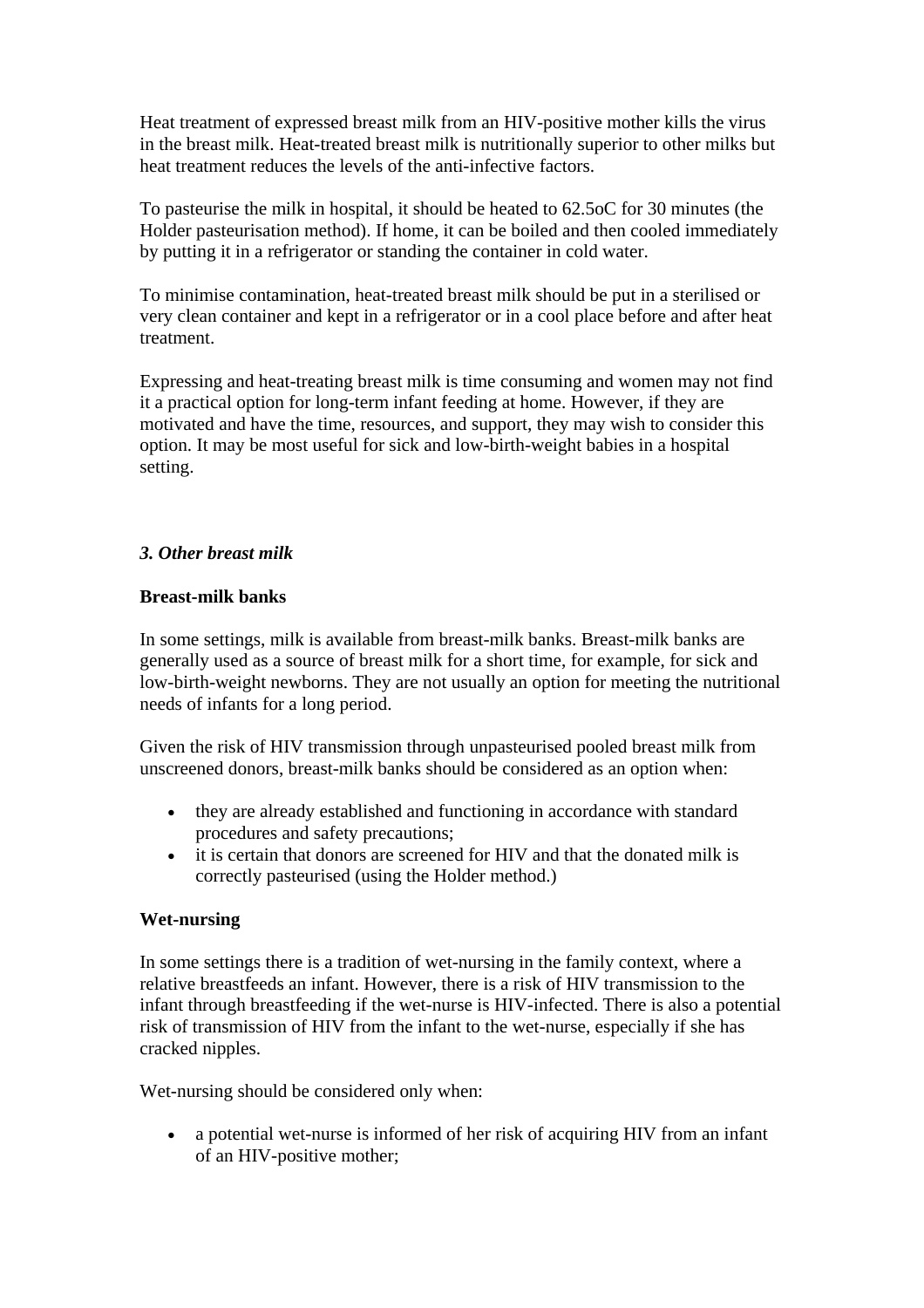Heat treatment of expressed breast milk from an HIV-positive mother kills the virus in the breast milk. Heat-treated breast milk is nutritionally superior to other milks but heat treatment reduces the levels of the anti-infective factors.

To pasteurise the milk in hospital, it should be heated to 62.5oC for 30 minutes (the Holder pasteurisation method). If home, it can be boiled and then cooled immediately by putting it in a refrigerator or standing the container in cold water.

To minimise contamination, heat-treated breast milk should be put in a sterilised or very clean container and kept in a refrigerator or in a cool place before and after heat treatment.

Expressing and heat-treating breast milk is time consuming and women may not find it a practical option for long-term infant feeding at home. However, if they are motivated and have the time, resources, and support, they may wish to consider this option. It may be most useful for sick and low-birth-weight babies in a hospital setting.

### *3. Other breast milk*

**Breast-milk banks**

In some settings, milk is available from breast-milk banks. Breast-milk banks are generally used as a source of breast milk for a short time, for example, for sick and low-birth-weight newborns. They are not usually an option for meeting the nutritional needs of infants for a long period.

Given the risk of HIV transmission through unpasteurised pooled breast milk from unscreened donors, breast-milk banks should be considered as an option when:

- they are already established and functioning in accordance with standard procedures and safety precautions;
- it is certain that donors are screened for HIV and that the donated milk is correctly pasteurised (using the Holder method.)

**Wet-nursing**

In some settings there is a tradition of wet-nursing in the family context, where a relative breastfeeds an infant. However, there is a risk of HIV transmission to the infant through breastfeeding if the wet-nurse is HIV-infected. There is also a potential risk of transmission of HIV from the infant to the wet-nurse, especially if she has cracked nipples.

Wet-nursing should be considered only when:

- a potential wet-nurse is informed of her risk of acquiring HIV from an infant of an HIV-positive mother;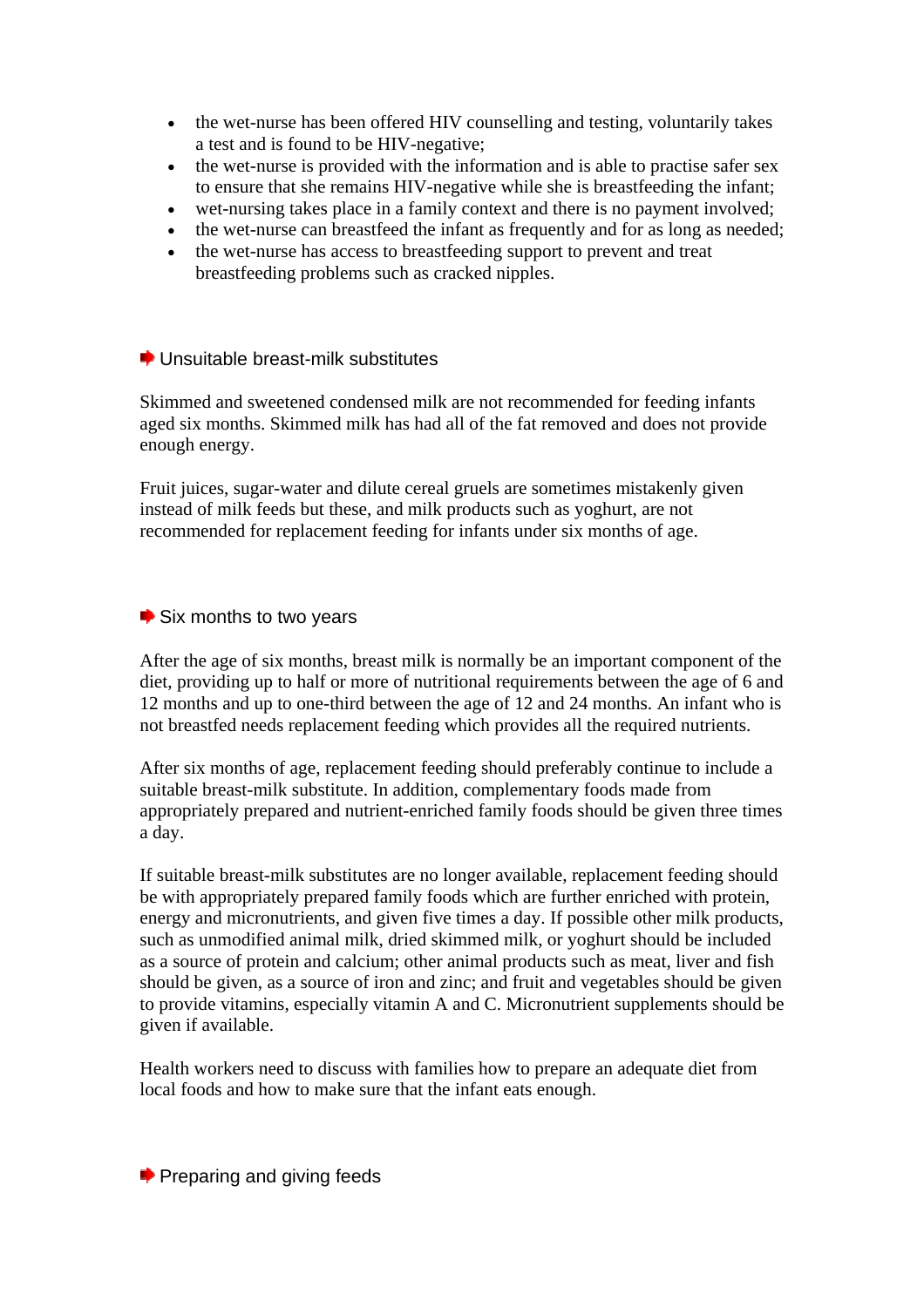- the wet-nurse has been offered HIV counselling and testing, voluntarily takes a test and is found to be HIV-negative;
- the wet-nurse is provided with the information and is able to practise safer sex to ensure that she remains HIV-negative while she is breastfeeding the infant;
- wet-nursing takes place in a family context and there is no payment involved;
- the wet-nurse can breastfeed the infant as frequently and for as long as needed;
- the wet-nurse has access to breastfeeding support to prevent and treat breastfeeding problems such as cracked nipples.

### Unsuitable breast-milk substitutes

Skimmed and sweetened condensed milk are not recommended for feeding infants aged six months. Skimmed milk has had all of the fat removed and does not provide enough energy.

Fruit juices, sugar-water and dilute cereal gruels are sometimes mistakenly given instead of milk feeds but these, and milk products such as yoghurt, are not recommended for replacement feeding for infants under six months of age.

### Six months to two years

After the age of six months, breast milk is normally be an important component of the diet, providing up to half or more of nutritional requirements between the age of 6 and 12 months and up to one-third between the age of 12 and 24 months. An infant who is not breastfed needs replacement feeding which provides all the required nutrients.

After six months of age, replacement feeding should preferably continue to include a suitable breast-milk substitute. In addition, complementary foods made from appropriately prepared and nutrient-enriched family foods should be given three times a day.

If suitable breast-milk substitutes are no longer available, replacement feeding should be with appropriately prepared family foods which are further enriched with protein, energy and micronutrients, and given five times a day. If possible other milk products, such as unmodified animal milk, dried skimmed milk, or yoghurt should be included as a source of protein and calcium; other animal products such as meat, liver and fish should be given, as a source of iron and zinc; and fruit and vegetables should be given to provide vitamins, especially vitamin A and C. Micronutrient supplements should be given if available.

Health workers need to discuss with families how to prepare an adequate diet from local foods and how to make sure that the infant eats enough.

### Preparing and giving feeds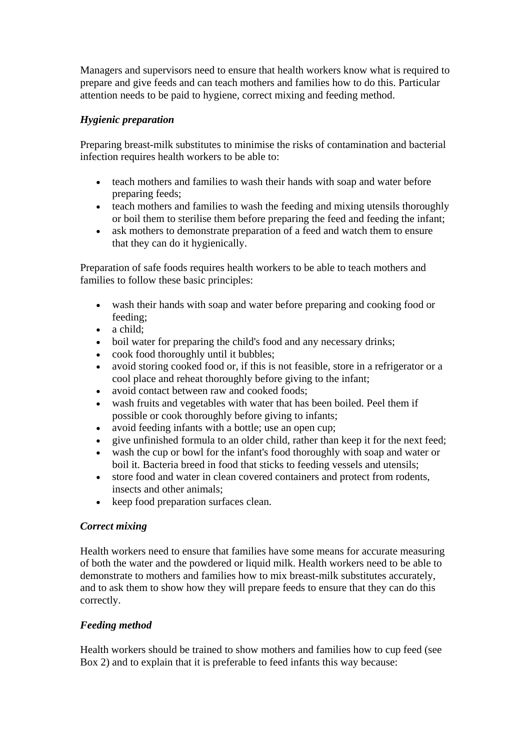Managers and supervisors need to ensure that health workers know what is required to prepare and give feeds and can teach mothers and families how to do this. Particular attention needs to be paid to hygiene, correct mixing and feeding method.

***Hygienic preparation***

Preparing breast-milk substitutes to minimise the risks of contamination and bacterial infection requires health workers to be able to:

- teach mothers and families to wash their hands with soap and water before preparing feeds;
- teach mothers and families to wash the feeding and mixing utensils thoroughly or boil them to sterilise them before preparing the feed and feeding the infant;
- ask mothers to demonstrate preparation of a feed and watch them to ensure that they can do it hygienically.

Preparation of safe foods requires health workers to be able to teach mothers and families to follow these basic principles:

- wash their hands with soap and water before preparing and cooking food or feeding;
- a child;
- boil water for preparing the child's food and any necessary drinks;
- cook food thoroughly until it bubbles;
- avoid storing cooked food or, if this is not feasible, store in a refrigerator or a cool place and reheat thoroughly before giving to the infant;
- avoid contact between raw and cooked foods;
- wash fruits and vegetables with water that has been boiled. Peel them if possible or cook thoroughly before giving to infants;
- avoid feeding infants with a bottle; use an open cup;
- give unfinished formula to an older child, rather than keep it for the next feed;
- wash the cup or bowl for the infant's food thoroughly with soap and water or boil it. Bacteria breed in food that sticks to feeding vessels and utensils;
- store food and water in clean covered containers and protect from rodents, insects and other animals;
- keep food preparation surfaces clean.

***Correct mixing***

Health workers need to ensure that families have some means for accurate measuring of both the water and the powdered or liquid milk. Health workers need to be able to demonstrate to mothers and families how to mix breast-milk substitutes accurately, and to ask them to show how they will prepare feeds to ensure that they can do this correctly.

***Feeding method***

Health workers should be trained to show mothers and families how to cup feed (see Box 2) and to explain that it is preferable to feed infants this way because: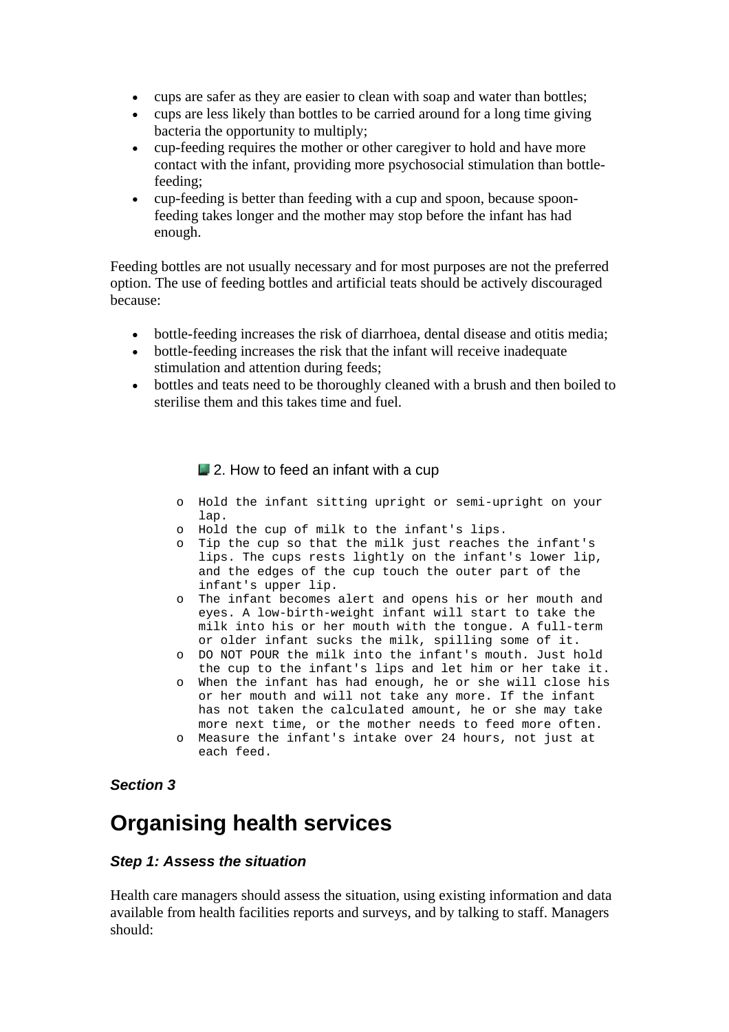- cups are safer as they are easier to clean with soap and water than bottles;
- cups are less likely than bottles to be carried around for a long time giving bacteria the opportunity to multiply;
- cup-feeding requires the mother or other caregiver to hold and have more contact with the infant, providing more psychosocial stimulation than bottle-feeding;
- cup-feeding is better than feeding with a cup and spoon, because spoon-feeding takes longer and the mother may stop before the infant has had enough.

Feeding bottles are not usually necessary and for most purposes are not the preferred option. The use of feeding bottles and artificial teats should be actively discouraged because:

- bottle-feeding increases the risk of diarrhoea, dental disease and otitis media;
- bottle-feeding increases the risk that the infant will receive inadequate stimulation and attention during feeds;
- bottles and teats need to be thoroughly cleaned with a brush and then boiled to sterilise them and this takes time and fuel.

2. How to feed an infant with a cup

- Hold the infant sitting upright or semi-upright on your lap.
- Hold the cup of milk to the infant's lips.
- Tip the cup so that the milk just reaches the infant's lips. The cups rests lightly on the infant's lower lip, and the edges of the cup touch the outer part of the infant's upper lip.
- The infant becomes alert and opens his or her mouth and eyes. A low-birth-weight infant will start to take the milk into his or her mouth with the tongue. A full-term or older infant sucks the milk, spilling some of it.
- DO NOT POUR the milk into the infant's mouth. Just hold the cup to the infant's lips and let him or her take it.
- When the infant has had enough, he or she will close his or her mouth and will not take any more. If the infant has not taken the calculated amount, he or she may take more next time, or the mother needs to feed more often.
- Measure the infant's intake over 24 hours, not just at each feed.

***Section 3***

# Organising health services

***Step 1: Assess the situation***

Health care managers should assess the situation, using existing information and data available from health facilities reports and surveys, and by talking to staff. Managers should: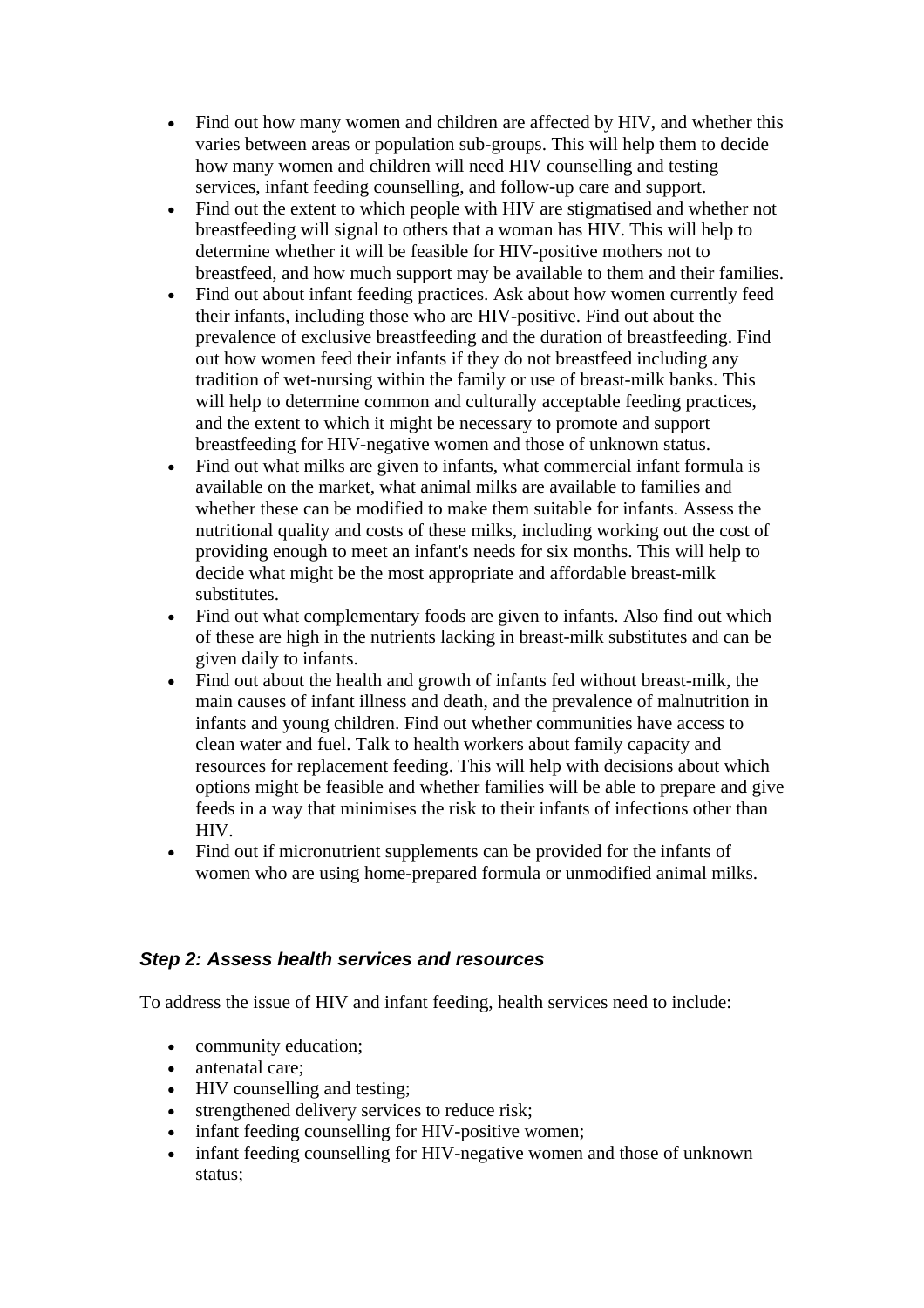- Find out how many women and children are affected by HIV, and whether this varies between areas or population sub-groups. This will help them to decide how many women and children will need HIV counselling and testing services, infant feeding counselling, and follow-up care and support.
- Find out the extent to which people with HIV are stigmatised and whether not breastfeeding will signal to others that a woman has HIV. This will help to determine whether it will be feasible for HIV-positive mothers not to breastfeed, and how much support may be available to them and their families.
- Find out about infant feeding practices. Ask about how women currently feed their infants, including those who are HIV-positive. Find out about the prevalence of exclusive breastfeeding and the duration of breastfeeding. Find out how women feed their infants if they do not breastfeed including any tradition of wet-nursing within the family or use of breast-milk banks. This will help to determine common and culturally acceptable feeding practices, and the extent to which it might be necessary to promote and support breastfeeding for HIV-negative women and those of unknown status.
- Find out what milks are given to infants, what commercial infant formula is available on the market, what animal milks are available to families and whether these can be modified to make them suitable for infants. Assess the nutritional quality and costs of these milks, including working out the cost of providing enough to meet an infant's needs for six months. This will help to decide what might be the most appropriate and affordable breast-milk substitutes.
- Find out what complementary foods are given to infants. Also find out which of these are high in the nutrients lacking in breast-milk substitutes and can be given daily to infants.
- Find out about the health and growth of infants fed without breast-milk, the main causes of infant illness and death, and the prevalence of malnutrition in infants and young children. Find out whether communities have access to clean water and fuel. Talk to health workers about family capacity and resources for replacement feeding. This will help with decisions about which options might be feasible and whether families will be able to prepare and give feeds in a way that minimises the risk to their infants of infections other than HIV.
- Find out if micronutrient supplements can be provided for the infants of women who are using home-prepared formula or unmodified animal milks.

### *Step 2: Assess health services and resources*

To address the issue of HIV and infant feeding, health services need to include:

- community education;
- antenatal care;
- HIV counselling and testing;
- strengthened delivery services to reduce risk;
- infant feeding counselling for HIV-positive women;
- infant feeding counselling for HIV-negative women and those of unknown status;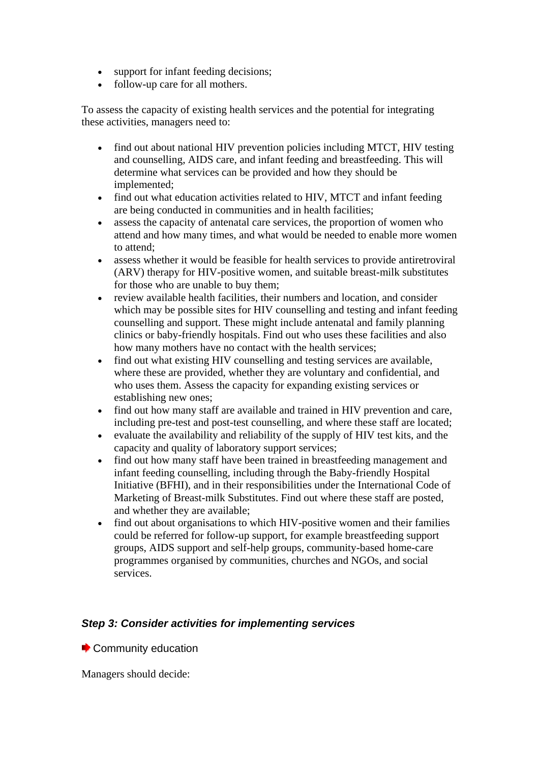- support for infant feeding decisions;
- follow-up care for all mothers.

To assess the capacity of existing health services and the potential for integrating these activities, managers need to:

- find out about national HIV prevention policies including MTCT, HIV testing and counselling, AIDS care, and infant feeding and breastfeeding. This will determine what services can be provided and how they should be implemented;
- find out what education activities related to HIV, MTCT and infant feeding are being conducted in communities and in health facilities;
- assess the capacity of antenatal care services, the proportion of women who attend and how many times, and what would be needed to enable more women to attend;
- assess whether it would be feasible for health services to provide antiretroviral (ARV) therapy for HIV-positive women, and suitable breast-milk substitutes for those who are unable to buy them;
- review available health facilities, their numbers and location, and consider which may be possible sites for HIV counselling and testing and infant feeding counselling and support. These might include antenatal and family planning clinics or baby-friendly hospitals. Find out who uses these facilities and also how many mothers have no contact with the health services;
- find out what existing HIV counselling and testing services are available, where these are provided, whether they are voluntary and confidential, and who uses them. Assess the capacity for expanding existing services or establishing new ones;
- find out how many staff are available and trained in HIV prevention and care, including pre-test and post-test counselling, and where these staff are located;
- evaluate the availability and reliability of the supply of HIV test kits, and the capacity and quality of laboratory support services;
- find out how many staff have been trained in breastfeeding management and infant feeding counselling, including through the Baby-friendly Hospital Initiative (BFHI), and in their responsibilities under the International Code of Marketing of Breast-milk Substitutes. Find out where these staff are posted, and whether they are available;
- find out about organisations to which HIV-positive women and their families could be referred for follow-up support, for example breastfeeding support groups, AIDS support and self-help groups, community-based home-care programmes organised by communities, churches and NGOs, and social services.

### *Step 3: Consider activities for implementing services*

Community education

Managers should decide: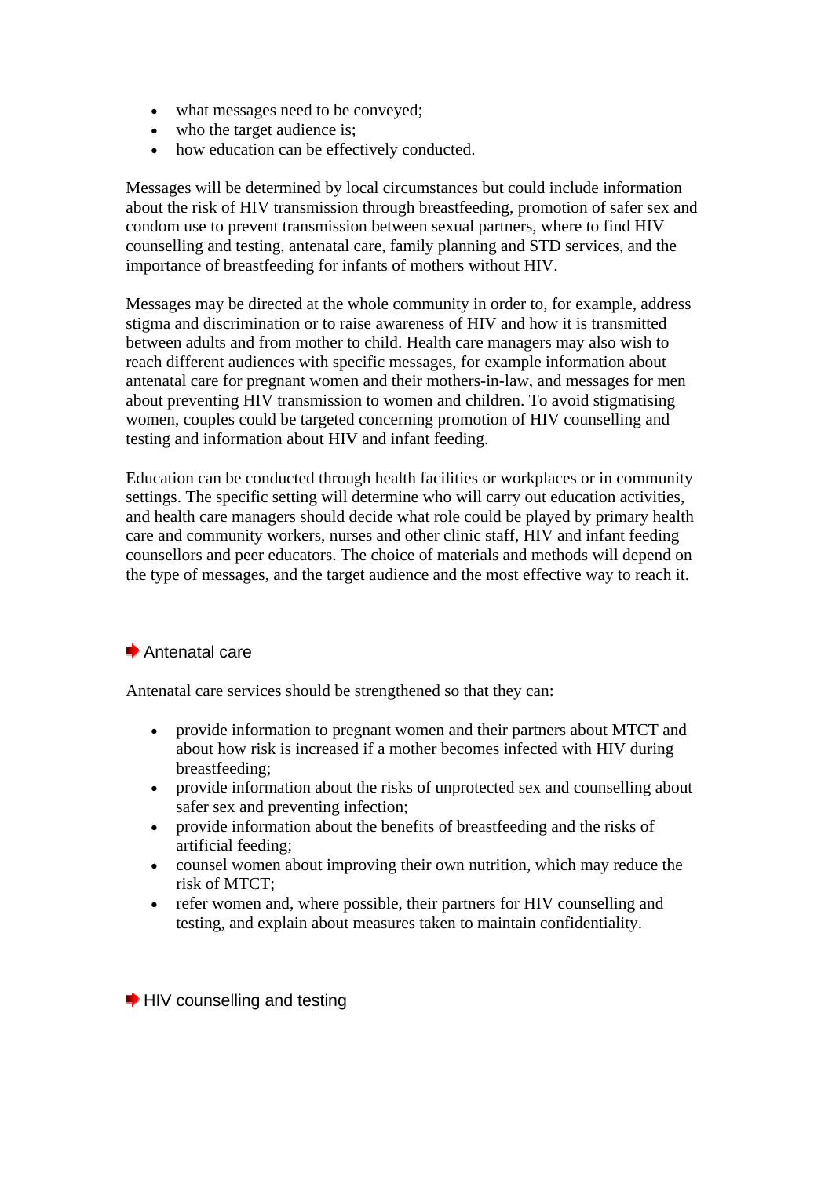- what messages need to be conveyed;
- who the target audience is;
- how education can be effectively conducted.

Messages will be determined by local circumstances but could include information about the risk of HIV transmission through breastfeeding, promotion of safer sex and condom use to prevent transmission between sexual partners, where to find HIV counselling and testing, antenatal care, family planning and STD services, and the importance of breastfeeding for infants of mothers without HIV.

Messages may be directed at the whole community in order to, for example, address stigma and discrimination or to raise awareness of HIV and how it is transmitted between adults and from mother to child. Health care managers may also wish to reach different audiences with specific messages, for example information about antenatal care for pregnant women and their mothers-in-law, and messages for men about preventing HIV transmission to women and children. To avoid stigmatising women, couples could be targeted concerning promotion of HIV counselling and testing and information about HIV and infant feeding.

Education can be conducted through health facilities or workplaces or in community settings. The specific setting will determine who will carry out education activities, and health care managers should decide what role could be played by primary health care and community workers, nurses and other clinic staff, HIV and infant feeding counsellors and peer educators. The choice of materials and methods will depend on the type of messages, and the target audience and the most effective way to reach it.

### Antenatal care

Antenatal care services should be strengthened so that they can:

- provide information to pregnant women and their partners about MTCT and about how risk is increased if a mother becomes infected with HIV during breastfeeding;
- provide information about the risks of unprotected sex and counselling about safer sex and preventing infection;
- provide information about the benefits of breastfeeding and the risks of artificial feeding;
- counsel women about improving their own nutrition, which may reduce the risk of MTCT;
- refer women and, where possible, their partners for HIV counselling and testing, and explain about measures taken to maintain confidentiality.

### HIV counselling and testing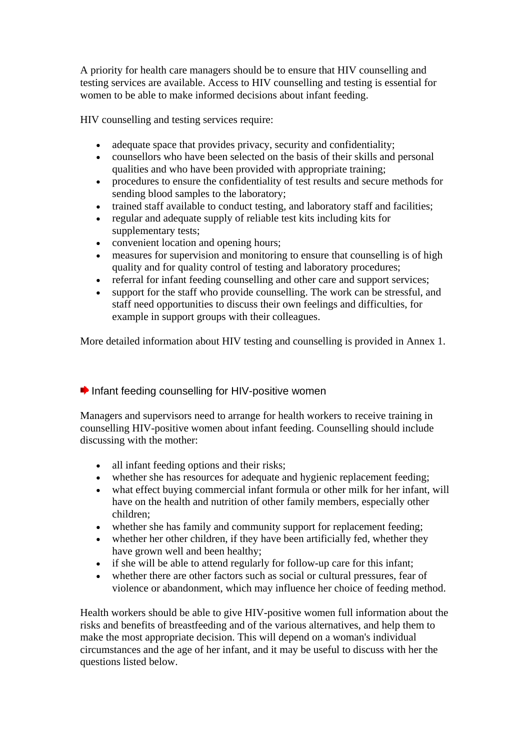A priority for health care managers should be to ensure that HIV counselling and testing services are available. Access to HIV counselling and testing is essential for women to be able to make informed decisions about infant feeding.

HIV counselling and testing services require:

- adequate space that provides privacy, security and confidentiality;
- counsellors who have been selected on the basis of their skills and personal qualities and who have been provided with appropriate training;
- procedures to ensure the confidentiality of test results and secure methods for sending blood samples to the laboratory;
- trained staff available to conduct testing, and laboratory staff and facilities;
- regular and adequate supply of reliable test kits including kits for supplementary tests;
- convenient location and opening hours;
- measures for supervision and monitoring to ensure that counselling is of high quality and for quality control of testing and laboratory procedures;
- referral for infant feeding counselling and other care and support services;
- support for the staff who provide counselling. The work can be stressful, and staff need opportunities to discuss their own feelings and difficulties, for example in support groups with their colleagues.

More detailed information about HIV testing and counselling is provided in Annex 1.

## Infant feeding counselling for HIV-positive women

Managers and supervisors need to arrange for health workers to receive training in counselling HIV-positive women about infant feeding. Counselling should include discussing with the mother:

- all infant feeding options and their risks;
- whether she has resources for adequate and hygienic replacement feeding;
- what effect buying commercial infant formula or other milk for her infant, will have on the health and nutrition of other family members, especially other children;
- whether she has family and community support for replacement feeding;
- whether her other children, if they have been artificially fed, whether they have grown well and been healthy;
- if she will be able to attend regularly for follow-up care for this infant;
- whether there are other factors such as social or cultural pressures, fear of violence or abandonment, which may influence her choice of feeding method.

Health workers should be able to give HIV-positive women full information about the risks and benefits of breastfeeding and of the various alternatives, and help them to make the most appropriate decision. This will depend on a woman's individual circumstances and the age of her infant, and it may be useful to discuss with her the questions listed below.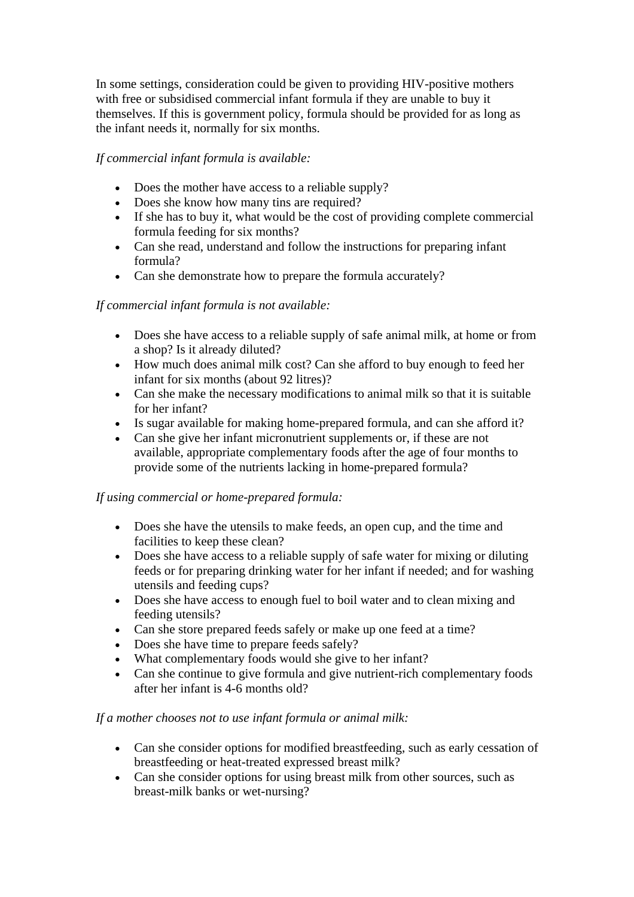In some settings, consideration could be given to providing HIV-positive mothers with free or subsidised commercial infant formula if they are unable to buy it themselves. If this is government policy, formula should be provided for as long as the infant needs it, normally for six months.

*If commercial infant formula is available:*

- Does the mother have access to a reliable supply?
- Does she know how many tins are required?
- If she has to buy it, what would be the cost of providing complete commercial formula feeding for six months?
- Can she read, understand and follow the instructions for preparing infant formula?
- Can she demonstrate how to prepare the formula accurately?

*If commercial infant formula is not available:*

- Does she have access to a reliable supply of safe animal milk, at home or from a shop? Is it already diluted?
- How much does animal milk cost? Can she afford to buy enough to feed her infant for six months (about 92 litres)?
- Can she make the necessary modifications to animal milk so that it is suitable for her infant?
- Is sugar available for making home-prepared formula, and can she afford it?
- Can she give her infant micronutrient supplements or, if these are not available, appropriate complementary foods after the age of four months to provide some of the nutrients lacking in home-prepared formula?

*If using commercial or home-prepared formula:*

- Does she have the utensils to make feeds, an open cup, and the time and facilities to keep these clean?
- Does she have access to a reliable supply of safe water for mixing or diluting feeds or for preparing drinking water for her infant if needed; and for washing utensils and feeding cups?
- Does she have access to enough fuel to boil water and to clean mixing and feeding utensils?
- Can she store prepared feeds safely or make up one feed at a time?
- Does she have time to prepare feeds safely?
- What complementary foods would she give to her infant?
- Can she continue to give formula and give nutrient-rich complementary foods after her infant is 4-6 months old?

*If a mother chooses not to use infant formula or animal milk:*

- Can she consider options for modified breastfeeding, such as early cessation of breastfeeding or heat-treated expressed breast milk?
- Can she consider options for using breast milk from other sources, such as breast-milk banks or wet-nursing?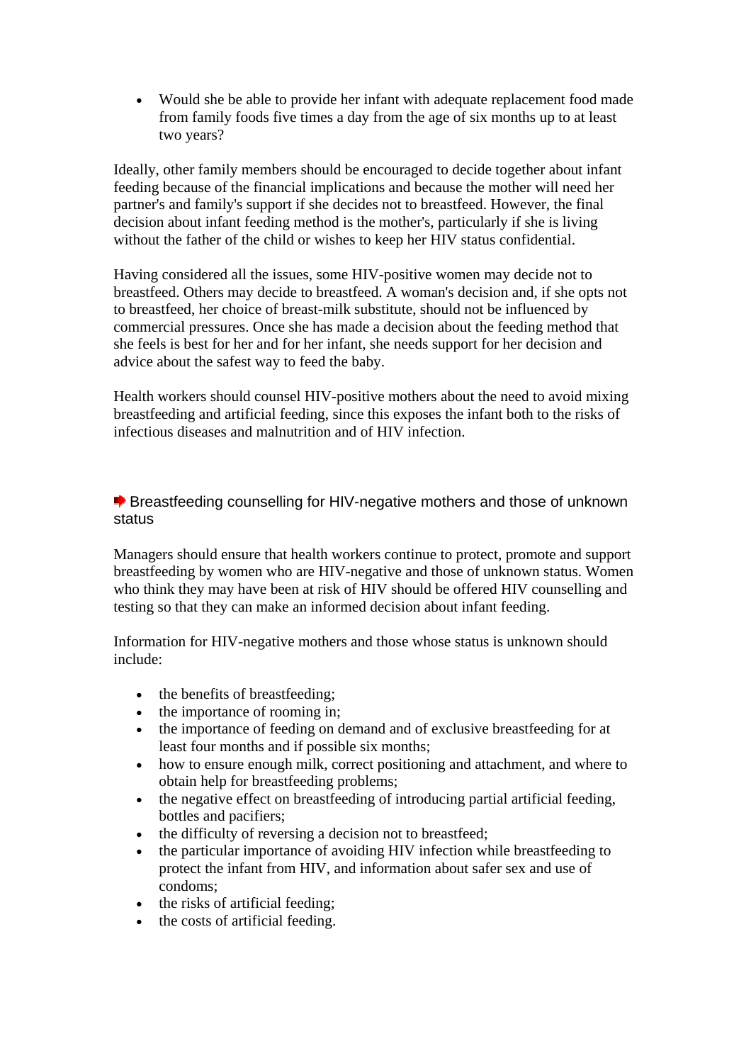- Would she be able to provide her infant with adequate replacement food made from family foods five times a day from the age of six months up to at least two years?

Ideally, other family members should be encouraged to decide together about infant feeding because of the financial implications and because the mother will need her partner's and family's support if she decides not to breastfeed. However, the final decision about infant feeding method is the mother's, particularly if she is living without the father of the child or wishes to keep her HIV status confidential.

Having considered all the issues, some HIV-positive women may decide not to breastfeed. Others may decide to breastfeed. A woman's decision and, if she opts not to breastfeed, her choice of breast-milk substitute, should not be influenced by commercial pressures. Once she has made a decision about the feeding method that she feels is best for her and for her infant, she needs support for her decision and advice about the safest way to feed the baby.

Health workers should counsel HIV-positive mothers about the need to avoid mixing breastfeeding and artificial feeding, since this exposes the infant both to the risks of infectious diseases and malnutrition and of HIV infection.

### Breastfeeding counselling for HIV-negative mothers and those of unknown status

Managers should ensure that health workers continue to protect, promote and support breastfeeding by women who are HIV-negative and those of unknown status. Women who think they may have been at risk of HIV should be offered HIV counselling and testing so that they can make an informed decision about infant feeding.

Information for HIV-negative mothers and those whose status is unknown should include:

- the benefits of breastfeeding;
- the importance of rooming in;
- the importance of feeding on demand and of exclusive breastfeeding for at least four months and if possible six months;
- how to ensure enough milk, correct positioning and attachment, and where to obtain help for breastfeeding problems;
- the negative effect on breastfeeding of introducing partial artificial feeding, bottles and pacifiers;
- the difficulty of reversing a decision not to breastfeed;
- the particular importance of avoiding HIV infection while breastfeeding to protect the infant from HIV, and information about safer sex and use of condoms;
- the risks of artificial feeding;
- the costs of artificial feeding.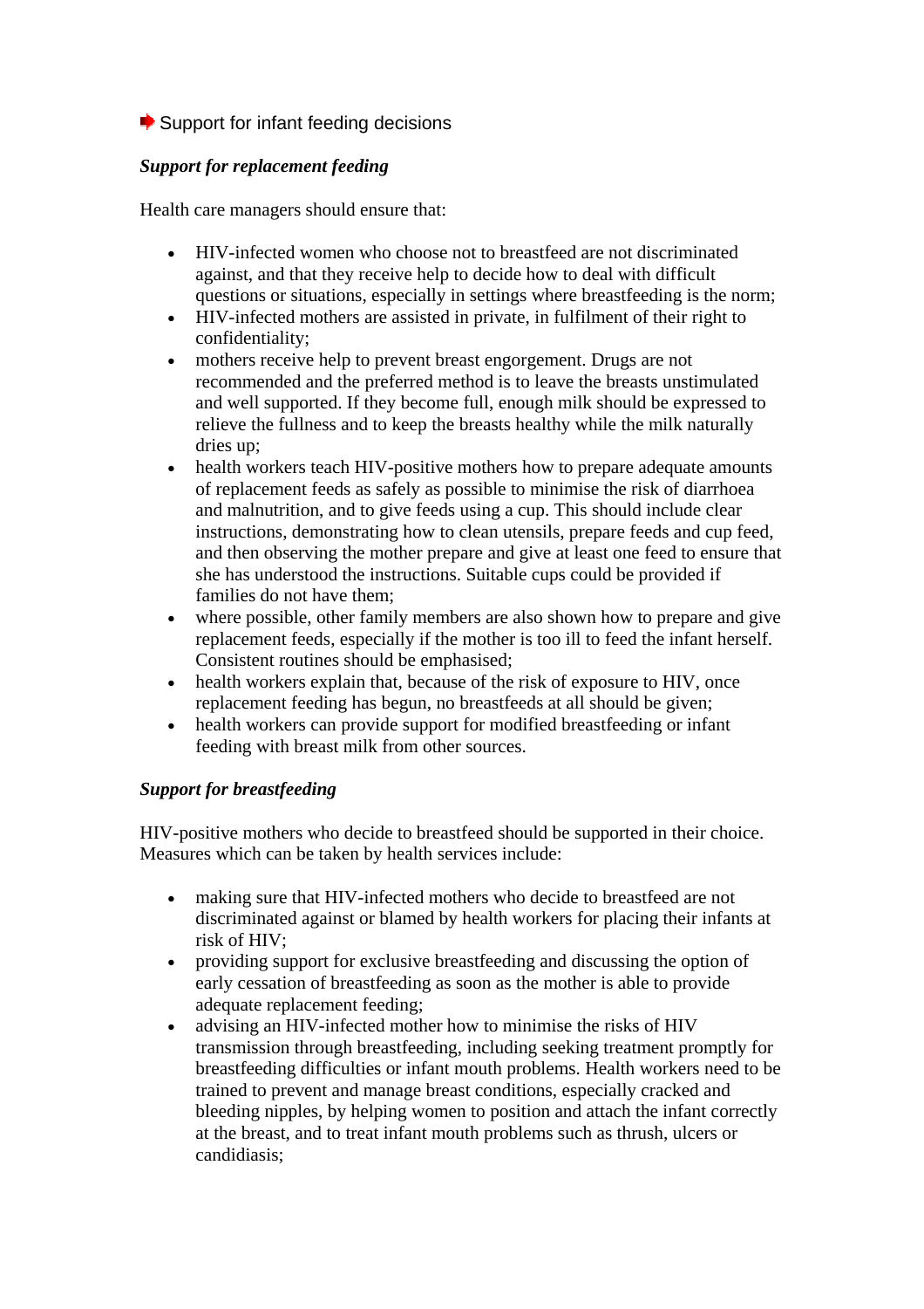## Support for infant feeding decisions

***Support for replacement feeding***

Health care managers should ensure that:

- HIV-infected women who choose not to breastfeed are not discriminated against, and that they receive help to decide how to deal with difficult questions or situations, especially in settings where breastfeeding is the norm;
- HIV-infected mothers are assisted in private, in fulfilment of their right to confidentiality;
- mothers receive help to prevent breast engorgement. Drugs are not recommended and the preferred method is to leave the breasts unstimulated and well supported. If they become full, enough milk should be expressed to relieve the fullness and to keep the breasts healthy while the milk naturally dries up;
- health workers teach HIV-positive mothers how to prepare adequate amounts of replacement feeds as safely as possible to minimise the risk of diarrhoea and malnutrition, and to give feeds using a cup. This should include clear instructions, demonstrating how to clean utensils, prepare feeds and cup feed, and then observing the mother prepare and give at least one feed to ensure that she has understood the instructions. Suitable cups could be provided if families do not have them;
- where possible, other family members are also shown how to prepare and give replacement feeds, especially if the mother is too ill to feed the infant herself. Consistent routines should be emphasised;
- health workers explain that, because of the risk of exposure to HIV, once replacement feeding has begun, no breastfeeds at all should be given;
- health workers can provide support for modified breastfeeding or infant feeding with breast milk from other sources.

***Support for breastfeeding***

HIV-positive mothers who decide to breastfeed should be supported in their choice. Measures which can be taken by health services include:

- making sure that HIV-infected mothers who decide to breastfeed are not discriminated against or blamed by health workers for placing their infants at risk of HIV;
- providing support for exclusive breastfeeding and discussing the option of early cessation of breastfeeding as soon as the mother is able to provide adequate replacement feeding;
- advising an HIV-infected mother how to minimise the risks of HIV transmission through breastfeeding, including seeking treatment promptly for breastfeeding difficulties or infant mouth problems. Health workers need to be trained to prevent and manage breast conditions, especially cracked and bleeding nipples, by helping women to position and attach the infant correctly at the breast, and to treat infant mouth problems such as thrush, ulcers or candidiasis;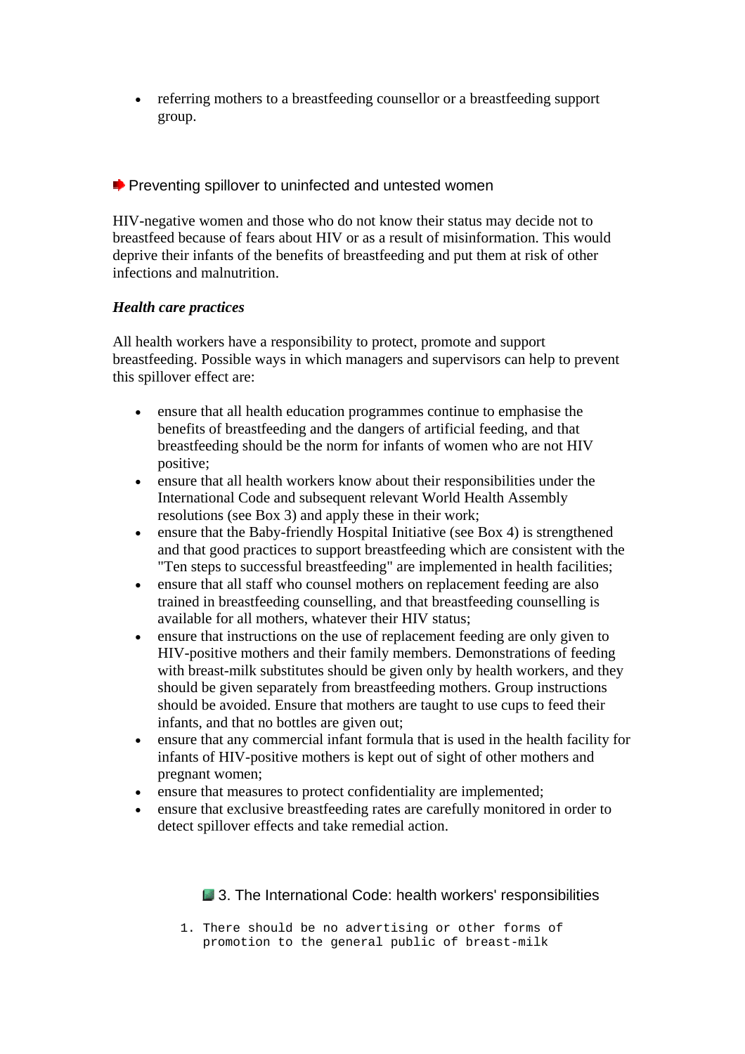- referring mothers to a breastfeeding counsellor or a breastfeeding support group.

### Preventing spillover to uninfected and untested women

HIV-negative women and those who do not know their status may decide not to breastfeed because of fears about HIV or as a result of misinformation. This would deprive their infants of the benefits of breastfeeding and put them at risk of other infections and malnutrition.

***Health care practices***

All health workers have a responsibility to protect, promote and support breastfeeding. Possible ways in which managers and supervisors can help to prevent this spillover effect are:

- ensure that all health education programmes continue to emphasise the benefits of breastfeeding and the dangers of artificial feeding, and that breastfeeding should be the norm for infants of women who are not HIV positive;
- ensure that all health workers know about their responsibilities under the International Code and subsequent relevant World Health Assembly resolutions (see Box 3) and apply these in their work;
- ensure that the Baby-friendly Hospital Initiative (see Box 4) is strengthened and that good practices to support breastfeeding which are consistent with the "Ten steps to successful breastfeeding" are implemented in health facilities;
- ensure that all staff who counsel mothers on replacement feeding are also trained in breastfeeding counselling, and that breastfeeding counselling is available for all mothers, whatever their HIV status;
- ensure that instructions on the use of replacement feeding are only given to HIV-positive mothers and their family members. Demonstrations of feeding with breast-milk substitutes should be given only by health workers, and they should be given separately from breastfeeding mothers. Group instructions should be avoided. Ensure that mothers are taught to use cups to feed their infants, and that no bottles are given out;
- ensure that any commercial infant formula that is used in the health facility for infants of HIV-positive mothers is kept out of sight of other mothers and pregnant women;
- ensure that measures to protect confidentiality are implemented;
- ensure that exclusive breastfeeding rates are carefully monitored in order to detect spillover effects and take remedial action.

#### 3. The International Code: health workers' responsibilities

1. There should be no advertising or other forms of promotion to the general public of breast-milk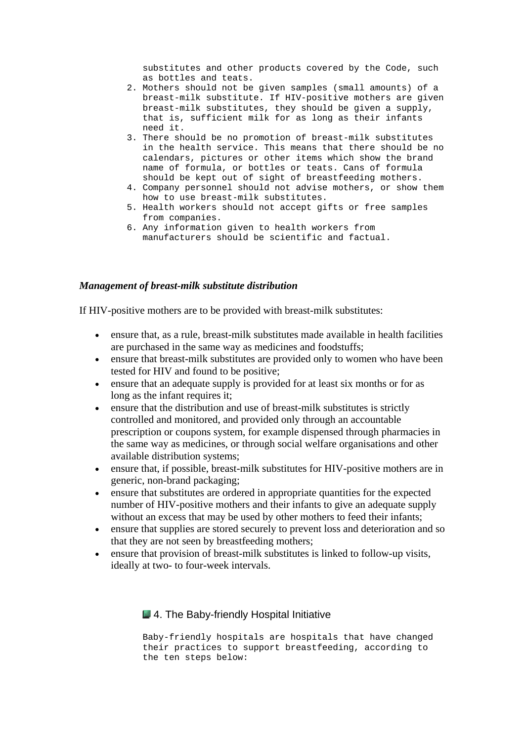substitutes and other products covered by the Code, such as bottles and teats.

2. Mothers should not be given samples (small amounts) of a breast-milk substitute. If HIV-positive mothers are given breast-milk substitutes, they should be given a supply, that is, sufficient milk for as long as their infants need it.
3. There should be no promotion of breast-milk substitutes in the health service. This means that there should be no calendars, pictures or other items which show the brand name of formula, or bottles or teats. Cans of formula should be kept out of sight of breastfeeding mothers.
4. Company personnel should not advise mothers, or show them how to use breast-milk substitutes.
5. Health workers should not accept gifts or free samples from companies.
6. Any information given to health workers from manufacturers should be scientific and factual.

***Management of breast-milk substitute distribution***

If HIV-positive mothers are to be provided with breast-milk substitutes:

- ensure that, as a rule, breast-milk substitutes made available in health facilities are purchased in the same way as medicines and foodstuffs;
- ensure that breast-milk substitutes are provided only to women who have been tested for HIV and found to be positive;
- ensure that an adequate supply is provided for at least six months or for as long as the infant requires it;
- ensure that the distribution and use of breast-milk substitutes is strictly controlled and monitored, and provided only through an accountable prescription or coupons system, for example dispensed through pharmacies in the same way as medicines, or through social welfare organisations and other available distribution systems;
- ensure that, if possible, breast-milk substitutes for HIV-positive mothers are in generic, non-brand packaging;
- ensure that substitutes are ordered in appropriate quantities for the expected number of HIV-positive mothers and their infants to give an adequate supply without an excess that may be used by other mothers to feed their infants;
- ensure that supplies are stored securely to prevent loss and deterioration and so that they are not seen by breastfeeding mothers;
- ensure that provision of breast-milk substitutes is linked to follow-up visits, ideally at two- to four-week intervals.

## 4. The Baby-friendly Hospital Initiative

Baby-friendly hospitals are hospitals that have changed their practices to support breastfeeding, according to the ten steps below: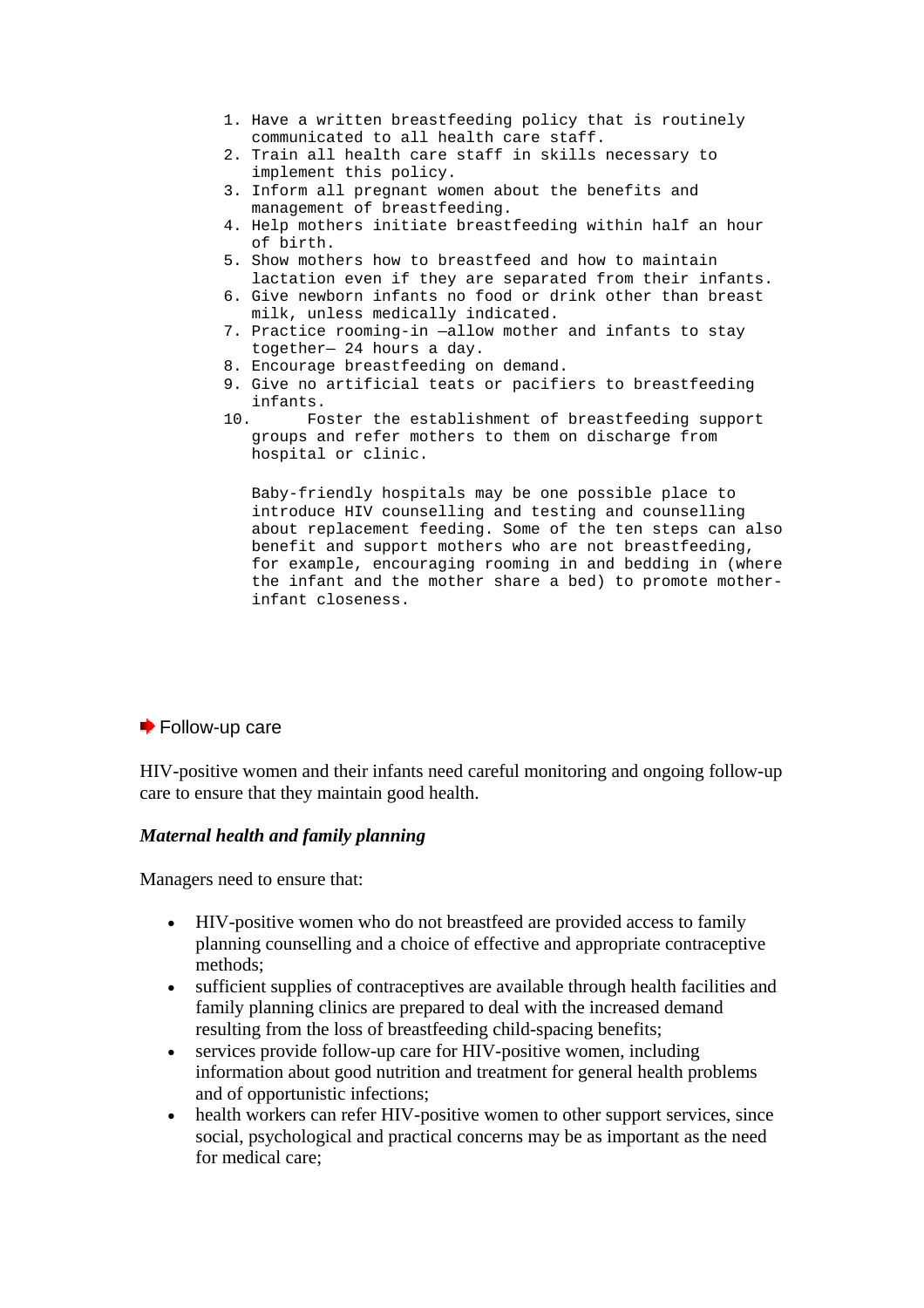1. Have a written breastfeeding policy that is routinely communicated to all health care staff.
2. Train all health care staff in skills necessary to implement this policy.
3. Inform all pregnant women about the benefits and management of breastfeeding.
4. Help mothers initiate breastfeeding within half an hour of birth.
5. Show mothers how to breastfeed and how to maintain lactation even if they are separated from their infants.
6. Give newborn infants no food or drink other than breast milk, unless medically indicated.
7. Practice rooming-in —allow mother and infants to stay together— 24 hours a day.
8. Encourage breastfeeding on demand.
9. Give no artificial teats or pacifiers to breastfeeding infants.
10. Foster the establishment of breastfeeding support groups and refer mothers to them on discharge from hospital or clinic.

Baby-friendly hospitals may be one possible place to introduce HIV counselling and testing and counselling about replacement feeding. Some of the ten steps can also benefit and support mothers who are not breastfeeding, for example, encouraging rooming in and bedding in (where the infant and the mother share a bed) to promote mother-infant closeness.

## Follow-up care

HIV-positive women and their infants need careful monitoring and ongoing follow-up care to ensure that they maintain good health.

### *Maternal health and family planning*

Managers need to ensure that:

- HIV-positive women who do not breastfeed are provided access to family planning counselling and a choice of effective and appropriate contraceptive methods;
- sufficient supplies of contraceptives are available through health facilities and family planning clinics are prepared to deal with the increased demand resulting from the loss of breastfeeding child-spacing benefits;
- services provide follow-up care for HIV-positive women, including information about good nutrition and treatment for general health problems and of opportunistic infections;
- health workers can refer HIV-positive women to other support services, since social, psychological and practical concerns may be as important as the need for medical care;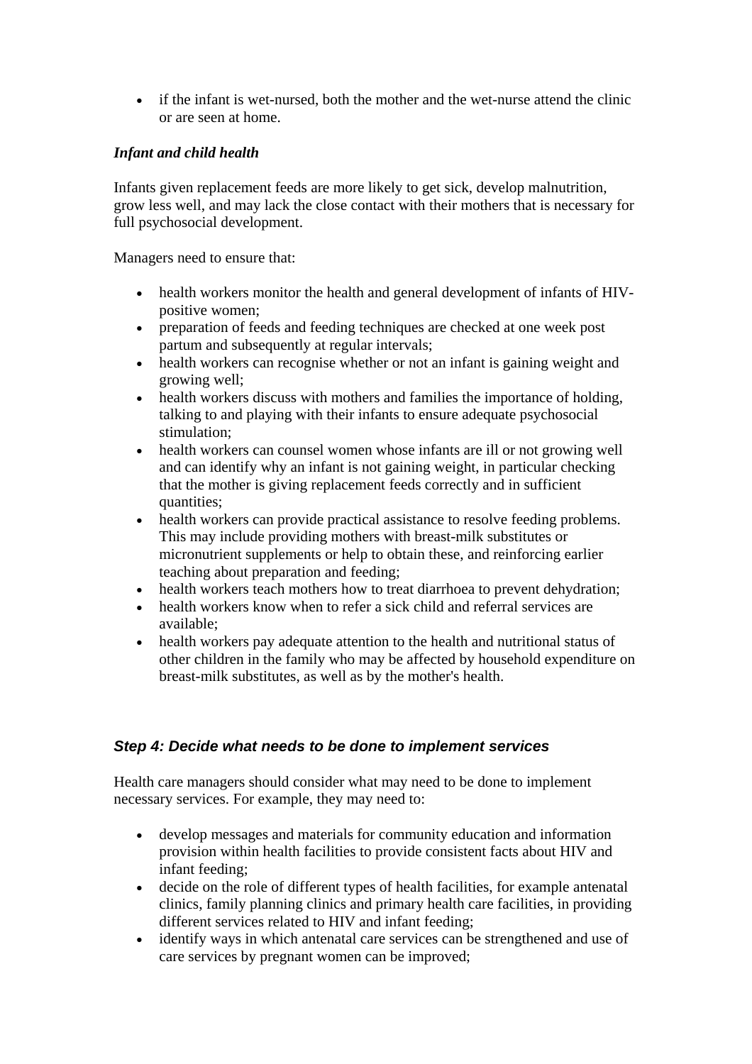- if the infant is wet-nursed, both the mother and the wet-nurse attend the clinic or are seen at home.

***Infant and child health***

Infants given replacement feeds are more likely to get sick, develop malnutrition, grow less well, and may lack the close contact with their mothers that is necessary for full psychosocial development.

Managers need to ensure that:

- health workers monitor the health and general development of infants of HIV-positive women;
- preparation of feeds and feeding techniques are checked at one week post partum and subsequently at regular intervals;
- health workers can recognise whether or not an infant is gaining weight and growing well;
- health workers discuss with mothers and families the importance of holding, talking to and playing with their infants to ensure adequate psychosocial stimulation;
- health workers can counsel women whose infants are ill or not growing well and can identify why an infant is not gaining weight, in particular checking that the mother is giving replacement feeds correctly and in sufficient quantities;
- health workers can provide practical assistance to resolve feeding problems. This may include providing mothers with breast-milk substitutes or micronutrient supplements or help to obtain these, and reinforcing earlier teaching about preparation and feeding;
- health workers teach mothers how to treat diarrhoea to prevent dehydration;
- health workers know when to refer a sick child and referral services are available;
- health workers pay adequate attention to the health and nutritional status of other children in the family who may be affected by household expenditure on breast-milk substitutes, as well as by the mother's health.

### *Step 4: Decide what needs to be done to implement services*

Health care managers should consider what may need to be done to implement necessary services. For example, they may need to:

- develop messages and materials for community education and information provision within health facilities to provide consistent facts about HIV and infant feeding;
- decide on the role of different types of health facilities, for example antenatal clinics, family planning clinics and primary health care facilities, in providing different services related to HIV and infant feeding;
- identify ways in which antenatal care services can be strengthened and use of care services by pregnant women can be improved;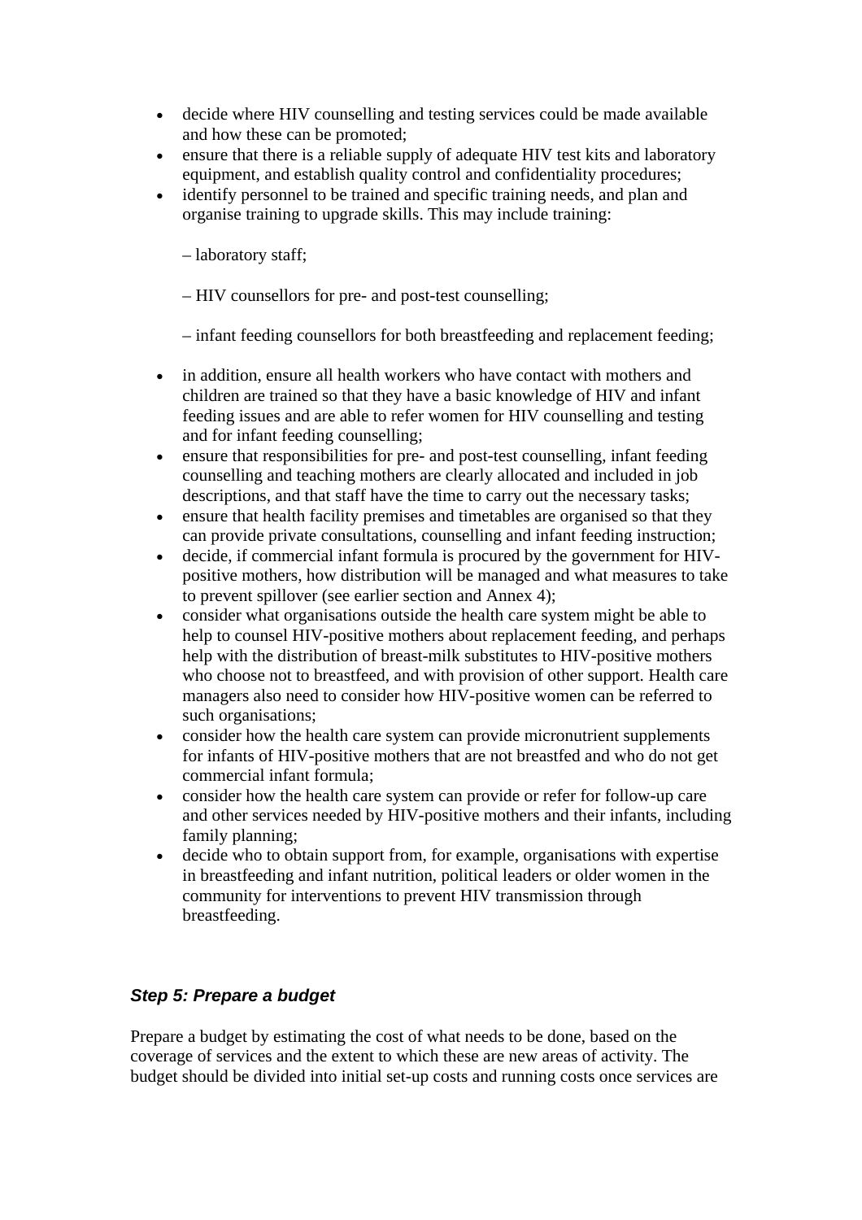- decide where HIV counselling and testing services could be made available and how these can be promoted;
- ensure that there is a reliable supply of adequate HIV test kits and laboratory equipment, and establish quality control and confidentiality procedures;
- identify personnel to be trained and specific training needs, and plan and organise training to upgrade skills. This may include training:

  – laboratory staff;

  – HIV counsellors for pre- and post-test counselling;

  – infant feeding counsellors for both breastfeeding and replacement feeding;

- in addition, ensure all health workers who have contact with mothers and children are trained so that they have a basic knowledge of HIV and infant feeding issues and are able to refer women for HIV counselling and testing and for infant feeding counselling;
- ensure that responsibilities for pre- and post-test counselling, infant feeding counselling and teaching mothers are clearly allocated and included in job descriptions, and that staff have the time to carry out the necessary tasks;
- ensure that health facility premises and timetables are organised so that they can provide private consultations, counselling and infant feeding instruction;
- decide, if commercial infant formula is procured by the government for HIV-positive mothers, how distribution will be managed and what measures to take to prevent spillover (see earlier section and Annex 4);
- consider what organisations outside the health care system might be able to help to counsel HIV-positive mothers about replacement feeding, and perhaps help with the distribution of breast-milk substitutes to HIV-positive mothers who choose not to breastfeed, and with provision of other support. Health care managers also need to consider how HIV-positive women can be referred to such organisations;
- consider how the health care system can provide micronutrient supplements for infants of HIV-positive mothers that are not breastfed and who do not get commercial infant formula;
- consider how the health care system can provide or refer for follow-up care and other services needed by HIV-positive mothers and their infants, including family planning;
- decide who to obtain support from, for example, organisations with expertise in breastfeeding and infant nutrition, political leaders or older women in the community for interventions to prevent HIV transmission through breastfeeding.

### *Step 5: Prepare a budget*

Prepare a budget by estimating the cost of what needs to be done, based on the coverage of services and the extent to which these are new areas of activity. The budget should be divided into initial set-up costs and running costs once services are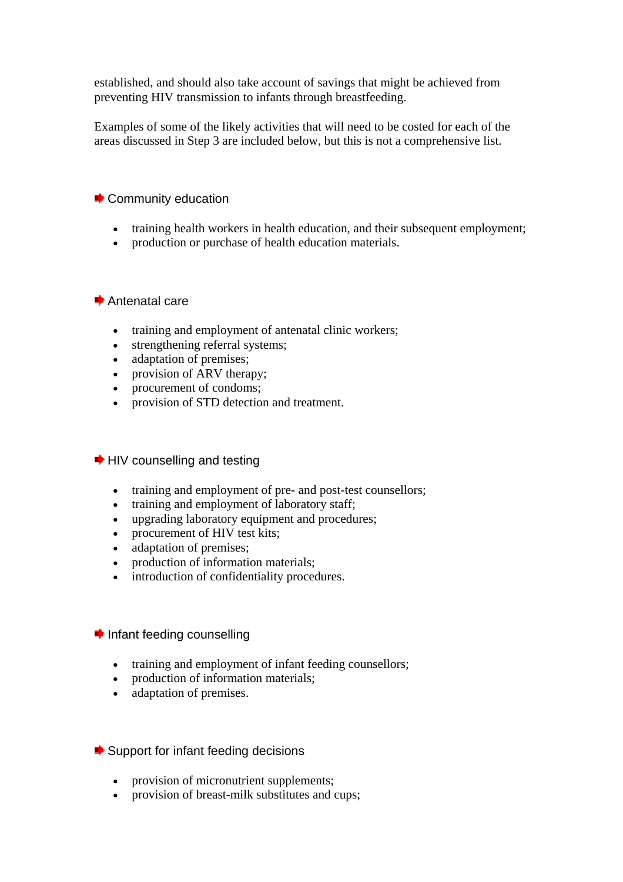established, and should also take account of savings that might be achieved from preventing HIV transmission to infants through breastfeeding.

Examples of some of the likely activities that will need to be costed for each of the areas discussed in Step 3 are included below, but this is not a comprehensive list.

### Community education

- training health workers in health education, and their subsequent employment;
- production or purchase of health education materials.

### Antenatal care

- training and employment of antenatal clinic workers;
- strengthening referral systems;
- adaptation of premises;
- provision of ARV therapy;
- procurement of condoms;
- provision of STD detection and treatment.

### HIV counselling and testing

- training and employment of pre- and post-test counsellors;
- training and employment of laboratory staff;
- upgrading laboratory equipment and procedures;
- procurement of HIV test kits;
- adaptation of premises;
- production of information materials;
- introduction of confidentiality procedures.

### Infant feeding counselling

- training and employment of infant feeding counsellors;
- production of information materials;
- adaptation of premises.

### Support for infant feeding decisions

- provision of micronutrient supplements;
- provision of breast-milk substitutes and cups;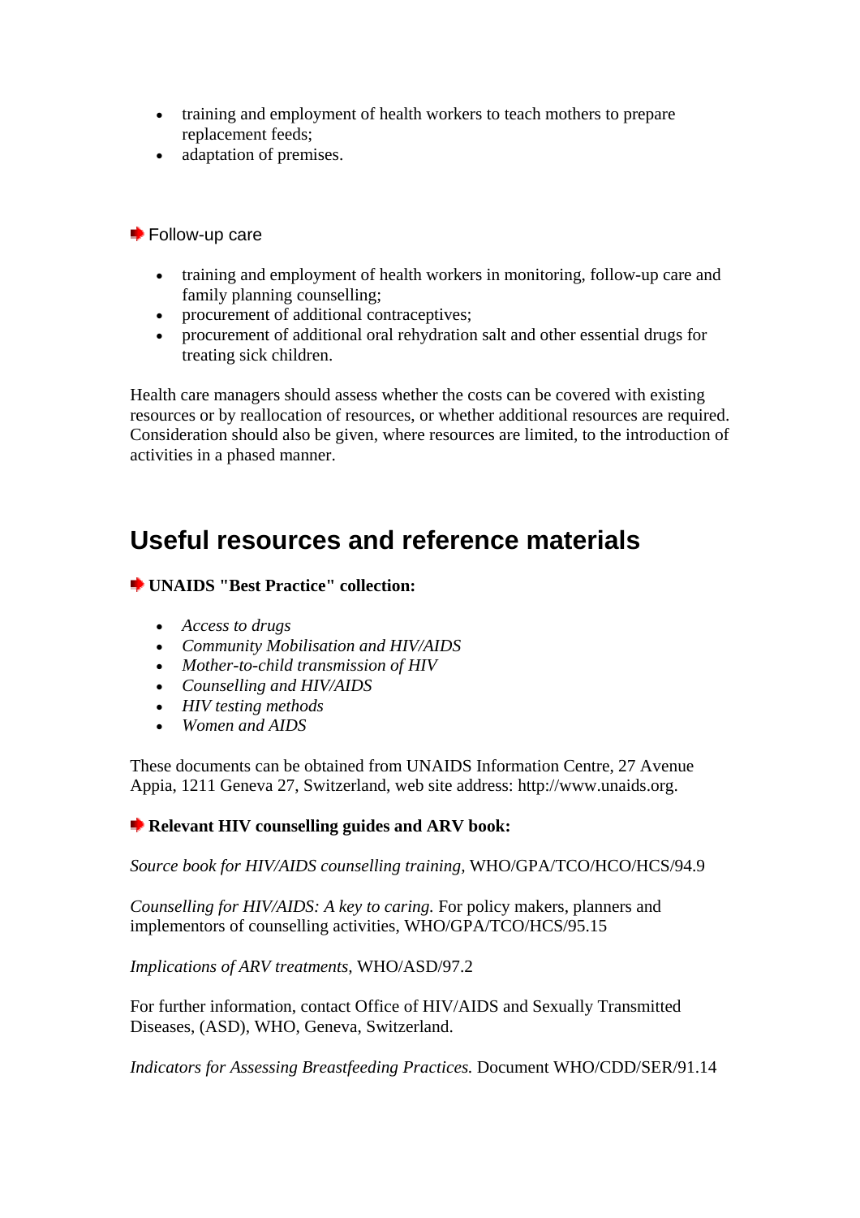- training and employment of health workers to teach mothers to prepare replacement feeds;
- adaptation of premises.

### Follow-up care

- training and employment of health workers in monitoring, follow-up care and family planning counselling;
- procurement of additional contraceptives;
- procurement of additional oral rehydration salt and other essential drugs for treating sick children.

Health care managers should assess whether the costs can be covered with existing resources or by reallocation of resources, or whether additional resources are required. Consideration should also be given, where resources are limited, to the introduction of activities in a phased manner.

## Useful resources and reference materials

**UNAIDS "Best Practice" collection:**

- *Access to drugs*
- *Community Mobilisation and HIV/AIDS*
- *Mother-to-child transmission of HIV*
- *Counselling and HIV/AIDS*
- *HIV testing methods*
- *Women and AIDS*

These documents can be obtained from UNAIDS Information Centre, 27 Avenue Appia, 1211 Geneva 27, Switzerland, web site address: http://www.unaids.org.

**Relevant HIV counselling guides and ARV book:**

*Source book for HIV/AIDS counselling training*, WHO/GPA/TCO/HCO/HCS/94.9

*Counselling for HIV/AIDS: A key to caring.* For policy makers, planners and implementors of counselling activities, WHO/GPA/TCO/HCS/95.15

*Implications of ARV treatments*, WHO/ASD/97.2

For further information, contact Office of HIV/AIDS and Sexually Transmitted Diseases, (ASD), WHO, Geneva, Switzerland.

*Indicators for Assessing Breastfeeding Practices.* Document WHO/CDD/SER/91.14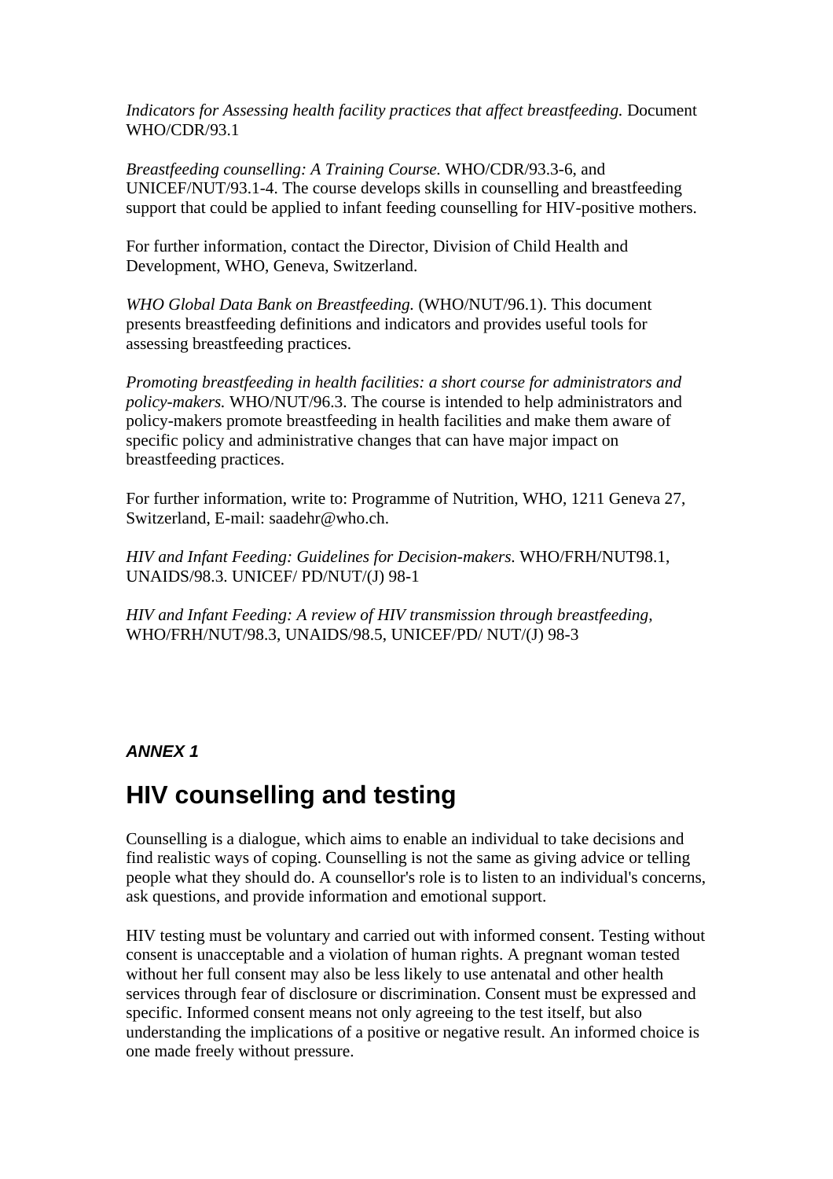*Indicators for Assessing health facility practices that affect breastfeeding.* Document WHO/CDR/93.1

*Breastfeeding counselling: A Training Course.* WHO/CDR/93.3-6, and UNICEF/NUT/93.1-4. The course develops skills in counselling and breastfeeding support that could be applied to infant feeding counselling for HIV-positive mothers.

For further information, contact the Director, Division of Child Health and Development, WHO, Geneva, Switzerland.

*WHO Global Data Bank on Breastfeeding.* (WHO/NUT/96.1). This document presents breastfeeding definitions and indicators and provides useful tools for assessing breastfeeding practices.

*Promoting breastfeeding in health facilities: a short course for administrators and policy-makers.* WHO/NUT/96.3. The course is intended to help administrators and policy-makers promote breastfeeding in health facilities and make them aware of specific policy and administrative changes that can have major impact on breastfeeding practices.

For further information, write to: Programme of Nutrition, WHO, 1211 Geneva 27, Switzerland, E-mail: saadehr@who.ch.

*HIV and Infant Feeding: Guidelines for Decision-makers.* WHO/FRH/NUT98.1, UNAIDS/98.3. UNICEF/ PD/NUT/(J) 98-1

*HIV and Infant Feeding: A review of HIV transmission through breastfeeding,* WHO/FRH/NUT/98.3, UNAIDS/98.5, UNICEF/PD/ NUT/(J) 98-3

***ANNEX 1***

# HIV counselling and testing

Counselling is a dialogue, which aims to enable an individual to take decisions and find realistic ways of coping. Counselling is not the same as giving advice or telling people what they should do. A counsellor's role is to listen to an individual's concerns, ask questions, and provide information and emotional support.

HIV testing must be voluntary and carried out with informed consent. Testing without consent is unacceptable and a violation of human rights. A pregnant woman tested without her full consent may also be less likely to use antenatal and other health services through fear of disclosure or discrimination. Consent must be expressed and specific. Informed consent means not only agreeing to the test itself, but also understanding the implications of a positive or negative result. An informed choice is one made freely without pressure.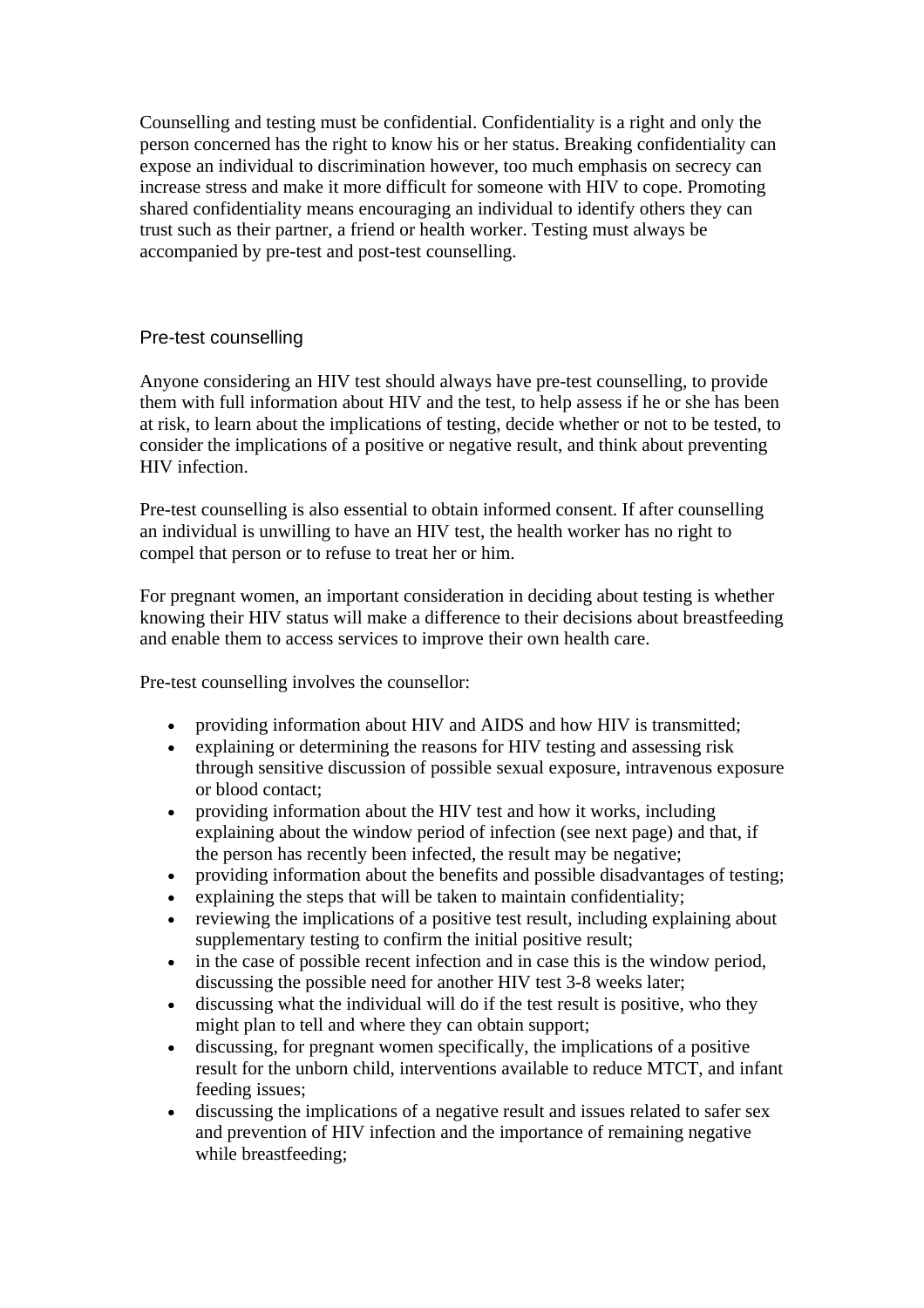Counselling and testing must be confidential. Confidentiality is a right and only the person concerned has the right to know his or her status. Breaking confidentiality can expose an individual to discrimination however, too much emphasis on secrecy can increase stress and make it more difficult for someone with HIV to cope. Promoting shared confidentiality means encouraging an individual to identify others they can trust such as their partner, a friend or health worker. Testing must always be accompanied by pre-test and post-test counselling.

## Pre-test counselling

Anyone considering an HIV test should always have pre-test counselling, to provide them with full information about HIV and the test, to help assess if he or she has been at risk, to learn about the implications of testing, decide whether or not to be tested, to consider the implications of a positive or negative result, and think about preventing HIV infection.

Pre-test counselling is also essential to obtain informed consent. If after counselling an individual is unwilling to have an HIV test, the health worker has no right to compel that person or to refuse to treat her or him.

For pregnant women, an important consideration in deciding about testing is whether knowing their HIV status will make a difference to their decisions about breastfeeding and enable them to access services to improve their own health care.

Pre-test counselling involves the counsellor:

- providing information about HIV and AIDS and how HIV is transmitted;
- explaining or determining the reasons for HIV testing and assessing risk through sensitive discussion of possible sexual exposure, intravenous exposure or blood contact;
- providing information about the HIV test and how it works, including explaining about the window period of infection (see next page) and that, if the person has recently been infected, the result may be negative;
- providing information about the benefits and possible disadvantages of testing;
- explaining the steps that will be taken to maintain confidentiality;
- reviewing the implications of a positive test result, including explaining about supplementary testing to confirm the initial positive result;
- in the case of possible recent infection and in case this is the window period, discussing the possible need for another HIV test 3-8 weeks later;
- discussing what the individual will do if the test result is positive, who they might plan to tell and where they can obtain support;
- discussing, for pregnant women specifically, the implications of a positive result for the unborn child, interventions available to reduce MTCT, and infant feeding issues;
- discussing the implications of a negative result and issues related to safer sex and prevention of HIV infection and the importance of remaining negative while breastfeeding;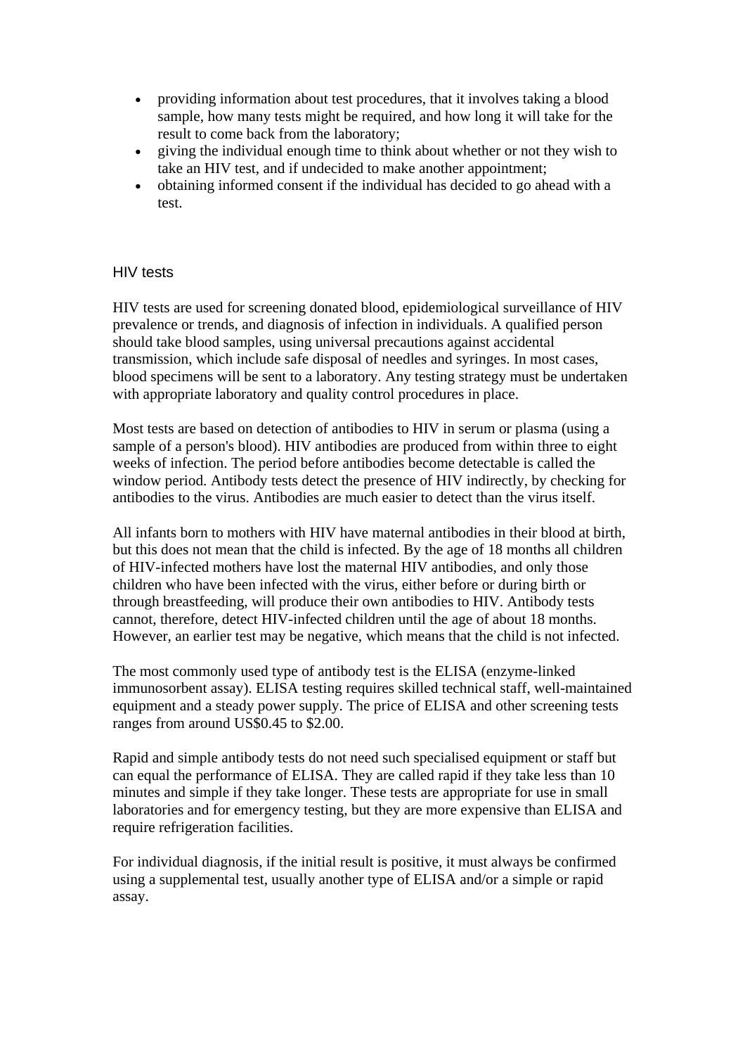- providing information about test procedures, that it involves taking a blood sample, how many tests might be required, and how long it will take for the result to come back from the laboratory;
- giving the individual enough time to think about whether or not they wish to take an HIV test, and if undecided to make another appointment;
- obtaining informed consent if the individual has decided to go ahead with a test.

## HIV tests

HIV tests are used for screening donated blood, epidemiological surveillance of HIV prevalence or trends, and diagnosis of infection in individuals. A qualified person should take blood samples, using universal precautions against accidental transmission, which include safe disposal of needles and syringes. In most cases, blood specimens will be sent to a laboratory. Any testing strategy must be undertaken with appropriate laboratory and quality control procedures in place.

Most tests are based on detection of antibodies to HIV in serum or plasma (using a sample of a person's blood). HIV antibodies are produced from within three to eight weeks of infection. The period before antibodies become detectable is called the window period. Antibody tests detect the presence of HIV indirectly, by checking for antibodies to the virus. Antibodies are much easier to detect than the virus itself.

All infants born to mothers with HIV have maternal antibodies in their blood at birth, but this does not mean that the child is infected. By the age of 18 months all children of HIV-infected mothers have lost the maternal HIV antibodies, and only those children who have been infected with the virus, either before or during birth or through breastfeeding, will produce their own antibodies to HIV. Antibody tests cannot, therefore, detect HIV-infected children until the age of about 18 months. However, an earlier test may be negative, which means that the child is not infected.

The most commonly used type of antibody test is the ELISA (enzyme-linked immunosorbent assay). ELISA testing requires skilled technical staff, well-maintained equipment and a steady power supply. The price of ELISA and other screening tests ranges from around US$0.45 to $2.00.

Rapid and simple antibody tests do not need such specialised equipment or staff but can equal the performance of ELISA. They are called rapid if they take less than 10 minutes and simple if they take longer. These tests are appropriate for use in small laboratories and for emergency testing, but they are more expensive than ELISA and require refrigeration facilities.

For individual diagnosis, if the initial result is positive, it must always be confirmed using a supplemental test, usually another type of ELISA and/or a simple or rapid assay.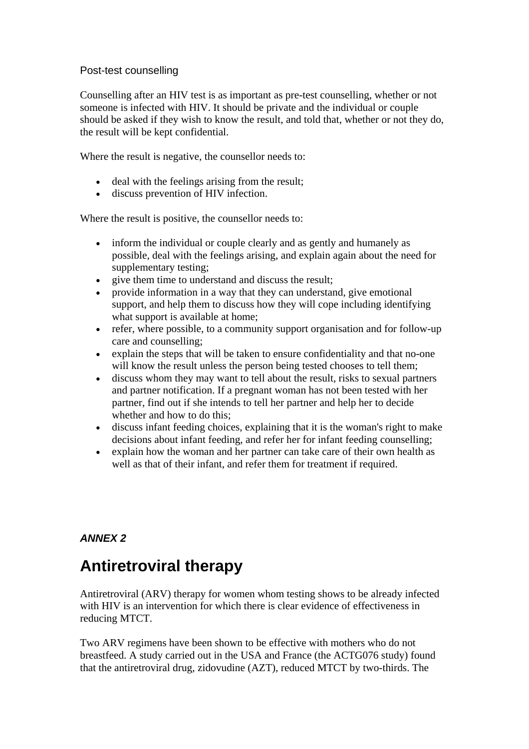Post-test counselling

Counselling after an HIV test is as important as pre-test counselling, whether or not someone is infected with HIV. It should be private and the individual or couple should be asked if they wish to know the result, and told that, whether or not they do, the result will be kept confidential.

Where the result is negative, the counsellor needs to:

- deal with the feelings arising from the result;
- discuss prevention of HIV infection.

Where the result is positive, the counsellor needs to:

- inform the individual or couple clearly and as gently and humanely as possible, deal with the feelings arising, and explain again about the need for supplementary testing;
- give them time to understand and discuss the result;
- provide information in a way that they can understand, give emotional support, and help them to discuss how they will cope including identifying what support is available at home;
- refer, where possible, to a community support organisation and for follow-up care and counselling;
- explain the steps that will be taken to ensure confidentiality and that no-one will know the result unless the person being tested chooses to tell them;
- discuss whom they may want to tell about the result, risks to sexual partners and partner notification. If a pregnant woman has not been tested with her partner, find out if she intends to tell her partner and help her to decide whether and how to do this;
- discuss infant feeding choices, explaining that it is the woman's right to make decisions about infant feeding, and refer her for infant feeding counselling;
- explain how the woman and her partner can take care of their own health as well as that of their infant, and refer them for treatment if required.

***ANNEX 2***

# Antiretroviral therapy

Antiretroviral (ARV) therapy for women whom testing shows to be already infected with HIV is an intervention for which there is clear evidence of effectiveness in reducing MTCT.

Two ARV regimens have been shown to be effective with mothers who do not breastfeed. A study carried out in the USA and France (the ACTG076 study) found that the antiretroviral drug, zidovudine (AZT), reduced MTCT by two-thirds. The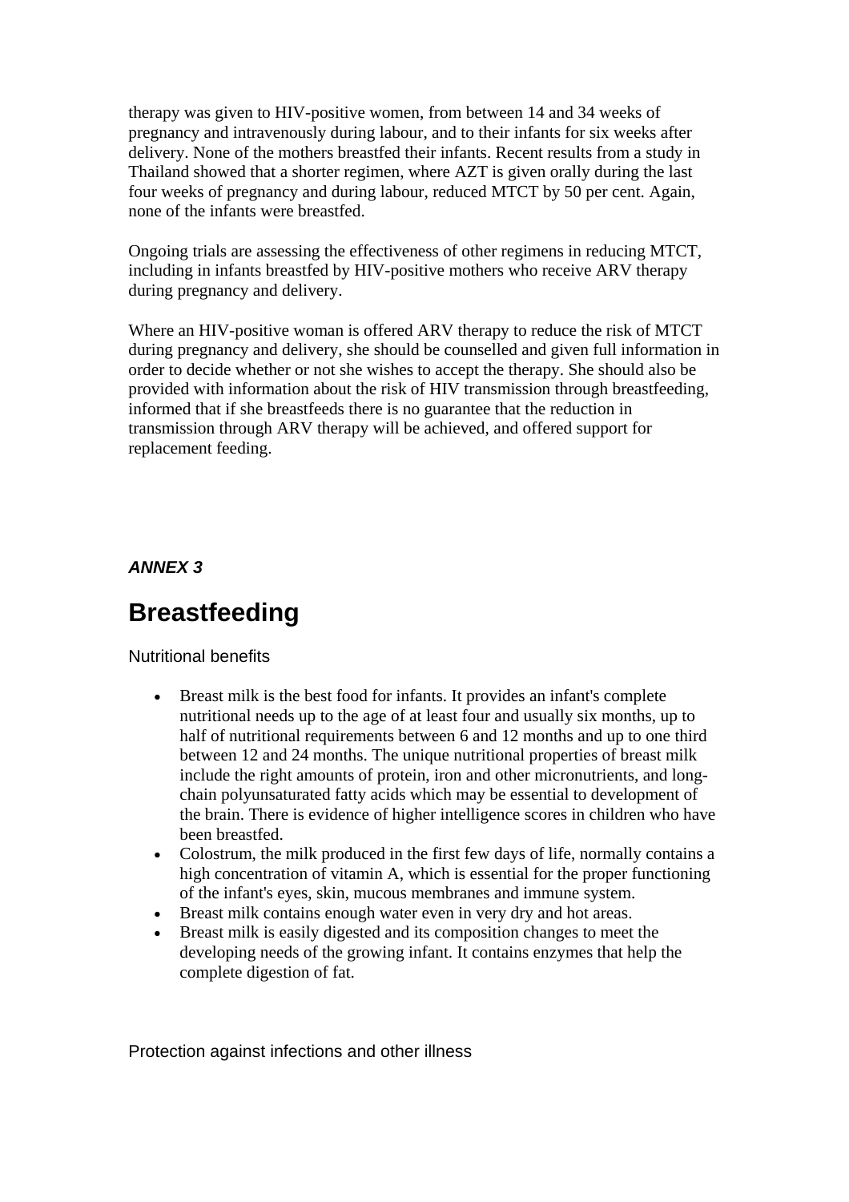therapy was given to HIV-positive women, from between 14 and 34 weeks of pregnancy and intravenously during labour, and to their infants for six weeks after delivery. None of the mothers breastfed their infants. Recent results from a study in Thailand showed that a shorter regimen, where AZT is given orally during the last four weeks of pregnancy and during labour, reduced MTCT by 50 per cent. Again, none of the infants were breastfed.

Ongoing trials are assessing the effectiveness of other regimens in reducing MTCT, including in infants breastfed by HIV-positive mothers who receive ARV therapy during pregnancy and delivery.

Where an HIV-positive woman is offered ARV therapy to reduce the risk of MTCT during pregnancy and delivery, she should be counselled and given full information in order to decide whether or not she wishes to accept the therapy. She should also be provided with information about the risk of HIV transmission through breastfeeding, informed that if she breastfeeds there is no guarantee that the reduction in transmission through ARV therapy will be achieved, and offered support for replacement feeding.

***ANNEX 3***

# Breastfeeding

Nutritional benefits

- Breast milk is the best food for infants. It provides an infant's complete nutritional needs up to the age of at least four and usually six months, up to half of nutritional requirements between 6 and 12 months and up to one third between 12 and 24 months. The unique nutritional properties of breast milk include the right amounts of protein, iron and other micronutrients, and long-chain polyunsaturated fatty acids which may be essential to development of the brain. There is evidence of higher intelligence scores in children who have been breastfed.
- Colostrum, the milk produced in the first few days of life, normally contains a high concentration of vitamin A, which is essential for the proper functioning of the infant's eyes, skin, mucous membranes and immune system.
- Breast milk contains enough water even in very dry and hot areas.
- Breast milk is easily digested and its composition changes to meet the developing needs of the growing infant. It contains enzymes that help the complete digestion of fat.

Protection against infections and other illness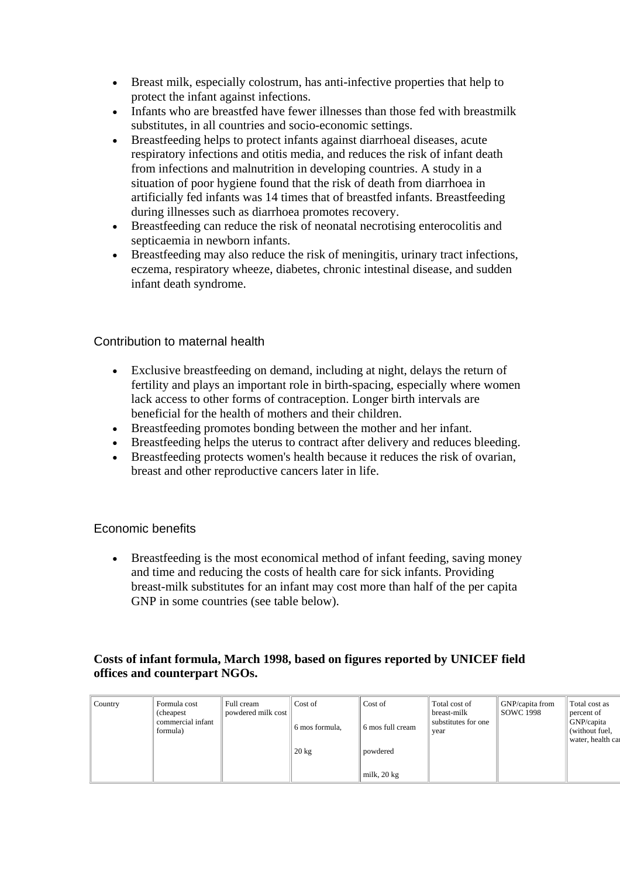- Breast milk, especially colostrum, has anti-infective properties that help to protect the infant against infections.
- Infants who are breastfed have fewer illnesses than those fed with breastmilk substitutes, in all countries and socio-economic settings.
- Breastfeeding helps to protect infants against diarrhoeal diseases, acute respiratory infections and otitis media, and reduces the risk of infant death from infections and malnutrition in developing countries. A study in a situation of poor hygiene found that the risk of death from diarrhoea in artificially fed infants was 14 times that of breastfed infants. Breastfeeding during illnesses such as diarrhoea promotes recovery.
- Breastfeeding can reduce the risk of neonatal necrotising enterocolitis and septicaemia in newborn infants.
- Breastfeeding may also reduce the risk of meningitis, urinary tract infections, eczema, respiratory wheeze, diabetes, chronic intestinal disease, and sudden infant death syndrome.

## Contribution to maternal health

- Exclusive breastfeeding on demand, including at night, delays the return of fertility and plays an important role in birth-spacing, especially where women lack access to other forms of contraception. Longer birth intervals are beneficial for the health of mothers and their children.
- Breastfeeding promotes bonding between the mother and her infant.
- Breastfeeding helps the uterus to contract after delivery and reduces bleeding.
- Breastfeeding protects women's health because it reduces the risk of ovarian, breast and other reproductive cancers later in life.

## Economic benefits

- Breastfeeding is the most economical method of infant feeding, saving money and time and reducing the costs of health care for sick infants. Providing breast-milk substitutes for an infant may cost more than half of the per capita GNP in some countries (see table below).

**Costs of infant formula, March 1998, based on figures reported by UNICEF field offices and counterpart NGOs.**

| Country | Formula cost (cheapest commercial infant formula) | Full cream powdered milk cost | Cost of 6 mos formula, 20 kg | Cost of 6 mos full cream powdered milk, 20 kg | Total cost of breast-milk substitutes for one year | GNP/capita from SOWC 1998 | Total cost as percent of GNP/capita (without fuel, water, health ca |
|---|---|---|---|---|---|---|---|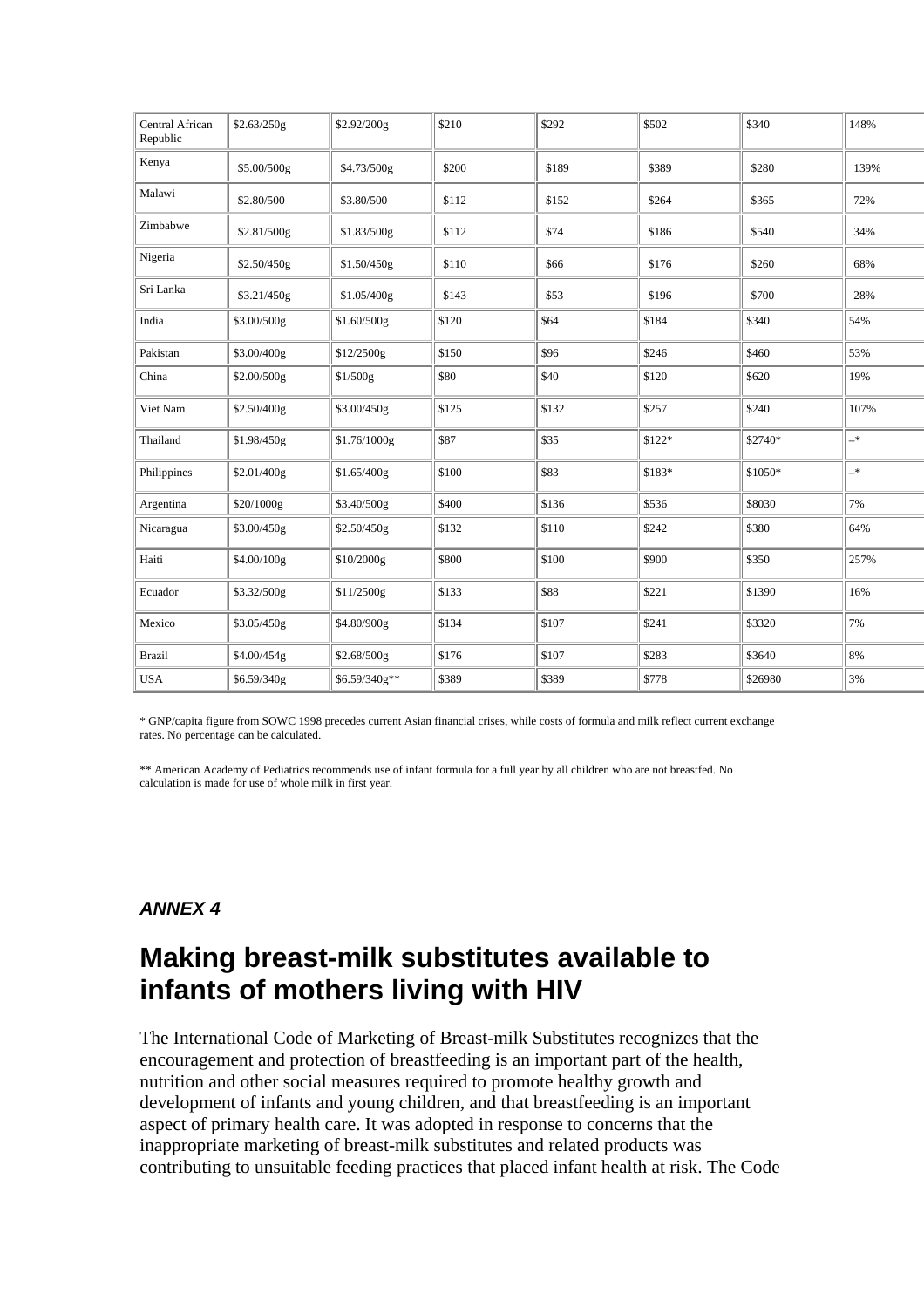| Central African Republic | $2.63/250g | $2.92/200g | $210 | $292 | $502 | $340 | 148% |
|---|---|---|---|---|---|---|---|
| Kenya | $5.00/500g | $4.73/500g | $200 | $189 | $389 | $280 | 139% |
| Malawi | $2.80/500 | $3.80/500 | $112 | $152 | $264 | $365 | 72% |
| Zimbabwe | $2.81/500g | $1.83/500g | $112 | $74 | $186 | $540 | 34% |
| Nigeria | $2.50/450g | $1.50/450g | $110 | $66 | $176 | $260 | 68% |
| Sri Lanka | $3.21/450g | $1.05/400g | $143 | $53 | $196 | $700 | 28% |
| India | $3.00/500g | $1.60/500g | $120 | $64 | $184 | $340 | 54% |
| Pakistan | $3.00/400g | $12/2500g | $150 | $96 | $246 | $460 | 53% |
| China | $2.00/500g | $1/500g | $80 | $40 | $120 | $620 | 19% |
| Viet Nam | $2.50/400g | $3.00/450g | $125 | $132 | $257 | $240 | 107% |
| Thailand | $1.98/450g | $1.76/1000g | $87 | $35 | $122* | $2740* | –* |
| Philippines | $2.01/400g | $1.65/400g | $100 | $83 | $183* | $1050* | –* |
| Argentina | $20/1000g | $3.40/500g | $400 | $136 | $536 | $8030 | 7% |
| Nicaragua | $3.00/450g | $2.50/450g | $132 | $110 | $242 | $380 | 64% |
| Haiti | $4.00/100g | $10/2000g | $800 | $100 | $900 | $350 | 257% |
| Ecuador | $3.32/500g | $11/2500g | $133 | $88 | $221 | $1390 | 16% |
| Mexico | $3.05/450g | $4.80/900g | $134 | $107 | $241 | $3320 | 7% |
| Brazil | $4.00/454g | $2.68/500g | $176 | $107 | $283 | $3640 | 8% |
| USA | $6.59/340g | $6.59/340g** | $389 | $389 | $778 | $26980 | 3% |

* GNP/capita figure from SOWC 1998 precedes current Asian financial crises, while costs of formula and milk reflect current exchange rates. No percentage can be calculated.

** American Academy of Pediatrics recommends use of infant formula for a full year by all children who are not breastfed. No calculation is made for use of whole milk in first year.

***ANNEX 4***

# Making breast-milk substitutes available to infants of mothers living with HIV

The International Code of Marketing of Breast-milk Substitutes recognizes that the encouragement and protection of breastfeeding is an important part of the health, nutrition and other social measures required to promote healthy growth and development of infants and young children, and that breastfeeding is an important aspect of primary health care. It was adopted in response to concerns that the inappropriate marketing of breast-milk substitutes and related products was contributing to unsuitable feeding practices that placed infant health at risk. The Code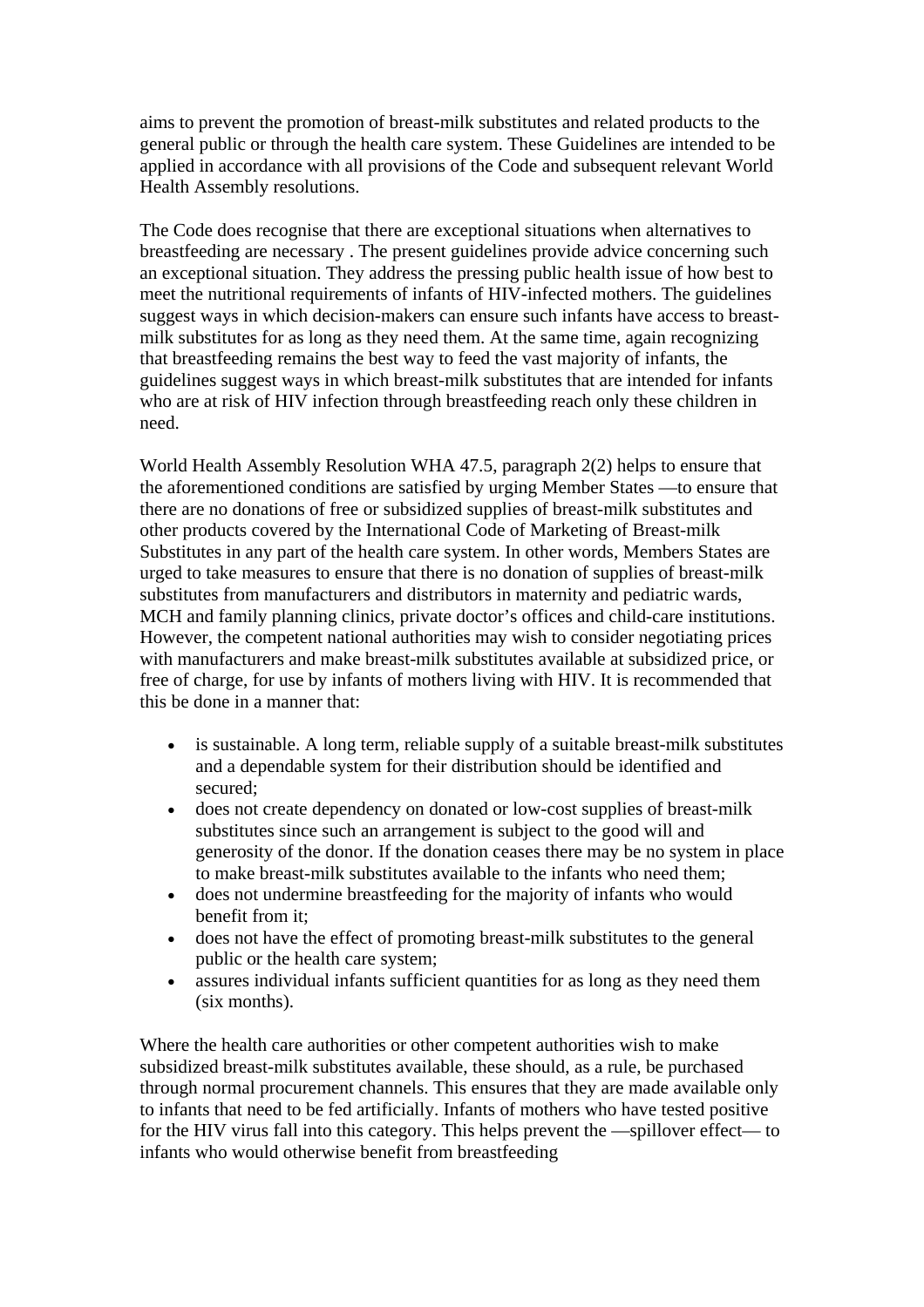aims to prevent the promotion of breast-milk substitutes and related products to the general public or through the health care system. These Guidelines are intended to be applied in accordance with all provisions of the Code and subsequent relevant World Health Assembly resolutions.

The Code does recognise that there are exceptional situations when alternatives to breastfeeding are necessary . The present guidelines provide advice concerning such an exceptional situation. They address the pressing public health issue of how best to meet the nutritional requirements of infants of HIV-infected mothers. The guidelines suggest ways in which decision-makers can ensure such infants have access to breast-milk substitutes for as long as they need them. At the same time, again recognizing that breastfeeding remains the best way to feed the vast majority of infants, the guidelines suggest ways in which breast-milk substitutes that are intended for infants who are at risk of HIV infection through breastfeeding reach only these children in need.

World Health Assembly Resolution WHA 47.5, paragraph 2(2) helps to ensure that the aforementioned conditions are satisfied by urging Member States —to ensure that there are no donations of free or subsidized supplies of breast-milk substitutes and other products covered by the International Code of Marketing of Breast-milk Substitutes in any part of the health care system. In other words, Members States are urged to take measures to ensure that there is no donation of supplies of breast-milk substitutes from manufacturers and distributors in maternity and pediatric wards, MCH and family planning clinics, private doctor's offices and child-care institutions. However, the competent national authorities may wish to consider negotiating prices with manufacturers and make breast-milk substitutes available at subsidized price, or free of charge, for use by infants of mothers living with HIV. It is recommended that this be done in a manner that:

- is sustainable. A long term, reliable supply of a suitable breast-milk substitutes and a dependable system for their distribution should be identified and secured;
- does not create dependency on donated or low-cost supplies of breast-milk substitutes since such an arrangement is subject to the good will and generosity of the donor. If the donation ceases there may be no system in place to make breast-milk substitutes available to the infants who need them;
- does not undermine breastfeeding for the majority of infants who would benefit from it;
- does not have the effect of promoting breast-milk substitutes to the general public or the health care system;
- assures individual infants sufficient quantities for as long as they need them (six months).

Where the health care authorities or other competent authorities wish to make subsidized breast-milk substitutes available, these should, as a rule, be purchased through normal procurement channels. This ensures that they are made available only to infants that need to be fed artificially. Infants of mothers who have tested positive for the HIV virus fall into this category. This helps prevent the —spillover effect— to infants who would otherwise benefit from breastfeeding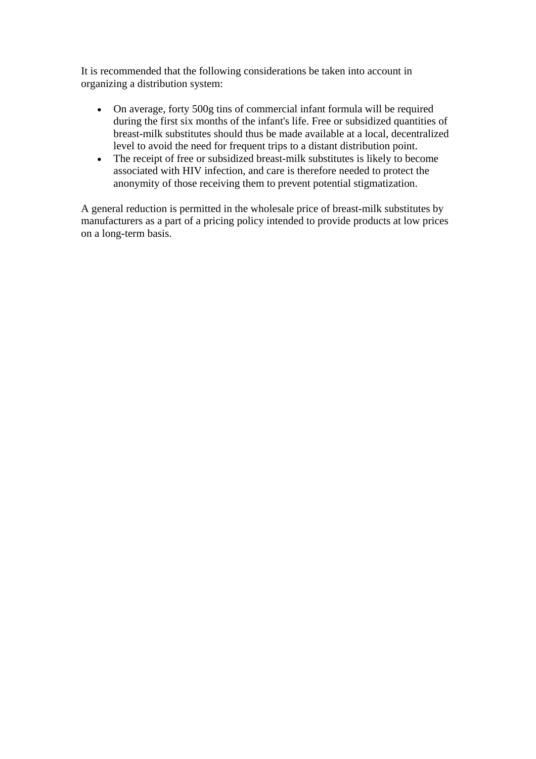It is recommended that the following considerations be taken into account in organizing a distribution system:

- On average, forty 500g tins of commercial infant formula will be required during the first six months of the infant's life. Free or subsidized quantities of breast-milk substitutes should thus be made available at a local, decentralized level to avoid the need for frequent trips to a distant distribution point.
- The receipt of free or subsidized breast-milk substitutes is likely to become associated with HIV infection, and care is therefore needed to protect the anonymity of those receiving them to prevent potential stigmatization.

A general reduction is permitted in the wholesale price of breast-milk substitutes by manufacturers as a part of a pricing policy intended to provide products at low prices on a long-term basis.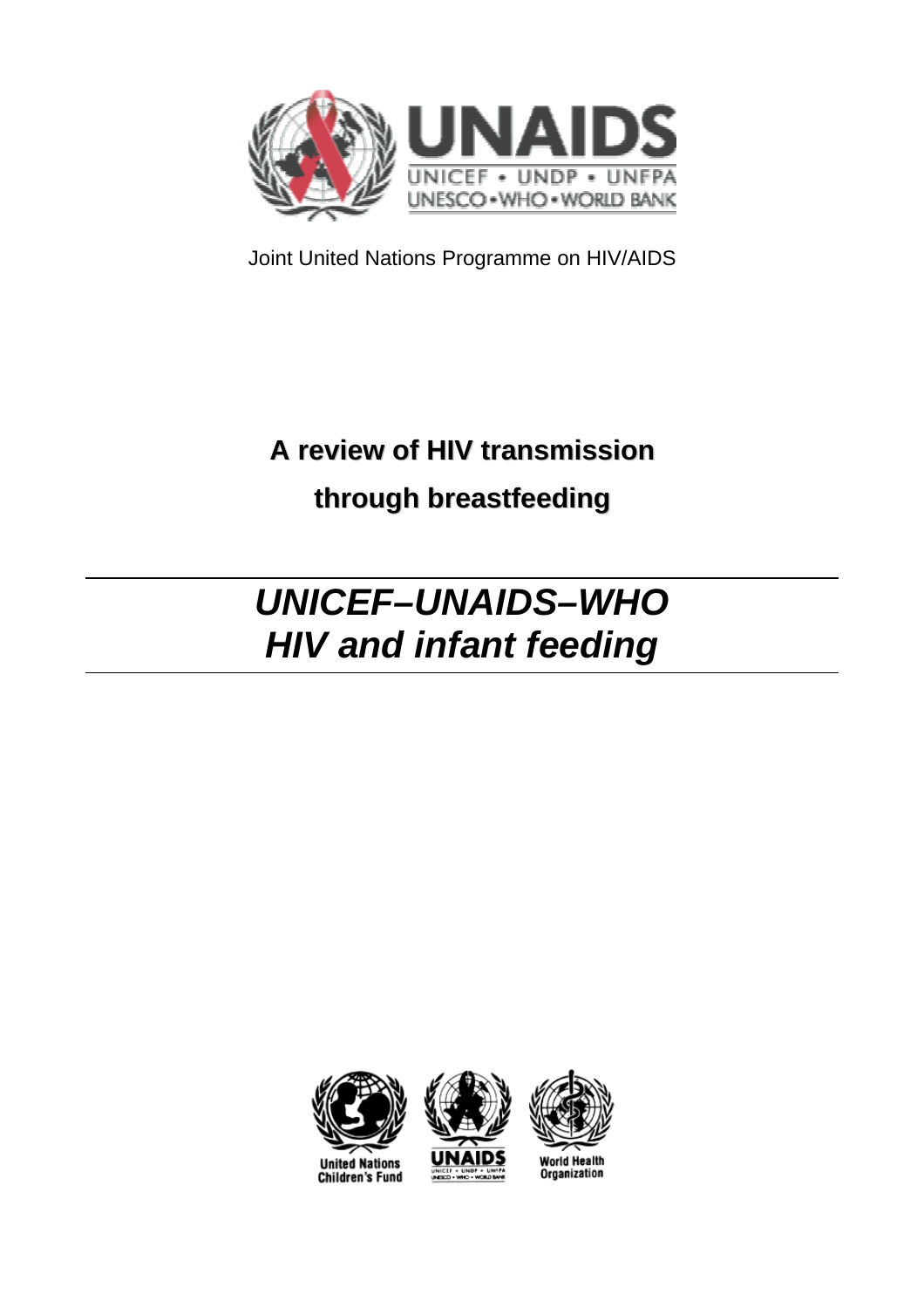UNAIDS

UNICEF • UNDP • UNFPA
UNESCO • WHO • WORLD BANK

Joint United Nations Programme on HIV/AIDS

# A review of HIV transmission through breastfeeding

## *UNICEF–UNAIDS–WHO HIV and infant feeding*

United Nations Children's Fund

UNAIDS

World Health Organization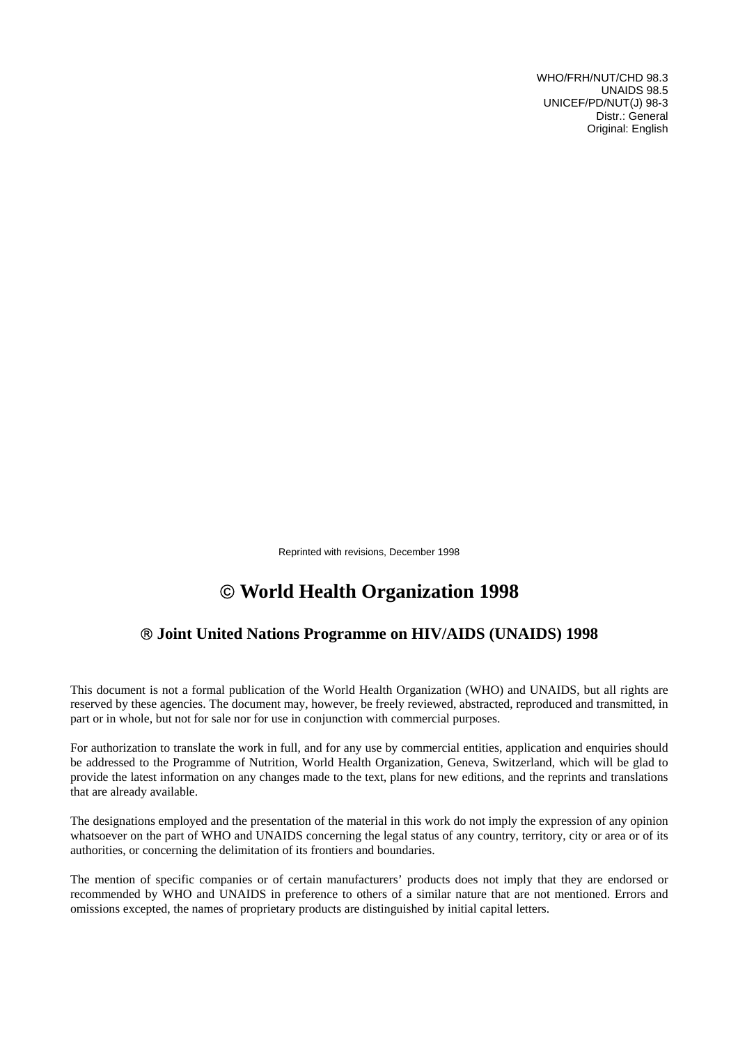WHO/FRH/NUT/CHD 98.3
UNAIDS 98.5
UNICEF/PD/NUT(J) 98-3
Distr.: General
Original: English

Reprinted with revisions, December 1998

# © World Health Organization 1998

## ® Joint United Nations Programme on HIV/AIDS (UNAIDS) 1998

This document is not a formal publication of the World Health Organization (WHO) and UNAIDS, but all rights are reserved by these agencies. The document may, however, be freely reviewed, abstracted, reproduced and transmitted, in part or in whole, but not for sale nor for use in conjunction with commercial purposes.

For authorization to translate the work in full, and for any use by commercial entities, application and enquiries should be addressed to the Programme of Nutrition, World Health Organization, Geneva, Switzerland, which will be glad to provide the latest information on any changes made to the text, plans for new editions, and the reprints and translations that are already available.

The designations employed and the presentation of the material in this work do not imply the expression of any opinion whatsoever on the part of WHO and UNAIDS concerning the legal status of any country, territory, city or area or of its authorities, or concerning the delimitation of its frontiers and boundaries.

The mention of specific companies or of certain manufacturers' products does not imply that they are endorsed or recommended by WHO and UNAIDS in preference to others of a similar nature that are not mentioned. Errors and omissions excepted, the names of proprietary products are distinguished by initial capital letters.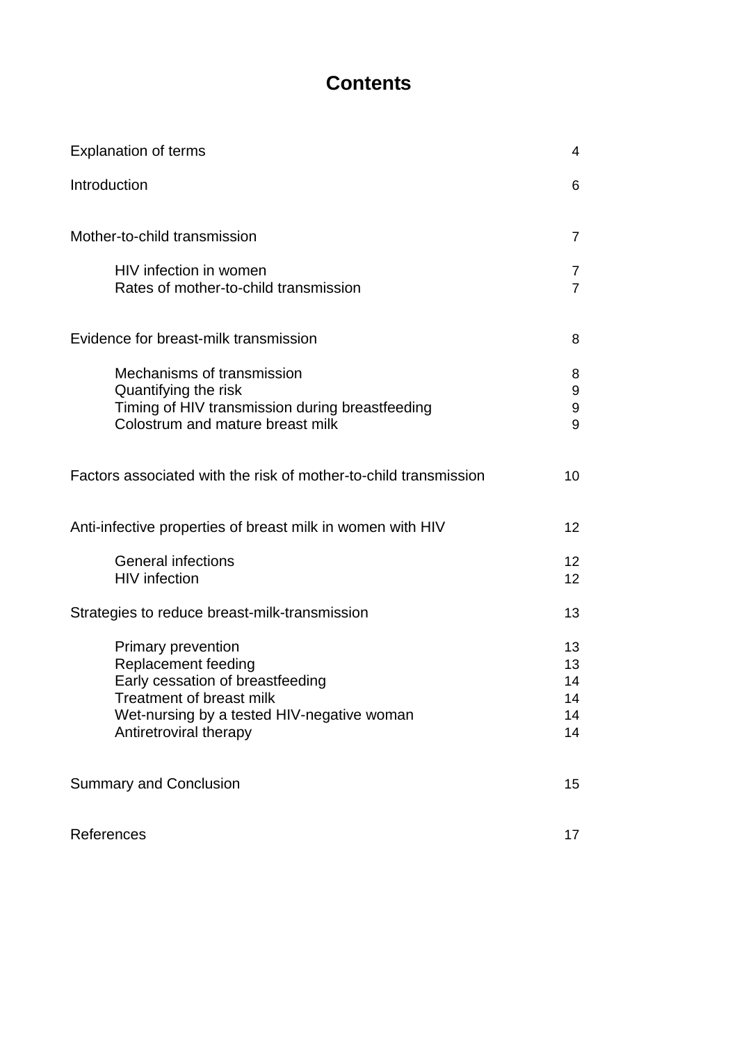# Contents

| | |
|---|---|
| Explanation of terms | 4 |
| Introduction | 6 |
| Mother-to-child transmission | 7 |
| HIV infection in women | 7 |
| Rates of mother-to-child transmission | 7 |
| Evidence for breast-milk transmission | 8 |
| Mechanisms of transmission | 8 |
| Quantifying the risk | 9 |
| Timing of HIV transmission during breastfeeding | 9 |
| Colostrum and mature breast milk | 9 |
| Factors associated with the risk of mother-to-child transmission | 10 |
| Anti-infective properties of breast milk in women with HIV | 12 |
| General infections | 12 |
| HIV infection | 12 |
| Strategies to reduce breast-milk-transmission | 13 |
| Primary prevention | 13 |
| Replacement feeding | 13 |
| Early cessation of breastfeeding | 14 |
| Treatment of breast milk | 14 |
| Wet-nursing by a tested HIV-negative woman | 14 |
| Antiretroviral therapy | 14 |
| Summary and Conclusion | 15 |
| References | 17 |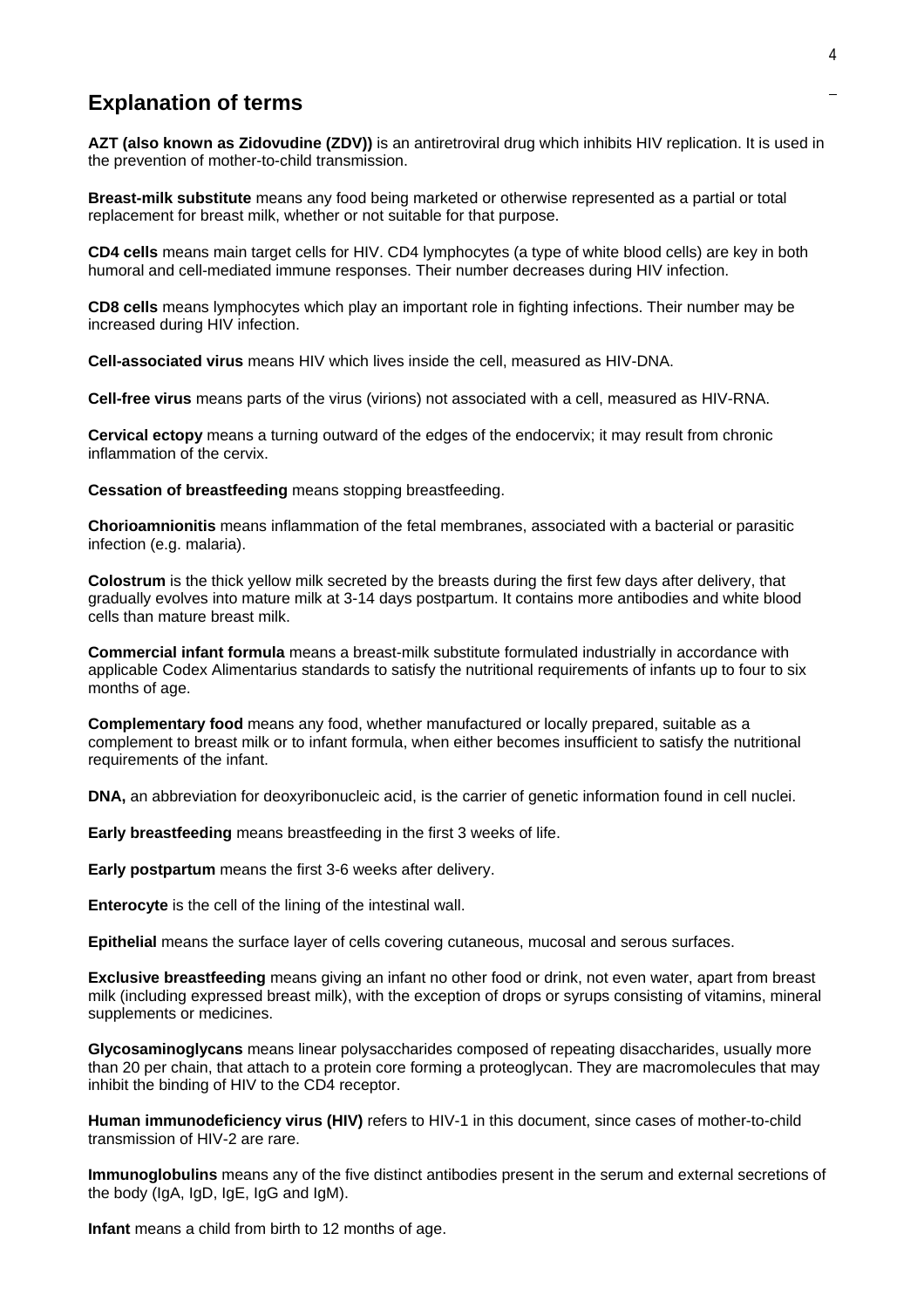## Explanation of terms

**AZT (also known as Zidovudine (ZDV))** is an antiretroviral drug which inhibits HIV replication. It is used in the prevention of mother-to-child transmission.

**Breast-milk substitute** means any food being marketed or otherwise represented as a partial or total replacement for breast milk, whether or not suitable for that purpose.

**CD4 cells** means main target cells for HIV. CD4 lymphocytes (a type of white blood cells) are key in both humoral and cell-mediated immune responses. Their number decreases during HIV infection.

**CD8 cells** means lymphocytes which play an important role in fighting infections. Their number may be increased during HIV infection.

**Cell-associated virus** means HIV which lives inside the cell, measured as HIV-DNA.

**Cell-free virus** means parts of the virus (virions) not associated with a cell, measured as HIV-RNA.

**Cervical ectopy** means a turning outward of the edges of the endocervix; it may result from chronic inflammation of the cervix.

**Cessation of breastfeeding** means stopping breastfeeding.

**Chorioamnionitis** means inflammation of the fetal membranes, associated with a bacterial or parasitic infection (e.g. malaria).

**Colostrum** is the thick yellow milk secreted by the breasts during the first few days after delivery, that gradually evolves into mature milk at 3-14 days postpartum. It contains more antibodies and white blood cells than mature breast milk.

**Commercial infant formula** means a breast-milk substitute formulated industrially in accordance with applicable Codex Alimentarius standards to satisfy the nutritional requirements of infants up to four to six months of age.

**Complementary food** means any food, whether manufactured or locally prepared, suitable as a complement to breast milk or to infant formula, when either becomes insufficient to satisfy the nutritional requirements of the infant.

**DNA,** an abbreviation for deoxyribonucleic acid, is the carrier of genetic information found in cell nuclei.

**Early breastfeeding** means breastfeeding in the first 3 weeks of life.

**Early postpartum** means the first 3-6 weeks after delivery.

**Enterocyte** is the cell of the lining of the intestinal wall.

**Epithelial** means the surface layer of cells covering cutaneous, mucosal and serous surfaces.

**Exclusive breastfeeding** means giving an infant no other food or drink, not even water, apart from breast milk (including expressed breast milk), with the exception of drops or syrups consisting of vitamins, mineral supplements or medicines.

**Glycosaminoglycans** means linear polysaccharides composed of repeating disaccharides, usually more than 20 per chain, that attach to a protein core forming a proteoglycan. They are macromolecules that may inhibit the binding of HIV to the CD4 receptor.

**Human immunodeficiency virus (HIV)** refers to HIV-1 in this document, since cases of mother-to-child transmission of HIV-2 are rare.

**Immunoglobulins** means any of the five distinct antibodies present in the serum and external secretions of the body (IgA, IgD, IgE, IgG and IgM).

**Infant** means a child from birth to 12 months of age.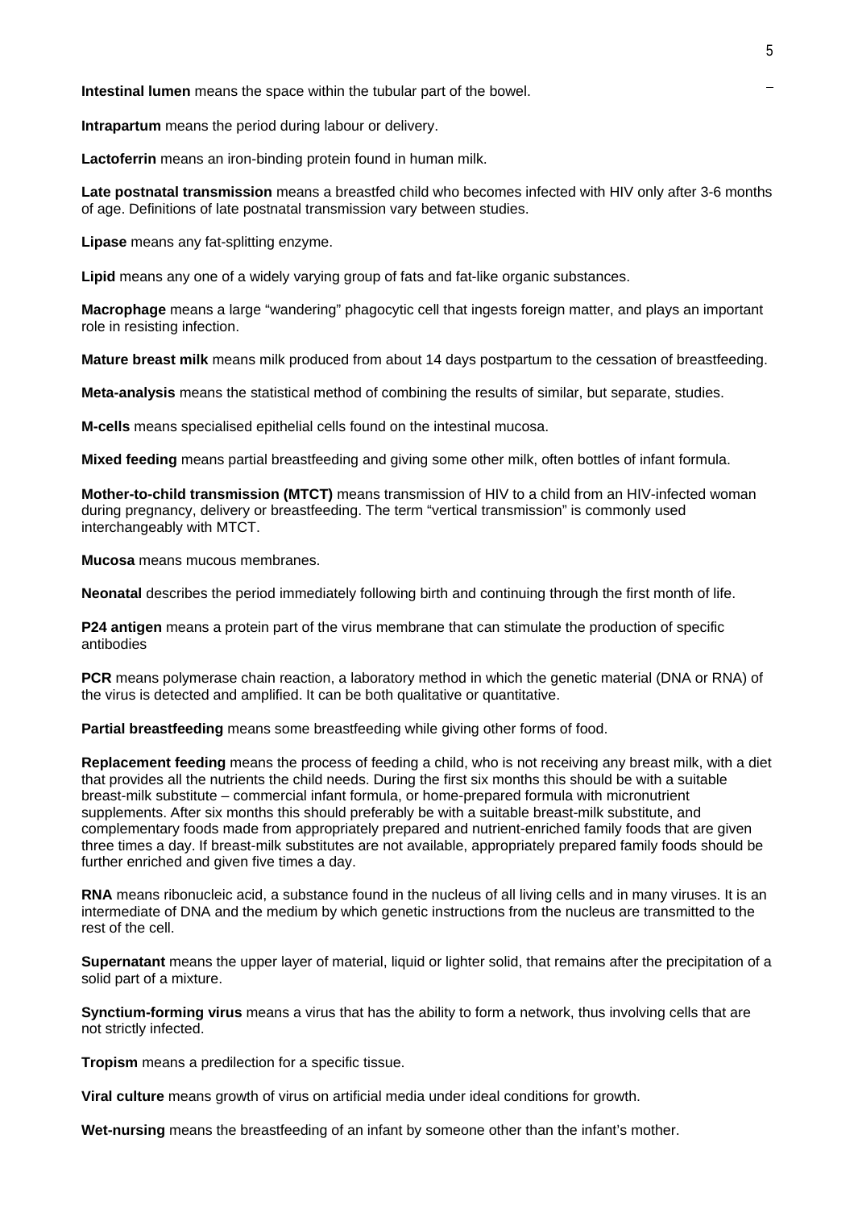**Intestinal lumen** means the space within the tubular part of the bowel.

**Intrapartum** means the period during labour or delivery.

**Lactoferrin** means an iron-binding protein found in human milk.

**Late postnatal transmission** means a breastfed child who becomes infected with HIV only after 3-6 months of age. Definitions of late postnatal transmission vary between studies.

**Lipase** means any fat-splitting enzyme.

**Lipid** means any one of a widely varying group of fats and fat-like organic substances.

**Macrophage** means a large "wandering" phagocytic cell that ingests foreign matter, and plays an important role in resisting infection.

**Mature breast milk** means milk produced from about 14 days postpartum to the cessation of breastfeeding.

**Meta-analysis** means the statistical method of combining the results of similar, but separate, studies.

**M-cells** means specialised epithelial cells found on the intestinal mucosa.

**Mixed feeding** means partial breastfeeding and giving some other milk, often bottles of infant formula.

**Mother-to-child transmission (MTCT)** means transmission of HIV to a child from an HIV-infected woman during pregnancy, delivery or breastfeeding. The term "vertical transmission" is commonly used interchangeably with MTCT.

**Mucosa** means mucous membranes.

**Neonatal** describes the period immediately following birth and continuing through the first month of life.

**P24 antigen** means a protein part of the virus membrane that can stimulate the production of specific antibodies

**PCR** means polymerase chain reaction, a laboratory method in which the genetic material (DNA or RNA) of the virus is detected and amplified. It can be both qualitative or quantitative.

**Partial breastfeeding** means some breastfeeding while giving other forms of food.

**Replacement feeding** means the process of feeding a child, who is not receiving any breast milk, with a diet that provides all the nutrients the child needs. During the first six months this should be with a suitable breast-milk substitute – commercial infant formula, or home-prepared formula with micronutrient supplements. After six months this should preferably be with a suitable breast-milk substitute, and complementary foods made from appropriately prepared and nutrient-enriched family foods that are given three times a day. If breast-milk substitutes are not available, appropriately prepared family foods should be further enriched and given five times a day.

**RNA** means ribonucleic acid, a substance found in the nucleus of all living cells and in many viruses. It is an intermediate of DNA and the medium by which genetic instructions from the nucleus are transmitted to the rest of the cell.

**Supernatant** means the upper layer of material, liquid or lighter solid, that remains after the precipitation of a solid part of a mixture.

**Synctium-forming virus** means a virus that has the ability to form a network, thus involving cells that are not strictly infected.

**Tropism** means a predilection for a specific tissue.

**Viral culture** means growth of virus on artificial media under ideal conditions for growth.

**Wet-nursing** means the breastfeeding of an infant by someone other than the infant's mother.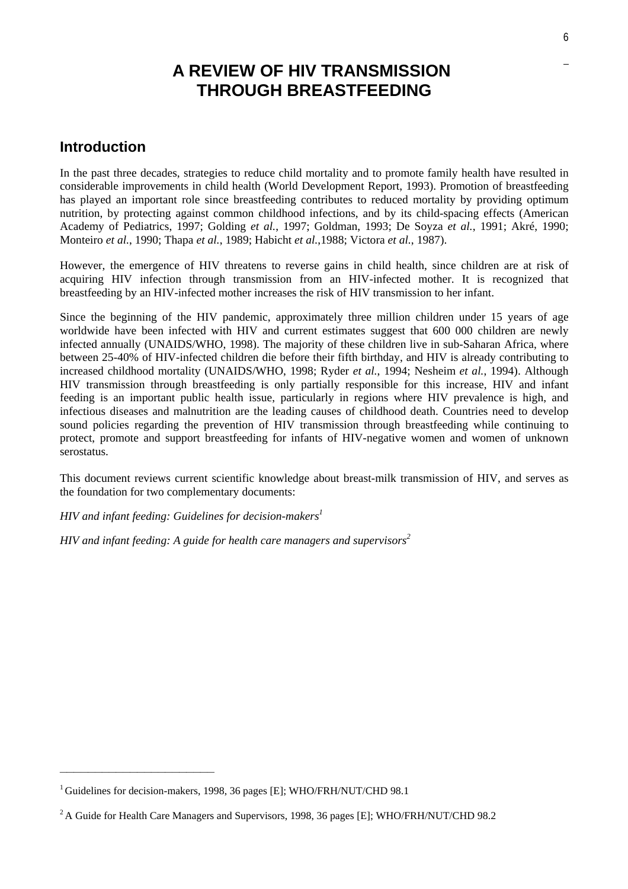# A REVIEW OF HIV TRANSMISSION THROUGH BREASTFEEDING

## Introduction

In the past three decades, strategies to reduce child mortality and to promote family health have resulted in considerable improvements in child health (World Development Report, 1993). Promotion of breastfeeding has played an important role since breastfeeding contributes to reduced mortality by providing optimum nutrition, by protecting against common childhood infections, and by its child-spacing effects (American Academy of Pediatrics, 1997; Golding *et al.*, 1997; Goldman, 1993; De Soyza *et al.*, 1991; Akré, 1990; Monteiro *et al.*, 1990; Thapa *et al.*, 1989; Habicht *et al.*,1988; Victora *et al.*, 1987).

However, the emergence of HIV threatens to reverse gains in child health, since children are at risk of acquiring HIV infection through transmission from an HIV-infected mother. It is recognized that breastfeeding by an HIV-infected mother increases the risk of HIV transmission to her infant.

Since the beginning of the HIV pandemic, approximately three million children under 15 years of age worldwide have been infected with HIV and current estimates suggest that 600 000 children are newly infected annually (UNAIDS/WHO, 1998). The majority of these children live in sub-Saharan Africa, where between 25-40% of HIV-infected children die before their fifth birthday, and HIV is already contributing to increased childhood mortality (UNAIDS/WHO, 1998; Ryder *et al.*, 1994; Nesheim *et al.*, 1994). Although HIV transmission through breastfeeding is only partially responsible for this increase, HIV and infant feeding is an important public health issue, particularly in regions where HIV prevalence is high, and infectious diseases and malnutrition are the leading causes of childhood death. Countries need to develop sound policies regarding the prevention of HIV transmission through breastfeeding while continuing to protect, promote and support breastfeeding for infants of HIV-negative women and women of unknown serostatus.

This document reviews current scientific knowledge about breast-milk transmission of HIV, and serves as the foundation for two complementary documents:

*HIV and infant feeding: Guidelines for decision-makers*[1]

*HIV and infant feeding: A guide for health care managers and supervisors*[2]

---

[1] Guidelines for decision-makers, 1998, 36 pages [E]; WHO/FRH/NUT/CHD 98.1

[2] A Guide for Health Care Managers and Supervisors, 1998, 36 pages [E]; WHO/FRH/NUT/CHD 98.2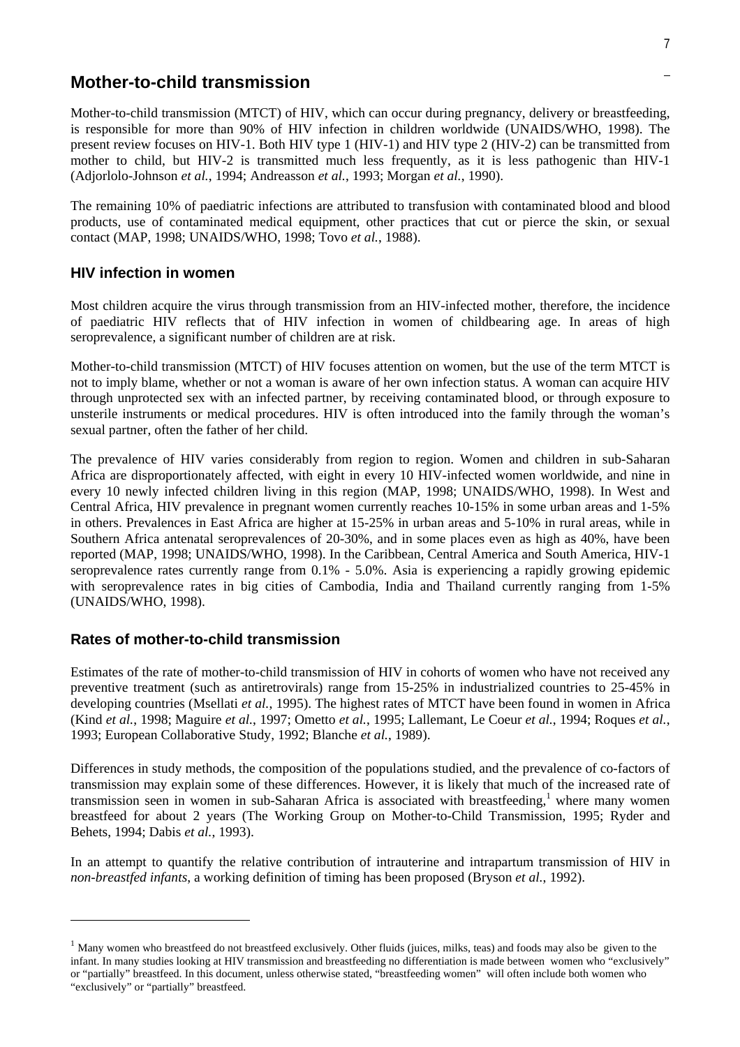## Mother-to-child transmission

Mother-to-child transmission (MTCT) of HIV, which can occur during pregnancy, delivery or breastfeeding, is responsible for more than 90% of HIV infection in children worldwide (UNAIDS/WHO, 1998). The present review focuses on HIV-1. Both HIV type 1 (HIV-1) and HIV type 2 (HIV-2) can be transmitted from mother to child, but HIV-2 is transmitted much less frequently, as it is less pathogenic than HIV-1 (Adjorlolo-Johnson *et al.*, 1994; Andreasson *et al.*, 1993; Morgan *et al.*, 1990).

The remaining 10% of paediatric infections are attributed to transfusion with contaminated blood and blood products, use of contaminated medical equipment, other practices that cut or pierce the skin, or sexual contact (MAP, 1998; UNAIDS/WHO, 1998; Tovo *et al.*, 1988).

### HIV infection in women

Most children acquire the virus through transmission from an HIV-infected mother, therefore, the incidence of paediatric HIV reflects that of HIV infection in women of childbearing age. In areas of high seroprevalence, a significant number of children are at risk.

Mother-to-child transmission (MTCT) of HIV focuses attention on women, but the use of the term MTCT is not to imply blame, whether or not a woman is aware of her own infection status. A woman can acquire HIV through unprotected sex with an infected partner, by receiving contaminated blood, or through exposure to unsterile instruments or medical procedures. HIV is often introduced into the family through the woman's sexual partner, often the father of her child.

The prevalence of HIV varies considerably from region to region. Women and children in sub-Saharan Africa are disproportionately affected, with eight in every 10 HIV-infected women worldwide, and nine in every 10 newly infected children living in this region (MAP, 1998; UNAIDS/WHO, 1998). In West and Central Africa, HIV prevalence in pregnant women currently reaches 10-15% in some urban areas and 1-5% in others. Prevalences in East Africa are higher at 15-25% in urban areas and 5-10% in rural areas, while in Southern Africa antenatal seroprevalences of 20-30%, and in some places even as high as 40%, have been reported (MAP, 1998; UNAIDS/WHO, 1998). In the Caribbean, Central America and South America, HIV-1 seroprevalence rates currently range from 0.1% - 5.0%. Asia is experiencing a rapidly growing epidemic with seroprevalence rates in big cities of Cambodia, India and Thailand currently ranging from 1-5% (UNAIDS/WHO, 1998).

### Rates of mother-to-child transmission

Estimates of the rate of mother-to-child transmission of HIV in cohorts of women who have not received any preventive treatment (such as antiretrovirals) range from 15-25% in industrialized countries to 25-45% in developing countries (Msellati *et al.*, 1995). The highest rates of MTCT have been found in women in Africa (Kind *et al.*, 1998; Maguire *et al.*, 1997; Ometto *et al.*, 1995; Lallemant, Le Coeur *et al.*, 1994; Roques *et al.*, 1993; European Collaborative Study, 1992; Blanche *et al.*, 1989).

Differences in study methods, the composition of the populations studied, and the prevalence of co-factors of transmission may explain some of these differences. However, it is likely that much of the increased rate of transmission seen in women in sub-Saharan Africa is associated with breastfeeding,[1] where many women breastfeed for about 2 years (The Working Group on Mother-to-Child Transmission, 1995; Ryder and Behets, 1994; Dabis *et al.*, 1993).

In an attempt to quantify the relative contribution of intrauterine and intrapartum transmission of HIV in *non-breastfed infants*, a working definition of timing has been proposed (Bryson *et al.*, 1992).

---

[1] Many women who breastfeed do not breastfeed exclusively. Other fluids (juices, milks, teas) and foods may also be given to the infant. In many studies looking at HIV transmission and breastfeeding no differentiation is made between women who "exclusively" or "partially" breastfeed. In this document, unless otherwise stated, "breastfeeding women" will often include both women who "exclusively" or "partially" breastfeed.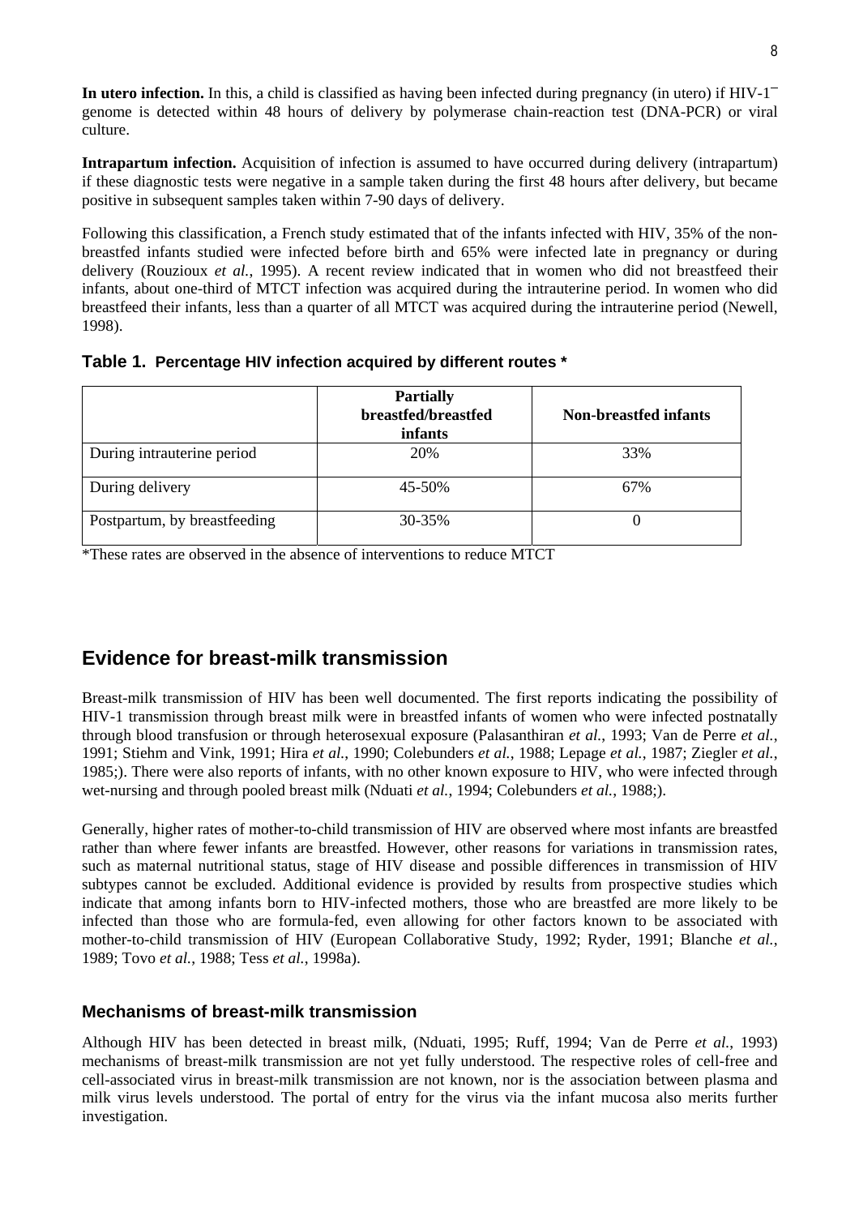**In utero infection.** In this, a child is classified as having been infected during pregnancy (in utero) if HIV-1⁻ genome is detected within 48 hours of delivery by polymerase chain-reaction test (DNA-PCR) or viral culture.

**Intrapartum infection.** Acquisition of infection is assumed to have occurred during delivery (intrapartum) if these diagnostic tests were negative in a sample taken during the first 48 hours after delivery, but became positive in subsequent samples taken within 7-90 days of delivery.

Following this classification, a French study estimated that of the infants infected with HIV, 35% of the non-breastfed infants studied were infected before birth and 65% were infected late in pregnancy or during delivery (Rouzioux *et al.*, 1995). A recent review indicated that in women who did not breastfeed their infants, about one-third of MTCT infection was acquired during the intrauterine period. In women who did breastfeed their infants, less than a quarter of all MTCT was acquired during the intrauterine period (Newell, 1998).

**Table 1. Percentage HIV infection acquired by different routes \***

| | Partially breastfed/breastfed infants | Non-breastfed infants |
|---|---|---|
| During intrauterine period | 20% | 33% |
| During delivery | 45-50% | 67% |
| Postpartum, by breastfeeding | 30-35% | 0 |

*These rates are observed in the absence of interventions to reduce MTCT

## Evidence for breast-milk transmission

Breast-milk transmission of HIV has been well documented. The first reports indicating the possibility of HIV-1 transmission through breast milk were in breastfed infants of women who were infected postnatally through blood transfusion or through heterosexual exposure (Palasanthiran *et al.*, 1993; Van de Perre *et al.*, 1991; Stiehm and Vink, 1991; Hira *et al.*, 1990; Colebunders *et al.*, 1988; Lepage *et al.*, 1987; Ziegler *et al.*, 1985;). There were also reports of infants, with no other known exposure to HIV, who were infected through wet-nursing and through pooled breast milk (Nduati *et al.*, 1994; Colebunders *et al.*, 1988;).

Generally, higher rates of mother-to-child transmission of HIV are observed where most infants are breastfed rather than where fewer infants are breastfed. However, other reasons for variations in transmission rates, such as maternal nutritional status, stage of HIV disease and possible differences in transmission of HIV subtypes cannot be excluded. Additional evidence is provided by results from prospective studies which indicate that among infants born to HIV-infected mothers, those who are breastfed are more likely to be infected than those who are formula-fed, even allowing for other factors known to be associated with mother-to-child transmission of HIV (European Collaborative Study, 1992; Ryder, 1991; Blanche *et al.*, 1989; Tovo *et al.*, 1988; Tess *et al.*, 1998a).

### Mechanisms of breast-milk transmission

Although HIV has been detected in breast milk, (Nduati, 1995; Ruff, 1994; Van de Perre *et al.*, 1993) mechanisms of breast-milk transmission are not yet fully understood. The respective roles of cell-free and cell-associated virus in breast-milk transmission are not known, nor is the association between plasma and milk virus levels understood. The portal of entry for the virus via the infant mucosa also merits further investigation.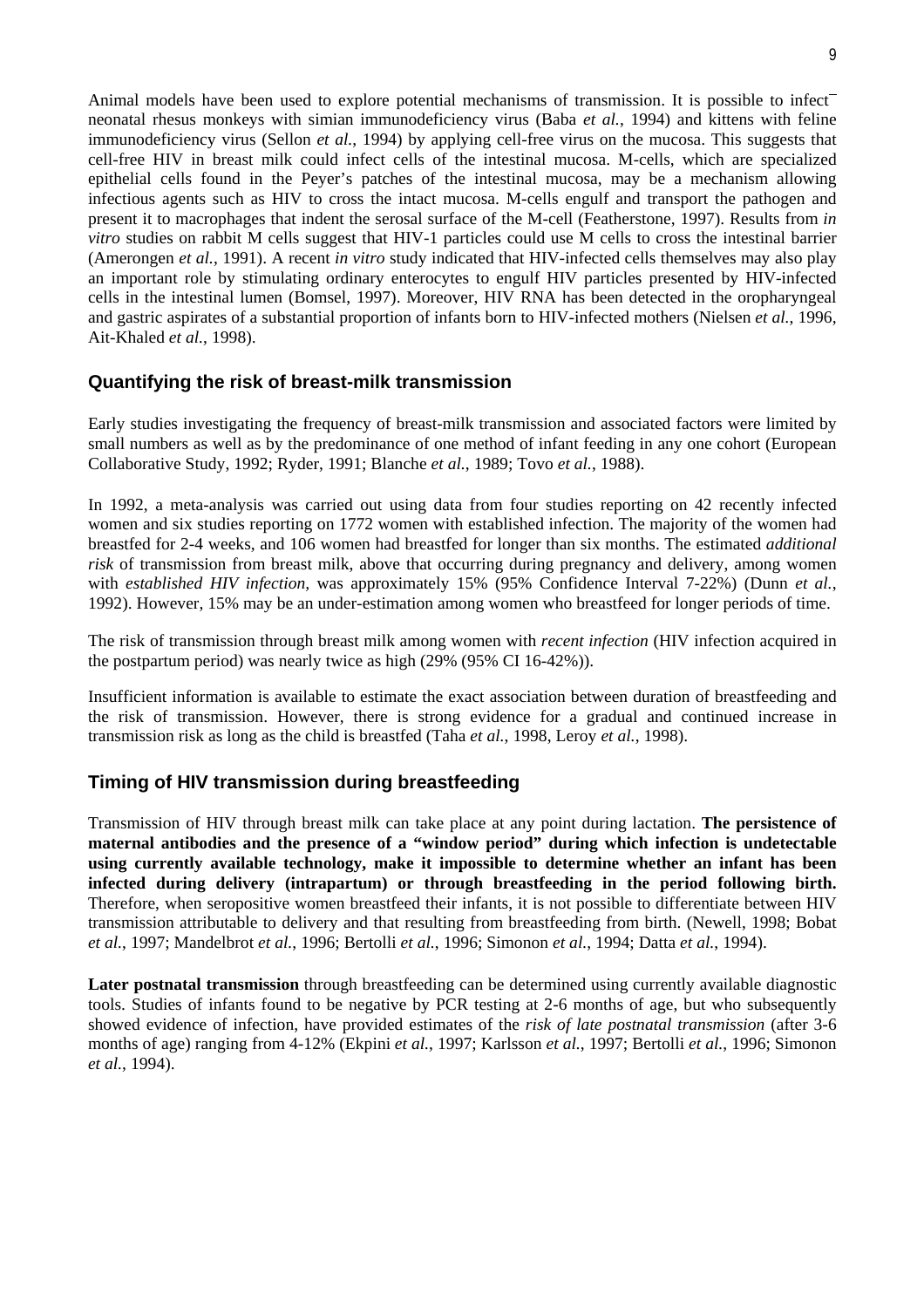Animal models have been used to explore potential mechanisms of transmission. It is possible to infect neonatal rhesus monkeys with simian immunodeficiency virus (Baba *et al.*, 1994) and kittens with feline immunodeficiency virus (Sellon *et al.*, 1994) by applying cell-free virus on the mucosa. This suggests that cell-free HIV in breast milk could infect cells of the intestinal mucosa. M-cells, which are specialized epithelial cells found in the Peyer's patches of the intestinal mucosa, may be a mechanism allowing infectious agents such as HIV to cross the intact mucosa. M-cells engulf and transport the pathogen and present it to macrophages that indent the serosal surface of the M-cell (Featherstone, 1997). Results from *in vitro* studies on rabbit M cells suggest that HIV-1 particles could use M cells to cross the intestinal barrier (Amerongen *et al.*, 1991). A recent *in vitro* study indicated that HIV-infected cells themselves may also play an important role by stimulating ordinary enterocytes to engulf HIV particles presented by HIV-infected cells in the intestinal lumen (Bomsel, 1997). Moreover, HIV RNA has been detected in the oropharyngeal and gastric aspirates of a substantial proportion of infants born to HIV-infected mothers (Nielsen *et al.*, 1996, Ait-Khaled *et al.*, 1998).

## Quantifying the risk of breast-milk transmission

Early studies investigating the frequency of breast-milk transmission and associated factors were limited by small numbers as well as by the predominance of one method of infant feeding in any one cohort (European Collaborative Study, 1992; Ryder, 1991; Blanche *et al.*, 1989; Tovo *et al.*, 1988).

In 1992, a meta-analysis was carried out using data from four studies reporting on 42 recently infected women and six studies reporting on 1772 women with established infection. The majority of the women had breastfed for 2-4 weeks, and 106 women had breastfed for longer than six months. The estimated *additional risk* of transmission from breast milk, above that occurring during pregnancy and delivery, among women with *established HIV infection,* was approximately 15% (95% Confidence Interval 7-22%) (Dunn *et al.*, 1992). However, 15% may be an under-estimation among women who breastfeed for longer periods of time.

The risk of transmission through breast milk among women with *recent infection* (HIV infection acquired in the postpartum period) was nearly twice as high (29% (95% CI 16-42%)).

Insufficient information is available to estimate the exact association between duration of breastfeeding and the risk of transmission. However, there is strong evidence for a gradual and continued increase in transmission risk as long as the child is breastfed (Taha *et al.*, 1998, Leroy *et al.*, 1998).

## Timing of HIV transmission during breastfeeding

Transmission of HIV through breast milk can take place at any point during lactation. **The persistence of maternal antibodies and the presence of a "window period" during which infection is undetectable using currently available technology, make it impossible to determine whether an infant has been infected during delivery (intrapartum) or through breastfeeding in the period following birth.** Therefore, when seropositive women breastfeed their infants, it is not possible to differentiate between HIV transmission attributable to delivery and that resulting from breastfeeding from birth. (Newell, 1998; Bobat *et al.*, 1997; Mandelbrot *et al.*, 1996; Bertolli *et al.*, 1996; Simonon *et al.*, 1994; Datta *et al.*, 1994).

**Later postnatal transmission** through breastfeeding can be determined using currently available diagnostic tools. Studies of infants found to be negative by PCR testing at 2-6 months of age, but who subsequently showed evidence of infection, have provided estimates of the *risk of late postnatal transmission* (after 3-6 months of age) ranging from 4-12% (Ekpini *et al.*, 1997; Karlsson *et al.*, 1997; Bertolli *et al.*, 1996; Simonon *et al.*, 1994).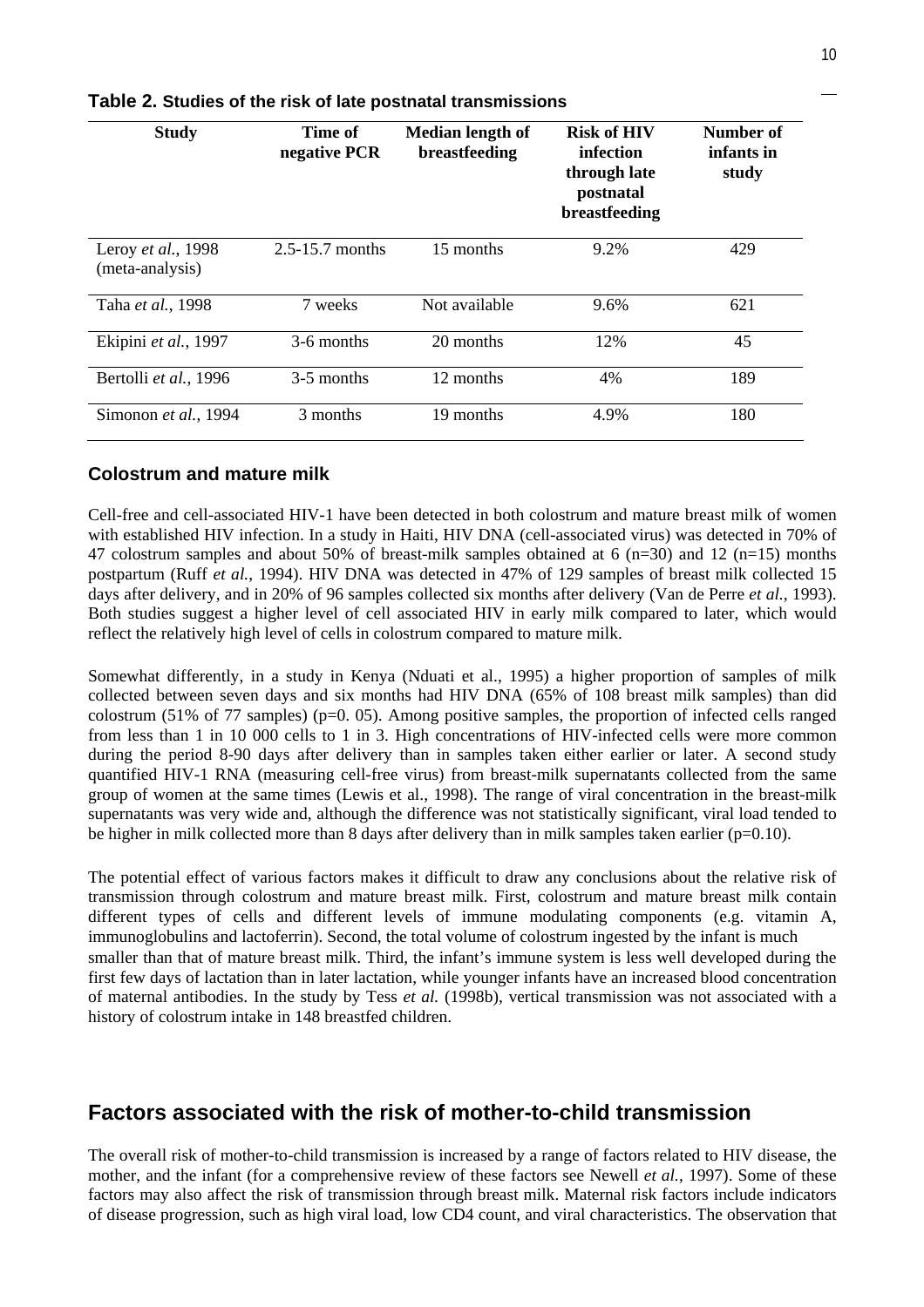**Table 2. Studies of the risk of late postnatal transmissions**

| Study | Time of negative PCR | Median length of breastfeeding | Risk of HIV infection through late postnatal breastfeeding | Number of infants in study |
|---|---|---|---|---|
| Leroy *et al.*, 1998 (meta-analysis) | 2.5-15.7 months | 15 months | 9.2% | 429 |
| Taha *et al.*, 1998 | 7 weeks | Not available | 9.6% | 621 |
| Ekipini *et al.*, 1997 | 3-6 months | 20 months | 12% | 45 |
| Bertolli *et al.*, 1996 | 3-5 months | 12 months | 4% | 189 |
| Simonon *et al.*, 1994 | 3 months | 19 months | 4.9% | 180 |

### Colostrum and mature milk

Cell-free and cell-associated HIV-1 have been detected in both colostrum and mature breast milk of women with established HIV infection. In a study in Haiti, HIV DNA (cell-associated virus) was detected in 70% of 47 colostrum samples and about 50% of breast-milk samples obtained at 6 (n=30) and 12 (n=15) months postpartum (Ruff *et al.*, 1994). HIV DNA was detected in 47% of 129 samples of breast milk collected 15 days after delivery, and in 20% of 96 samples collected six months after delivery (Van de Perre *et al.*, 1993). Both studies suggest a higher level of cell associated HIV in early milk compared to later, which would reflect the relatively high level of cells in colostrum compared to mature milk.

Somewhat differently, in a study in Kenya (Nduati et al., 1995) a higher proportion of samples of milk collected between seven days and six months had HIV DNA (65% of 108 breast milk samples) than did colostrum (51% of 77 samples) (p=0. 05). Among positive samples, the proportion of infected cells ranged from less than 1 in 10 000 cells to 1 in 3. High concentrations of HIV-infected cells were more common during the period 8-90 days after delivery than in samples taken either earlier or later. A second study quantified HIV-1 RNA (measuring cell-free virus) from breast-milk supernatants collected from the same group of women at the same times (Lewis et al., 1998). The range of viral concentration in the breast-milk supernatants was very wide and, although the difference was not statistically significant, viral load tended to be higher in milk collected more than 8 days after delivery than in milk samples taken earlier (p=0.10).

The potential effect of various factors makes it difficult to draw any conclusions about the relative risk of transmission through colostrum and mature breast milk. First, colostrum and mature breast milk contain different types of cells and different levels of immune modulating components (e.g. vitamin A, immunoglobulins and lactoferrin). Second, the total volume of colostrum ingested by the infant is much smaller than that of mature breast milk. Third, the infant's immune system is less well developed during the first few days of lactation than in later lactation, while younger infants have an increased blood concentration of maternal antibodies. In the study by Tess *et al.* (1998b), vertical transmission was not associated with a history of colostrum intake in 148 breastfed children.

## Factors associated with the risk of mother-to-child transmission

The overall risk of mother-to-child transmission is increased by a range of factors related to HIV disease, the mother, and the infant (for a comprehensive review of these factors see Newell *et al.*, 1997). Some of these factors may also affect the risk of transmission through breast milk. Maternal risk factors include indicators of disease progression, such as high viral load, low CD4 count, and viral characteristics. The observation that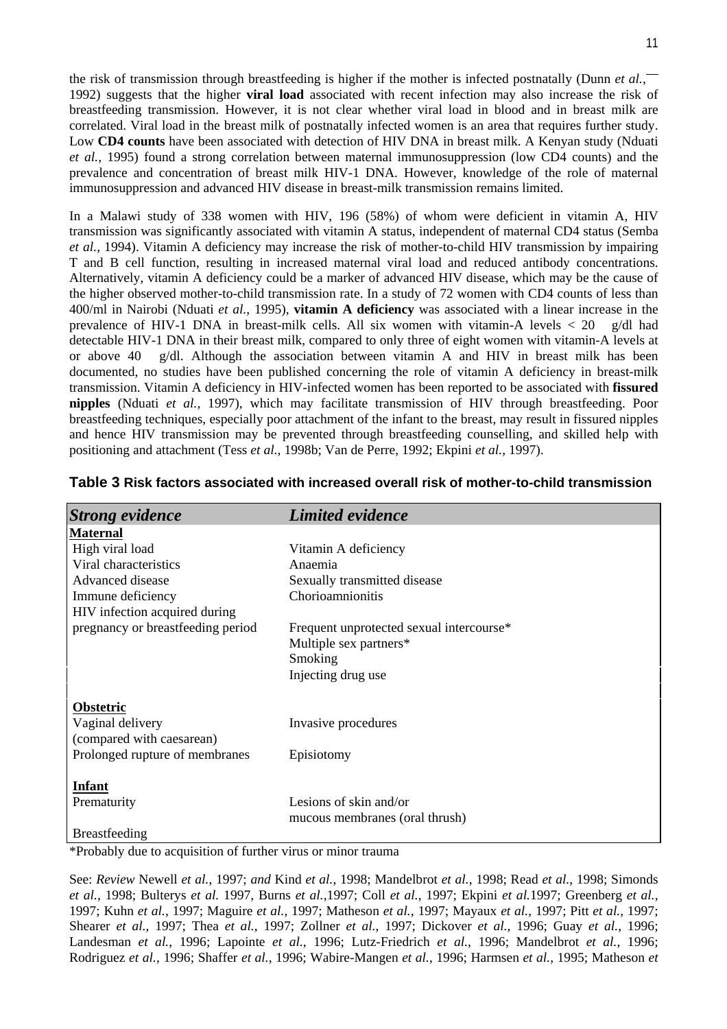the risk of transmission through breastfeeding is higher if the mother is infected postnatally (Dunn *et al.*, 1992) suggests that the higher **viral load** associated with recent infection may also increase the risk of breastfeeding transmission. However, it is not clear whether viral load in blood and in breast milk are correlated. Viral load in the breast milk of postnatally infected women is an area that requires further study. Low **CD4 counts** have been associated with detection of HIV DNA in breast milk. A Kenyan study (Nduati *et al.*, 1995) found a strong correlation between maternal immunosuppression (low CD4 counts) and the prevalence and concentration of breast milk HIV-1 DNA. However, knowledge of the role of maternal immunosuppression and advanced HIV disease in breast-milk transmission remains limited.

In a Malawi study of 338 women with HIV, 196 (58%) of whom were deficient in vitamin A, HIV transmission was significantly associated with vitamin A status, independent of maternal CD4 status (Semba *et al.*, 1994). Vitamin A deficiency may increase the risk of mother-to-child HIV transmission by impairing T and B cell function, resulting in increased maternal viral load and reduced antibody concentrations. Alternatively, vitamin A deficiency could be a marker of advanced HIV disease, which may be the cause of the higher observed mother-to-child transmission rate. In a study of 72 women with CD4 counts of less than 400/ml in Nairobi (Nduati *et al.*, 1995), **vitamin A deficiency** was associated with a linear increase in the prevalence of HIV-1 DNA in breast-milk cells. All six women with vitamin-A levels < 20 g/dl had detectable HIV-1 DNA in their breast milk, compared to only three of eight women with vitamin-A levels at or above 40 g/dl. Although the association between vitamin A and HIV in breast milk has been documented, no studies have been published concerning the role of vitamin A deficiency in breast-milk transmission. Vitamin A deficiency in HIV-infected women has been reported to be associated with **fissured nipples** (Nduati *et al.*, 1997), which may facilitate transmission of HIV through breastfeeding. Poor breastfeeding techniques, especially poor attachment of the infant to the breast, may result in fissured nipples and hence HIV transmission may be prevented through breastfeeding counselling, and skilled help with positioning and attachment (Tess *et al.*, 1998b; Van de Perre, 1992; Ekpini *et al.*, 1997).

**Table 3 Risk factors associated with increased overall risk of mother-to-child transmission**

| *Strong evidence* | *Limited evidence* |
|---|---|
| **Maternal** | |
| High viral load | Vitamin A deficiency |
| Viral characteristics | Anaemia |
| Advanced disease | Sexually transmitted disease |
| Immune deficiency | Chorioamnionitis |
| HIV infection acquired during pregnancy or breastfeeding period | Frequent unprotected sexual intercourse* |
| | Multiple sex partners* |
| | Smoking |
| | Injecting drug use |
| **Obstetric** | |
| Vaginal delivery (compared with caesarean) | Invasive procedures |
| Prolonged rupture of membranes | Episiotomy |
| **Infant** | |
| Prematurity | Lesions of skin and/or mucous membranes (oral thrush) |
| Breastfeeding | |

*Probably due to acquisition of further virus or minor trauma

See: *Review* Newell *et al.*, 1997; *and* Kind *et al.*, 1998; Mandelbrot *et al.*, 1998; Read *et al.*, 1998; Simonds *et al.*, 1998; Bulterys *et al.* 1997, Burns *et al.*,1997; Coll *et al.*, 1997; Ekpini *et al.*1997; Greenberg *et al.*, 1997; Kuhn *et al.*, 1997; Maguire *et al.*, 1997; Matheson *et al.*, 1997; Mayaux *et al.*, 1997; Pitt *et al.*, 1997; Shearer *et al.*, 1997; Thea *et al.*, 1997; Zollner *et al.*, 1997; Dickover *et al.*, 1996; Guay *et al.*, 1996; Landesman *et al.*, 1996; Lapointe *et al.*, 1996; Lutz-Friedrich *et al.*, 1996; Mandelbrot *et al.*, 1996; Rodriguez *et al.*, 1996; Shaffer *et al.*, 1996; Wabire-Mangen *et al.*, 1996; Harmsen *et al.*, 1995; Matheson *et*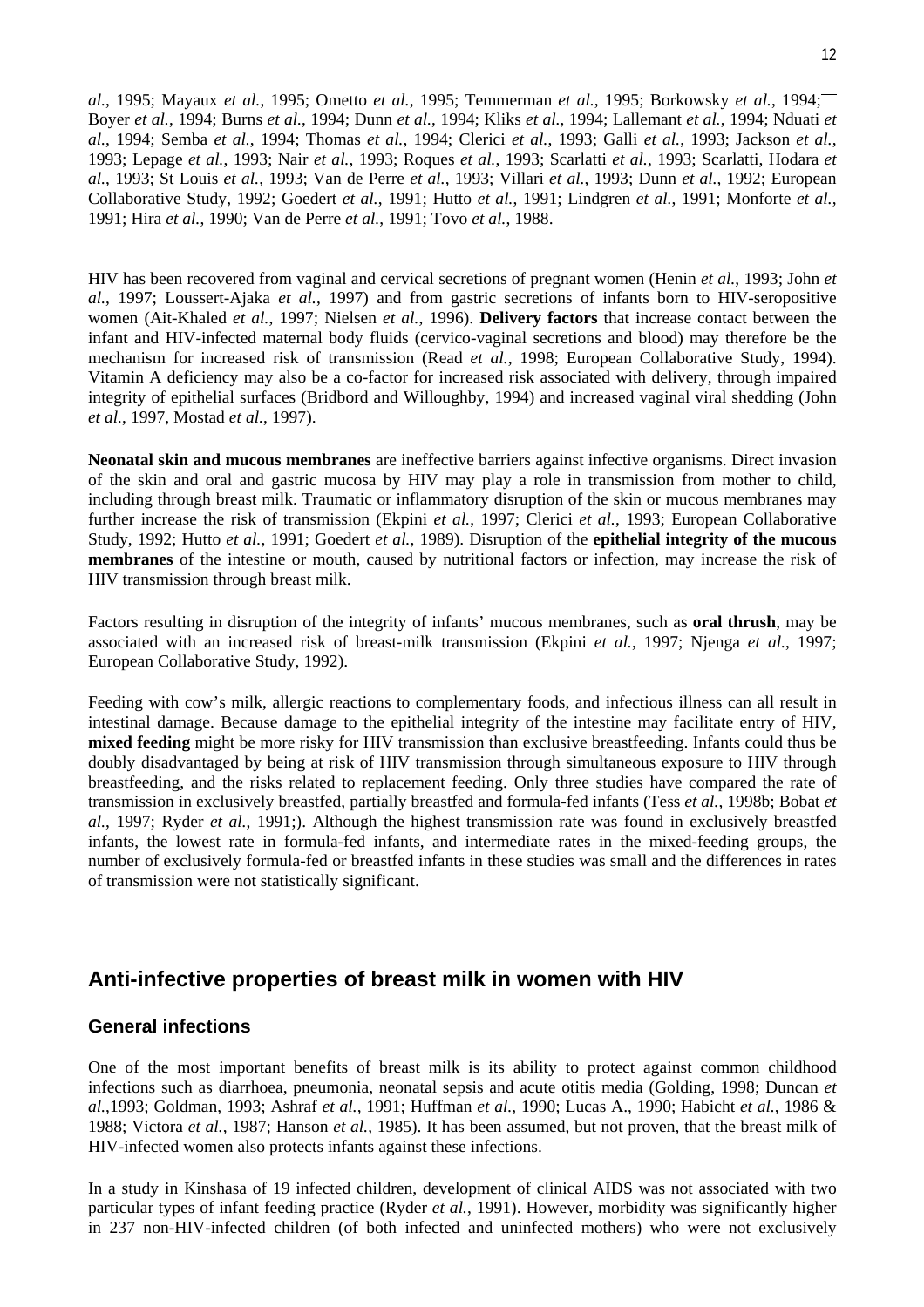*al.*, 1995; Mayaux *et al.*, 1995; Ometto *et al.*, 1995; Temmerman *et al.*, 1995; Borkowsky *et al.*, 1994; Boyer *et al.*, 1994; Burns *et al.*, 1994; Dunn *et al.*, 1994; Kliks *et al.*, 1994; Lallemant *et al.*, 1994; Nduati *et al.*, 1994; Semba *et al.*, 1994; Thomas *et al.*, 1994; Clerici *et al.*, 1993; Galli *et al.*, 1993; Jackson *et al.*, 1993; Lepage *et al.*, 1993; Nair *et al.*, 1993; Roques *et al.*, 1993; Scarlatti *et al.*, 1993; Scarlatti, Hodara *et al.*, 1993; St Louis *et al.*, 1993; Van de Perre *et al.*, 1993; Villari *et al.*, 1993; Dunn *et al.*, 1992; European Collaborative Study, 1992; Goedert *et al.*, 1991; Hutto *et al.*, 1991; Lindgren *et al.*, 1991; Monforte *et al.*, 1991; Hira *et al.*, 1990; Van de Perre *et al.*, 1991; Tovo *et al.*, 1988.

HIV has been recovered from vaginal and cervical secretions of pregnant women (Henin *et al.*, 1993; John *et al.*, 1997; Loussert-Ajaka *et al.*, 1997) and from gastric secretions of infants born to HIV-seropositive women (Ait-Khaled *et al.*, 1997; Nielsen *et al.*, 1996). **Delivery factors** that increase contact between the infant and HIV-infected maternal body fluids (cervico-vaginal secretions and blood) may therefore be the mechanism for increased risk of transmission (Read *et al.*, 1998; European Collaborative Study, 1994). Vitamin A deficiency may also be a co-factor for increased risk associated with delivery, through impaired integrity of epithelial surfaces (Bridbord and Willoughby, 1994) and increased vaginal viral shedding (John *et al.*, 1997, Mostad *et al.*, 1997).

**Neonatal skin and mucous membranes** are ineffective barriers against infective organisms. Direct invasion of the skin and oral and gastric mucosa by HIV may play a role in transmission from mother to child, including through breast milk. Traumatic or inflammatory disruption of the skin or mucous membranes may further increase the risk of transmission (Ekpini *et al.*, 1997; Clerici *et al.*, 1993; European Collaborative Study, 1992; Hutto *et al.*, 1991; Goedert *et al.*, 1989). Disruption of the **epithelial integrity of the mucous membranes** of the intestine or mouth, caused by nutritional factors or infection, may increase the risk of HIV transmission through breast milk.

Factors resulting in disruption of the integrity of infants' mucous membranes, such as **oral thrush**, may be associated with an increased risk of breast-milk transmission (Ekpini *et al.*, 1997; Njenga *et al.*, 1997; European Collaborative Study, 1992).

Feeding with cow's milk, allergic reactions to complementary foods, and infectious illness can all result in intestinal damage. Because damage to the epithelial integrity of the intestine may facilitate entry of HIV, **mixed feeding** might be more risky for HIV transmission than exclusive breastfeeding. Infants could thus be doubly disadvantaged by being at risk of HIV transmission through simultaneous exposure to HIV through breastfeeding, and the risks related to replacement feeding. Only three studies have compared the rate of transmission in exclusively breastfed, partially breastfed and formula-fed infants (Tess *et al.*, 1998b; Bobat *et al.*, 1997; Ryder *et al.*, 1991;). Although the highest transmission rate was found in exclusively breastfed infants, the lowest rate in formula-fed infants, and intermediate rates in the mixed-feeding groups, the number of exclusively formula-fed or breastfed infants in these studies was small and the differences in rates of transmission were not statistically significant.

## Anti-infective properties of breast milk in women with HIV

### General infections

One of the most important benefits of breast milk is its ability to protect against common childhood infections such as diarrhoea, pneumonia, neonatal sepsis and acute otitis media (Golding, 1998; Duncan *et al.*,1993; Goldman, 1993; Ashraf *et al.*, 1991; Huffman *et al.*, 1990; Lucas A., 1990; Habicht *et al.*, 1986 & 1988; Victora *et al.*, 1987; Hanson *et al.*, 1985). It has been assumed, but not proven, that the breast milk of HIV-infected women also protects infants against these infections.

In a study in Kinshasa of 19 infected children, development of clinical AIDS was not associated with two particular types of infant feeding practice (Ryder *et al.*, 1991). However, morbidity was significantly higher in 237 non-HIV-infected children (of both infected and uninfected mothers) who were not exclusively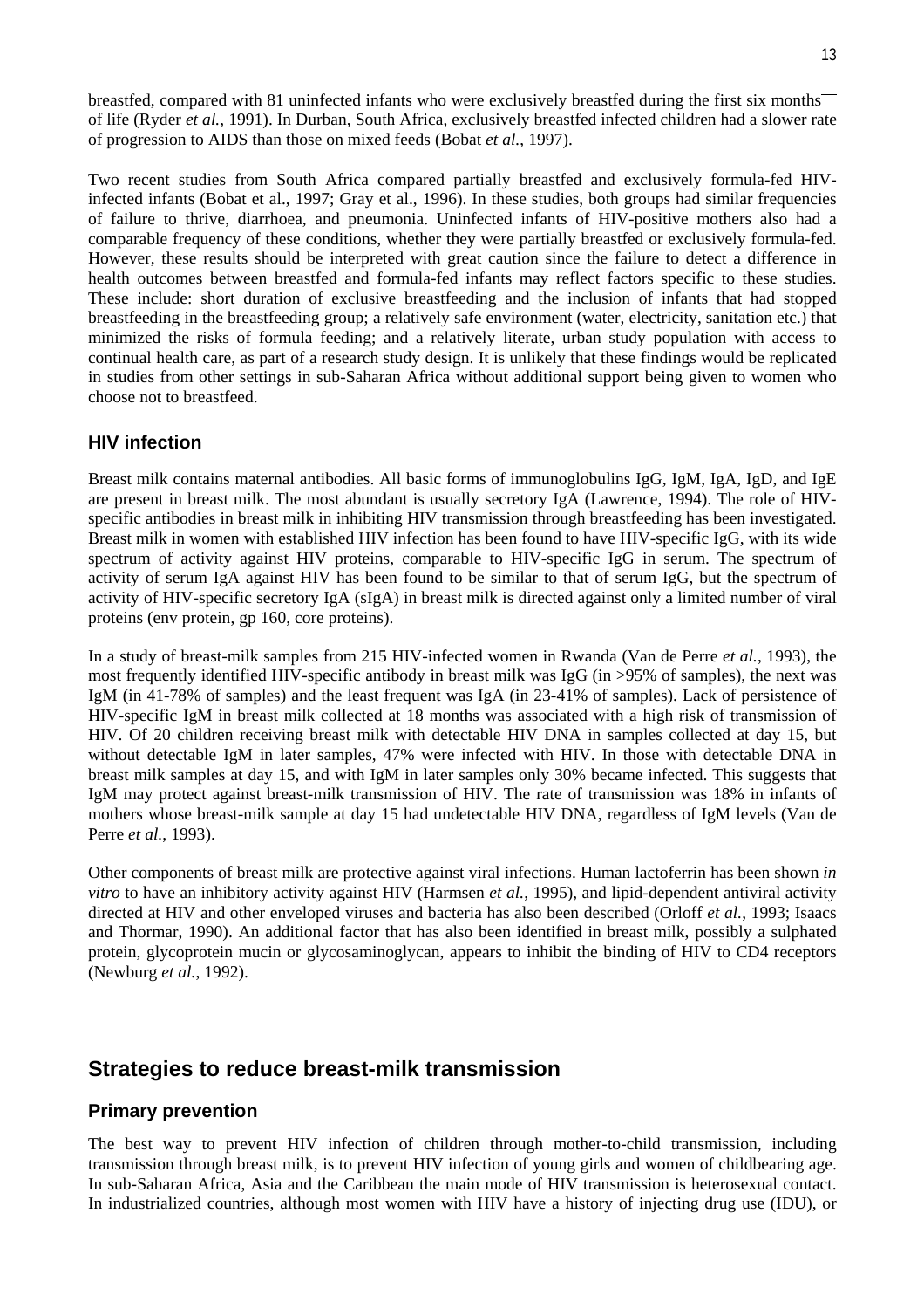breastfed, compared with 81 uninfected infants who were exclusively breastfed during the first six months of life (Ryder *et al.*, 1991). In Durban, South Africa, exclusively breastfed infected children had a slower rate of progression to AIDS than those on mixed feeds (Bobat *et al.*, 1997).

Two recent studies from South Africa compared partially breastfed and exclusively formula-fed HIV-infected infants (Bobat et al., 1997; Gray et al., 1996). In these studies, both groups had similar frequencies of failure to thrive, diarrhoea, and pneumonia. Uninfected infants of HIV-positive mothers also had a comparable frequency of these conditions, whether they were partially breastfed or exclusively formula-fed. However, these results should be interpreted with great caution since the failure to detect a difference in health outcomes between breastfed and formula-fed infants may reflect factors specific to these studies. These include: short duration of exclusive breastfeeding and the inclusion of infants that had stopped breastfeeding in the breastfeeding group; a relatively safe environment (water, electricity, sanitation etc.) that minimized the risks of formula feeding; and a relatively literate, urban study population with access to continual health care, as part of a research study design. It is unlikely that these findings would be replicated in studies from other settings in sub-Saharan Africa without additional support being given to women who choose not to breastfeed.

### HIV infection

Breast milk contains maternal antibodies. All basic forms of immunoglobulins IgG, IgM, IgA, IgD, and IgE are present in breast milk. The most abundant is usually secretory IgA (Lawrence, 1994). The role of HIV-specific antibodies in breast milk in inhibiting HIV transmission through breastfeeding has been investigated. Breast milk in women with established HIV infection has been found to have HIV-specific IgG, with its wide spectrum of activity against HIV proteins, comparable to HIV-specific IgG in serum. The spectrum of activity of serum IgA against HIV has been found to be similar to that of serum IgG, but the spectrum of activity of HIV-specific secretory IgA (sIgA) in breast milk is directed against only a limited number of viral proteins (env protein, gp 160, core proteins).

In a study of breast-milk samples from 215 HIV-infected women in Rwanda (Van de Perre *et al.*, 1993), the most frequently identified HIV-specific antibody in breast milk was IgG (in >95% of samples), the next was IgM (in 41-78% of samples) and the least frequent was IgA (in 23-41% of samples). Lack of persistence of HIV-specific IgM in breast milk collected at 18 months was associated with a high risk of transmission of HIV. Of 20 children receiving breast milk with detectable HIV DNA in samples collected at day 15, but without detectable IgM in later samples, 47% were infected with HIV. In those with detectable DNA in breast milk samples at day 15, and with IgM in later samples only 30% became infected. This suggests that IgM may protect against breast-milk transmission of HIV. The rate of transmission was 18% in infants of mothers whose breast-milk sample at day 15 had undetectable HIV DNA, regardless of IgM levels (Van de Perre *et al.*, 1993).

Other components of breast milk are protective against viral infections. Human lactoferrin has been shown *in vitro* to have an inhibitory activity against HIV (Harmsen *et al.*, 1995), and lipid-dependent antiviral activity directed at HIV and other enveloped viruses and bacteria has also been described (Orloff *et al.*, 1993; Isaacs and Thormar, 1990). An additional factor that has also been identified in breast milk, possibly a sulphated protein, glycoprotein mucin or glycosaminoglycan, appears to inhibit the binding of HIV to CD4 receptors (Newburg *et al.*, 1992).

## Strategies to reduce breast-milk transmission

### Primary prevention

The best way to prevent HIV infection of children through mother-to-child transmission, including transmission through breast milk, is to prevent HIV infection of young girls and women of childbearing age. In sub-Saharan Africa, Asia and the Caribbean the main mode of HIV transmission is heterosexual contact. In industrialized countries, although most women with HIV have a history of injecting drug use (IDU), or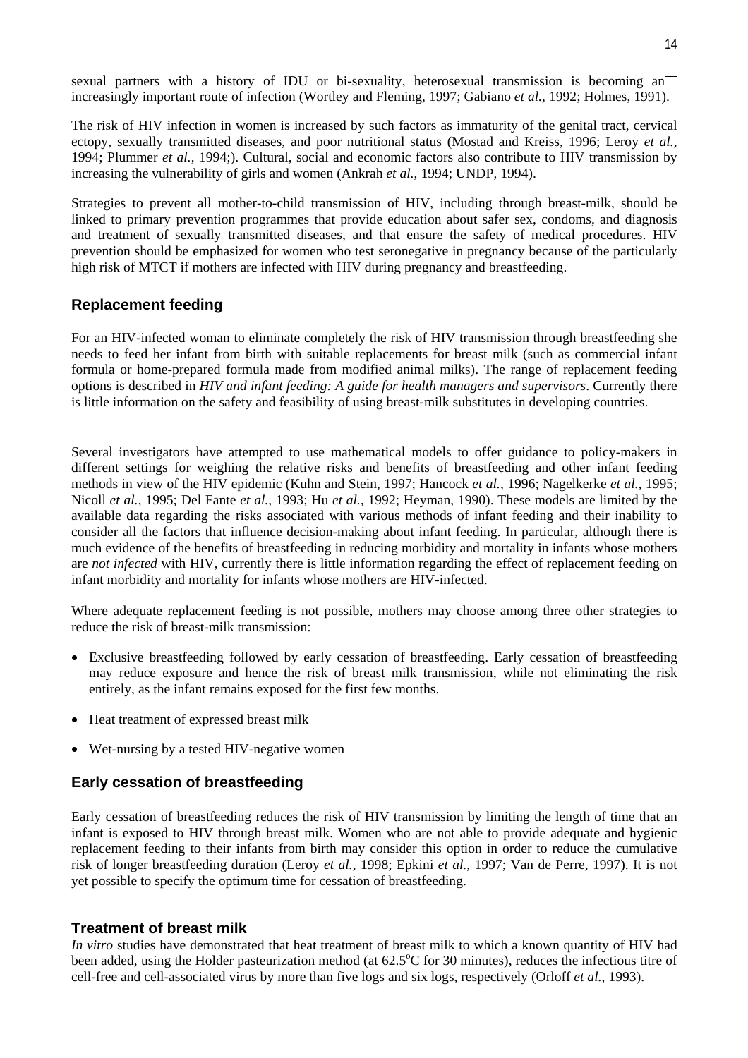sexual partners with a history of IDU or bi-sexuality, heterosexual transmission is becoming an increasingly important route of infection (Wortley and Fleming, 1997; Gabiano *et al.*, 1992; Holmes, 1991).

The risk of HIV infection in women is increased by such factors as immaturity of the genital tract, cervical ectopy, sexually transmitted diseases, and poor nutritional status (Mostad and Kreiss, 1996; Leroy *et al.*, 1994; Plummer *et al.*, 1994;). Cultural, social and economic factors also contribute to HIV transmission by increasing the vulnerability of girls and women (Ankrah *et al.*, 1994; UNDP, 1994).

Strategies to prevent all mother-to-child transmission of HIV, including through breast-milk, should be linked to primary prevention programmes that provide education about safer sex, condoms, and diagnosis and treatment of sexually transmitted diseases, and that ensure the safety of medical procedures. HIV prevention should be emphasized for women who test seronegative in pregnancy because of the particularly high risk of MTCT if mothers are infected with HIV during pregnancy and breastfeeding.

## Replacement feeding

For an HIV-infected woman to eliminate completely the risk of HIV transmission through breastfeeding she needs to feed her infant from birth with suitable replacements for breast milk (such as commercial infant formula or home-prepared formula made from modified animal milks). The range of replacement feeding options is described in *HIV and infant feeding: A guide for health managers and supervisors*. Currently there is little information on the safety and feasibility of using breast-milk substitutes in developing countries.

Several investigators have attempted to use mathematical models to offer guidance to policy-makers in different settings for weighing the relative risks and benefits of breastfeeding and other infant feeding methods in view of the HIV epidemic (Kuhn and Stein, 1997; Hancock *et al.*, 1996; Nagelkerke *et al.*, 1995; Nicoll *et al.*, 1995; Del Fante *et al.*, 1993; Hu *et al.*, 1992; Heyman, 1990). These models are limited by the available data regarding the risks associated with various methods of infant feeding and their inability to consider all the factors that influence decision-making about infant feeding. In particular, although there is much evidence of the benefits of breastfeeding in reducing morbidity and mortality in infants whose mothers are *not infected* with HIV, currently there is little information regarding the effect of replacement feeding on infant morbidity and mortality for infants whose mothers are HIV-infected.

Where adequate replacement feeding is not possible, mothers may choose among three other strategies to reduce the risk of breast-milk transmission:

- Exclusive breastfeeding followed by early cessation of breastfeeding. Early cessation of breastfeeding may reduce exposure and hence the risk of breast milk transmission, while not eliminating the risk entirely, as the infant remains exposed for the first few months.
- Heat treatment of expressed breast milk
- Wet-nursing by a tested HIV-negative women

## Early cessation of breastfeeding

Early cessation of breastfeeding reduces the risk of HIV transmission by limiting the length of time that an infant is exposed to HIV through breast milk. Women who are not able to provide adequate and hygienic replacement feeding to their infants from birth may consider this option in order to reduce the cumulative risk of longer breastfeeding duration (Leroy *et al.*, 1998; Epkini *et al.*, 1997; Van de Perre, 1997). It is not yet possible to specify the optimum time for cessation of breastfeeding.

## Treatment of breast milk

*In vitro* studies have demonstrated that heat treatment of breast milk to which a known quantity of HIV had been added, using the Holder pasteurization method (at 62.5$^{o}$C for 30 minutes), reduces the infectious titre of cell-free and cell-associated virus by more than five logs and six logs, respectively (Orloff *et al.*, 1993).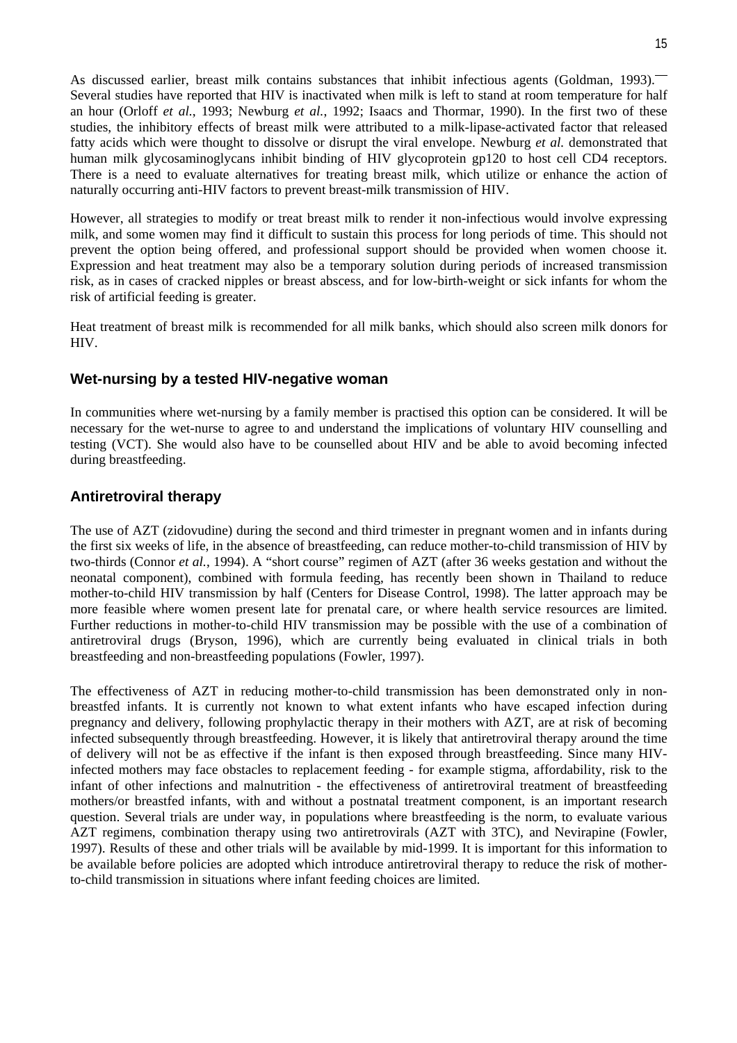As discussed earlier, breast milk contains substances that inhibit infectious agents (Goldman, 1993). Several studies have reported that HIV is inactivated when milk is left to stand at room temperature for half an hour (Orloff *et al.*, 1993; Newburg *et al.*, 1992; Isaacs and Thormar, 1990). In the first two of these studies, the inhibitory effects of breast milk were attributed to a milk-lipase-activated factor that released fatty acids which were thought to dissolve or disrupt the viral envelope. Newburg *et al.* demonstrated that human milk glycosaminoglycans inhibit binding of HIV glycoprotein gp120 to host cell CD4 receptors. There is a need to evaluate alternatives for treating breast milk, which utilize or enhance the action of naturally occurring anti-HIV factors to prevent breast-milk transmission of HIV.

However, all strategies to modify or treat breast milk to render it non-infectious would involve expressing milk, and some women may find it difficult to sustain this process for long periods of time. This should not prevent the option being offered, and professional support should be provided when women choose it. Expression and heat treatment may also be a temporary solution during periods of increased transmission risk, as in cases of cracked nipples or breast abscess, and for low-birth-weight or sick infants for whom the risk of artificial feeding is greater.

Heat treatment of breast milk is recommended for all milk banks, which should also screen milk donors for HIV.

## Wet-nursing by a tested HIV-negative woman

In communities where wet-nursing by a family member is practised this option can be considered. It will be necessary for the wet-nurse to agree to and understand the implications of voluntary HIV counselling and testing (VCT). She would also have to be counselled about HIV and be able to avoid becoming infected during breastfeeding.

## Antiretroviral therapy

The use of AZT (zidovudine) during the second and third trimester in pregnant women and in infants during the first six weeks of life, in the absence of breastfeeding, can reduce mother-to-child transmission of HIV by two-thirds (Connor *et al.*, 1994). A "short course" regimen of AZT (after 36 weeks gestation and without the neonatal component), combined with formula feeding, has recently been shown in Thailand to reduce mother-to-child HIV transmission by half (Centers for Disease Control, 1998). The latter approach may be more feasible where women present late for prenatal care, or where health service resources are limited. Further reductions in mother-to-child HIV transmission may be possible with the use of a combination of antiretroviral drugs (Bryson, 1996), which are currently being evaluated in clinical trials in both breastfeeding and non-breastfeeding populations (Fowler, 1997).

The effectiveness of AZT in reducing mother-to-child transmission has been demonstrated only in non-breastfed infants. It is currently not known to what extent infants who have escaped infection during pregnancy and delivery, following prophylactic therapy in their mothers with AZT, are at risk of becoming infected subsequently through breastfeeding. However, it is likely that antiretroviral therapy around the time of delivery will not be as effective if the infant is then exposed through breastfeeding. Since many HIV-infected mothers may face obstacles to replacement feeding - for example stigma, affordability, risk to the infant of other infections and malnutrition - the effectiveness of antiretroviral treatment of breastfeeding mothers/or breastfed infants, with and without a postnatal treatment component, is an important research question. Several trials are under way, in populations where breastfeeding is the norm, to evaluate various AZT regimens, combination therapy using two antiretrovirals (AZT with 3TC), and Nevirapine (Fowler, 1997). Results of these and other trials will be available by mid-1999. It is important for this information to be available before policies are adopted which introduce antiretroviral therapy to reduce the risk of mother-to-child transmission in situations where infant feeding choices are limited.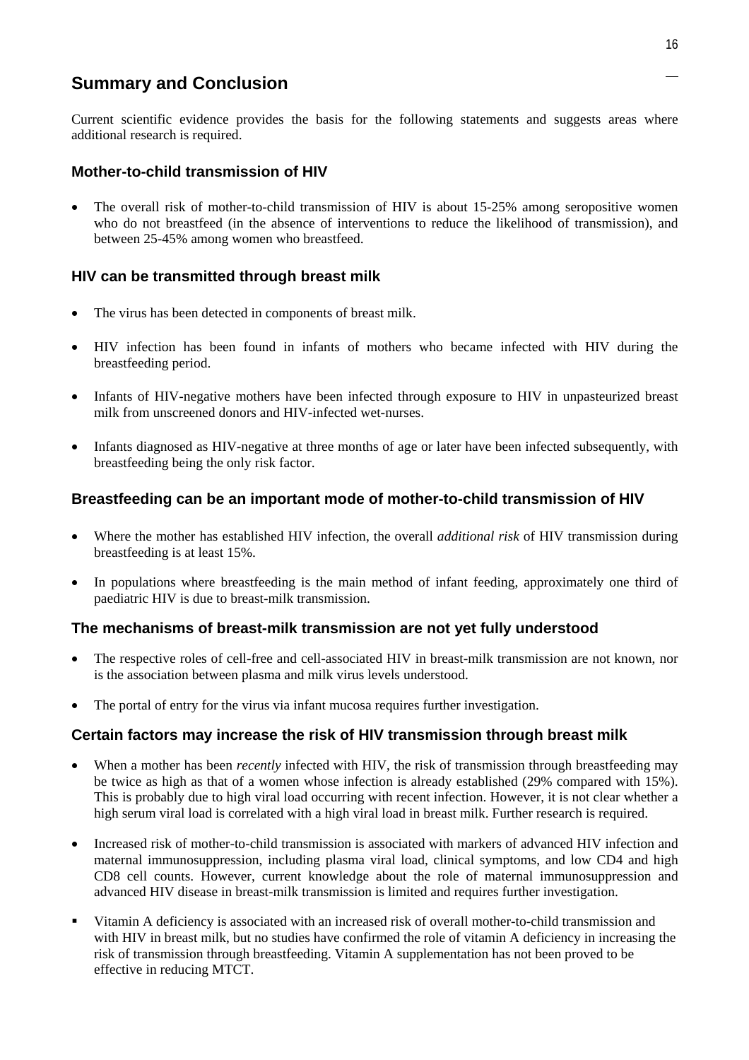## Summary and Conclusion

Current scientific evidence provides the basis for the following statements and suggests areas where additional research is required.

### Mother-to-child transmission of HIV

- The overall risk of mother-to-child transmission of HIV is about 15-25% among seropositive women who do not breastfeed (in the absence of interventions to reduce the likelihood of transmission), and between 25-45% among women who breastfeed.

### HIV can be transmitted through breast milk

- The virus has been detected in components of breast milk.
- HIV infection has been found in infants of mothers who became infected with HIV during the breastfeeding period.
- Infants of HIV-negative mothers have been infected through exposure to HIV in unpasteurized breast milk from unscreened donors and HIV-infected wet-nurses.
- Infants diagnosed as HIV-negative at three months of age or later have been infected subsequently, with breastfeeding being the only risk factor.

### Breastfeeding can be an important mode of mother-to-child transmission of HIV

- Where the mother has established HIV infection, the overall *additional risk* of HIV transmission during breastfeeding is at least 15%.
- In populations where breastfeeding is the main method of infant feeding, approximately one third of paediatric HIV is due to breast-milk transmission.

### The mechanisms of breast-milk transmission are not yet fully understood

- The respective roles of cell-free and cell-associated HIV in breast-milk transmission are not known, nor is the association between plasma and milk virus levels understood.
- The portal of entry for the virus via infant mucosa requires further investigation.

### Certain factors may increase the risk of HIV transmission through breast milk

- When a mother has been *recently* infected with HIV, the risk of transmission through breastfeeding may be twice as high as that of a women whose infection is already established (29% compared with 15%). This is probably due to high viral load occurring with recent infection. However, it is not clear whether a high serum viral load is correlated with a high viral load in breast milk. Further research is required.
- Increased risk of mother-to-child transmission is associated with markers of advanced HIV infection and maternal immunosuppression, including plasma viral load, clinical symptoms, and low CD4 and high CD8 cell counts. However, current knowledge about the role of maternal immunosuppression and advanced HIV disease in breast-milk transmission is limited and requires further investigation.
- Vitamin A deficiency is associated with an increased risk of overall mother-to-child transmission and with HIV in breast milk, but no studies have confirmed the role of vitamin A deficiency in increasing the risk of transmission through breastfeeding. Vitamin A supplementation has not been proved to be effective in reducing MTCT.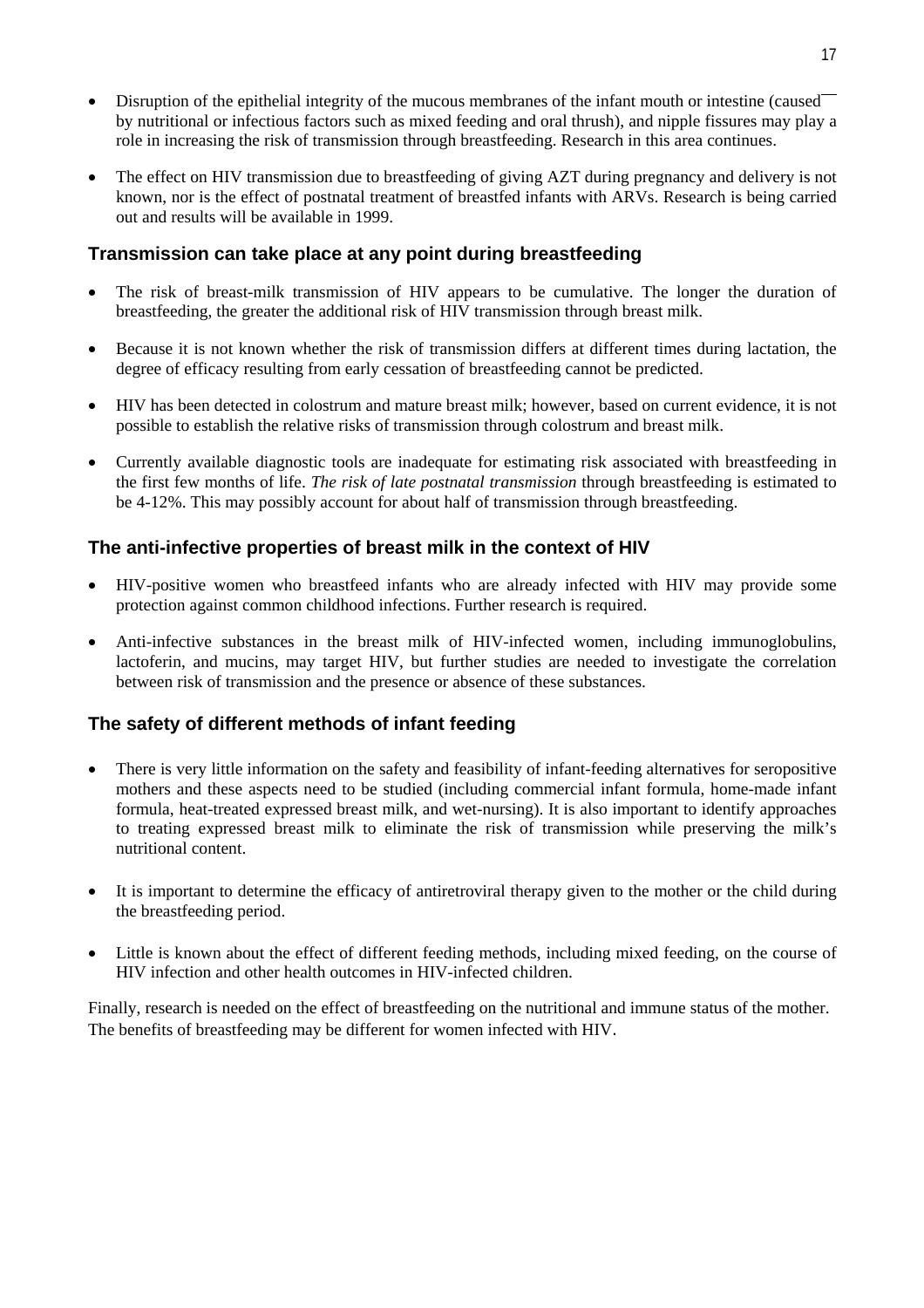- Disruption of the epithelial integrity of the mucous membranes of the infant mouth or intestine (caused by nutritional or infectious factors such as mixed feeding and oral thrush), and nipple fissures may play a role in increasing the risk of transmission through breastfeeding. Research in this area continues.

- The effect on HIV transmission due to breastfeeding of giving AZT during pregnancy and delivery is not known, nor is the effect of postnatal treatment of breastfed infants with ARVs. Research is being carried out and results will be available in 1999.

### Transmission can take place at any point during breastfeeding

- The risk of breast-milk transmission of HIV appears to be cumulative. The longer the duration of breastfeeding, the greater the additional risk of HIV transmission through breast milk.

- Because it is not known whether the risk of transmission differs at different times during lactation, the degree of efficacy resulting from early cessation of breastfeeding cannot be predicted.

- HIV has been detected in colostrum and mature breast milk; however, based on current evidence, it is not possible to establish the relative risks of transmission through colostrum and breast milk.

- Currently available diagnostic tools are inadequate for estimating risk associated with breastfeeding in the first few months of life. *The risk of late postnatal transmission* through breastfeeding is estimated to be 4-12%. This may possibly account for about half of transmission through breastfeeding.

### The anti-infective properties of breast milk in the context of HIV

- HIV-positive women who breastfeed infants who are already infected with HIV may provide some protection against common childhood infections. Further research is required.

- Anti-infective substances in the breast milk of HIV-infected women, including immunoglobulins, lactoferin, and mucins, may target HIV, but further studies are needed to investigate the correlation between risk of transmission and the presence or absence of these substances.

### The safety of different methods of infant feeding

- There is very little information on the safety and feasibility of infant-feeding alternatives for seropositive mothers and these aspects need to be studied (including commercial infant formula, home-made infant formula, heat-treated expressed breast milk, and wet-nursing). It is also important to identify approaches to treating expressed breast milk to eliminate the risk of transmission while preserving the milk's nutritional content.

- It is important to determine the efficacy of antiretroviral therapy given to the mother or the child during the breastfeeding period.

- Little is known about the effect of different feeding methods, including mixed feeding, on the course of HIV infection and other health outcomes in HIV-infected children.

Finally, research is needed on the effect of breastfeeding on the nutritional and immune status of the mother. The benefits of breastfeeding may be different for women infected with HIV.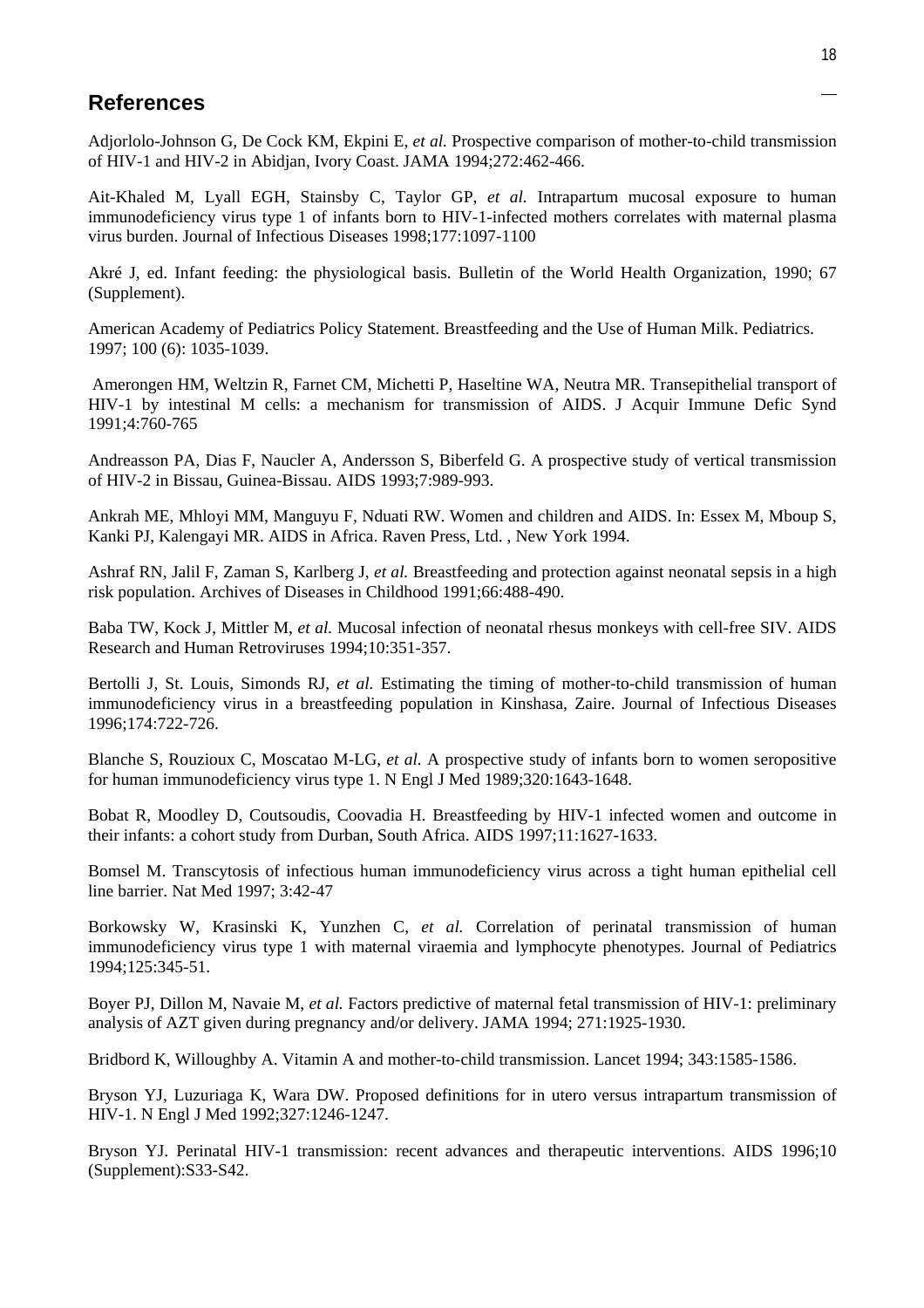## References

Adjorlolo-Johnson G, De Cock KM, Ekpini E, *et al.* Prospective comparison of mother-to-child transmission of HIV-1 and HIV-2 in Abidjan, Ivory Coast. JAMA 1994;272:462-466.

Ait-Khaled M, Lyall EGH, Stainsby C, Taylor GP, *et al.* Intrapartum mucosal exposure to human immunodeficiency virus type 1 of infants born to HIV-1-infected mothers correlates with maternal plasma virus burden. Journal of Infectious Diseases 1998;177:1097-1100

Akré J, ed. Infant feeding: the physiological basis. Bulletin of the World Health Organization, 1990; 67 (Supplement).

American Academy of Pediatrics Policy Statement. Breastfeeding and the Use of Human Milk. Pediatrics. 1997; 100 (6): 1035-1039.

Amerongen HM, Weltzin R, Farnet CM, Michetti P, Haseltine WA, Neutra MR. Transepithelial transport of HIV-1 by intestinal M cells: a mechanism for transmission of AIDS. J Acquir Immune Defic Synd 1991;4:760-765

Andreasson PA, Dias F, Naucler A, Andersson S, Biberfeld G. A prospective study of vertical transmission of HIV-2 in Bissau, Guinea-Bissau. AIDS 1993;7:989-993.

Ankrah ME, Mhloyi MM, Manguyu F, Nduati RW. Women and children and AIDS. In: Essex M, Mboup S, Kanki PJ, Kalengayi MR. AIDS in Africa. Raven Press, Ltd. , New York 1994.

Ashraf RN, Jalil F, Zaman S, Karlberg J, *et al.* Breastfeeding and protection against neonatal sepsis in a high risk population. Archives of Diseases in Childhood 1991;66:488-490.

Baba TW, Kock J, Mittler M, *et al.* Mucosal infection of neonatal rhesus monkeys with cell-free SIV. AIDS Research and Human Retroviruses 1994;10:351-357.

Bertolli J, St. Louis, Simonds RJ, *et al.* Estimating the timing of mother-to-child transmission of human immunodeficiency virus in a breastfeeding population in Kinshasa, Zaire. Journal of Infectious Diseases 1996;174:722-726.

Blanche S, Rouzioux C, Moscatao M-LG, *et al.* A prospective study of infants born to women seropositive for human immunodeficiency virus type 1. N Engl J Med 1989;320:1643-1648.

Bobat R, Moodley D, Coutsoudis, Coovadia H. Breastfeeding by HIV-1 infected women and outcome in their infants: a cohort study from Durban, South Africa. AIDS 1997;11:1627-1633.

Bomsel M. Transcytosis of infectious human immunodeficiency virus across a tight human epithelial cell line barrier. Nat Med 1997; 3:42-47

Borkowsky W, Krasinski K, Yunzhen C, *et al.* Correlation of perinatal transmission of human immunodeficiency virus type 1 with maternal viraemia and lymphocyte phenotypes. Journal of Pediatrics 1994;125:345-51.

Boyer PJ, Dillon M, Navaie M, *et al.* Factors predictive of maternal fetal transmission of HIV-1: preliminary analysis of AZT given during pregnancy and/or delivery. JAMA 1994; 271:1925-1930.

Bridbord K, Willoughby A. Vitamin A and mother-to-child transmission. Lancet 1994; 343:1585-1586.

Bryson YJ, Luzuriaga K, Wara DW. Proposed definitions for in utero versus intrapartum transmission of HIV-1. N Engl J Med 1992;327:1246-1247.

Bryson YJ. Perinatal HIV-1 transmission: recent advances and therapeutic interventions. AIDS 1996;10 (Supplement):S33-S42.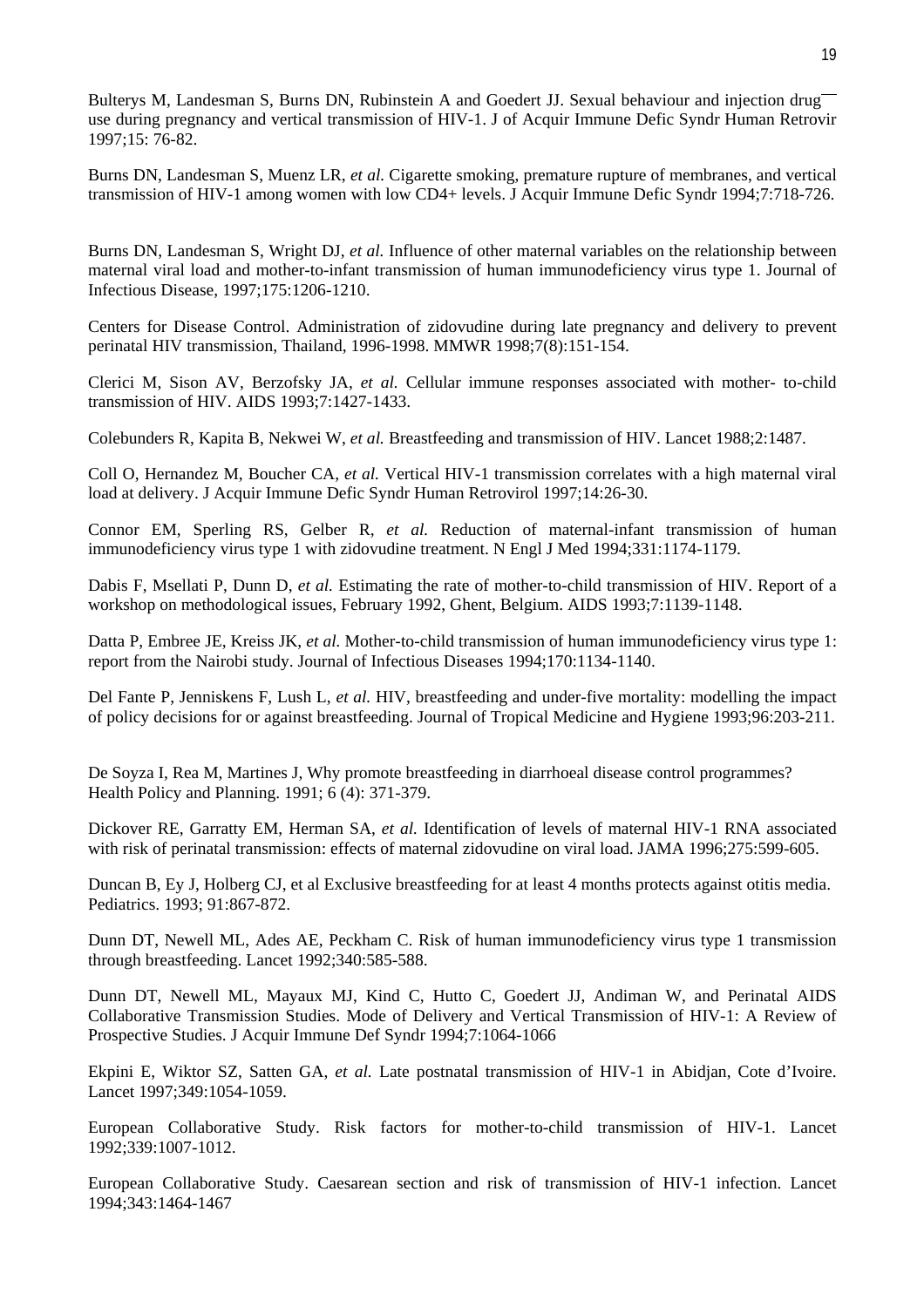Bulterys M, Landesman S, Burns DN, Rubinstein A and Goedert JJ. Sexual behaviour and injection drug use during pregnancy and vertical transmission of HIV-1. J of Acquir Immune Defic Syndr Human Retrovir 1997;15: 76-82.

Burns DN, Landesman S, Muenz LR, *et al.* Cigarette smoking, premature rupture of membranes, and vertical transmission of HIV-1 among women with low CD4+ levels. J Acquir Immune Defic Syndr 1994;7:718-726.

Burns DN, Landesman S, Wright DJ, *et al.* Influence of other maternal variables on the relationship between maternal viral load and mother-to-infant transmission of human immunodeficiency virus type 1. Journal of Infectious Disease, 1997;175:1206-1210.

Centers for Disease Control. Administration of zidovudine during late pregnancy and delivery to prevent perinatal HIV transmission, Thailand, 1996-1998. MMWR 1998;7(8):151-154.

Clerici M, Sison AV, Berzofsky JA, *et al.* Cellular immune responses associated with mother- to-child transmission of HIV. AIDS 1993;7:1427-1433.

Colebunders R, Kapita B, Nekwei W, *et al.* Breastfeeding and transmission of HIV. Lancet 1988;2:1487.

Coll O, Hernandez M, Boucher CA, *et al.* Vertical HIV-1 transmission correlates with a high maternal viral load at delivery. J Acquir Immune Defic Syndr Human Retrovirol 1997;14:26-30.

Connor EM, Sperling RS, Gelber R, *et al.* Reduction of maternal-infant transmission of human immunodeficiency virus type 1 with zidovudine treatment. N Engl J Med 1994;331:1174-1179.

Dabis F, Msellati P, Dunn D, *et al.* Estimating the rate of mother-to-child transmission of HIV. Report of a workshop on methodological issues, February 1992, Ghent, Belgium. AIDS 1993;7:1139-1148.

Datta P, Embree JE, Kreiss JK, *et al.* Mother-to-child transmission of human immunodeficiency virus type 1: report from the Nairobi study. Journal of Infectious Diseases 1994;170:1134-1140.

Del Fante P, Jenniskens F, Lush L, *et al.* HIV, breastfeeding and under-five mortality: modelling the impact of policy decisions for or against breastfeeding. Journal of Tropical Medicine and Hygiene 1993;96:203-211.

De Soyza I, Rea M, Martines J, Why promote breastfeeding in diarrhoeal disease control programmes? Health Policy and Planning. 1991; 6 (4): 371-379.

Dickover RE, Garratty EM, Herman SA, *et al.* Identification of levels of maternal HIV-1 RNA associated with risk of perinatal transmission: effects of maternal zidovudine on viral load. JAMA 1996;275:599-605.

Duncan B, Ey J, Holberg CJ, et al Exclusive breastfeeding for at least 4 months protects against otitis media. Pediatrics. 1993; 91:867-872.

Dunn DT, Newell ML, Ades AE, Peckham C. Risk of human immunodeficiency virus type 1 transmission through breastfeeding. Lancet 1992;340:585-588.

Dunn DT, Newell ML, Mayaux MJ, Kind C, Hutto C, Goedert JJ, Andiman W, and Perinatal AIDS Collaborative Transmission Studies. Mode of Delivery and Vertical Transmission of HIV-1: A Review of Prospective Studies. J Acquir Immune Def Syndr 1994;7:1064-1066

Ekpini E, Wiktor SZ, Satten GA, *et al.* Late postnatal transmission of HIV-1 in Abidjan, Cote d'Ivoire. Lancet 1997;349:1054-1059.

European Collaborative Study. Risk factors for mother-to-child transmission of HIV-1. Lancet 1992;339:1007-1012.

European Collaborative Study. Caesarean section and risk of transmission of HIV-1 infection. Lancet 1994;343:1464-1467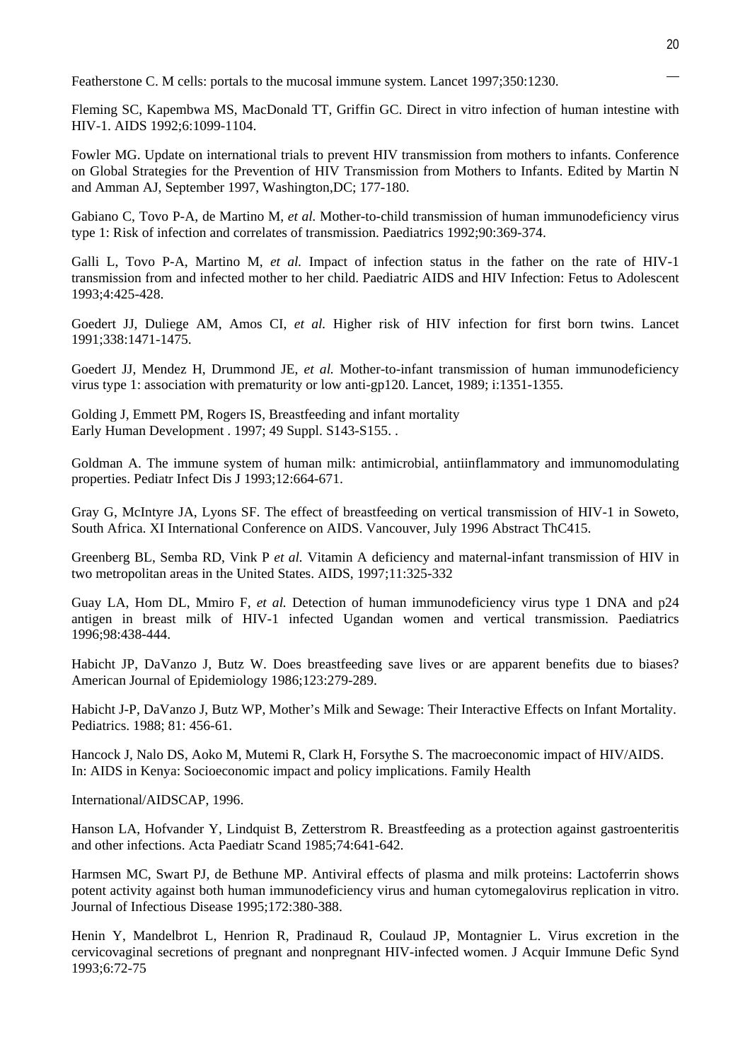Featherstone C. M cells: portals to the mucosal immune system. Lancet 1997;350:1230.

Fleming SC, Kapembwa MS, MacDonald TT, Griffin GC. Direct in vitro infection of human intestine with HIV-1. AIDS 1992;6:1099-1104.

Fowler MG. Update on international trials to prevent HIV transmission from mothers to infants. Conference on Global Strategies for the Prevention of HIV Transmission from Mothers to Infants. Edited by Martin N and Amman AJ, September 1997, Washington,DC; 177-180.

Gabiano C, Tovo P-A, de Martino M, *et al.* Mother-to-child transmission of human immunodeficiency virus type 1: Risk of infection and correlates of transmission. Paediatrics 1992;90:369-374.

Galli L, Tovo P-A, Martino M, *et al.* Impact of infection status in the father on the rate of HIV-1 transmission from and infected mother to her child. Paediatric AIDS and HIV Infection: Fetus to Adolescent 1993;4:425-428.

Goedert JJ, Duliege AM, Amos CI, *et al.* Higher risk of HIV infection for first born twins. Lancet 1991;338:1471-1475.

Goedert JJ, Mendez H, Drummond JE, *et al.* Mother-to-infant transmission of human immunodeficiency virus type 1: association with prematurity or low anti-gp120. Lancet, 1989; i:1351-1355.

Golding J, Emmett PM, Rogers IS, Breastfeeding and infant mortality
Early Human Development . 1997; 49 Suppl. S143-S155. .

Goldman A. The immune system of human milk: antimicrobial, antiinflammatory and immunomodulating properties. Pediatr Infect Dis J 1993;12:664-671.

Gray G, McIntyre JA, Lyons SF. The effect of breastfeeding on vertical transmission of HIV-1 in Soweto, South Africa. XI International Conference on AIDS. Vancouver, July 1996 Abstract ThC415.

Greenberg BL, Semba RD, Vink P *et al.* Vitamin A deficiency and maternal-infant transmission of HIV in two metropolitan areas in the United States. AIDS, 1997;11:325-332

Guay LA, Hom DL, Mmiro F, *et al.* Detection of human immunodeficiency virus type 1 DNA and p24 antigen in breast milk of HIV-1 infected Ugandan women and vertical transmission. Paediatrics 1996;98:438-444.

Habicht JP, DaVanzo J, Butz W. Does breastfeeding save lives or are apparent benefits due to biases? American Journal of Epidemiology 1986;123:279-289.

Habicht J-P, DaVanzo J, Butz WP, Mother's Milk and Sewage: Their Interactive Effects on Infant Mortality. Pediatrics. 1988; 81: 456-61.

Hancock J, Nalo DS, Aoko M, Mutemi R, Clark H, Forsythe S. The macroeconomic impact of HIV/AIDS. In: AIDS in Kenya: Socioeconomic impact and policy implications. Family Health

International/AIDSCAP, 1996.

Hanson LA, Hofvander Y, Lindquist B, Zetterstrom R. Breastfeeding as a protection against gastroenteritis and other infections. Acta Paediatr Scand 1985;74:641-642.

Harmsen MC, Swart PJ, de Bethune MP. Antiviral effects of plasma and milk proteins: Lactoferrin shows potent activity against both human immunodeficiency virus and human cytomegalovirus replication in vitro. Journal of Infectious Disease 1995;172:380-388.

Henin Y, Mandelbrot L, Henrion R, Pradinaud R, Coulaud JP, Montagnier L. Virus excretion in the cervicovaginal secretions of pregnant and nonpregnant HIV-infected women. J Acquir Immune Defic Synd 1993;6:72-75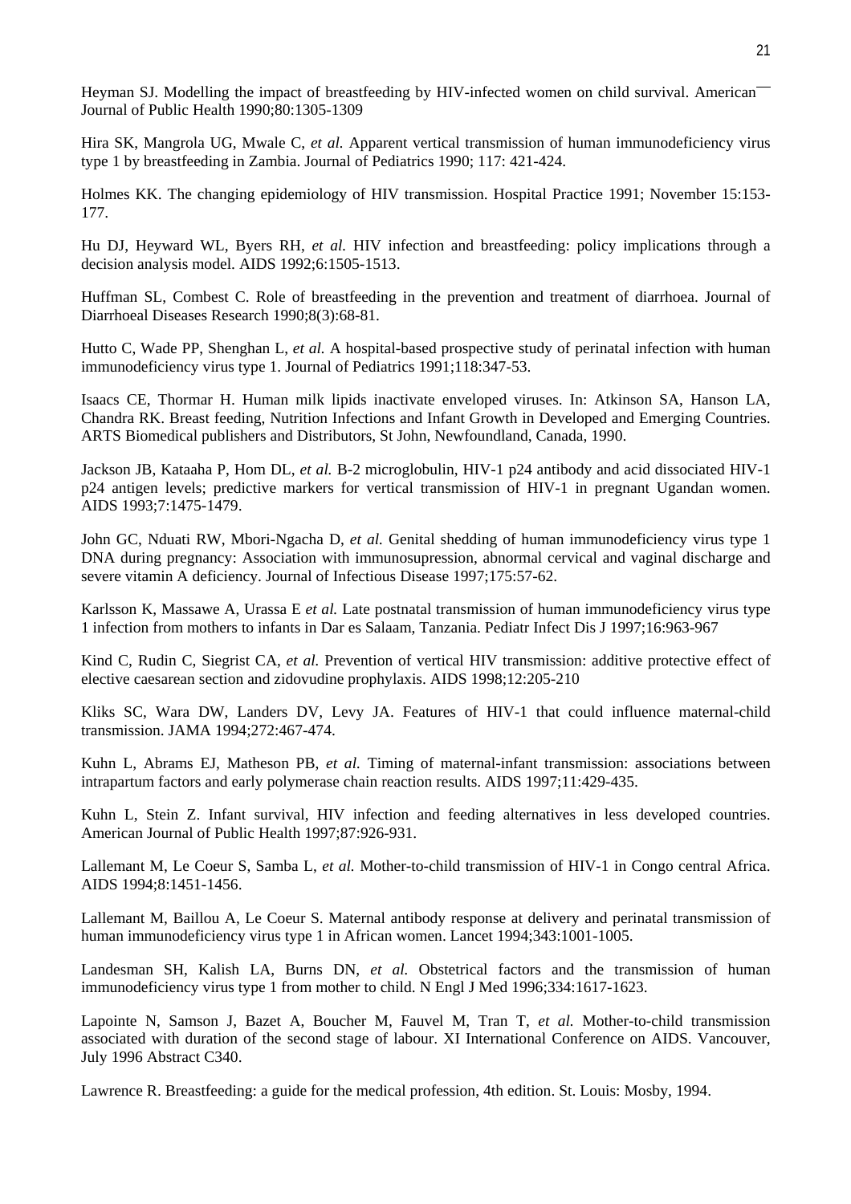Heyman SJ. Modelling the impact of breastfeeding by HIV-infected women on child survival. American Journal of Public Health 1990;80:1305-1309

Hira SK, Mangrola UG, Mwale C, *et al.* Apparent vertical transmission of human immunodeficiency virus type 1 by breastfeeding in Zambia. Journal of Pediatrics 1990; 117: 421-424.

Holmes KK. The changing epidemiology of HIV transmission. Hospital Practice 1991; November 15:153-177.

Hu DJ, Heyward WL, Byers RH, *et al.* HIV infection and breastfeeding: policy implications through a decision analysis model. AIDS 1992;6:1505-1513.

Huffman SL, Combest C. Role of breastfeeding in the prevention and treatment of diarrhoea. Journal of Diarrhoeal Diseases Research 1990;8(3):68-81.

Hutto C, Wade PP, Shenghan L, *et al.* A hospital-based prospective study of perinatal infection with human immunodeficiency virus type 1. Journal of Pediatrics 1991;118:347-53.

Isaacs CE, Thormar H. Human milk lipids inactivate enveloped viruses. In: Atkinson SA, Hanson LA, Chandra RK. Breast feeding, Nutrition Infections and Infant Growth in Developed and Emerging Countries. ARTS Biomedical publishers and Distributors, St John, Newfoundland, Canada, 1990.

Jackson JB, Kataaha P, Hom DL, *et al.* B-2 microglobulin, HIV-1 p24 antibody and acid dissociated HIV-1 p24 antigen levels; predictive markers for vertical transmission of HIV-1 in pregnant Ugandan women. AIDS 1993;7:1475-1479.

John GC, Nduati RW, Mbori-Ngacha D, *et al.* Genital shedding of human immunodeficiency virus type 1 DNA during pregnancy: Association with immunosupression, abnormal cervical and vaginal discharge and severe vitamin A deficiency. Journal of Infectious Disease 1997;175:57-62.

Karlsson K, Massawe A, Urassa E *et al.* Late postnatal transmission of human immunodeficiency virus type 1 infection from mothers to infants in Dar es Salaam, Tanzania. Pediatr Infect Dis J 1997;16:963-967

Kind C, Rudin C, Siegrist CA, *et al.* Prevention of vertical HIV transmission: additive protective effect of elective caesarean section and zidovudine prophylaxis. AIDS 1998;12:205-210

Kliks SC, Wara DW, Landers DV, Levy JA. Features of HIV-1 that could influence maternal-child transmission. JAMA 1994;272:467-474.

Kuhn L, Abrams EJ, Matheson PB, *et al.* Timing of maternal-infant transmission: associations between intrapartum factors and early polymerase chain reaction results. AIDS 1997;11:429-435.

Kuhn L, Stein Z. Infant survival, HIV infection and feeding alternatives in less developed countries. American Journal of Public Health 1997;87:926-931.

Lallemant M, Le Coeur S, Samba L, *et al.* Mother-to-child transmission of HIV-1 in Congo central Africa. AIDS 1994;8:1451-1456.

Lallemant M, Baillou A, Le Coeur S. Maternal antibody response at delivery and perinatal transmission of human immunodeficiency virus type 1 in African women. Lancet 1994;343:1001-1005.

Landesman SH, Kalish LA, Burns DN, *et al.* Obstetrical factors and the transmission of human immunodeficiency virus type 1 from mother to child. N Engl J Med 1996;334:1617-1623.

Lapointe N, Samson J, Bazet A, Boucher M, Fauvel M, Tran T, *et al.* Mother-to-child transmission associated with duration of the second stage of labour. XI International Conference on AIDS. Vancouver, July 1996 Abstract C340.

Lawrence R. Breastfeeding: a guide for the medical profession, 4th edition. St. Louis: Mosby, 1994.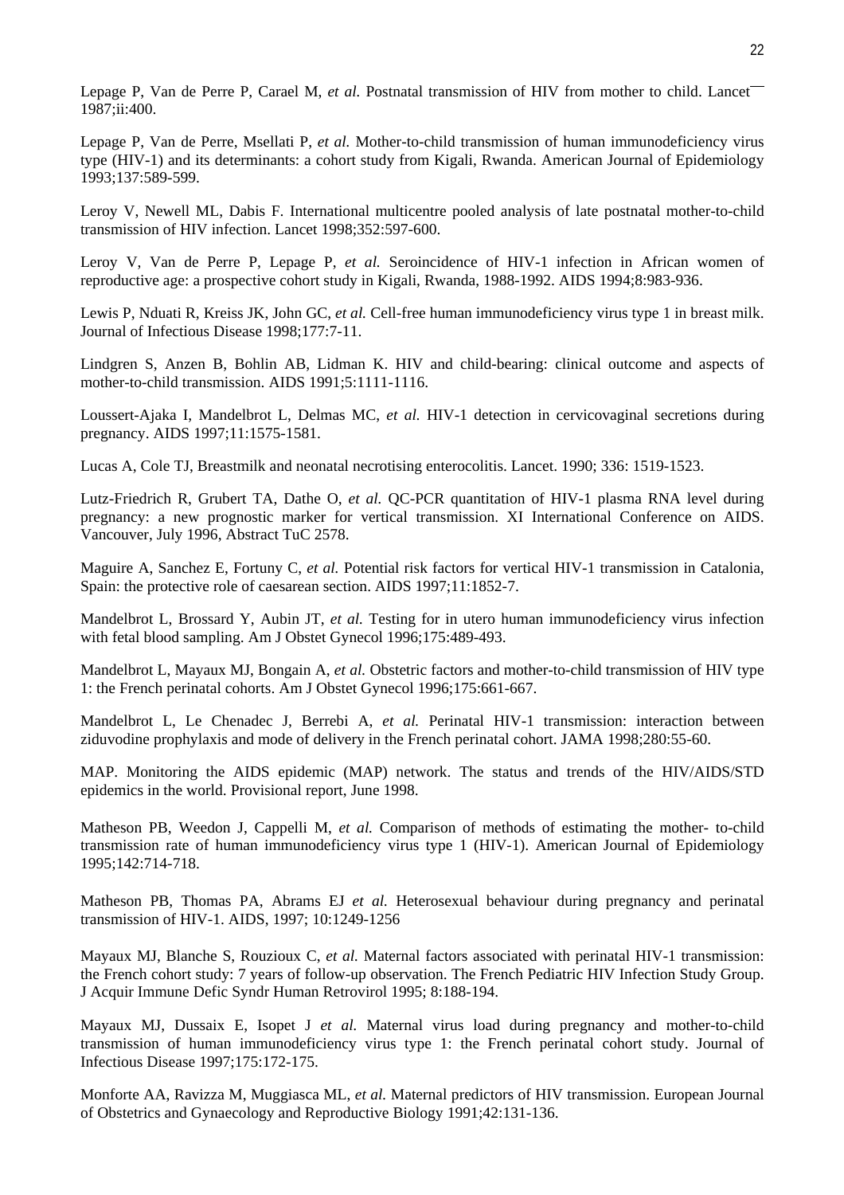Lepage P, Van de Perre P, Carael M, *et al.* Postnatal transmission of HIV from mother to child. Lancet 1987;ii:400.

Lepage P, Van de Perre, Msellati P, *et al.* Mother-to-child transmission of human immunodeficiency virus type (HIV-1) and its determinants: a cohort study from Kigali, Rwanda. American Journal of Epidemiology 1993;137:589-599.

Leroy V, Newell ML, Dabis F. International multicentre pooled analysis of late postnatal mother-to-child transmission of HIV infection. Lancet 1998;352:597-600.

Leroy V, Van de Perre P, Lepage P, *et al.* Seroincidence of HIV-1 infection in African women of reproductive age: a prospective cohort study in Kigali, Rwanda, 1988-1992. AIDS 1994;8:983-936.

Lewis P, Nduati R, Kreiss JK, John GC, *et al.* Cell-free human immunodeficiency virus type 1 in breast milk. Journal of Infectious Disease 1998;177:7-11.

Lindgren S, Anzen B, Bohlin AB, Lidman K. HIV and child-bearing: clinical outcome and aspects of mother-to-child transmission. AIDS 1991;5:1111-1116.

Loussert-Ajaka I, Mandelbrot L, Delmas MC, *et al.* HIV-1 detection in cervicovaginal secretions during pregnancy. AIDS 1997;11:1575-1581.

Lucas A, Cole TJ, Breastmilk and neonatal necrotising enterocolitis. Lancet. 1990; 336: 1519-1523.

Lutz-Friedrich R, Grubert TA, Dathe O, *et al.* QC-PCR quantitation of HIV-1 plasma RNA level during pregnancy: a new prognostic marker for vertical transmission. XI International Conference on AIDS. Vancouver, July 1996, Abstract TuC 2578.

Maguire A, Sanchez E, Fortuny C, *et al.* Potential risk factors for vertical HIV-1 transmission in Catalonia, Spain: the protective role of caesarean section. AIDS 1997;11:1852-7.

Mandelbrot L, Brossard Y, Aubin JT, *et al.* Testing for in utero human immunodeficiency virus infection with fetal blood sampling. Am J Obstet Gynecol 1996;175:489-493.

Mandelbrot L, Mayaux MJ, Bongain A, *et al.* Obstetric factors and mother-to-child transmission of HIV type 1: the French perinatal cohorts. Am J Obstet Gynecol 1996;175:661-667.

Mandelbrot L, Le Chenadec J, Berrebi A, *et al.* Perinatal HIV-1 transmission: interaction between ziduvodine prophylaxis and mode of delivery in the French perinatal cohort. JAMA 1998;280:55-60.

MAP. Monitoring the AIDS epidemic (MAP) network. The status and trends of the HIV/AIDS/STD epidemics in the world. Provisional report, June 1998.

Matheson PB, Weedon J, Cappelli M, *et al.* Comparison of methods of estimating the mother- to-child transmission rate of human immunodeficiency virus type 1 (HIV-1). American Journal of Epidemiology 1995;142:714-718.

Matheson PB, Thomas PA, Abrams EJ *et al.* Heterosexual behaviour during pregnancy and perinatal transmission of HIV-1. AIDS, 1997; 10:1249-1256

Mayaux MJ, Blanche S, Rouzioux C, *et al.* Maternal factors associated with perinatal HIV-1 transmission: the French cohort study: 7 years of follow-up observation. The French Pediatric HIV Infection Study Group. J Acquir Immune Defic Syndr Human Retrovirol 1995; 8:188-194.

Mayaux MJ, Dussaix E, Isopet J *et al.* Maternal virus load during pregnancy and mother-to-child transmission of human immunodeficiency virus type 1: the French perinatal cohort study. Journal of Infectious Disease 1997;175:172-175.

Monforte AA, Ravizza M, Muggiasca ML, *et al.* Maternal predictors of HIV transmission. European Journal of Obstetrics and Gynaecology and Reproductive Biology 1991;42:131-136.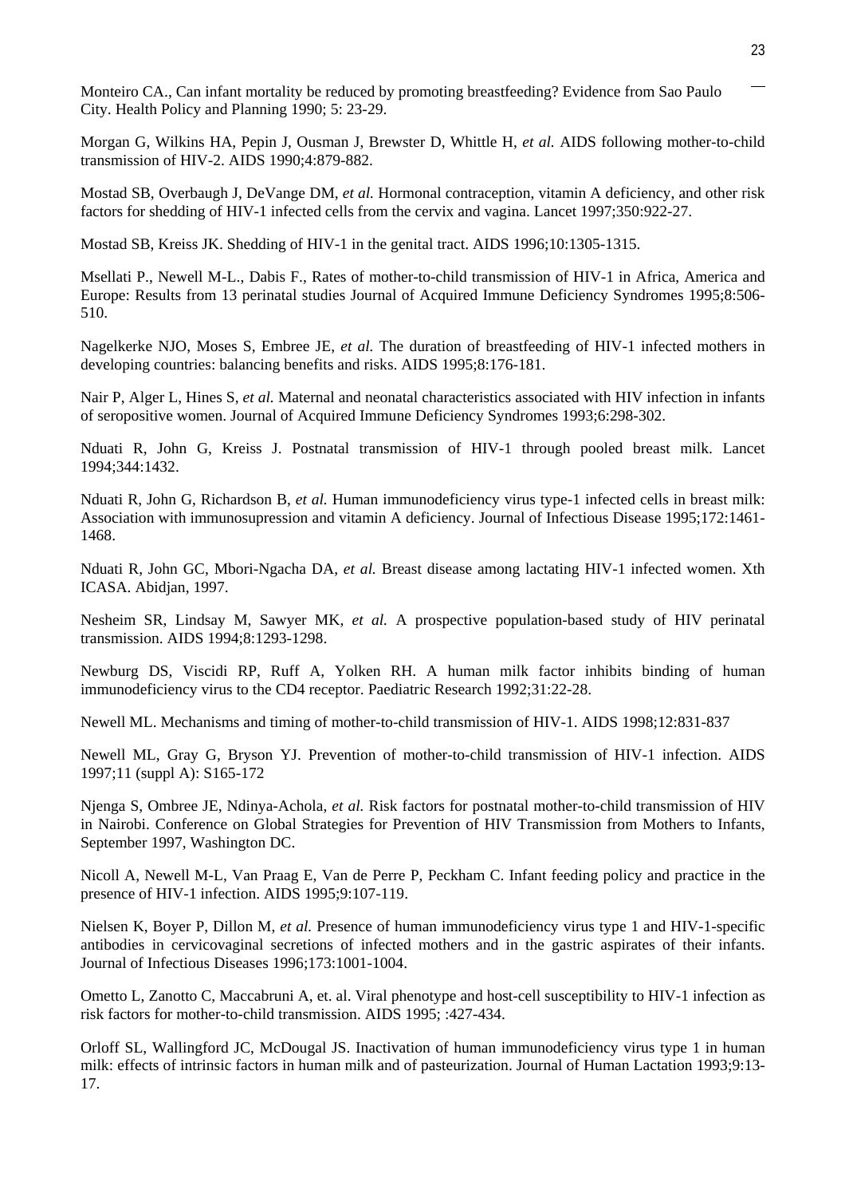Monteiro CA., Can infant mortality be reduced by promoting breastfeeding? Evidence from Sao Paulo City. Health Policy and Planning 1990; 5: 23-29.

Morgan G, Wilkins HA, Pepin J, Ousman J, Brewster D, Whittle H, *et al.* AIDS following mother-to-child transmission of HIV-2. AIDS 1990;4:879-882.

Mostad SB, Overbaugh J, DeVange DM, *et al.* Hormonal contraception, vitamin A deficiency, and other risk factors for shedding of HIV-1 infected cells from the cervix and vagina. Lancet 1997;350:922-27.

Mostad SB, Kreiss JK. Shedding of HIV-1 in the genital tract. AIDS 1996;10:1305-1315.

Msellati P., Newell M-L., Dabis F., Rates of mother-to-child transmission of HIV-1 in Africa, America and Europe: Results from 13 perinatal studies Journal of Acquired Immune Deficiency Syndromes 1995;8:506-510.

Nagelkerke NJO, Moses S, Embree JE, *et al.* The duration of breastfeeding of HIV-1 infected mothers in developing countries: balancing benefits and risks. AIDS 1995;8:176-181.

Nair P, Alger L, Hines S, *et al.* Maternal and neonatal characteristics associated with HIV infection in infants of seropositive women. Journal of Acquired Immune Deficiency Syndromes 1993;6:298-302.

Nduati R, John G, Kreiss J. Postnatal transmission of HIV-1 through pooled breast milk. Lancet 1994;344:1432.

Nduati R, John G, Richardson B, *et al.* Human immunodeficiency virus type-1 infected cells in breast milk: Association with immunosupression and vitamin A deficiency. Journal of Infectious Disease 1995;172:1461-1468.

Nduati R, John GC, Mbori-Ngacha DA, *et al.* Breast disease among lactating HIV-1 infected women. Xth ICASA. Abidjan, 1997.

Nesheim SR, Lindsay M, Sawyer MK, *et al.* A prospective population-based study of HIV perinatal transmission. AIDS 1994;8:1293-1298.

Newburg DS, Viscidi RP, Ruff A, Yolken RH. A human milk factor inhibits binding of human immunodeficiency virus to the CD4 receptor. Paediatric Research 1992;31:22-28.

Newell ML. Mechanisms and timing of mother-to-child transmission of HIV-1. AIDS 1998;12:831-837

Newell ML, Gray G, Bryson YJ. Prevention of mother-to-child transmission of HIV-1 infection. AIDS 1997;11 (suppl A): S165-172

Njenga S, Ombree JE, Ndinya-Achola, *et al.* Risk factors for postnatal mother-to-child transmission of HIV in Nairobi. Conference on Global Strategies for Prevention of HIV Transmission from Mothers to Infants, September 1997, Washington DC.

Nicoll A, Newell M-L, Van Praag E, Van de Perre P, Peckham C. Infant feeding policy and practice in the presence of HIV-1 infection. AIDS 1995;9:107-119.

Nielsen K, Boyer P, Dillon M, *et al.* Presence of human immunodeficiency virus type 1 and HIV-1-specific antibodies in cervicovaginal secretions of infected mothers and in the gastric aspirates of their infants. Journal of Infectious Diseases 1996;173:1001-1004.

Ometto L, Zanotto C, Maccabruni A, et. al. Viral phenotype and host-cell susceptibility to HIV-1 infection as risk factors for mother-to-child transmission. AIDS 1995; :427-434.

Orloff SL, Wallingford JC, McDougal JS. Inactivation of human immunodeficiency virus type 1 in human milk: effects of intrinsic factors in human milk and of pasteurization. Journal of Human Lactation 1993;9:13-17.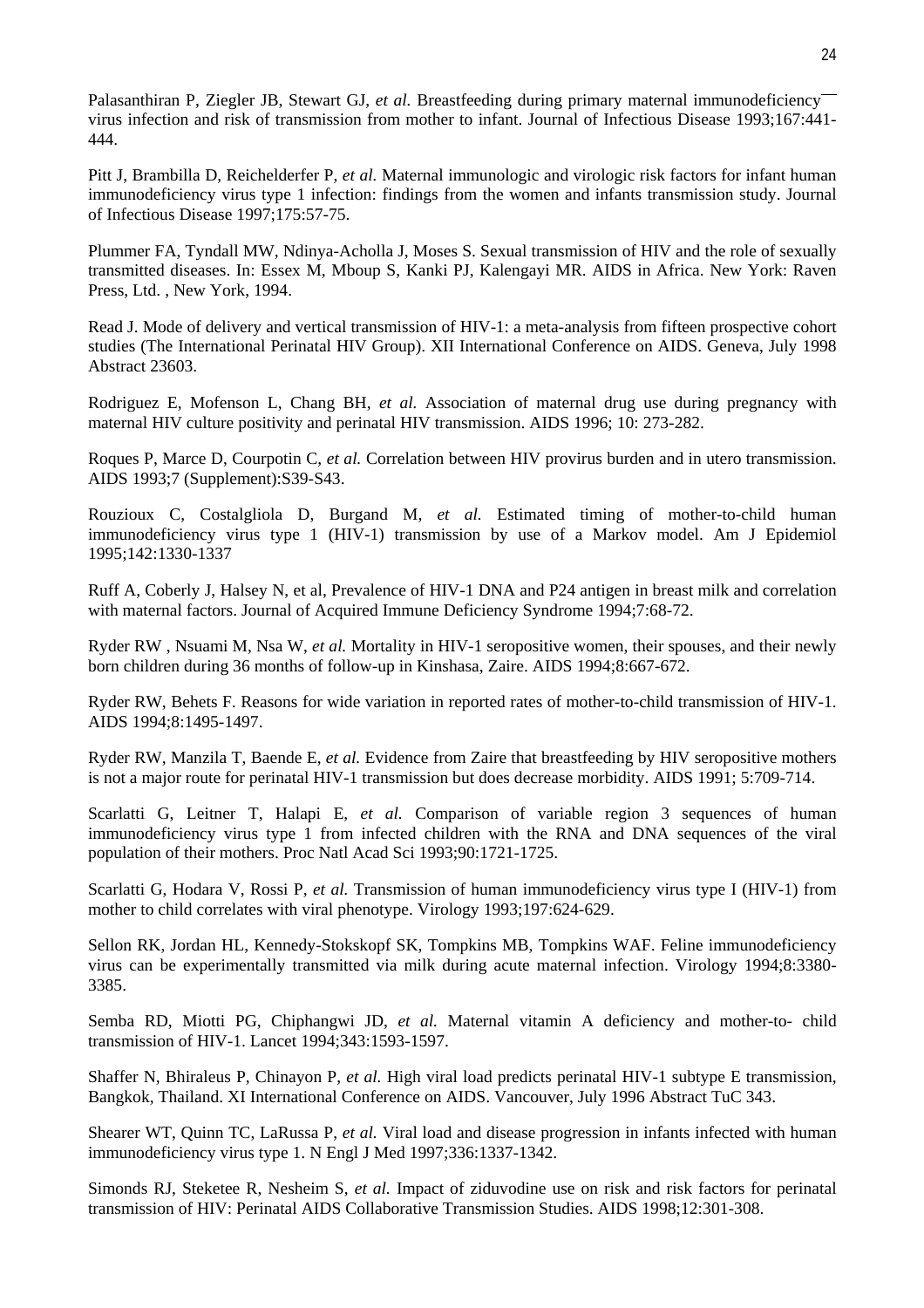Palasanthiran P, Ziegler JB, Stewart GJ, *et al.* Breastfeeding during primary maternal immunodeficiency virus infection and risk of transmission from mother to infant. Journal of Infectious Disease 1993;167:441-444.

Pitt J, Brambilla D, Reichelderfer P, *et al.* Maternal immunologic and virologic risk factors for infant human immunodeficiency virus type 1 infection: findings from the women and infants transmission study. Journal of Infectious Disease 1997;175:57-75.

Plummer FA, Tyndall MW, Ndinya-Acholla J, Moses S. Sexual transmission of HIV and the role of sexually transmitted diseases. In: Essex M, Mboup S, Kanki PJ, Kalengayi MR. AIDS in Africa. New York: Raven Press, Ltd. , New York, 1994.

Read J. Mode of delivery and vertical transmission of HIV-1: a meta-analysis from fifteen prospective cohort studies (The International Perinatal HIV Group). XII International Conference on AIDS. Geneva, July 1998 Abstract 23603.

Rodriguez E, Mofenson L, Chang BH, *et al.* Association of maternal drug use during pregnancy with maternal HIV culture positivity and perinatal HIV transmission. AIDS 1996; 10: 273-282.

Roques P, Marce D, Courpotin C, *et al.* Correlation between HIV provirus burden and in utero transmission. AIDS 1993;7 (Supplement):S39-S43.

Rouzioux C, Costalgliola D, Burgand M, *et al.* Estimated timing of mother-to-child human immunodeficiency virus type 1 (HIV-1) transmission by use of a Markov model. Am J Epidemiol 1995;142:1330-1337

Ruff A, Coberly J, Halsey N, et al, Prevalence of HIV-1 DNA and P24 antigen in breast milk and correlation with maternal factors. Journal of Acquired Immune Deficiency Syndrome 1994;7:68-72.

Ryder RW , Nsuami M, Nsa W, *et al.* Mortality in HIV-1 seropositive women, their spouses, and their newly born children during 36 months of follow-up in Kinshasa, Zaire. AIDS 1994;8:667-672.

Ryder RW, Behets F. Reasons for wide variation in reported rates of mother-to-child transmission of HIV-1. AIDS 1994;8:1495-1497.

Ryder RW, Manzila T, Baende E, *et al.* Evidence from Zaire that breastfeeding by HIV seropositive mothers is not a major route for perinatal HIV-1 transmission but does decrease morbidity. AIDS 1991; 5:709-714.

Scarlatti G, Leitner T, Halapi E, *et al.* Comparison of variable region 3 sequences of human immunodeficiency virus type 1 from infected children with the RNA and DNA sequences of the viral population of their mothers. Proc Natl Acad Sci 1993;90:1721-1725.

Scarlatti G, Hodara V, Rossi P, *et al.* Transmission of human immunodeficiency virus type I (HIV-1) from mother to child correlates with viral phenotype. Virology 1993;197:624-629.

Sellon RK, Jordan HL, Kennedy-Stokskopf SK, Tompkins MB, Tompkins WAF. Feline immunodeficiency virus can be experimentally transmitted via milk during acute maternal infection. Virology 1994;8:3380-3385.

Semba RD, Miotti PG, Chiphangwi JD, *et al.* Maternal vitamin A deficiency and mother-to- child transmission of HIV-1. Lancet 1994;343:1593-1597.

Shaffer N, Bhiraleus P, Chinayon P, *et al.* High viral load predicts perinatal HIV-1 subtype E transmission, Bangkok, Thailand. XI International Conference on AIDS. Vancouver, July 1996 Abstract TuC 343.

Shearer WT, Quinn TC, LaRussa P, *et al.* Viral load and disease progression in infants infected with human immunodeficiency virus type 1. N Engl J Med 1997;336:1337-1342.

Simonds RJ, Steketee R, Nesheim S, *et al.* Impact of ziduvodine use on risk and risk factors for perinatal transmission of HIV: Perinatal AIDS Collaborative Transmission Studies. AIDS 1998;12:301-308.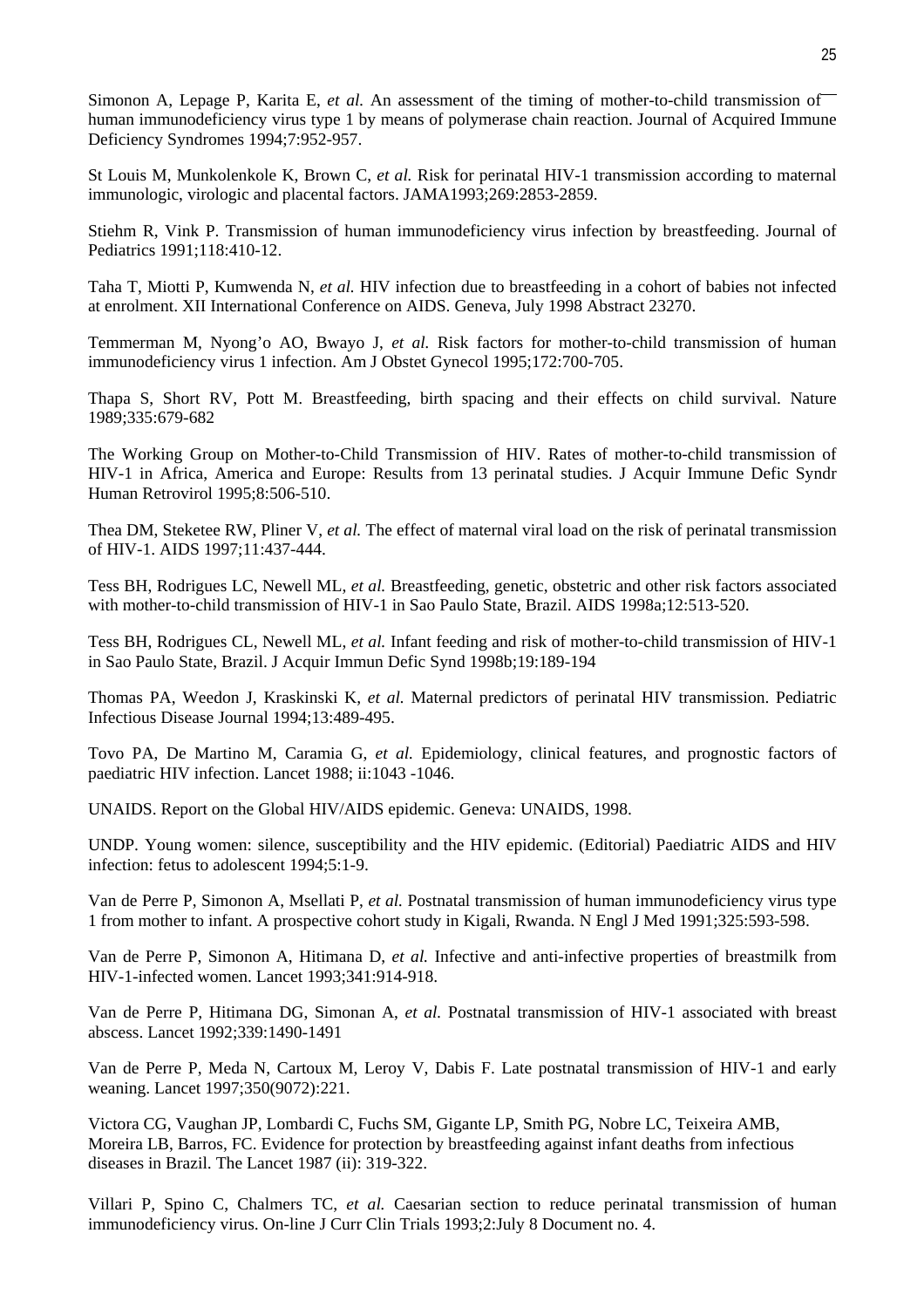Simonon A, Lepage P, Karita E, *et al.* An assessment of the timing of mother-to-child transmission of human immunodeficiency virus type 1 by means of polymerase chain reaction. Journal of Acquired Immune Deficiency Syndromes 1994;7:952-957.

St Louis M, Munkolenkole K, Brown C, *et al.* Risk for perinatal HIV-1 transmission according to maternal immunologic, virologic and placental factors. JAMA1993;269:2853-2859.

Stiehm R, Vink P. Transmission of human immunodeficiency virus infection by breastfeeding. Journal of Pediatrics 1991;118:410-12.

Taha T, Miotti P, Kumwenda N, *et al.* HIV infection due to breastfeeding in a cohort of babies not infected at enrolment. XII International Conference on AIDS. Geneva, July 1998 Abstract 23270.

Temmerman M, Nyong'o AO, Bwayo J, *et al.* Risk factors for mother-to-child transmission of human immunodeficiency virus 1 infection. Am J Obstet Gynecol 1995;172:700-705.

Thapa S, Short RV, Pott M. Breastfeeding, birth spacing and their effects on child survival. Nature 1989;335:679-682

The Working Group on Mother-to-Child Transmission of HIV. Rates of mother-to-child transmission of HIV-1 in Africa, America and Europe: Results from 13 perinatal studies. J Acquir Immune Defic Syndr Human Retrovirol 1995;8:506-510.

Thea DM, Steketee RW, Pliner V, *et al.* The effect of maternal viral load on the risk of perinatal transmission of HIV-1. AIDS 1997;11:437-444.

Tess BH, Rodrigues LC, Newell ML, *et al.* Breastfeeding, genetic, obstetric and other risk factors associated with mother-to-child transmission of HIV-1 in Sao Paulo State, Brazil. AIDS 1998a;12:513-520.

Tess BH, Rodrigues CL, Newell ML, *et al.* Infant feeding and risk of mother-to-child transmission of HIV-1 in Sao Paulo State, Brazil. J Acquir Immun Defic Synd 1998b;19:189-194

Thomas PA, Weedon J, Kraskinski K, *et al.* Maternal predictors of perinatal HIV transmission. Pediatric Infectious Disease Journal 1994;13:489-495.

Tovo PA, De Martino M, Caramia G, *et al.* Epidemiology, clinical features, and prognostic factors of paediatric HIV infection. Lancet 1988; ii:1043 -1046.

UNAIDS. Report on the Global HIV/AIDS epidemic. Geneva: UNAIDS, 1998.

UNDP. Young women: silence, susceptibility and the HIV epidemic. (Editorial) Paediatric AIDS and HIV infection: fetus to adolescent 1994;5:1-9.

Van de Perre P, Simonon A, Msellati P, *et al.* Postnatal transmission of human immunodeficiency virus type 1 from mother to infant. A prospective cohort study in Kigali, Rwanda. N Engl J Med 1991;325:593-598.

Van de Perre P, Simonon A, Hitimana D, *et al.* Infective and anti-infective properties of breastmilk from HIV-1-infected women. Lancet 1993;341:914-918.

Van de Perre P, Hitimana DG, Simonan A, *et al.* Postnatal transmission of HIV-1 associated with breast abscess. Lancet 1992;339:1490-1491

Van de Perre P, Meda N, Cartoux M, Leroy V, Dabis F. Late postnatal transmission of HIV-1 and early weaning. Lancet 1997;350(9072):221.

Victora CG, Vaughan JP, Lombardi C, Fuchs SM, Gigante LP, Smith PG, Nobre LC, Teixeira AMB, Moreira LB, Barros, FC. Evidence for protection by breastfeeding against infant deaths from infectious diseases in Brazil. The Lancet 1987 (ii): 319-322.

Villari P, Spino C, Chalmers TC, *et al.* Caesarian section to reduce perinatal transmission of human immunodeficiency virus. On-line J Curr Clin Trials 1993;2:July 8 Document no. 4.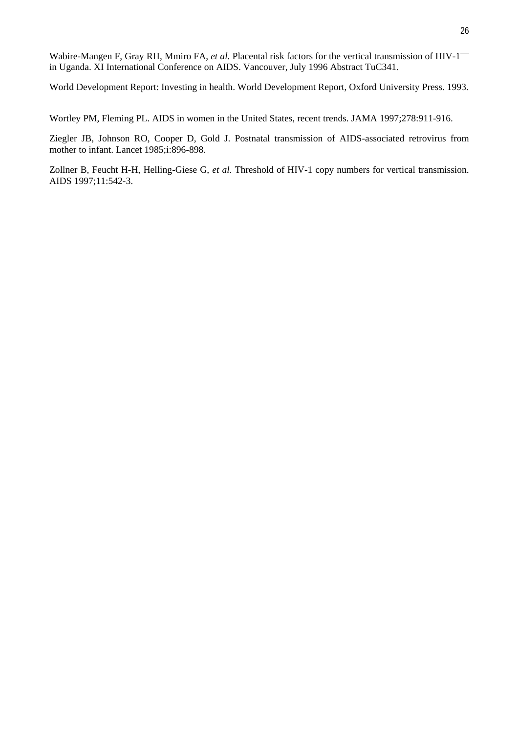Wabire-Mangen F, Gray RH, Mmiro FA, *et al.* Placental risk factors for the vertical transmission of HIV-1 in Uganda. XI International Conference on AIDS. Vancouver, July 1996 Abstract TuC341.

World Development Report: Investing in health. World Development Report, Oxford University Press. 1993.

Wortley PM, Fleming PL. AIDS in women in the United States, recent trends. JAMA 1997;278:911-916.

Ziegler JB, Johnson RO, Cooper D, Gold J. Postnatal transmission of AIDS-associated retrovirus from mother to infant. Lancet 1985;i:896-898.

Zollner B, Feucht H-H, Helling-Giese G, *et al.* Threshold of HIV-1 copy numbers for vertical transmission. AIDS 1997;11:542-3.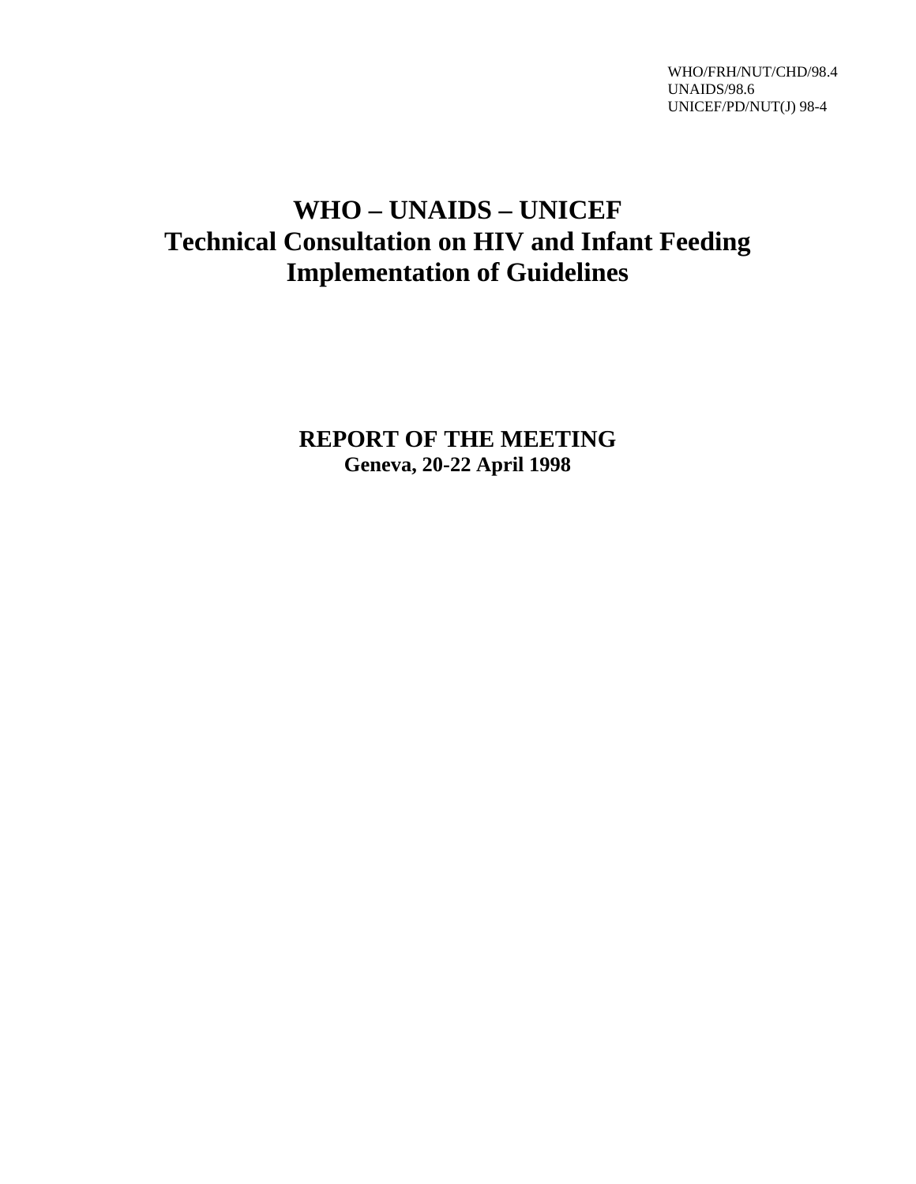WHO/FRH/NUT/CHD/98.4
UNAIDS/98.6
UNICEF/PD/NUT(J) 98-4

# WHO – UNAIDS – UNICEF
# Technical Consultation on HIV and Infant Feeding
# Implementation of Guidelines

## REPORT OF THE MEETING
**Geneva, 20-22 April 1998**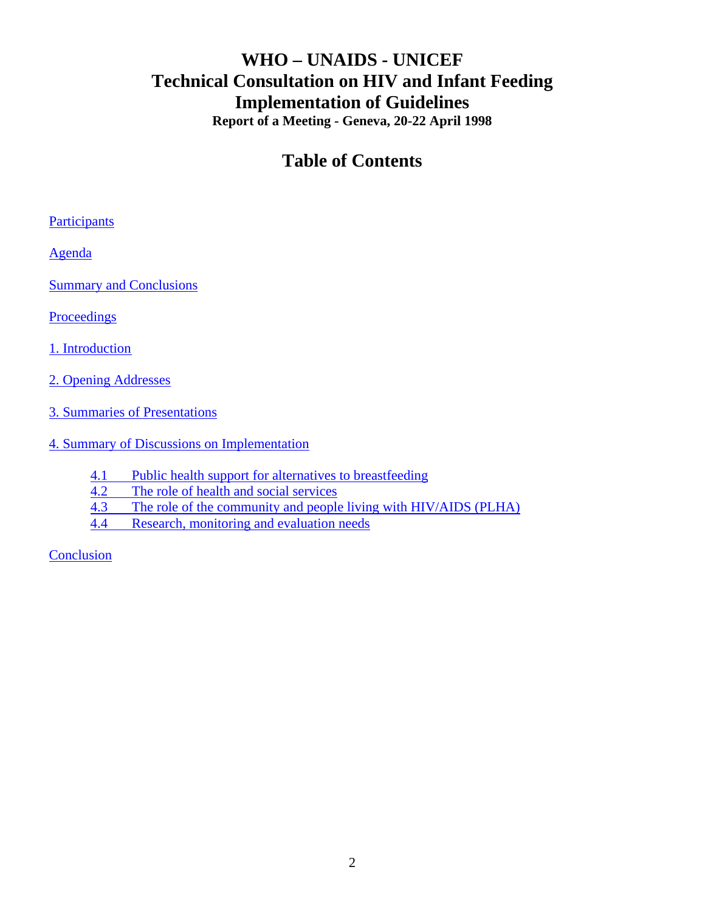# WHO – UNAIDS - UNICEF
# Technical Consultation on HIV and Infant Feeding
# Implementation of Guidelines

**Report of a Meeting - Geneva, 20-22 April 1998**

## Table of Contents

Participants

Agenda

Summary and Conclusions

Proceedings

1. Introduction

2. Opening Addresses

3. Summaries of Presentations

4. Summary of Discussions on Implementation

- 4.1 Public health support for alternatives to breastfeeding
- 4.2 The role of health and social services
- 4.3 The role of the community and people living with HIV/AIDS (PLHA)
- 4.4 Research, monitoring and evaluation needs

Conclusion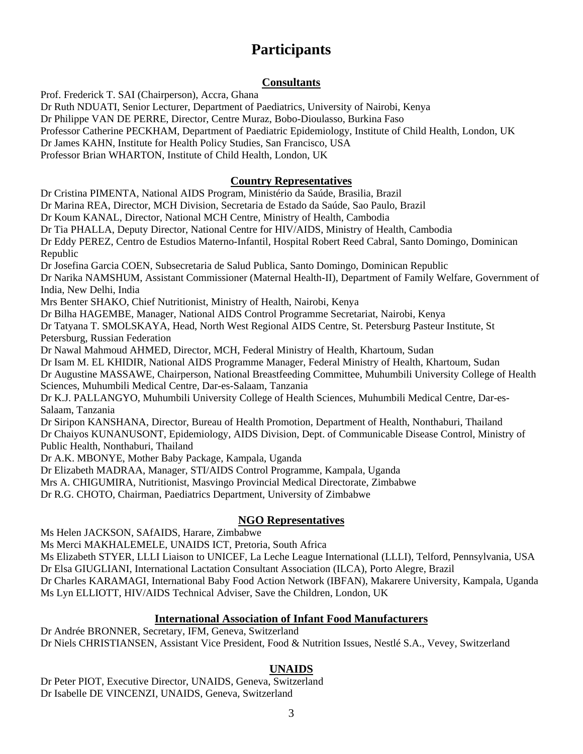# Participants

## Consultants

Prof. Frederick T. SAI (Chairperson), Accra, Ghana
Dr Ruth NDUATI, Senior Lecturer, Department of Paediatrics, University of Nairobi, Kenya
Dr Philippe VAN DE PERRE, Director, Centre Muraz, Bobo-Dioulasso, Burkina Faso
Professor Catherine PECKHAM, Department of Paediatric Epidemiology, Institute of Child Health, London, UK
Dr James KAHN, Institute for Health Policy Studies, San Francisco, USA
Professor Brian WHARTON, Institute of Child Health, London, UK

## Country Representatives

Dr Cristina PIMENTA, National AIDS Program, Ministério da Saúde, Brasilia, Brazil
Dr Marina REA, Director, MCH Division, Secretaria de Estado da Saúde, Sao Paulo, Brazil
Dr Koum KANAL, Director, National MCH Centre, Ministry of Health, Cambodia
Dr Tia PHALLA, Deputy Director, National Centre for HIV/AIDS, Ministry of Health, Cambodia
Dr Eddy PEREZ, Centro de Estudios Materno-Infantil, Hospital Robert Reed Cabral, Santo Domingo, Dominican Republic
Dr Josefina Garcia COEN, Subsecretaria de Salud Publica, Santo Domingo, Dominican Republic
Dr Narika NAMSHUM, Assistant Commissioner (Maternal Health-II), Department of Family Welfare, Government of India, New Delhi, India
Mrs Benter SHAKO, Chief Nutritionist, Ministry of Health, Nairobi, Kenya
Dr Bilha HAGEMBE, Manager, National AIDS Control Programme Secretariat, Nairobi, Kenya
Dr Tatyana T. SMOLSKAYA, Head, North West Regional AIDS Centre, St. Petersburg Pasteur Institute, St Petersburg, Russian Federation
Dr Nawal Mahmoud AHMED, Director, MCH, Federal Ministry of Health, Khartoum, Sudan
Dr Isam M. EL KHIDIR, National AIDS Programme Manager, Federal Ministry of Health, Khartoum, Sudan
Dr Augustine MASSAWE, Chairperson, National Breastfeeding Committee, Muhumbili University College of Health Sciences, Muhumbili Medical Centre, Dar-es-Salaam, Tanzania
Dr K.J. PALLANGYO, Muhumbili University College of Health Sciences, Muhumbili Medical Centre, Dar-es-Salaam, Tanzania
Dr Siripon KANSHANA, Director, Bureau of Health Promotion, Department of Health, Nonthaburi, Thailand
Dr Chaiyos KUNANUSONT, Epidemiology, AIDS Division, Dept. of Communicable Disease Control, Ministry of Public Health, Nonthaburi, Thailand
Dr A.K. MBONYE, Mother Baby Package, Kampala, Uganda
Dr Elizabeth MADRAA, Manager, STI/AIDS Control Programme, Kampala, Uganda
Mrs A. CHIGUMIRA, Nutritionist, Masvingo Provincial Medical Directorate, Zimbabwe
Dr R.G. CHOTO, Chairman, Paediatrics Department, University of Zimbabwe

## NGO Representatives

Ms Helen JACKSON, SAfAIDS, Harare, Zimbabwe
Ms Merci MAKHALEMELE, UNAIDS ICT, Pretoria, South Africa
Ms Elizabeth STYER, LLLI Liaison to UNICEF, La Leche League International (LLLI), Telford, Pennsylvania, USA
Dr Elsa GIUGLIANI, International Lactation Consultant Association (ILCA), Porto Alegre, Brazil
Dr Charles KARAMAGI, International Baby Food Action Network (IBFAN), Makarere University, Kampala, Uganda
Ms Lyn ELLIOTT, HIV/AIDS Technical Adviser, Save the Children, London, UK

## International Association of Infant Food Manufacturers

Dr Andrée BRONNER, Secretary, IFM, Geneva, Switzerland
Dr Niels CHRISTIANSEN, Assistant Vice President, Food & Nutrition Issues, Nestlé S.A., Vevey, Switzerland

## UNAIDS

Dr Peter PIOT, Executive Director, UNAIDS, Geneva, Switzerland
Dr Isabelle DE VINCENZI, UNAIDS, Geneva, Switzerland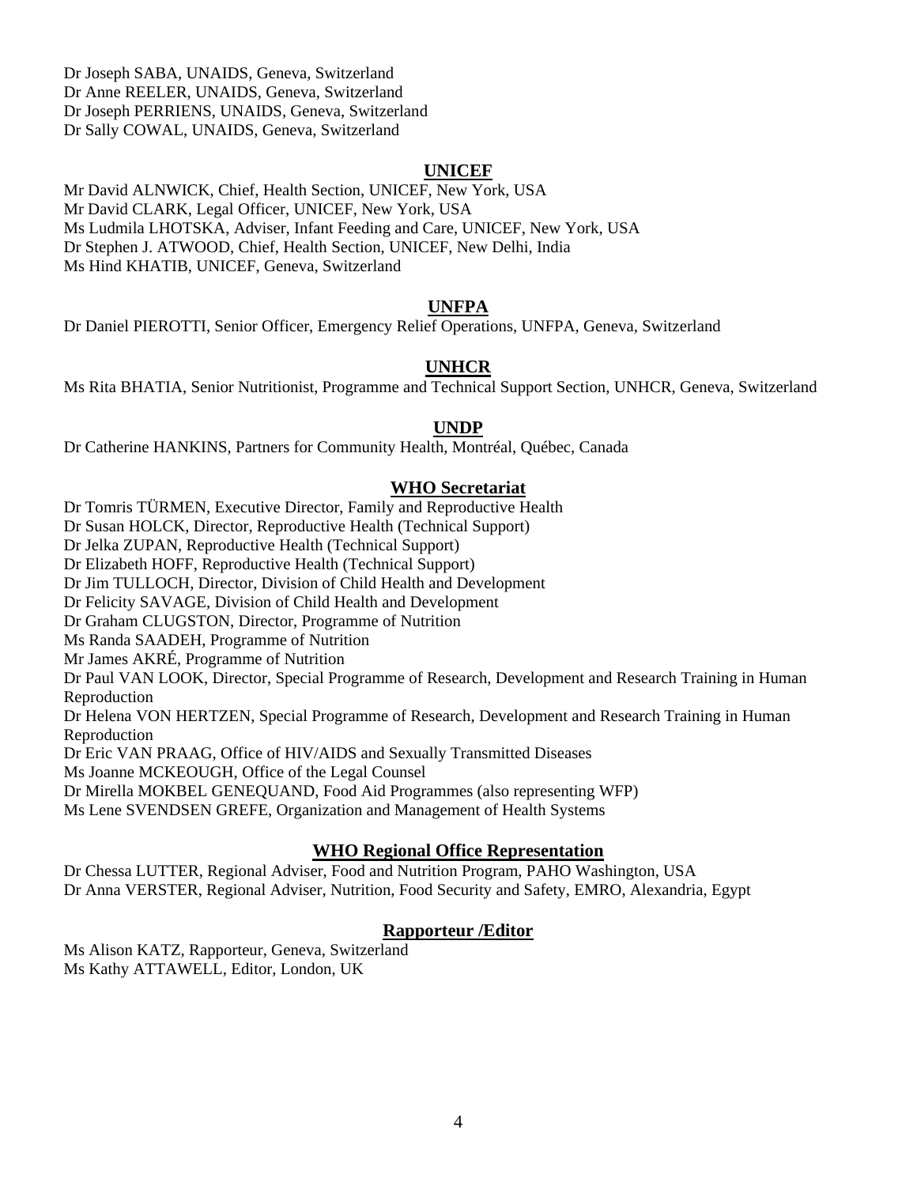Dr Joseph SABA, UNAIDS, Geneva, Switzerland
Dr Anne REELER, UNAIDS, Geneva, Switzerland
Dr Joseph PERRIENS, UNAIDS, Geneva, Switzerland
Dr Sally COWAL, UNAIDS, Geneva, Switzerland

## UNICEF

Mr David ALNWICK, Chief, Health Section, UNICEF, New York, USA
Mr David CLARK, Legal Officer, UNICEF, New York, USA
Ms Ludmila LHOTSKA, Adviser, Infant Feeding and Care, UNICEF, New York, USA
Dr Stephen J. ATWOOD, Chief, Health Section, UNICEF, New Delhi, India
Ms Hind KHATIB, UNICEF, Geneva, Switzerland

## UNFPA

Dr Daniel PIEROTTI, Senior Officer, Emergency Relief Operations, UNFPA, Geneva, Switzerland

## UNHCR

Ms Rita BHATIA, Senior Nutritionist, Programme and Technical Support Section, UNHCR, Geneva, Switzerland

## UNDP

Dr Catherine HANKINS, Partners for Community Health, Montréal, Québec, Canada

## WHO Secretariat

Dr Tomris TÜRMEN, Executive Director, Family and Reproductive Health
Dr Susan HOLCK, Director, Reproductive Health (Technical Support)
Dr Jelka ZUPAN, Reproductive Health (Technical Support)
Dr Elizabeth HOFF, Reproductive Health (Technical Support)
Dr Jim TULLOCH, Director, Division of Child Health and Development
Dr Felicity SAVAGE, Division of Child Health and Development
Dr Graham CLUGSTON, Director, Programme of Nutrition
Ms Randa SAADEH, Programme of Nutrition
Mr James AKRÉ, Programme of Nutrition
Dr Paul VAN LOOK, Director, Special Programme of Research, Development and Research Training in Human Reproduction
Dr Helena VON HERTZEN, Special Programme of Research, Development and Research Training in Human Reproduction
Dr Eric VAN PRAAG, Office of HIV/AIDS and Sexually Transmitted Diseases
Ms Joanne MCKEOUGH, Office of the Legal Counsel
Dr Mirella MOKBEL GENEQUAND, Food Aid Programmes (also representing WFP)
Ms Lene SVENDSEN GREFE, Organization and Management of Health Systems

## WHO Regional Office Representation

Dr Chessa LUTTER, Regional Adviser, Food and Nutrition Program, PAHO Washington, USA
Dr Anna VERSTER, Regional Adviser, Nutrition, Food Security and Safety, EMRO, Alexandria, Egypt

## Rapporteur /Editor

Ms Alison KATZ, Rapporteur, Geneva, Switzerland
Ms Kathy ATTAWELL, Editor, London, UK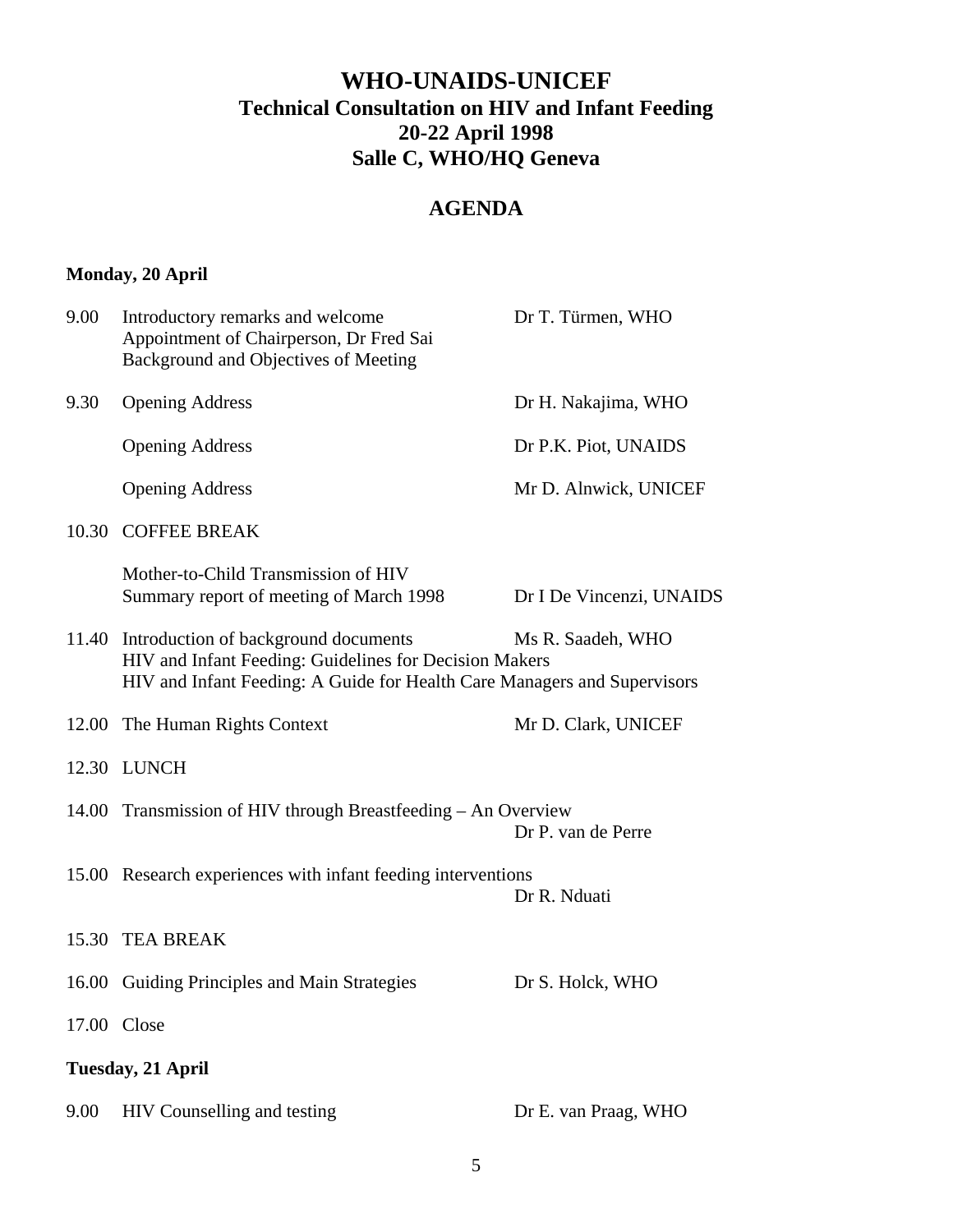# WHO-UNAIDS-UNICEF
## Technical Consultation on HIV and Infant Feeding
## 20-22 April 1998
## Salle C, WHO/HQ Geneva

## AGENDA

**Monday, 20 April**

| Time | Item | Speaker |
|---|---|---|
| 9.00 | Introductory remarks and welcome<br>Appointment of Chairperson, Dr Fred Sai<br>Background and Objectives of Meeting | Dr T. Türmen, WHO |
| 9.30 | Opening Address | Dr H. Nakajima, WHO |
| | Opening Address | Dr P.K. Piot, UNAIDS |
| | Opening Address | Mr D. Alnwick, UNICEF |
| 10.30 | COFFEE BREAK | |
| | Mother-to-Child Transmission of HIV<br>Summary report of meeting of March 1998 | Dr I De Vincenzi, UNAIDS |
| 11.40 | Introduction of background documents<br>HIV and Infant Feeding: Guidelines for Decision Makers<br>HIV and Infant Feeding: A Guide for Health Care Managers and Supervisors | Ms R. Saadeh, WHO |
| 12.00 | The Human Rights Context | Mr D. Clark, UNICEF |
| 12.30 | LUNCH | |
| 14.00 | Transmission of HIV through Breastfeeding – An Overview | Dr P. van de Perre |
| 15.00 | Research experiences with infant feeding interventions | Dr R. Nduati |
| 15.30 | TEA BREAK | |
| 16.00 | Guiding Principles and Main Strategies | Dr S. Holck, WHO |
| 17.00 | Close | |

**Tuesday, 21 April**

| Time | Item | Speaker |
|---|---|---|
| 9.00 | HIV Counselling and testing | Dr E. van Praag, WHO |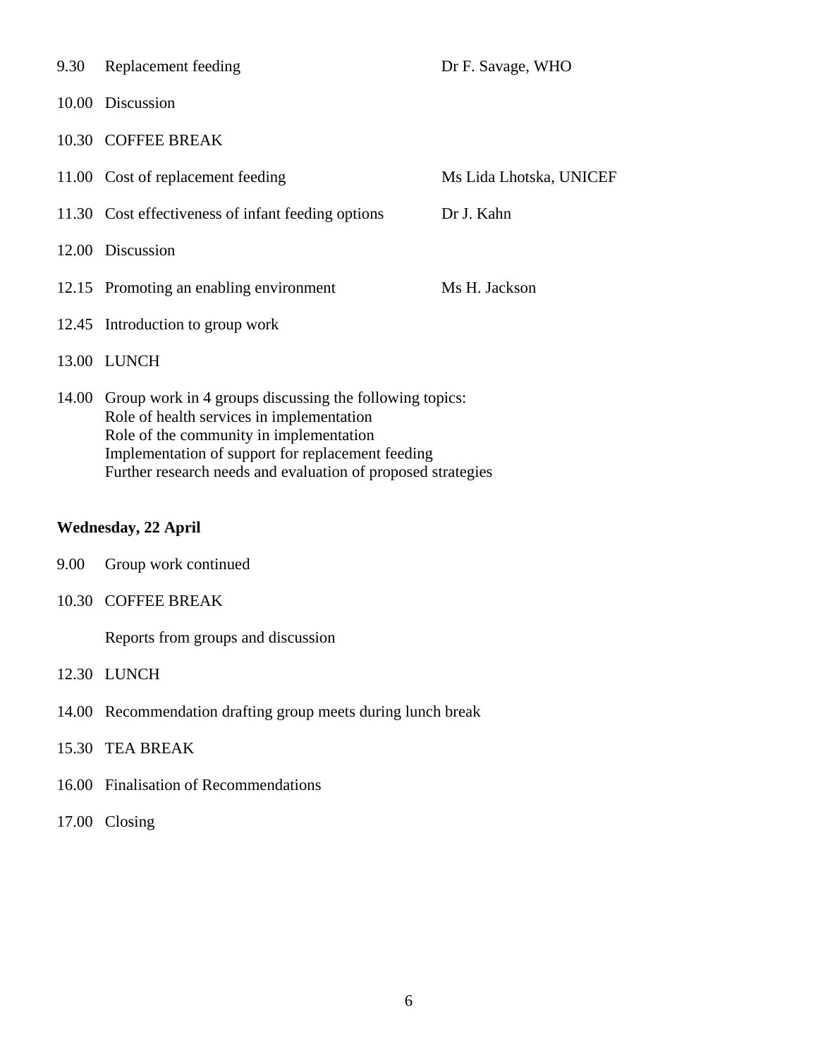| | | |
|---|---|---|
| 9.30 | Replacement feeding | Dr F. Savage, WHO |
| 10.00 | Discussion | |
| 10.30 | COFFEE BREAK | |
| 11.00 | Cost of replacement feeding | Ms Lida Lhotska, UNICEF |
| 11.30 | Cost effectiveness of infant feeding options | Dr J. Kahn |
| 12.00 | Discussion | |
| 12.15 | Promoting an enabling environment | Ms H. Jackson |
| 12.45 | Introduction to group work | |
| 13.00 | LUNCH | |
| 14.00 | Group work in 4 groups discussing the following topics:<br>Role of health services in implementation<br>Role of the community in implementation<br>Implementation of support for replacement feeding<br>Further research needs and evaluation of proposed strategies | |

**Wednesday, 22 April**

| | |
|---|---|
| 9.00 | Group work continued |
| 10.30 | COFFEE BREAK |
| | Reports from groups and discussion |
| 12.30 | LUNCH |
| 14.00 | Recommendation drafting group meets during lunch break |
| 15.30 | TEA BREAK |
| 16.00 | Finalisation of Recommendations |
| 17.00 | Closing |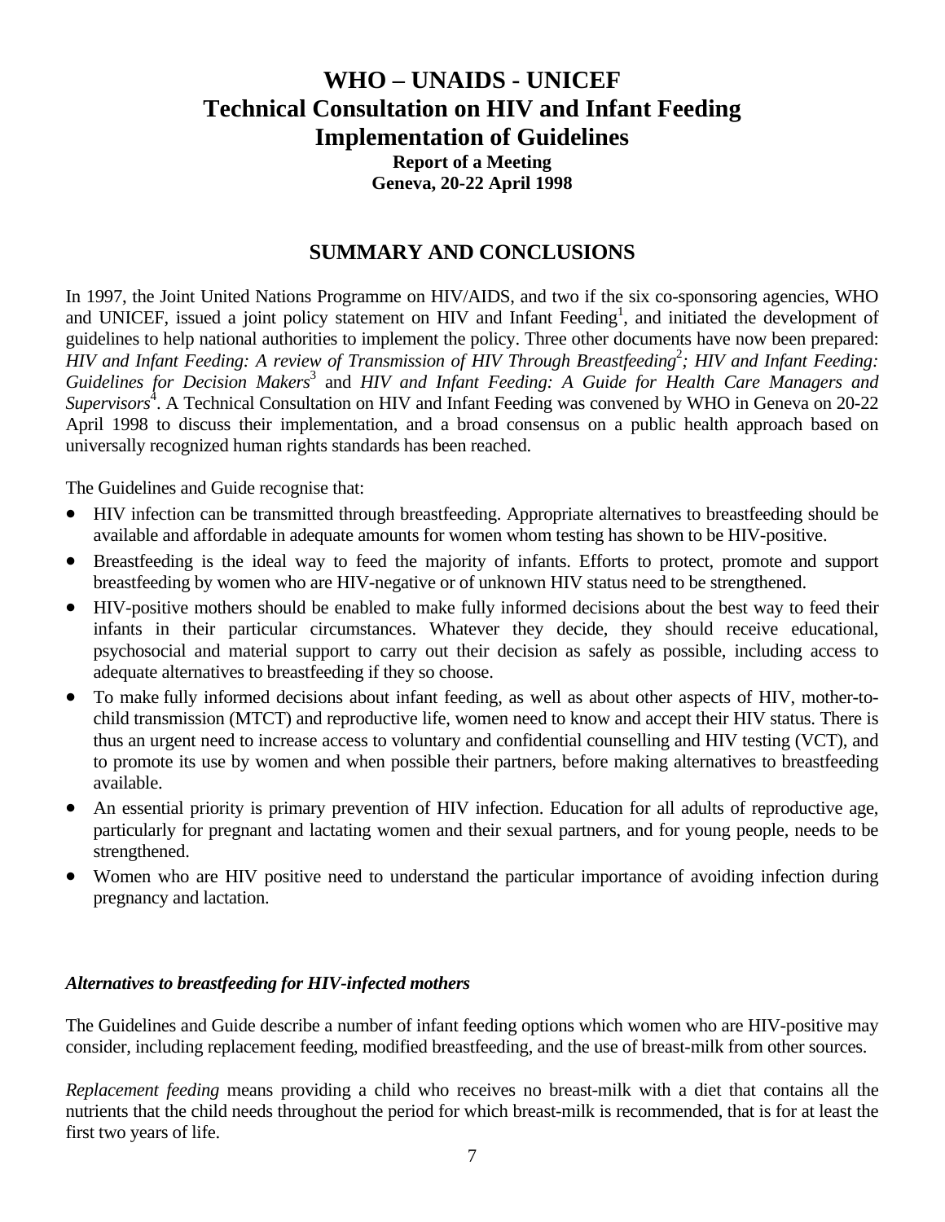# WHO – UNAIDS - UNICEF
# Technical Consultation on HIV and Infant Feeding
# Implementation of Guidelines

**Report of a Meeting**
**Geneva, 20-22 April 1998**

## SUMMARY AND CONCLUSIONS

In 1997, the Joint United Nations Programme on HIV/AIDS, and two if the six co-sponsoring agencies, WHO and UNICEF, issued a joint policy statement on HIV and Infant Feeding[1], and initiated the development of guidelines to help national authorities to implement the policy. Three other documents have now been prepared: *HIV and Infant Feeding: A review of Transmission of HIV Through Breastfeeding*[2]*; HIV and Infant Feeding: Guidelines for Decision Makers*[3] and *HIV and Infant Feeding: A Guide for Health Care Managers and Supervisors*[4]. A Technical Consultation on HIV and Infant Feeding was convened by WHO in Geneva on 20-22 April 1998 to discuss their implementation, and a broad consensus on a public health approach based on universally recognized human rights standards has been reached.

The Guidelines and Guide recognise that:

- HIV infection can be transmitted through breastfeeding. Appropriate alternatives to breastfeeding should be available and affordable in adequate amounts for women whom testing has shown to be HIV-positive.
- Breastfeeding is the ideal way to feed the majority of infants. Efforts to protect, promote and support breastfeeding by women who are HIV-negative or of unknown HIV status need to be strengthened.
- HIV-positive mothers should be enabled to make fully informed decisions about the best way to feed their infants in their particular circumstances. Whatever they decide, they should receive educational, psychosocial and material support to carry out their decision as safely as possible, including access to adequate alternatives to breastfeeding if they so choose.
- To make fully informed decisions about infant feeding, as well as about other aspects of HIV, mother-to-child transmission (MTCT) and reproductive life, women need to know and accept their HIV status. There is thus an urgent need to increase access to voluntary and confidential counselling and HIV testing (VCT), and to promote its use by women and when possible their partners, before making alternatives to breastfeeding available.
- An essential priority is primary prevention of HIV infection. Education for all adults of reproductive age, particularly for pregnant and lactating women and their sexual partners, and for young people, needs to be strengthened.
- Women who are HIV positive need to understand the particular importance of avoiding infection during pregnancy and lactation.

### *Alternatives to breastfeeding for HIV-infected mothers*

The Guidelines and Guide describe a number of infant feeding options which women who are HIV-positive may consider, including replacement feeding, modified breastfeeding, and the use of breast-milk from other sources.

*Replacement feeding* means providing a child who receives no breast-milk with a diet that contains all the nutrients that the child needs throughout the period for which breast-milk is recommended, that is for at least the first two years of life.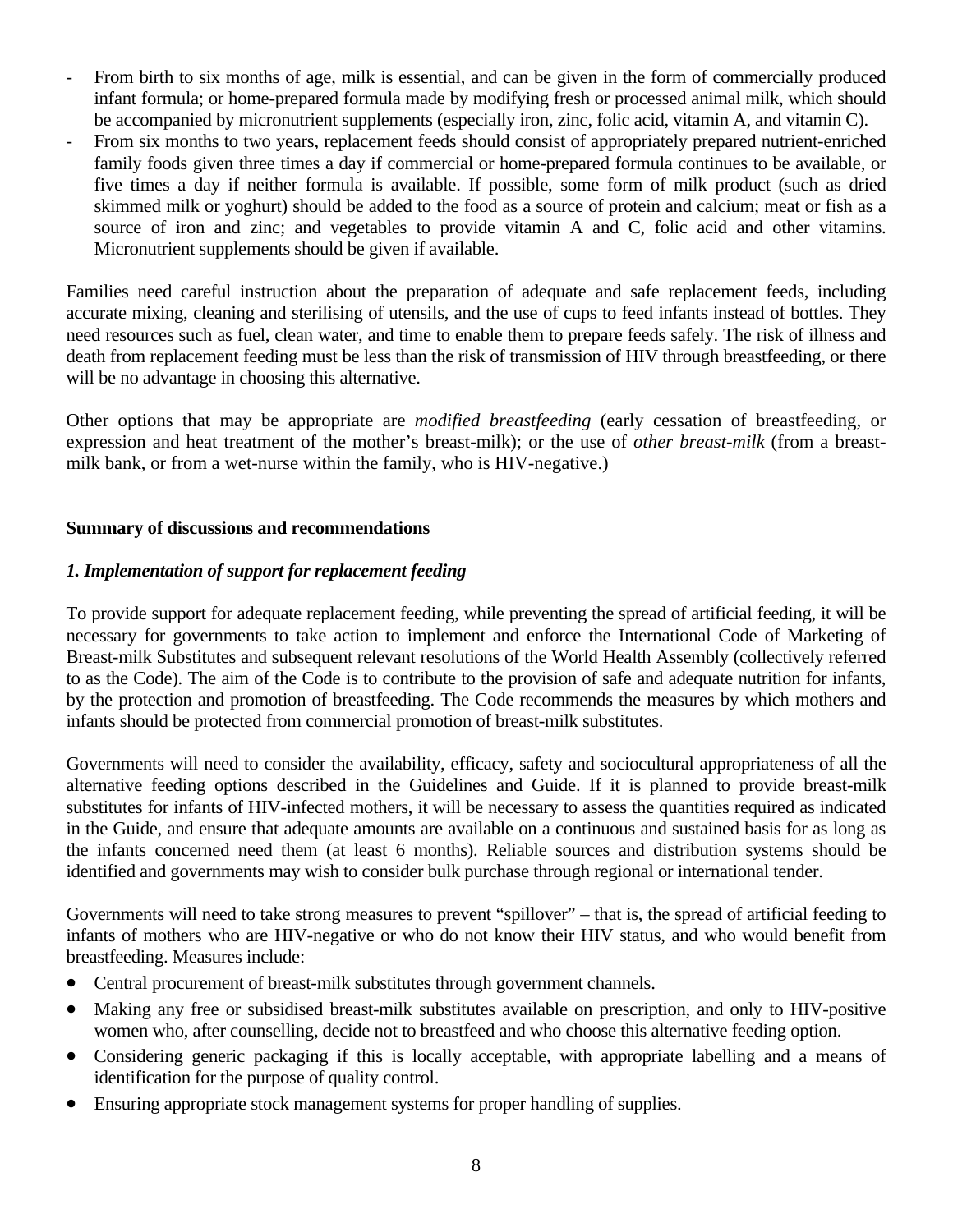- From birth to six months of age, milk is essential, and can be given in the form of commercially produced infant formula; or home-prepared formula made by modifying fresh or processed animal milk, which should be accompanied by micronutrient supplements (especially iron, zinc, folic acid, vitamin A, and vitamin C).
- From six months to two years, replacement feeds should consist of appropriately prepared nutrient-enriched family foods given three times a day if commercial or home-prepared formula continues to be available, or five times a day if neither formula is available. If possible, some form of milk product (such as dried skimmed milk or yoghurt) should be added to the food as a source of protein and calcium; meat or fish as a source of iron and zinc; and vegetables to provide vitamin A and C, folic acid and other vitamins. Micronutrient supplements should be given if available.

Families need careful instruction about the preparation of adequate and safe replacement feeds, including accurate mixing, cleaning and sterilising of utensils, and the use of cups to feed infants instead of bottles. They need resources such as fuel, clean water, and time to enable them to prepare feeds safely. The risk of illness and death from replacement feeding must be less than the risk of transmission of HIV through breastfeeding, or there will be no advantage in choosing this alternative.

Other options that may be appropriate are *modified breastfeeding* (early cessation of breastfeeding, or expression and heat treatment of the mother's breast-milk); or the use of *other breast-milk* (from a breast-milk bank, or from a wet-nurse within the family, who is HIV-negative.)

**Summary of discussions and recommendations**

***1. Implementation of support for replacement feeding***

To provide support for adequate replacement feeding, while preventing the spread of artificial feeding, it will be necessary for governments to take action to implement and enforce the International Code of Marketing of Breast-milk Substitutes and subsequent relevant resolutions of the World Health Assembly (collectively referred to as the Code). The aim of the Code is to contribute to the provision of safe and adequate nutrition for infants, by the protection and promotion of breastfeeding. The Code recommends the measures by which mothers and infants should be protected from commercial promotion of breast-milk substitutes.

Governments will need to consider the availability, efficacy, safety and sociocultural appropriateness of all the alternative feeding options described in the Guidelines and Guide. If it is planned to provide breast-milk substitutes for infants of HIV-infected mothers, it will be necessary to assess the quantities required as indicated in the Guide, and ensure that adequate amounts are available on a continuous and sustained basis for as long as the infants concerned need them (at least 6 months). Reliable sources and distribution systems should be identified and governments may wish to consider bulk purchase through regional or international tender.

Governments will need to take strong measures to prevent "spillover" – that is, the spread of artificial feeding to infants of mothers who are HIV-negative or who do not know their HIV status, and who would benefit from breastfeeding. Measures include:

- Central procurement of breast-milk substitutes through government channels.
- Making any free or subsidised breast-milk substitutes available on prescription, and only to HIV-positive women who, after counselling, decide not to breastfeed and who choose this alternative feeding option.
- Considering generic packaging if this is locally acceptable, with appropriate labelling and a means of identification for the purpose of quality control.
- Ensuring appropriate stock management systems for proper handling of supplies.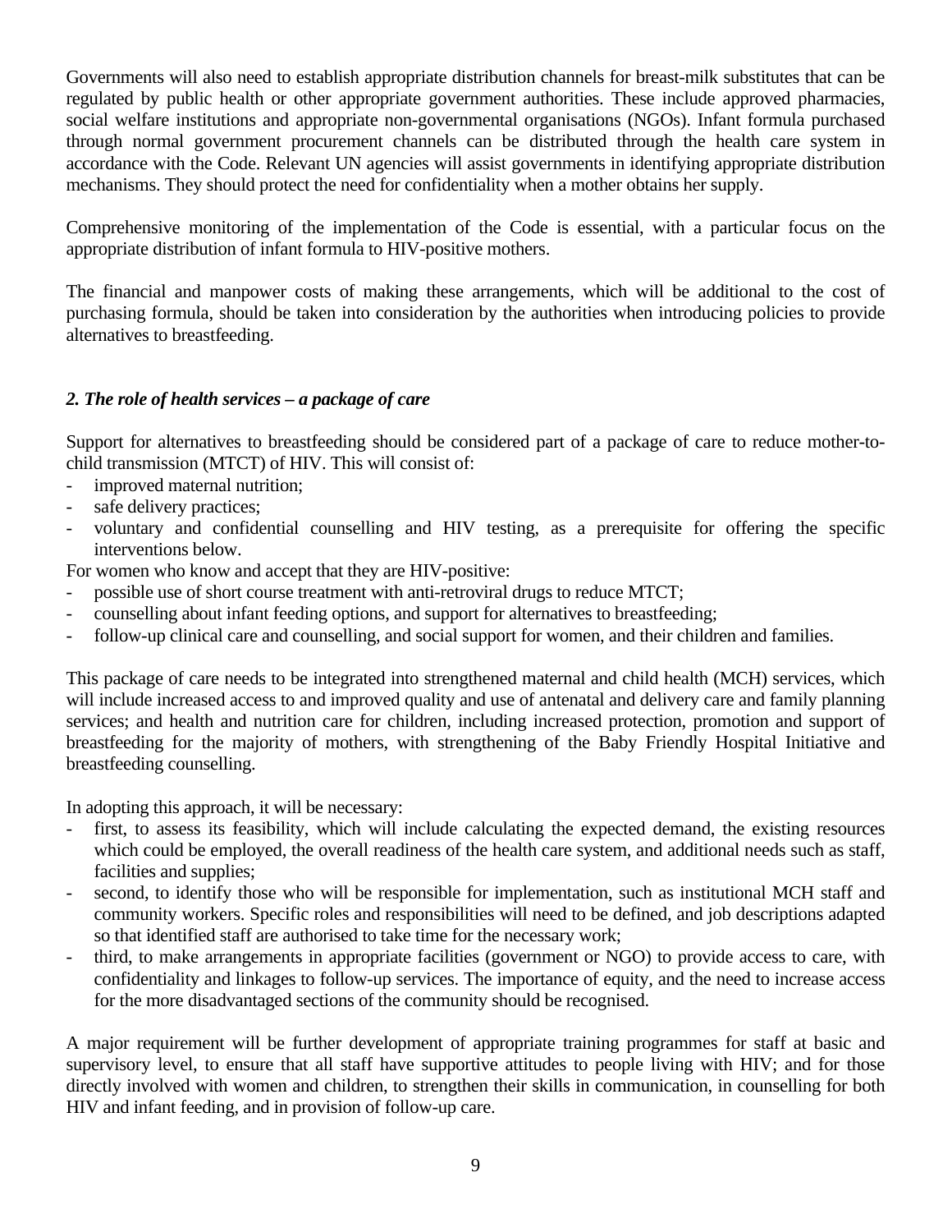Governments will also need to establish appropriate distribution channels for breast-milk substitutes that can be regulated by public health or other appropriate government authorities. These include approved pharmacies, social welfare institutions and appropriate non-governmental organisations (NGOs). Infant formula purchased through normal government procurement channels can be distributed through the health care system in accordance with the Code. Relevant UN agencies will assist governments in identifying appropriate distribution mechanisms. They should protect the need for confidentiality when a mother obtains her supply.

Comprehensive monitoring of the implementation of the Code is essential, with a particular focus on the appropriate distribution of infant formula to HIV-positive mothers.

The financial and manpower costs of making these arrangements, which will be additional to the cost of purchasing formula, should be taken into consideration by the authorities when introducing policies to provide alternatives to breastfeeding.

### *2. The role of health services – a package of care*

Support for alternatives to breastfeeding should be considered part of a package of care to reduce mother-to-child transmission (MTCT) of HIV. This will consist of:

- improved maternal nutrition;
- safe delivery practices;
- voluntary and confidential counselling and HIV testing, as a prerequisite for offering the specific interventions below.

For women who know and accept that they are HIV-positive:

- possible use of short course treatment with anti-retroviral drugs to reduce MTCT;
- counselling about infant feeding options, and support for alternatives to breastfeeding;
- follow-up clinical care and counselling, and social support for women, and their children and families.

This package of care needs to be integrated into strengthened maternal and child health (MCH) services, which will include increased access to and improved quality and use of antenatal and delivery care and family planning services; and health and nutrition care for children, including increased protection, promotion and support of breastfeeding for the majority of mothers, with strengthening of the Baby Friendly Hospital Initiative and breastfeeding counselling.

In adopting this approach, it will be necessary:

- first, to assess its feasibility, which will include calculating the expected demand, the existing resources which could be employed, the overall readiness of the health care system, and additional needs such as staff, facilities and supplies;
- second, to identify those who will be responsible for implementation, such as institutional MCH staff and community workers. Specific roles and responsibilities will need to be defined, and job descriptions adapted so that identified staff are authorised to take time for the necessary work;
- third, to make arrangements in appropriate facilities (government or NGO) to provide access to care, with confidentiality and linkages to follow-up services. The importance of equity, and the need to increase access for the more disadvantaged sections of the community should be recognised.

A major requirement will be further development of appropriate training programmes for staff at basic and supervisory level, to ensure that all staff have supportive attitudes to people living with HIV; and for those directly involved with women and children, to strengthen their skills in communication, in counselling for both HIV and infant feeding, and in provision of follow-up care.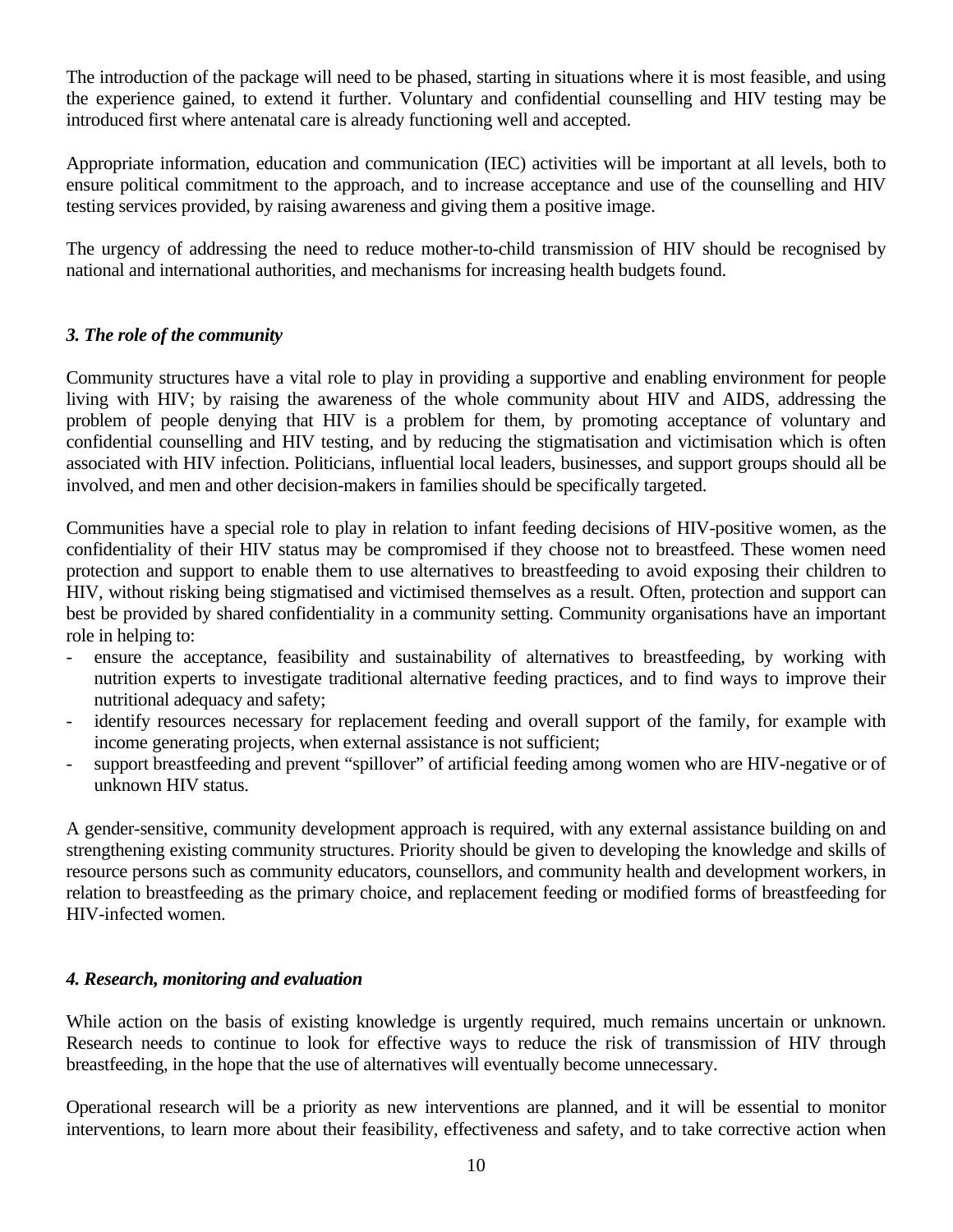The introduction of the package will need to be phased, starting in situations where it is most feasible, and using the experience gained, to extend it further. Voluntary and confidential counselling and HIV testing may be introduced first where antenatal care is already functioning well and accepted.

Appropriate information, education and communication (IEC) activities will be important at all levels, both to ensure political commitment to the approach, and to increase acceptance and use of the counselling and HIV testing services provided, by raising awareness and giving them a positive image.

The urgency of addressing the need to reduce mother-to-child transmission of HIV should be recognised by national and international authorities, and mechanisms for increasing health budgets found.

### *3. The role of the community*

Community structures have a vital role to play in providing a supportive and enabling environment for people living with HIV; by raising the awareness of the whole community about HIV and AIDS, addressing the problem of people denying that HIV is a problem for them, by promoting acceptance of voluntary and confidential counselling and HIV testing, and by reducing the stigmatisation and victimisation which is often associated with HIV infection. Politicians, influential local leaders, businesses, and support groups should all be involved, and men and other decision-makers in families should be specifically targeted.

Communities have a special role to play in relation to infant feeding decisions of HIV-positive women, as the confidentiality of their HIV status may be compromised if they choose not to breastfeed. These women need protection and support to enable them to use alternatives to breastfeeding to avoid exposing their children to HIV, without risking being stigmatised and victimised themselves as a result. Often, protection and support can best be provided by shared confidentiality in a community setting. Community organisations have an important role in helping to:

- ensure the acceptance, feasibility and sustainability of alternatives to breastfeeding, by working with nutrition experts to investigate traditional alternative feeding practices, and to find ways to improve their nutritional adequacy and safety;
- identify resources necessary for replacement feeding and overall support of the family, for example with income generating projects, when external assistance is not sufficient;
- support breastfeeding and prevent "spillover" of artificial feeding among women who are HIV-negative or of unknown HIV status.

A gender-sensitive, community development approach is required, with any external assistance building on and strengthening existing community structures. Priority should be given to developing the knowledge and skills of resource persons such as community educators, counsellors, and community health and development workers, in relation to breastfeeding as the primary choice, and replacement feeding or modified forms of breastfeeding for HIV-infected women.

### *4. Research, monitoring and evaluation*

While action on the basis of existing knowledge is urgently required, much remains uncertain or unknown. Research needs to continue to look for effective ways to reduce the risk of transmission of HIV through breastfeeding, in the hope that the use of alternatives will eventually become unnecessary.

Operational research will be a priority as new interventions are planned, and it will be essential to monitor interventions, to learn more about their feasibility, effectiveness and safety, and to take corrective action when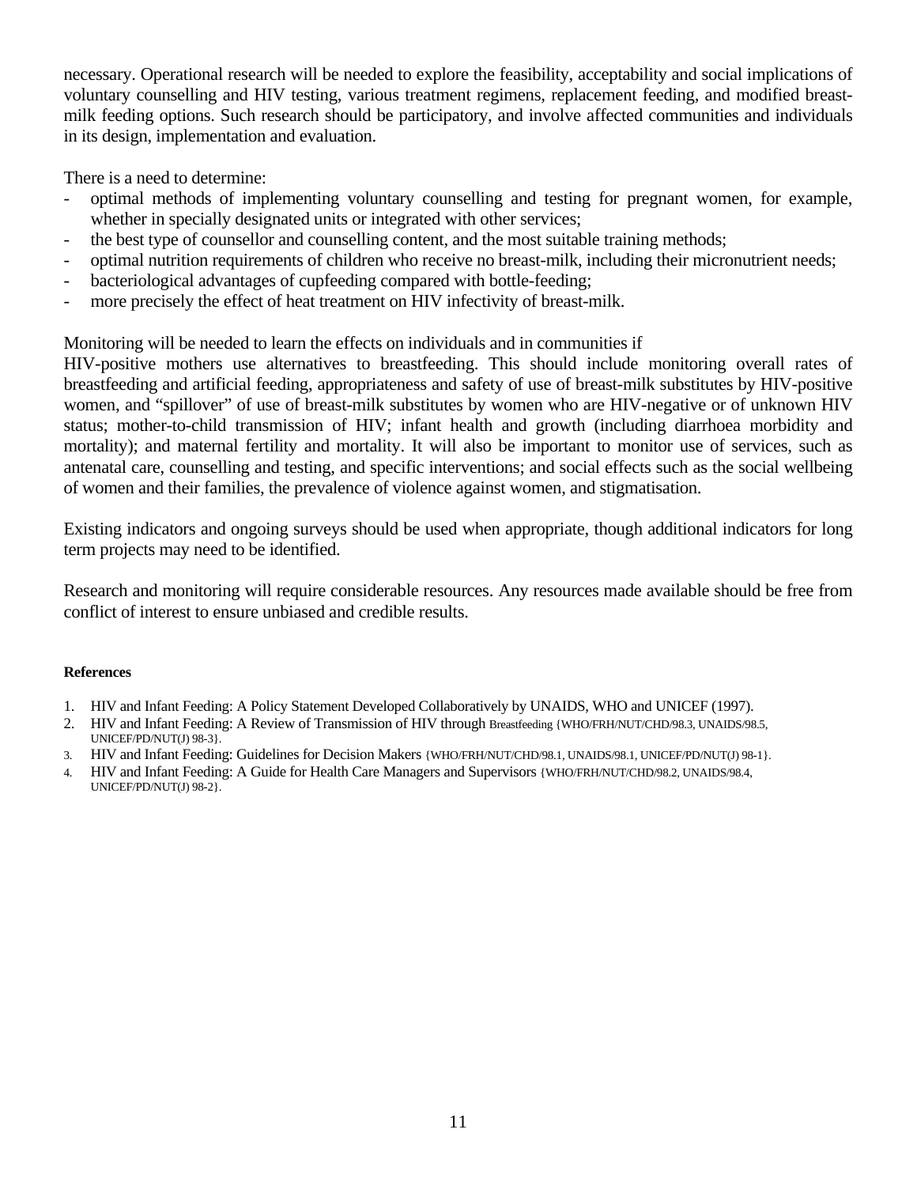necessary. Operational research will be needed to explore the feasibility, acceptability and social implications of voluntary counselling and HIV testing, various treatment regimens, replacement feeding, and modified breast-milk feeding options. Such research should be participatory, and involve affected communities and individuals in its design, implementation and evaluation.

There is a need to determine:

- optimal methods of implementing voluntary counselling and testing for pregnant women, for example, whether in specially designated units or integrated with other services;
- the best type of counsellor and counselling content, and the most suitable training methods;
- optimal nutrition requirements of children who receive no breast-milk, including their micronutrient needs;
- bacteriological advantages of cupfeeding compared with bottle-feeding;
- more precisely the effect of heat treatment on HIV infectivity of breast-milk.

Monitoring will be needed to learn the effects on individuals and in communities if HIV-positive mothers use alternatives to breastfeeding. This should include monitoring overall rates of breastfeeding and artificial feeding, appropriateness and safety of use of breast-milk substitutes by HIV-positive women, and "spillover" of use of breast-milk substitutes by women who are HIV-negative or of unknown HIV status; mother-to-child transmission of HIV; infant health and growth (including diarrhoea morbidity and mortality); and maternal fertility and mortality. It will also be important to monitor use of services, such as antenatal care, counselling and testing, and specific interventions; and social effects such as the social wellbeing of women and their families, the prevalence of violence against women, and stigmatisation.

Existing indicators and ongoing surveys should be used when appropriate, though additional indicators for long term projects may need to be identified.

Research and monitoring will require considerable resources. Any resources made available should be free from conflict of interest to ensure unbiased and credible results.

**References**

1. HIV and Infant Feeding: A Policy Statement Developed Collaboratively by UNAIDS, WHO and UNICEF (1997).
2. HIV and Infant Feeding: A Review of Transmission of HIV through Breastfeeding {WHO/FRH/NUT/CHD/98.3, UNAIDS/98.5, UNICEF/PD/NUT(J) 98-3}.
3. HIV and Infant Feeding: Guidelines for Decision Makers {WHO/FRH/NUT/CHD/98.1, UNAIDS/98.1, UNICEF/PD/NUT(J) 98-1}.
4. HIV and Infant Feeding: A Guide for Health Care Managers and Supervisors {WHO/FRH/NUT/CHD/98.2, UNAIDS/98.4, UNICEF/PD/NUT(J) 98-2}.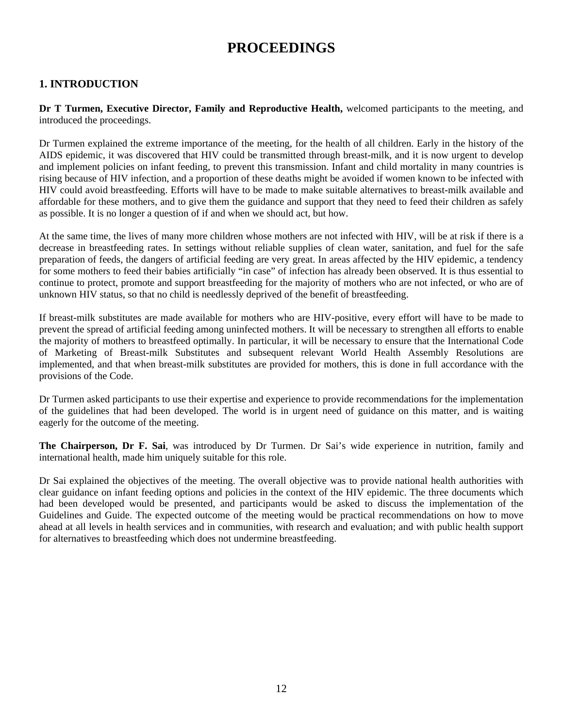# PROCEEDINGS

## 1. INTRODUCTION

**Dr T Turmen, Executive Director, Family and Reproductive Health,** welcomed participants to the meeting, and introduced the proceedings.

Dr Turmen explained the extreme importance of the meeting, for the health of all children. Early in the history of the AIDS epidemic, it was discovered that HIV could be transmitted through breast-milk, and it is now urgent to develop and implement policies on infant feeding, to prevent this transmission. Infant and child mortality in many countries is rising because of HIV infection, and a proportion of these deaths might be avoided if women known to be infected with HIV could avoid breastfeeding. Efforts will have to be made to make suitable alternatives to breast-milk available and affordable for these mothers, and to give them the guidance and support that they need to feed their children as safely as possible. It is no longer a question of if and when we should act, but how.

At the same time, the lives of many more children whose mothers are not infected with HIV, will be at risk if there is a decrease in breastfeeding rates. In settings without reliable supplies of clean water, sanitation, and fuel for the safe preparation of feeds, the dangers of artificial feeding are very great. In areas affected by the HIV epidemic, a tendency for some mothers to feed their babies artificially "in case" of infection has already been observed. It is thus essential to continue to protect, promote and support breastfeeding for the majority of mothers who are not infected, or who are of unknown HIV status, so that no child is needlessly deprived of the benefit of breastfeeding.

If breast-milk substitutes are made available for mothers who are HIV-positive, every effort will have to be made to prevent the spread of artificial feeding among uninfected mothers. It will be necessary to strengthen all efforts to enable the majority of mothers to breastfeed optimally. In particular, it will be necessary to ensure that the International Code of Marketing of Breast-milk Substitutes and subsequent relevant World Health Assembly Resolutions are implemented, and that when breast-milk substitutes are provided for mothers, this is done in full accordance with the provisions of the Code.

Dr Turmen asked participants to use their expertise and experience to provide recommendations for the implementation of the guidelines that had been developed. The world is in urgent need of guidance on this matter, and is waiting eagerly for the outcome of the meeting.

**The Chairperson, Dr F. Sai**, was introduced by Dr Turmen. Dr Sai's wide experience in nutrition, family and international health, made him uniquely suitable for this role.

Dr Sai explained the objectives of the meeting. The overall objective was to provide national health authorities with clear guidance on infant feeding options and policies in the context of the HIV epidemic. The three documents which had been developed would be presented, and participants would be asked to discuss the implementation of the Guidelines and Guide. The expected outcome of the meeting would be practical recommendations on how to move ahead at all levels in health services and in communities, with research and evaluation; and with public health support for alternatives to breastfeeding which does not undermine breastfeeding.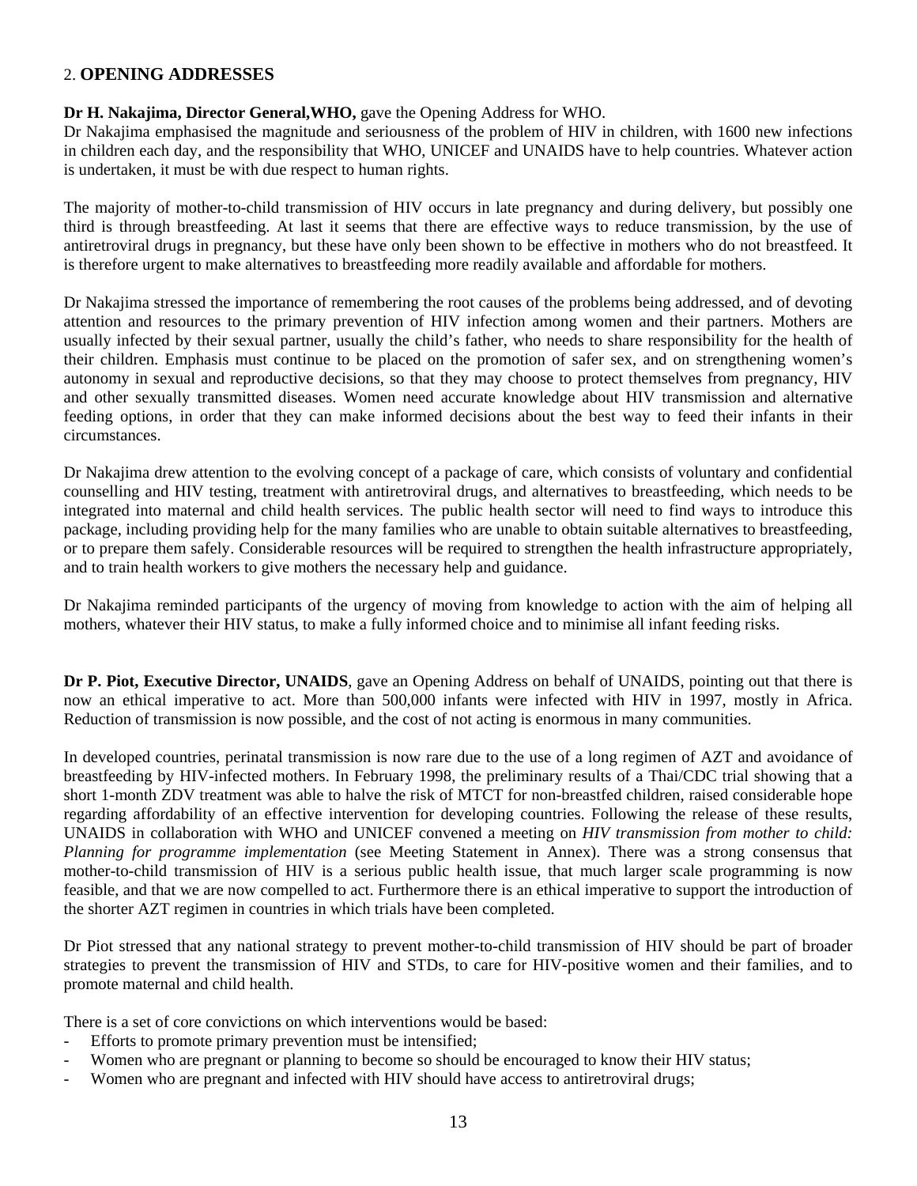## 2. **OPENING ADDRESSES**

**Dr H. Nakajima, Director General,WHO,** gave the Opening Address for WHO.
Dr Nakajima emphasised the magnitude and seriousness of the problem of HIV in children, with 1600 new infections in children each day, and the responsibility that WHO, UNICEF and UNAIDS have to help countries. Whatever action is undertaken, it must be with due respect to human rights.

The majority of mother-to-child transmission of HIV occurs in late pregnancy and during delivery, but possibly one third is through breastfeeding. At last it seems that there are effective ways to reduce transmission, by the use of antiretroviral drugs in pregnancy, but these have only been shown to be effective in mothers who do not breastfeed. It is therefore urgent to make alternatives to breastfeeding more readily available and affordable for mothers.

Dr Nakajima stressed the importance of remembering the root causes of the problems being addressed, and of devoting attention and resources to the primary prevention of HIV infection among women and their partners. Mothers are usually infected by their sexual partner, usually the child's father, who needs to share responsibility for the health of their children. Emphasis must continue to be placed on the promotion of safer sex, and on strengthening women's autonomy in sexual and reproductive decisions, so that they may choose to protect themselves from pregnancy, HIV and other sexually transmitted diseases. Women need accurate knowledge about HIV transmission and alternative feeding options, in order that they can make informed decisions about the best way to feed their infants in their circumstances.

Dr Nakajima drew attention to the evolving concept of a package of care, which consists of voluntary and confidential counselling and HIV testing, treatment with antiretroviral drugs, and alternatives to breastfeeding, which needs to be integrated into maternal and child health services. The public health sector will need to find ways to introduce this package, including providing help for the many families who are unable to obtain suitable alternatives to breastfeeding, or to prepare them safely. Considerable resources will be required to strengthen the health infrastructure appropriately, and to train health workers to give mothers the necessary help and guidance.

Dr Nakajima reminded participants of the urgency of moving from knowledge to action with the aim of helping all mothers, whatever their HIV status, to make a fully informed choice and to minimise all infant feeding risks.

**Dr P. Piot, Executive Director, UNAIDS**, gave an Opening Address on behalf of UNAIDS, pointing out that there is now an ethical imperative to act. More than 500,000 infants were infected with HIV in 1997, mostly in Africa. Reduction of transmission is now possible, and the cost of not acting is enormous in many communities.

In developed countries, perinatal transmission is now rare due to the use of a long regimen of AZT and avoidance of breastfeeding by HIV-infected mothers. In February 1998, the preliminary results of a Thai/CDC trial showing that a short 1-month ZDV treatment was able to halve the risk of MTCT for non-breastfed children, raised considerable hope regarding affordability of an effective intervention for developing countries. Following the release of these results, UNAIDS in collaboration with WHO and UNICEF convened a meeting on *HIV transmission from mother to child: Planning for programme implementation* (see Meeting Statement in Annex). There was a strong consensus that mother-to-child transmission of HIV is a serious public health issue, that much larger scale programming is now feasible, and that we are now compelled to act. Furthermore there is an ethical imperative to support the introduction of the shorter AZT regimen in countries in which trials have been completed.

Dr Piot stressed that any national strategy to prevent mother-to-child transmission of HIV should be part of broader strategies to prevent the transmission of HIV and STDs, to care for HIV-positive women and their families, and to promote maternal and child health.

There is a set of core convictions on which interventions would be based:

- Efforts to promote primary prevention must be intensified;
- Women who are pregnant or planning to become so should be encouraged to know their HIV status;
- Women who are pregnant and infected with HIV should have access to antiretroviral drugs;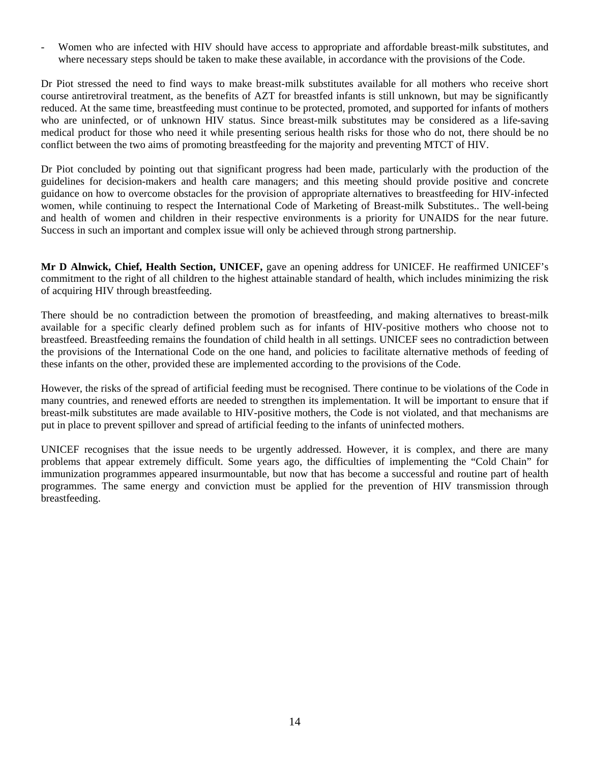- Women who are infected with HIV should have access to appropriate and affordable breast-milk substitutes, and where necessary steps should be taken to make these available, in accordance with the provisions of the Code.

Dr Piot stressed the need to find ways to make breast-milk substitutes available for all mothers who receive short course antiretroviral treatment, as the benefits of AZT for breastfed infants is still unknown, but may be significantly reduced. At the same time, breastfeeding must continue to be protected, promoted, and supported for infants of mothers who are uninfected, or of unknown HIV status. Since breast-milk substitutes may be considered as a life-saving medical product for those who need it while presenting serious health risks for those who do not, there should be no conflict between the two aims of promoting breastfeeding for the majority and preventing MTCT of HIV.

Dr Piot concluded by pointing out that significant progress had been made, particularly with the production of the guidelines for decision-makers and health care managers; and this meeting should provide positive and concrete guidance on how to overcome obstacles for the provision of appropriate alternatives to breastfeeding for HIV-infected women, while continuing to respect the International Code of Marketing of Breast-milk Substitutes.. The well-being and health of women and children in their respective environments is a priority for UNAIDS for the near future. Success in such an important and complex issue will only be achieved through strong partnership.

**Mr D Alnwick, Chief, Health Section, UNICEF,** gave an opening address for UNICEF. He reaffirmed UNICEF's commitment to the right of all children to the highest attainable standard of health, which includes minimizing the risk of acquiring HIV through breastfeeding.

There should be no contradiction between the promotion of breastfeeding, and making alternatives to breast-milk available for a specific clearly defined problem such as for infants of HIV-positive mothers who choose not to breastfeed. Breastfeeding remains the foundation of child health in all settings. UNICEF sees no contradiction between the provisions of the International Code on the one hand, and policies to facilitate alternative methods of feeding of these infants on the other, provided these are implemented according to the provisions of the Code.

However, the risks of the spread of artificial feeding must be recognised. There continue to be violations of the Code in many countries, and renewed efforts are needed to strengthen its implementation. It will be important to ensure that if breast-milk substitutes are made available to HIV-positive mothers, the Code is not violated, and that mechanisms are put in place to prevent spillover and spread of artificial feeding to the infants of uninfected mothers.

UNICEF recognises that the issue needs to be urgently addressed. However, it is complex, and there are many problems that appear extremely difficult. Some years ago, the difficulties of implementing the "Cold Chain" for immunization programmes appeared insurmountable, but now that has become a successful and routine part of health programmes. The same energy and conviction must be applied for the prevention of HIV transmission through breastfeeding.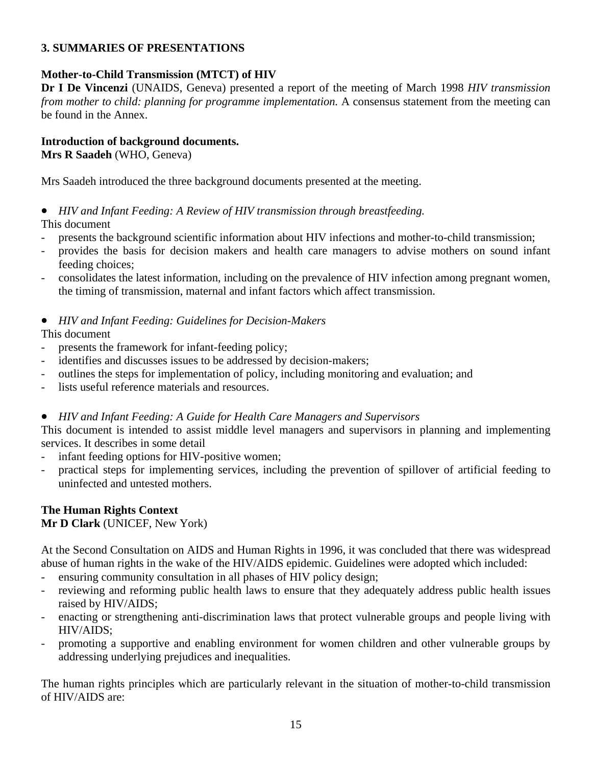## 3. SUMMARIES OF PRESENTATIONS

### Mother-to-Child Transmission (MTCT) of HIV

**Dr I De Vincenzi** (UNAIDS, Geneva) presented a report of the meeting of March 1998 *HIV transmission from mother to child: planning for programme implementation.* A consensus statement from the meeting can be found in the Annex.

### Introduction of background documents.

**Mrs R Saadeh** (WHO, Geneva)

Mrs Saadeh introduced the three background documents presented at the meeting.

- *HIV and Infant Feeding: A Review of HIV transmission through breastfeeding.*

This document

- presents the background scientific information about HIV infections and mother-to-child transmission;
- provides the basis for decision makers and health care managers to advise mothers on sound infant feeding choices;
- consolidates the latest information, including on the prevalence of HIV infection among pregnant women, the timing of transmission, maternal and infant factors which affect transmission.

- *HIV and Infant Feeding: Guidelines for Decision-Makers*

This document

- presents the framework for infant-feeding policy;
- identifies and discusses issues to be addressed by decision-makers;
- outlines the steps for implementation of policy, including monitoring and evaluation; and
- lists useful reference materials and resources.

- *HIV and Infant Feeding: A Guide for Health Care Managers and Supervisors*

This document is intended to assist middle level managers and supervisors in planning and implementing services. It describes in some detail

- infant feeding options for HIV-positive women;
- practical steps for implementing services, including the prevention of spillover of artificial feeding to uninfected and untested mothers.

### The Human Rights Context

**Mr D Clark** (UNICEF, New York)

At the Second Consultation on AIDS and Human Rights in 1996, it was concluded that there was widespread abuse of human rights in the wake of the HIV/AIDS epidemic. Guidelines were adopted which included:

- ensuring community consultation in all phases of HIV policy design;
- reviewing and reforming public health laws to ensure that they adequately address public health issues raised by HIV/AIDS;
- enacting or strengthening anti-discrimination laws that protect vulnerable groups and people living with HIV/AIDS;
- promoting a supportive and enabling environment for women children and other vulnerable groups by addressing underlying prejudices and inequalities.

The human rights principles which are particularly relevant in the situation of mother-to-child transmission of HIV/AIDS are: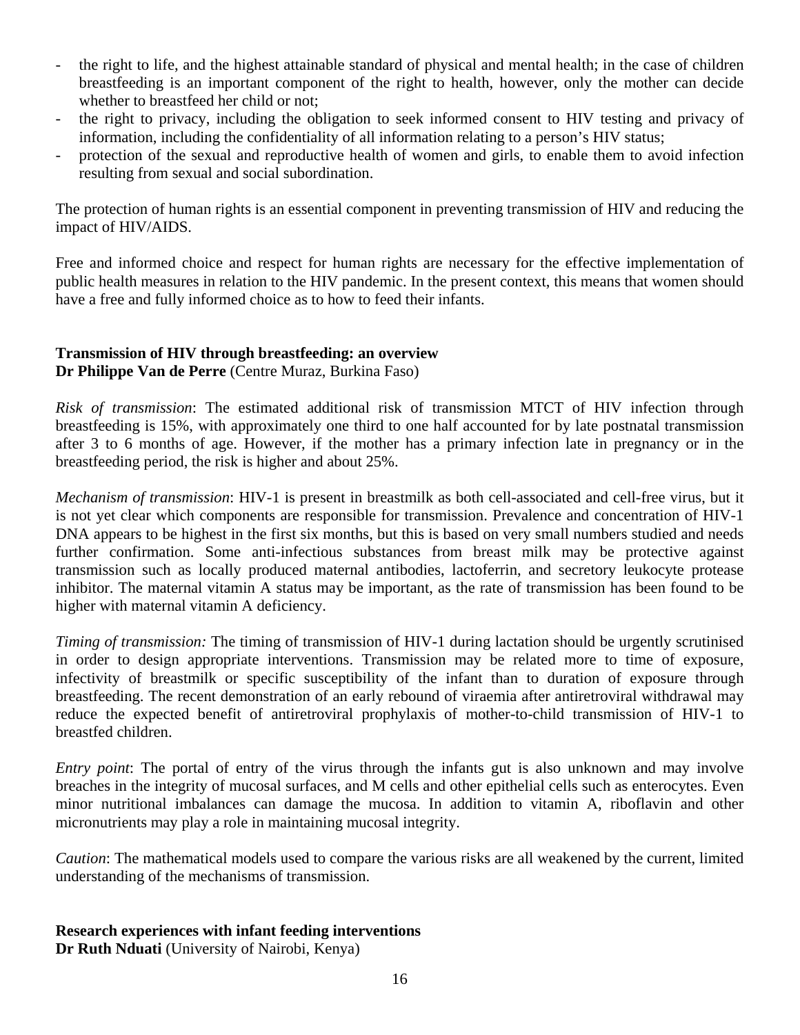- the right to life, and the highest attainable standard of physical and mental health; in the case of children breastfeeding is an important component of the right to health, however, only the mother can decide whether to breastfeed her child or not;
- the right to privacy, including the obligation to seek informed consent to HIV testing and privacy of information, including the confidentiality of all information relating to a person's HIV status;
- protection of the sexual and reproductive health of women and girls, to enable them to avoid infection resulting from sexual and social subordination.

The protection of human rights is an essential component in preventing transmission of HIV and reducing the impact of HIV/AIDS.

Free and informed choice and respect for human rights are necessary for the effective implementation of public health measures in relation to the HIV pandemic. In the present context, this means that women should have a free and fully informed choice as to how to feed their infants.

**Transmission of HIV through breastfeeding: an overview**
**Dr Philippe Van de Perre** (Centre Muraz, Burkina Faso)

*Risk of transmission*: The estimated additional risk of transmission MTCT of HIV infection through breastfeeding is 15%, with approximately one third to one half accounted for by late postnatal transmission after 3 to 6 months of age. However, if the mother has a primary infection late in pregnancy or in the breastfeeding period, the risk is higher and about 25%.

*Mechanism of transmission*: HIV-1 is present in breastmilk as both cell-associated and cell-free virus, but it is not yet clear which components are responsible for transmission. Prevalence and concentration of HIV-1 DNA appears to be highest in the first six months, but this is based on very small numbers studied and needs further confirmation. Some anti-infectious substances from breast milk may be protective against transmission such as locally produced maternal antibodies, lactoferrin, and secretory leukocyte protease inhibitor. The maternal vitamin A status may be important, as the rate of transmission has been found to be higher with maternal vitamin A deficiency.

*Timing of transmission:* The timing of transmission of HIV-1 during lactation should be urgently scrutinised in order to design appropriate interventions. Transmission may be related more to time of exposure, infectivity of breastmilk or specific susceptibility of the infant than to duration of exposure through breastfeeding. The recent demonstration of an early rebound of viraemia after antiretroviral withdrawal may reduce the expected benefit of antiretroviral prophylaxis of mother-to-child transmission of HIV-1 to breastfed children.

*Entry point*: The portal of entry of the virus through the infants gut is also unknown and may involve breaches in the integrity of mucosal surfaces, and M cells and other epithelial cells such as enterocytes. Even minor nutritional imbalances can damage the mucosa. In addition to vitamin A, riboflavin and other micronutrients may play a role in maintaining mucosal integrity.

*Caution*: The mathematical models used to compare the various risks are all weakened by the current, limited understanding of the mechanisms of transmission.

**Research experiences with infant feeding interventions**
**Dr Ruth Nduati** (University of Nairobi, Kenya)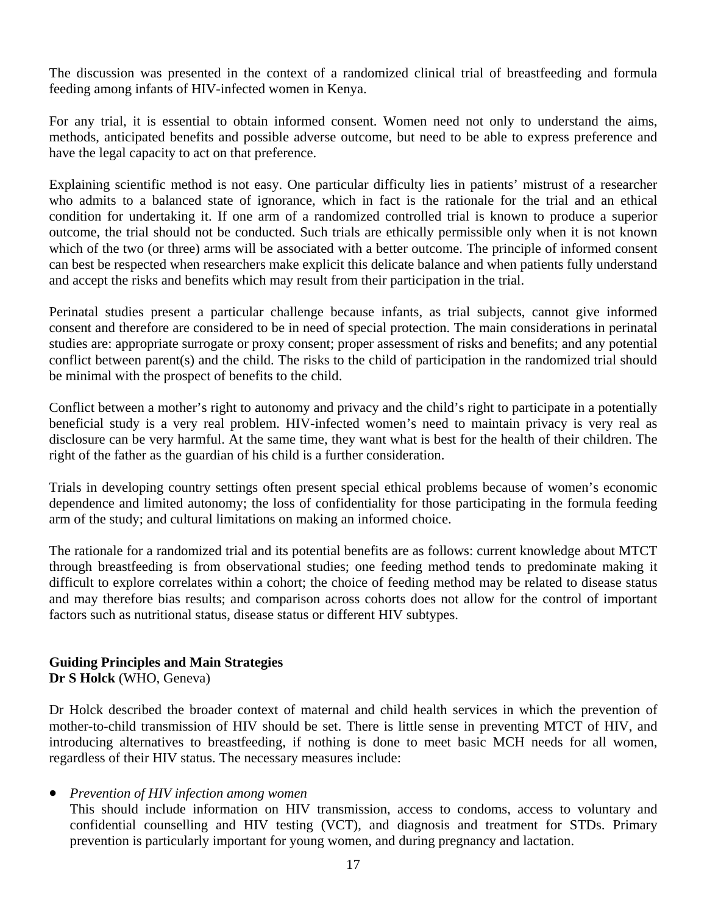The discussion was presented in the context of a randomized clinical trial of breastfeeding and formula feeding among infants of HIV-infected women in Kenya.

For any trial, it is essential to obtain informed consent. Women need not only to understand the aims, methods, anticipated benefits and possible adverse outcome, but need to be able to express preference and have the legal capacity to act on that preference.

Explaining scientific method is not easy. One particular difficulty lies in patients' mistrust of a researcher who admits to a balanced state of ignorance, which in fact is the rationale for the trial and an ethical condition for undertaking it. If one arm of a randomized controlled trial is known to produce a superior outcome, the trial should not be conducted. Such trials are ethically permissible only when it is not known which of the two (or three) arms will be associated with a better outcome. The principle of informed consent can best be respected when researchers make explicit this delicate balance and when patients fully understand and accept the risks and benefits which may result from their participation in the trial.

Perinatal studies present a particular challenge because infants, as trial subjects, cannot give informed consent and therefore are considered to be in need of special protection. The main considerations in perinatal studies are: appropriate surrogate or proxy consent; proper assessment of risks and benefits; and any potential conflict between parent(s) and the child. The risks to the child of participation in the randomized trial should be minimal with the prospect of benefits to the child.

Conflict between a mother's right to autonomy and privacy and the child's right to participate in a potentially beneficial study is a very real problem. HIV-infected women's need to maintain privacy is very real as disclosure can be very harmful. At the same time, they want what is best for the health of their children. The right of the father as the guardian of his child is a further consideration.

Trials in developing country settings often present special ethical problems because of women's economic dependence and limited autonomy; the loss of confidentiality for those participating in the formula feeding arm of the study; and cultural limitations on making an informed choice.

The rationale for a randomized trial and its potential benefits are as follows: current knowledge about MTCT through breastfeeding is from observational studies; one feeding method tends to predominate making it difficult to explore correlates within a cohort; the choice of feeding method may be related to disease status and may therefore bias results; and comparison across cohorts does not allow for the control of important factors such as nutritional status, disease status or different HIV subtypes.

**Guiding Principles and Main Strategies**
**Dr S Holck** (WHO, Geneva)

Dr Holck described the broader context of maternal and child health services in which the prevention of mother-to-child transmission of HIV should be set. There is little sense in preventing MTCT of HIV, and introducing alternatives to breastfeeding, if nothing is done to meet basic MCH needs for all women, regardless of their HIV status. The necessary measures include:

- *Prevention of HIV infection among women*
  This should include information on HIV transmission, access to condoms, access to voluntary and confidential counselling and HIV testing (VCT), and diagnosis and treatment for STDs. Primary prevention is particularly important for young women, and during pregnancy and lactation.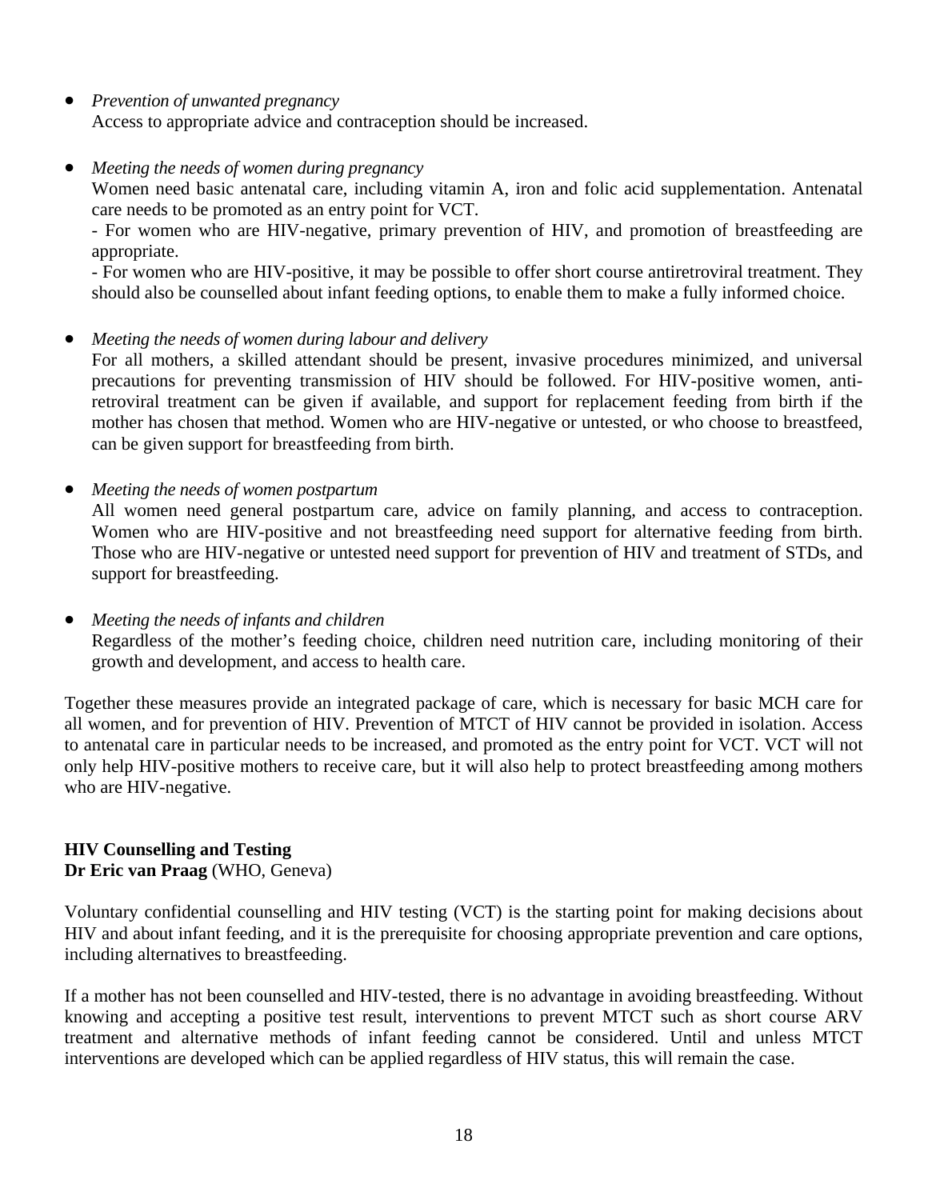- *Prevention of unwanted pregnancy*
  Access to appropriate advice and contraception should be increased.

- *Meeting the needs of women during pregnancy*
  Women need basic antenatal care, including vitamin A, iron and folic acid supplementation. Antenatal care needs to be promoted as an entry point for VCT.
  - For women who are HIV-negative, primary prevention of HIV, and promotion of breastfeeding are appropriate.
  - For women who are HIV-positive, it may be possible to offer short course antiretroviral treatment. They should also be counselled about infant feeding options, to enable them to make a fully informed choice.

- *Meeting the needs of women during labour and delivery*
  For all mothers, a skilled attendant should be present, invasive procedures minimized, and universal precautions for preventing transmission of HIV should be followed. For HIV-positive women, anti-retroviral treatment can be given if available, and support for replacement feeding from birth if the mother has chosen that method. Women who are HIV-negative or untested, or who choose to breastfeed, can be given support for breastfeeding from birth.

- *Meeting the needs of women postpartum*
  All women need general postpartum care, advice on family planning, and access to contraception. Women who are HIV-positive and not breastfeeding need support for alternative feeding from birth. Those who are HIV-negative or untested need support for prevention of HIV and treatment of STDs, and support for breastfeeding.

- *Meeting the needs of infants and children*
  Regardless of the mother's feeding choice, children need nutrition care, including monitoring of their growth and development, and access to health care.

Together these measures provide an integrated package of care, which is necessary for basic MCH care for all women, and for prevention of HIV. Prevention of MTCT of HIV cannot be provided in isolation. Access to antenatal care in particular needs to be increased, and promoted as the entry point for VCT. VCT will not only help HIV-positive mothers to receive care, but it will also help to protect breastfeeding among mothers who are HIV-negative.

**HIV Counselling and Testing**
**Dr Eric van Praag** (WHO, Geneva)

Voluntary confidential counselling and HIV testing (VCT) is the starting point for making decisions about HIV and about infant feeding, and it is the prerequisite for choosing appropriate prevention and care options, including alternatives to breastfeeding.

If a mother has not been counselled and HIV-tested, there is no advantage in avoiding breastfeeding. Without knowing and accepting a positive test result, interventions to prevent MTCT such as short course ARV treatment and alternative methods of infant feeding cannot be considered. Until and unless MTCT interventions are developed which can be applied regardless of HIV status, this will remain the case.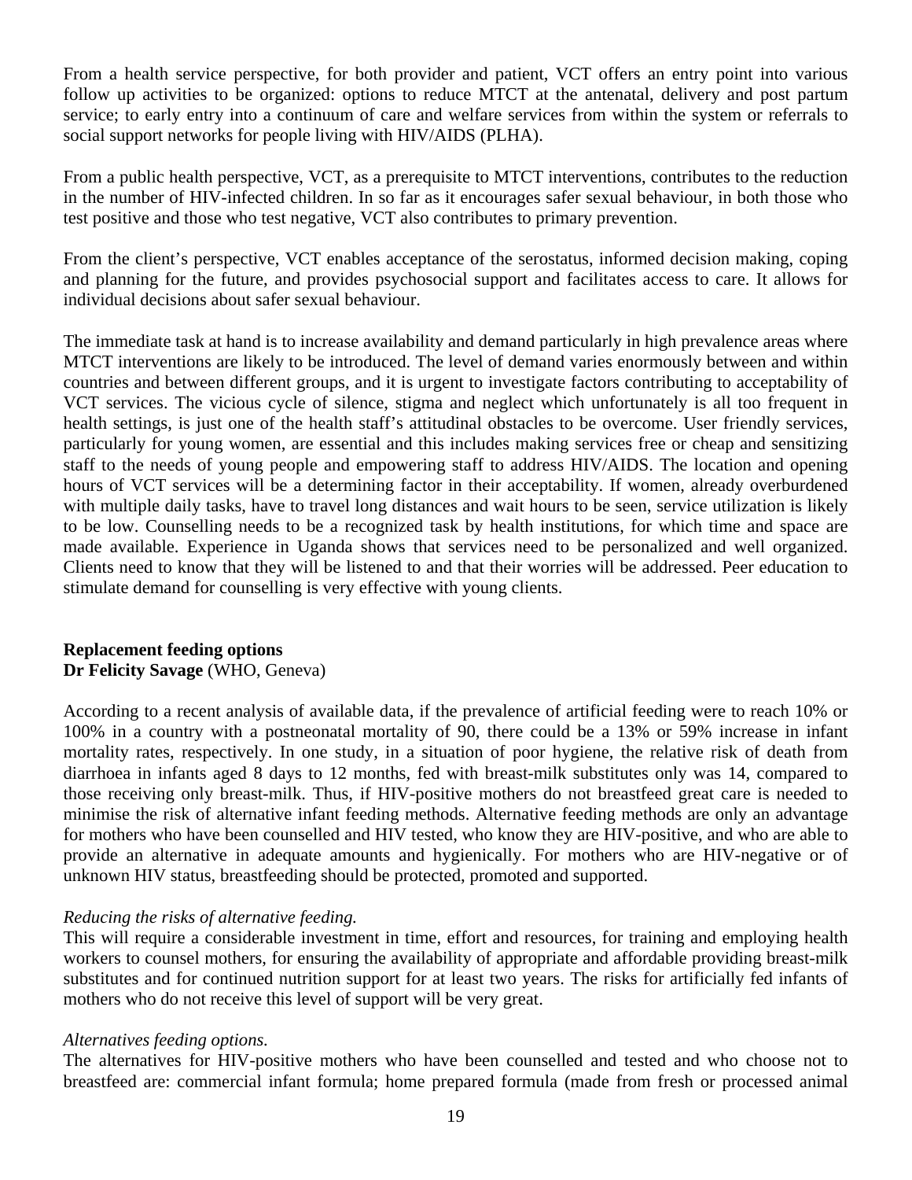From a health service perspective, for both provider and patient, VCT offers an entry point into various follow up activities to be organized: options to reduce MTCT at the antenatal, delivery and post partum service; to early entry into a continuum of care and welfare services from within the system or referrals to social support networks for people living with HIV/AIDS (PLHA).

From a public health perspective, VCT, as a prerequisite to MTCT interventions, contributes to the reduction in the number of HIV-infected children. In so far as it encourages safer sexual behaviour, in both those who test positive and those who test negative, VCT also contributes to primary prevention.

From the client's perspective, VCT enables acceptance of the serostatus, informed decision making, coping and planning for the future, and provides psychosocial support and facilitates access to care. It allows for individual decisions about safer sexual behaviour.

The immediate task at hand is to increase availability and demand particularly in high prevalence areas where MTCT interventions are likely to be introduced. The level of demand varies enormously between and within countries and between different groups, and it is urgent to investigate factors contributing to acceptability of VCT services. The vicious cycle of silence, stigma and neglect which unfortunately is all too frequent in health settings, is just one of the health staff's attitudinal obstacles to be overcome. User friendly services, particularly for young women, are essential and this includes making services free or cheap and sensitizing staff to the needs of young people and empowering staff to address HIV/AIDS. The location and opening hours of VCT services will be a determining factor in their acceptability. If women, already overburdened with multiple daily tasks, have to travel long distances and wait hours to be seen, service utilization is likely to be low. Counselling needs to be a recognized task by health institutions, for which time and space are made available. Experience in Uganda shows that services need to be personalized and well organized. Clients need to know that they will be listened to and that their worries will be addressed. Peer education to stimulate demand for counselling is very effective with young clients.

**Replacement feeding options**
**Dr Felicity Savage** (WHO, Geneva)

According to a recent analysis of available data, if the prevalence of artificial feeding were to reach 10% or 100% in a country with a postneonatal mortality of 90, there could be a 13% or 59% increase in infant mortality rates, respectively. In one study, in a situation of poor hygiene, the relative risk of death from diarrhoea in infants aged 8 days to 12 months, fed with breast-milk substitutes only was 14, compared to those receiving only breast-milk. Thus, if HIV-positive mothers do not breastfeed great care is needed to minimise the risk of alternative infant feeding methods. Alternative feeding methods are only an advantage for mothers who have been counselled and HIV tested, who know they are HIV-positive, and who are able to provide an alternative in adequate amounts and hygienically. For mothers who are HIV-negative or of unknown HIV status, breastfeeding should be protected, promoted and supported.

*Reducing the risks of alternative feeding.*
This will require a considerable investment in time, effort and resources, for training and employing health workers to counsel mothers, for ensuring the availability of appropriate and affordable providing breast-milk substitutes and for continued nutrition support for at least two years. The risks for artificially fed infants of mothers who do not receive this level of support will be very great.

*Alternatives feeding options.*
The alternatives for HIV-positive mothers who have been counselled and tested and who choose not to breastfeed are: commercial infant formula; home prepared formula (made from fresh or processed animal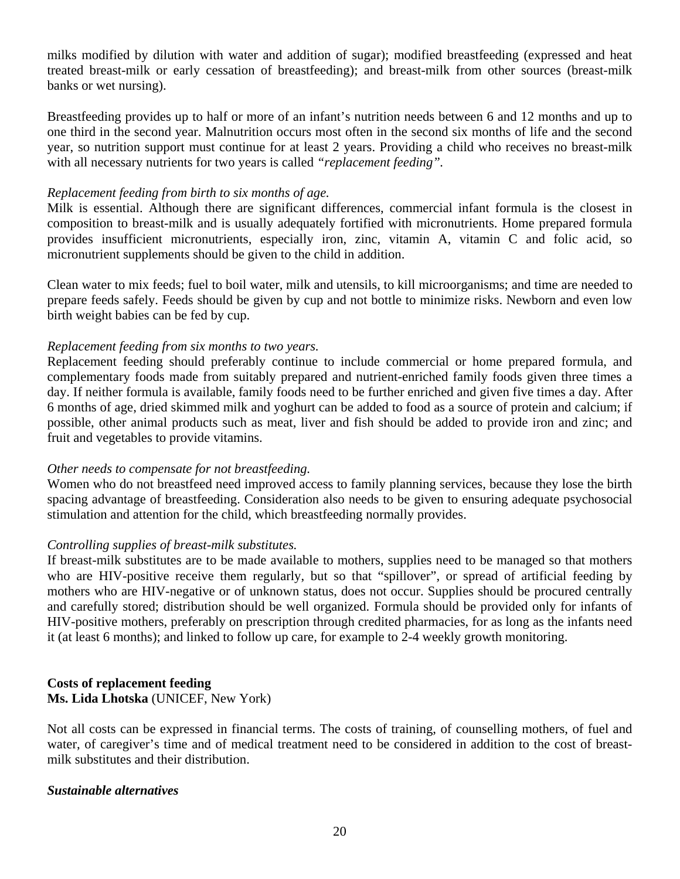milks modified by dilution with water and addition of sugar); modified breastfeeding (expressed and heat treated breast-milk or early cessation of breastfeeding); and breast-milk from other sources (breast-milk banks or wet nursing).

Breastfeeding provides up to half or more of an infant's nutrition needs between 6 and 12 months and up to one third in the second year. Malnutrition occurs most often in the second six months of life and the second year, so nutrition support must continue for at least 2 years. Providing a child who receives no breast-milk with all necessary nutrients for two years is called *"replacement feeding"*.

*Replacement feeding from birth to six months of age.*
Milk is essential. Although there are significant differences, commercial infant formula is the closest in composition to breast-milk and is usually adequately fortified with micronutrients. Home prepared formula provides insufficient micronutrients, especially iron, zinc, vitamin A, vitamin C and folic acid, so micronutrient supplements should be given to the child in addition.

Clean water to mix feeds; fuel to boil water, milk and utensils, to kill microorganisms; and time are needed to prepare feeds safely. Feeds should be given by cup and not bottle to minimize risks. Newborn and even low birth weight babies can be fed by cup.

*Replacement feeding from six months to two years.*
Replacement feeding should preferably continue to include commercial or home prepared formula, and complementary foods made from suitably prepared and nutrient-enriched family foods given three times a day. If neither formula is available, family foods need to be further enriched and given five times a day. After 6 months of age, dried skimmed milk and yoghurt can be added to food as a source of protein and calcium; if possible, other animal products such as meat, liver and fish should be added to provide iron and zinc; and fruit and vegetables to provide vitamins.

*Other needs to compensate for not breastfeeding.*
Women who do not breastfeed need improved access to family planning services, because they lose the birth spacing advantage of breastfeeding. Consideration also needs to be given to ensuring adequate psychosocial stimulation and attention for the child, which breastfeeding normally provides.

*Controlling supplies of breast-milk substitutes.*
If breast-milk substitutes are to be made available to mothers, supplies need to be managed so that mothers who are HIV-positive receive them regularly, but so that "spillover", or spread of artificial feeding by mothers who are HIV-negative or of unknown status, does not occur. Supplies should be procured centrally and carefully stored; distribution should be well organized. Formula should be provided only for infants of HIV-positive mothers, preferably on prescription through credited pharmacies, for as long as the infants need it (at least 6 months); and linked to follow up care, for example to 2-4 weekly growth monitoring.

**Costs of replacement feeding**
**Ms. Lida Lhotska** (UNICEF, New York)

Not all costs can be expressed in financial terms. The costs of training, of counselling mothers, of fuel and water, of caregiver's time and of medical treatment need to be considered in addition to the cost of breast-milk substitutes and their distribution.

***Sustainable alternatives***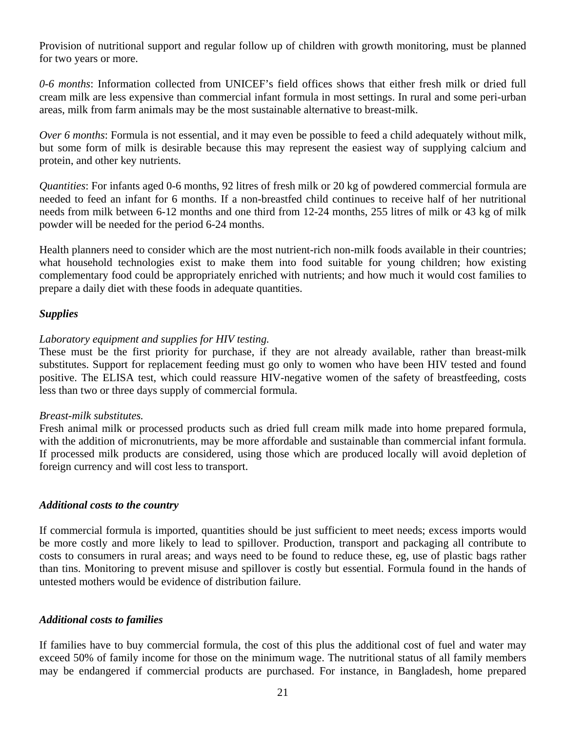Provision of nutritional support and regular follow up of children with growth monitoring, must be planned for two years or more.

*0-6 months*: Information collected from UNICEF's field offices shows that either fresh milk or dried full cream milk are less expensive than commercial infant formula in most settings. In rural and some peri-urban areas, milk from farm animals may be the most sustainable alternative to breast-milk.

*Over 6 months*: Formula is not essential, and it may even be possible to feed a child adequately without milk, but some form of milk is desirable because this may represent the easiest way of supplying calcium and protein, and other key nutrients.

*Quantities*: For infants aged 0-6 months, 92 litres of fresh milk or 20 kg of powdered commercial formula are needed to feed an infant for 6 months. If a non-breastfed child continues to receive half of her nutritional needs from milk between 6-12 months and one third from 12-24 months, 255 litres of milk or 43 kg of milk powder will be needed for the period 6-24 months.

Health planners need to consider which are the most nutrient-rich non-milk foods available in their countries; what household technologies exist to make them into food suitable for young children; how existing complementary food could be appropriately enriched with nutrients; and how much it would cost families to prepare a daily diet with these foods in adequate quantities.

***Supplies***

*Laboratory equipment and supplies for HIV testing.*

These must be the first priority for purchase, if they are not already available, rather than breast-milk substitutes. Support for replacement feeding must go only to women who have been HIV tested and found positive. The ELISA test, which could reassure HIV-negative women of the safety of breastfeeding, costs less than two or three days supply of commercial formula.

*Breast-milk substitutes.*

Fresh animal milk or processed products such as dried full cream milk made into home prepared formula, with the addition of micronutrients, may be more affordable and sustainable than commercial infant formula. If processed milk products are considered, using those which are produced locally will avoid depletion of foreign currency and will cost less to transport.

***Additional costs to the country***

If commercial formula is imported, quantities should be just sufficient to meet needs; excess imports would be more costly and more likely to lead to spillover. Production, transport and packaging all contribute to costs to consumers in rural areas; and ways need to be found to reduce these, eg, use of plastic bags rather than tins. Monitoring to prevent misuse and spillover is costly but essential. Formula found in the hands of untested mothers would be evidence of distribution failure.

***Additional costs to families***

If families have to buy commercial formula, the cost of this plus the additional cost of fuel and water may exceed 50% of family income for those on the minimum wage. The nutritional status of all family members may be endangered if commercial products are purchased. For instance, in Bangladesh, home prepared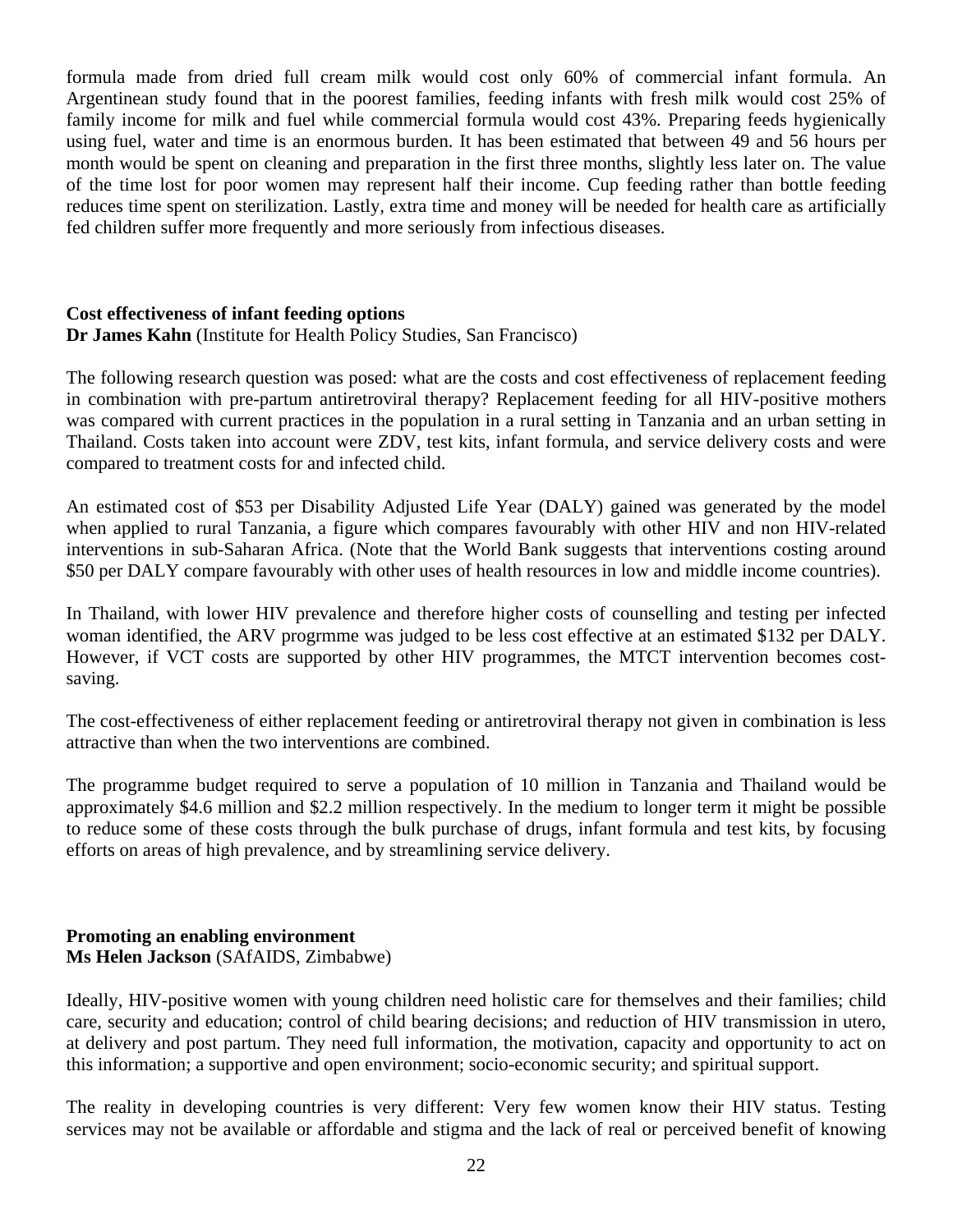formula made from dried full cream milk would cost only 60% of commercial infant formula. An Argentinean study found that in the poorest families, feeding infants with fresh milk would cost 25% of family income for milk and fuel while commercial formula would cost 43%. Preparing feeds hygienically using fuel, water and time is an enormous burden. It has been estimated that between 49 and 56 hours per month would be spent on cleaning and preparation in the first three months, slightly less later on. The value of the time lost for poor women may represent half their income. Cup feeding rather than bottle feeding reduces time spent on sterilization. Lastly, extra time and money will be needed for health care as artificially fed children suffer more frequently and more seriously from infectious diseases.

**Cost effectiveness of infant feeding options**
**Dr James Kahn** (Institute for Health Policy Studies, San Francisco)

The following research question was posed: what are the costs and cost effectiveness of replacement feeding in combination with pre-partum antiretroviral therapy? Replacement feeding for all HIV-positive mothers was compared with current practices in the population in a rural setting in Tanzania and an urban setting in Thailand. Costs taken into account were ZDV, test kits, infant formula, and service delivery costs and were compared to treatment costs for and infected child.

An estimated cost of $53 per Disability Adjusted Life Year (DALY) gained was generated by the model when applied to rural Tanzania, a figure which compares favourably with other HIV and non HIV-related interventions in sub-Saharan Africa. (Note that the World Bank suggests that interventions costing around $50 per DALY compare favourably with other uses of health resources in low and middle income countries).

In Thailand, with lower HIV prevalence and therefore higher costs of counselling and testing per infected woman identified, the ARV progrmme was judged to be less cost effective at an estimated $132 per DALY. However, if VCT costs are supported by other HIV programmes, the MTCT intervention becomes cost-saving.

The cost-effectiveness of either replacement feeding or antiretroviral therapy not given in combination is less attractive than when the two interventions are combined.

The programme budget required to serve a population of 10 million in Tanzania and Thailand would be approximately $4.6 million and $2.2 million respectively. In the medium to longer term it might be possible to reduce some of these costs through the bulk purchase of drugs, infant formula and test kits, by focusing efforts on areas of high prevalence, and by streamlining service delivery.

**Promoting an enabling environment**
**Ms Helen Jackson** (SAfAIDS, Zimbabwe)

Ideally, HIV-positive women with young children need holistic care for themselves and their families; child care, security and education; control of child bearing decisions; and reduction of HIV transmission in utero, at delivery and post partum. They need full information, the motivation, capacity and opportunity to act on this information; a supportive and open environment; socio-economic security; and spiritual support.

The reality in developing countries is very different: Very few women know their HIV status. Testing services may not be available or affordable and stigma and the lack of real or perceived benefit of knowing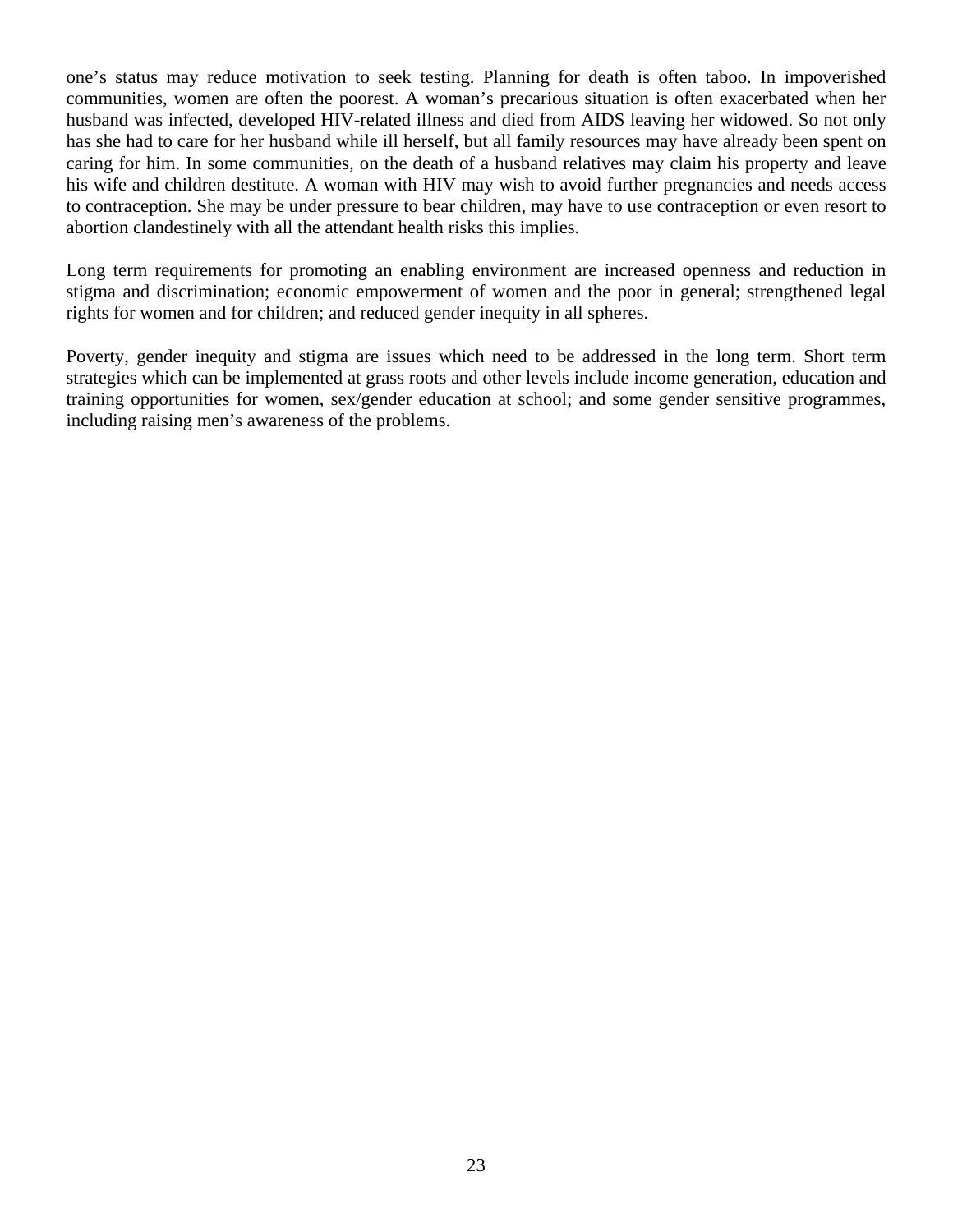one’s status may reduce motivation to seek testing. Planning for death is often taboo. In impoverished communities, women are often the poorest. A woman’s precarious situation is often exacerbated when her husband was infected, developed HIV-related illness and died from AIDS leaving her widowed. So not only has she had to care for her husband while ill herself, but all family resources may have already been spent on caring for him. In some communities, on the death of a husband relatives may claim his property and leave his wife and children destitute. A woman with HIV may wish to avoid further pregnancies and needs access to contraception. She may be under pressure to bear children, may have to use contraception or even resort to abortion clandestinely with all the attendant health risks this implies.

Long term requirements for promoting an enabling environment are increased openness and reduction in stigma and discrimination; economic empowerment of women and the poor in general; strengthened legal rights for women and for children; and reduced gender inequity in all spheres.

Poverty, gender inequity and stigma are issues which need to be addressed in the long term. Short term strategies which can be implemented at grass roots and other levels include income generation, education and training opportunities for women, sex/gender education at school; and some gender sensitive programmes, including raising men’s awareness of the problems.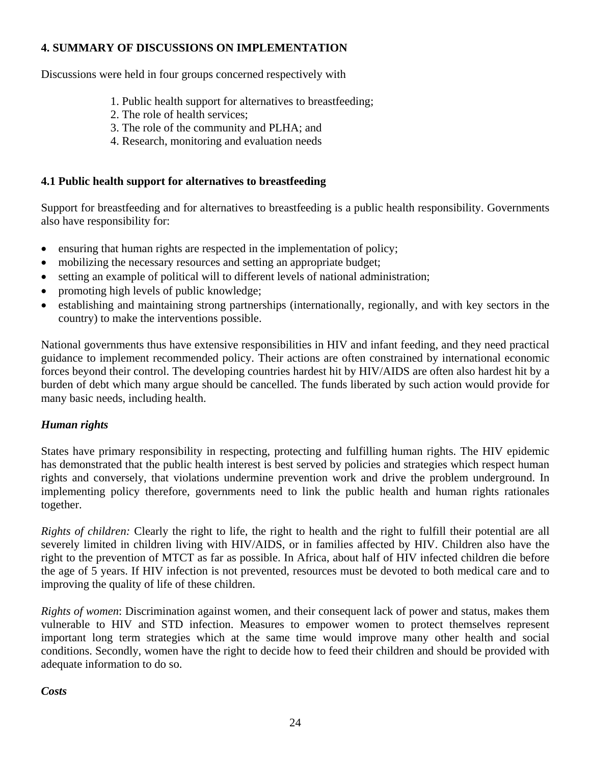## 4. SUMMARY OF DISCUSSIONS ON IMPLEMENTATION

Discussions were held in four groups concerned respectively with

1. Public health support for alternatives to breastfeeding;
2. The role of health services;
3. The role of the community and PLHA; and
4. Research, monitoring and evaluation needs

### 4.1 Public health support for alternatives to breastfeeding

Support for breastfeeding and for alternatives to breastfeeding is a public health responsibility. Governments also have responsibility for:

- ensuring that human rights are respected in the implementation of policy;
- mobilizing the necessary resources and setting an appropriate budget;
- setting an example of political will to different levels of national administration;
- promoting high levels of public knowledge;
- establishing and maintaining strong partnerships (internationally, regionally, and with key sectors in the country) to make the interventions possible.

National governments thus have extensive responsibilities in HIV and infant feeding, and they need practical guidance to implement recommended policy. Their actions are often constrained by international economic forces beyond their control. The developing countries hardest hit by HIV/AIDS are often also hardest hit by a burden of debt which many argue should be cancelled. The funds liberated by such action would provide for many basic needs, including health.

#### *Human rights*

States have primary responsibility in respecting, protecting and fulfilling human rights. The HIV epidemic has demonstrated that the public health interest is best served by policies and strategies which respect human rights and conversely, that violations undermine prevention work and drive the problem underground. In implementing policy therefore, governments need to link the public health and human rights rationales together.

*Rights of children:* Clearly the right to life, the right to health and the right to fulfill their potential are all severely limited in children living with HIV/AIDS, or in families affected by HIV. Children also have the right to the prevention of MTCT as far as possible. In Africa, about half of HIV infected children die before the age of 5 years. If HIV infection is not prevented, resources must be devoted to both medical care and to improving the quality of life of these children.

*Rights of women*: Discrimination against women, and their consequent lack of power and status, makes them vulnerable to HIV and STD infection. Measures to empower women to protect themselves represent important long term strategies which at the same time would improve many other health and social conditions. Secondly, women have the right to decide how to feed their children and should be provided with adequate information to do so.

#### *Costs*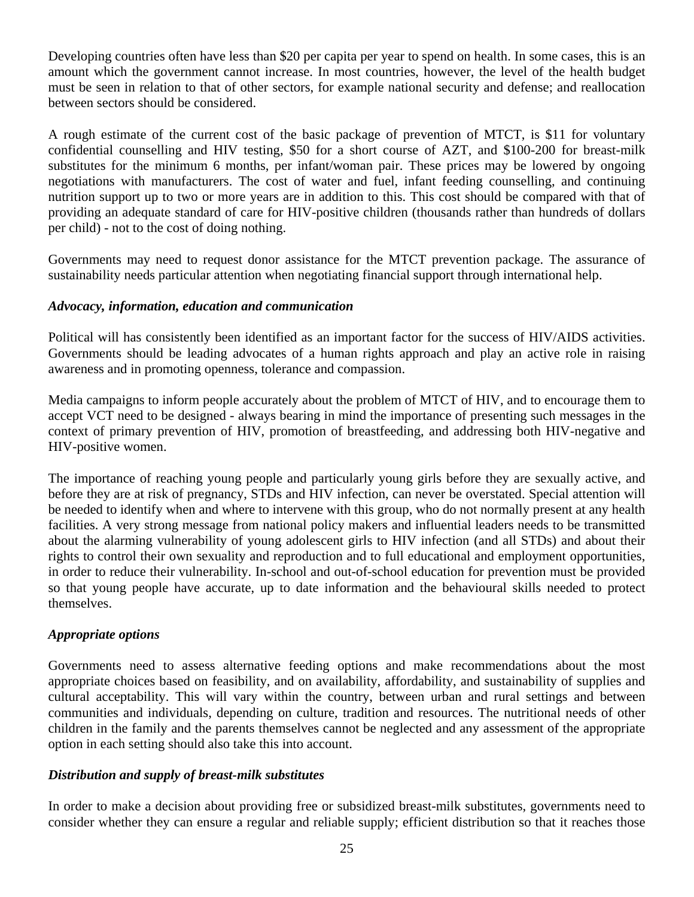Developing countries often have less than $20 per capita per year to spend on health. In some cases, this is an amount which the government cannot increase. In most countries, however, the level of the health budget must be seen in relation to that of other sectors, for example national security and defense; and reallocation between sectors should be considered.

A rough estimate of the current cost of the basic package of prevention of MTCT, is $11 for voluntary confidential counselling and HIV testing, $50 for a short course of AZT, and $100-200 for breast-milk substitutes for the minimum 6 months, per infant/woman pair. These prices may be lowered by ongoing negotiations with manufacturers. The cost of water and fuel, infant feeding counselling, and continuing nutrition support up to two or more years are in addition to this. This cost should be compared with that of providing an adequate standard of care for HIV-positive children (thousands rather than hundreds of dollars per child) - not to the cost of doing nothing.

Governments may need to request donor assistance for the MTCT prevention package. The assurance of sustainability needs particular attention when negotiating financial support through international help.

***Advocacy, information, education and communication***

Political will has consistently been identified as an important factor for the success of HIV/AIDS activities. Governments should be leading advocates of a human rights approach and play an active role in raising awareness and in promoting openness, tolerance and compassion.

Media campaigns to inform people accurately about the problem of MTCT of HIV, and to encourage them to accept VCT need to be designed - always bearing in mind the importance of presenting such messages in the context of primary prevention of HIV, promotion of breastfeeding, and addressing both HIV-negative and HIV-positive women.

The importance of reaching young people and particularly young girls before they are sexually active, and before they are at risk of pregnancy, STDs and HIV infection, can never be overstated. Special attention will be needed to identify when and where to intervene with this group, who do not normally present at any health facilities. A very strong message from national policy makers and influential leaders needs to be transmitted about the alarming vulnerability of young adolescent girls to HIV infection (and all STDs) and about their rights to control their own sexuality and reproduction and to full educational and employment opportunities, in order to reduce their vulnerability. In-school and out-of-school education for prevention must be provided so that young people have accurate, up to date information and the behavioural skills needed to protect themselves.

***Appropriate options***

Governments need to assess alternative feeding options and make recommendations about the most appropriate choices based on feasibility, and on availability, affordability, and sustainability of supplies and cultural acceptability. This will vary within the country, between urban and rural settings and between communities and individuals, depending on culture, tradition and resources. The nutritional needs of other children in the family and the parents themselves cannot be neglected and any assessment of the appropriate option in each setting should also take this into account.

***Distribution and supply of breast-milk substitutes***

In order to make a decision about providing free or subsidized breast-milk substitutes, governments need to consider whether they can ensure a regular and reliable supply; efficient distribution so that it reaches those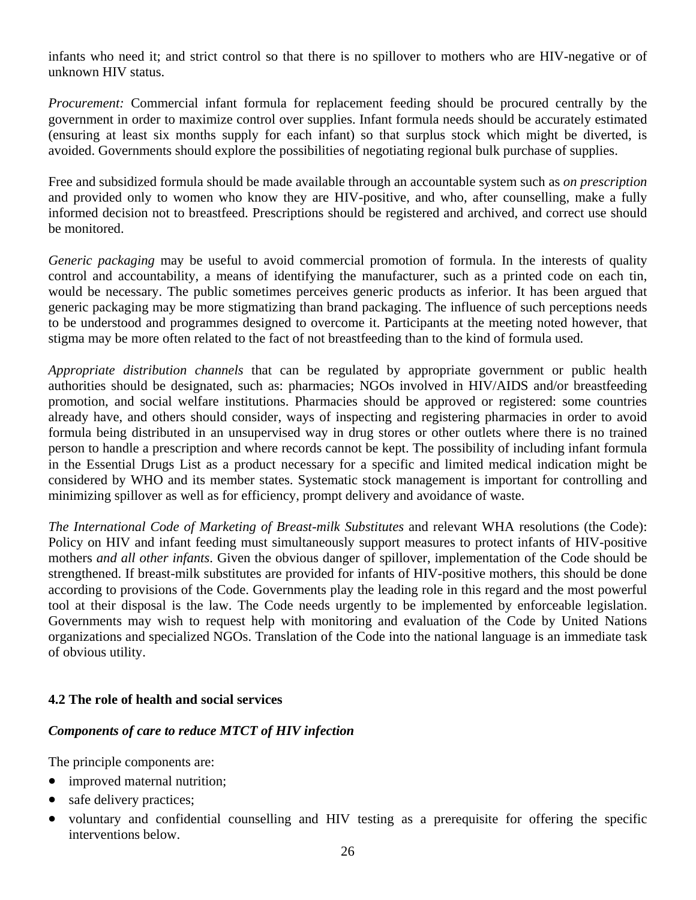infants who need it; and strict control so that there is no spillover to mothers who are HIV-negative or of unknown HIV status.

*Procurement:* Commercial infant formula for replacement feeding should be procured centrally by the government in order to maximize control over supplies. Infant formula needs should be accurately estimated (ensuring at least six months supply for each infant) so that surplus stock which might be diverted, is avoided. Governments should explore the possibilities of negotiating regional bulk purchase of supplies.

Free and subsidized formula should be made available through an accountable system such as *on prescription* and provided only to women who know they are HIV-positive, and who, after counselling, make a fully informed decision not to breastfeed. Prescriptions should be registered and archived, and correct use should be monitored.

*Generic packaging* may be useful to avoid commercial promotion of formula. In the interests of quality control and accountability, a means of identifying the manufacturer, such as a printed code on each tin, would be necessary. The public sometimes perceives generic products as inferior. It has been argued that generic packaging may be more stigmatizing than brand packaging. The influence of such perceptions needs to be understood and programmes designed to overcome it. Participants at the meeting noted however, that stigma may be more often related to the fact of not breastfeeding than to the kind of formula used.

*Appropriate distribution channels* that can be regulated by appropriate government or public health authorities should be designated, such as: pharmacies; NGOs involved in HIV/AIDS and/or breastfeeding promotion, and social welfare institutions. Pharmacies should be approved or registered: some countries already have, and others should consider, ways of inspecting and registering pharmacies in order to avoid formula being distributed in an unsupervised way in drug stores or other outlets where there is no trained person to handle a prescription and where records cannot be kept. The possibility of including infant formula in the Essential Drugs List as a product necessary for a specific and limited medical indication might be considered by WHO and its member states. Systematic stock management is important for controlling and minimizing spillover as well as for efficiency, prompt delivery and avoidance of waste.

*The International Code of Marketing of Breast-milk Substitutes* and relevant WHA resolutions (the Code): Policy on HIV and infant feeding must simultaneously support measures to protect infants of HIV-positive mothers *and all other infants*. Given the obvious danger of spillover, implementation of the Code should be strengthened. If breast-milk substitutes are provided for infants of HIV-positive mothers, this should be done according to provisions of the Code. Governments play the leading role in this regard and the most powerful tool at their disposal is the law. The Code needs urgently to be implemented by enforceable legislation. Governments may wish to request help with monitoring and evaluation of the Code by United Nations organizations and specialized NGOs. Translation of the Code into the national language is an immediate task of obvious utility.

### 4.2 The role of health and social services

#### *Components of care to reduce MTCT of HIV infection*

The principle components are:

- improved maternal nutrition;
- safe delivery practices;
- voluntary and confidential counselling and HIV testing as a prerequisite for offering the specific interventions below.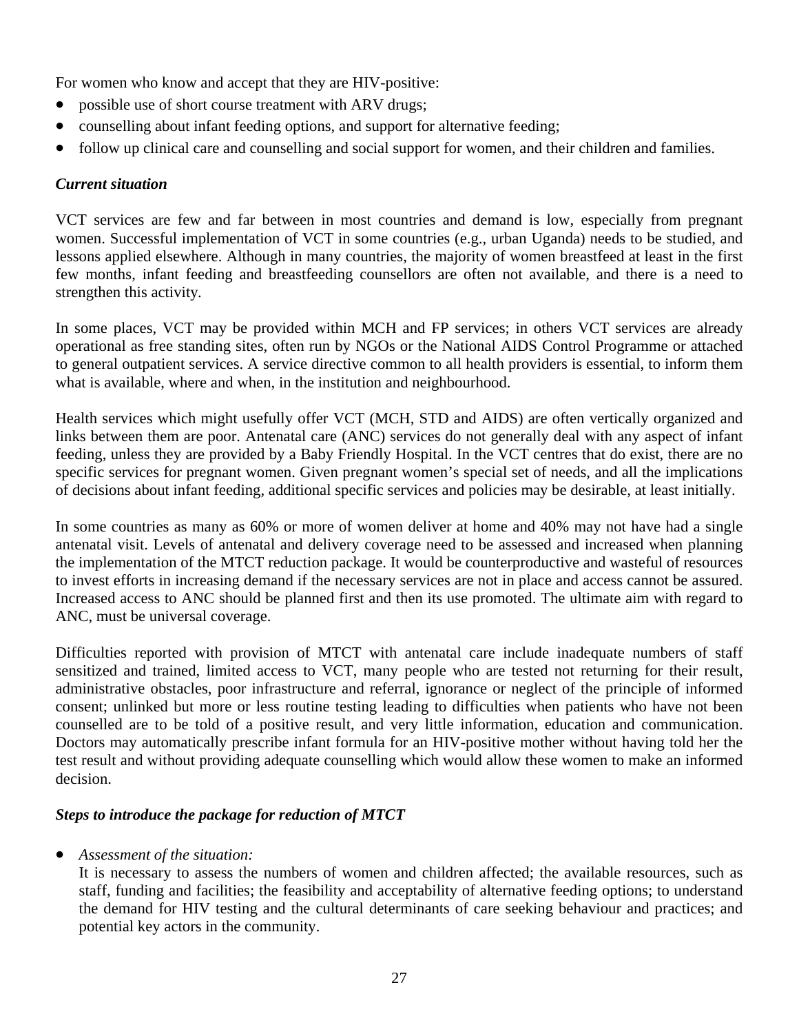For women who know and accept that they are HIV-positive:

- possible use of short course treatment with ARV drugs;
- counselling about infant feeding options, and support for alternative feeding;
- follow up clinical care and counselling and social support for women, and their children and families.

***Current situation***

VCT services are few and far between in most countries and demand is low, especially from pregnant women. Successful implementation of VCT in some countries (e.g., urban Uganda) needs to be studied, and lessons applied elsewhere. Although in many countries, the majority of women breastfeed at least in the first few months, infant feeding and breastfeeding counsellors are often not available, and there is a need to strengthen this activity.

In some places, VCT may be provided within MCH and FP services; in others VCT services are already operational as free standing sites, often run by NGOs or the National AIDS Control Programme or attached to general outpatient services. A service directive common to all health providers is essential, to inform them what is available, where and when, in the institution and neighbourhood.

Health services which might usefully offer VCT (MCH, STD and AIDS) are often vertically organized and links between them are poor. Antenatal care (ANC) services do not generally deal with any aspect of infant feeding, unless they are provided by a Baby Friendly Hospital. In the VCT centres that do exist, there are no specific services for pregnant women. Given pregnant women's special set of needs, and all the implications of decisions about infant feeding, additional specific services and policies may be desirable, at least initially.

In some countries as many as 60% or more of women deliver at home and 40% may not have had a single antenatal visit. Levels of antenatal and delivery coverage need to be assessed and increased when planning the implementation of the MTCT reduction package. It would be counterproductive and wasteful of resources to invest efforts in increasing demand if the necessary services are not in place and access cannot be assured. Increased access to ANC should be planned first and then its use promoted. The ultimate aim with regard to ANC, must be universal coverage.

Difficulties reported with provision of MTCT with antenatal care include inadequate numbers of staff sensitized and trained, limited access to VCT, many people who are tested not returning for their result, administrative obstacles, poor infrastructure and referral, ignorance or neglect of the principle of informed consent; unlinked but more or less routine testing leading to difficulties when patients who have not been counselled are to be told of a positive result, and very little information, education and communication. Doctors may automatically prescribe infant formula for an HIV-positive mother without having told her the test result and without providing adequate counselling which would allow these women to make an informed decision.

***Steps to introduce the package for reduction of MTCT***

- *Assessment of the situation:*
  It is necessary to assess the numbers of women and children affected; the available resources, such as staff, funding and facilities; the feasibility and acceptability of alternative feeding options; to understand the demand for HIV testing and the cultural determinants of care seeking behaviour and practices; and potential key actors in the community.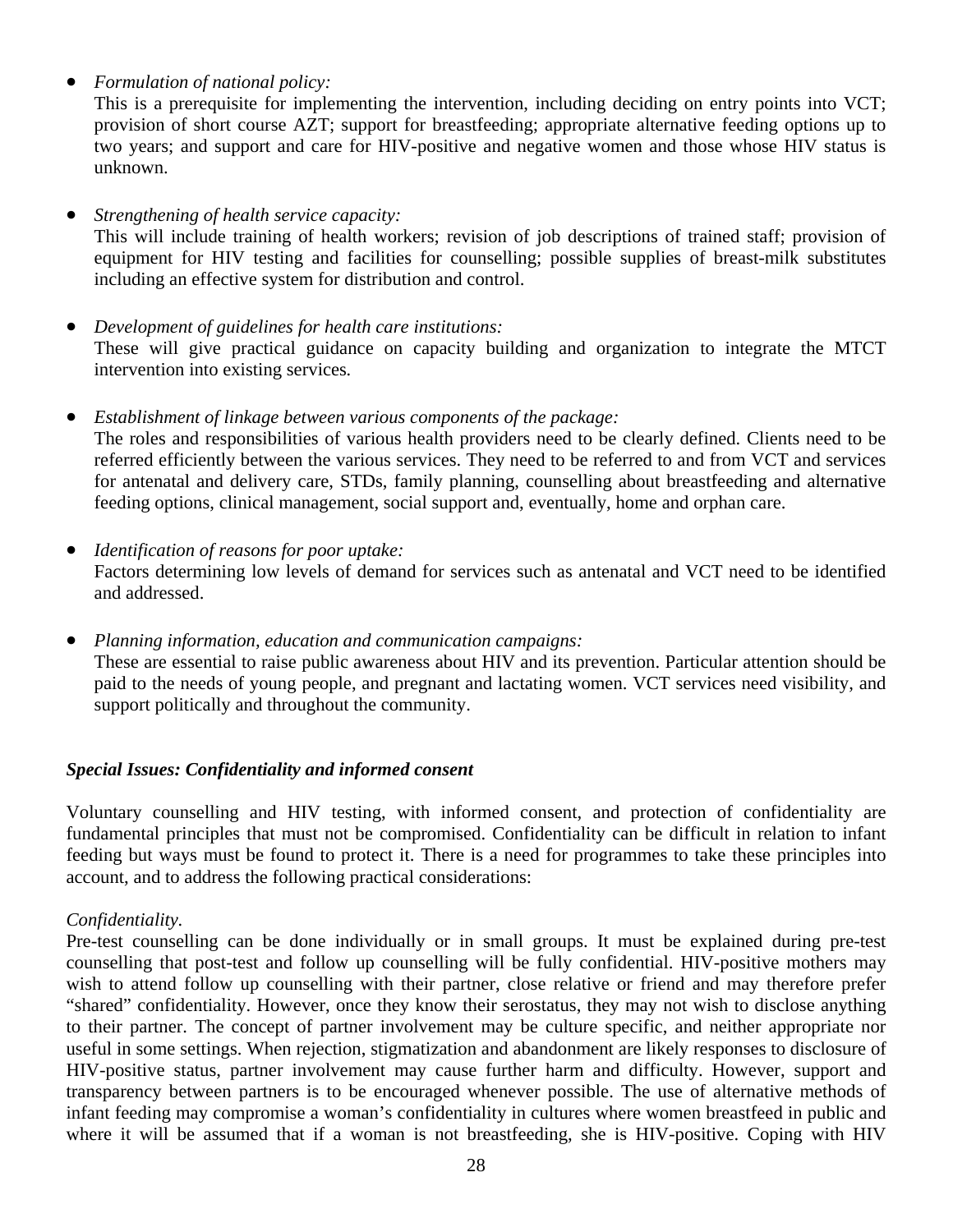- *Formulation of national policy:*
  This is a prerequisite for implementing the intervention, including deciding on entry points into VCT; provision of short course AZT; support for breastfeeding; appropriate alternative feeding options up to two years; and support and care for HIV-positive and negative women and those whose HIV status is unknown.

- *Strengthening of health service capacity:*
  This will include training of health workers; revision of job descriptions of trained staff; provision of equipment for HIV testing and facilities for counselling; possible supplies of breast-milk substitutes including an effective system for distribution and control.

- *Development of guidelines for health care institutions:*
  These will give practical guidance on capacity building and organization to integrate the MTCT intervention into existing services.

- *Establishment of linkage between various components of the package:*
  The roles and responsibilities of various health providers need to be clearly defined. Clients need to be referred efficiently between the various services. They need to be referred to and from VCT and services for antenatal and delivery care, STDs, family planning, counselling about breastfeeding and alternative feeding options, clinical management, social support and, eventually, home and orphan care.

- *Identification of reasons for poor uptake:*
  Factors determining low levels of demand for services such as antenatal and VCT need to be identified and addressed.

- *Planning information, education and communication campaigns:*
  These are essential to raise public awareness about HIV and its prevention. Particular attention should be paid to the needs of young people, and pregnant and lactating women. VCT services need visibility, and support politically and throughout the community.

***Special Issues: Confidentiality and informed consent***

Voluntary counselling and HIV testing, with informed consent, and protection of confidentiality are fundamental principles that must not be compromised. Confidentiality can be difficult in relation to infant feeding but ways must be found to protect it. There is a need for programmes to take these principles into account, and to address the following practical considerations:

*Confidentiality.*
Pre-test counselling can be done individually or in small groups. It must be explained during pre-test counselling that post-test and follow up counselling will be fully confidential. HIV-positive mothers may wish to attend follow up counselling with their partner, close relative or friend and may therefore prefer "shared" confidentiality. However, once they know their serostatus, they may not wish to disclose anything to their partner. The concept of partner involvement may be culture specific, and neither appropriate nor useful in some settings. When rejection, stigmatization and abandonment are likely responses to disclosure of HIV-positive status, partner involvement may cause further harm and difficulty. However, support and transparency between partners is to be encouraged whenever possible. The use of alternative methods of infant feeding may compromise a woman's confidentiality in cultures where women breastfeed in public and where it will be assumed that if a woman is not breastfeeding, she is HIV-positive. Coping with HIV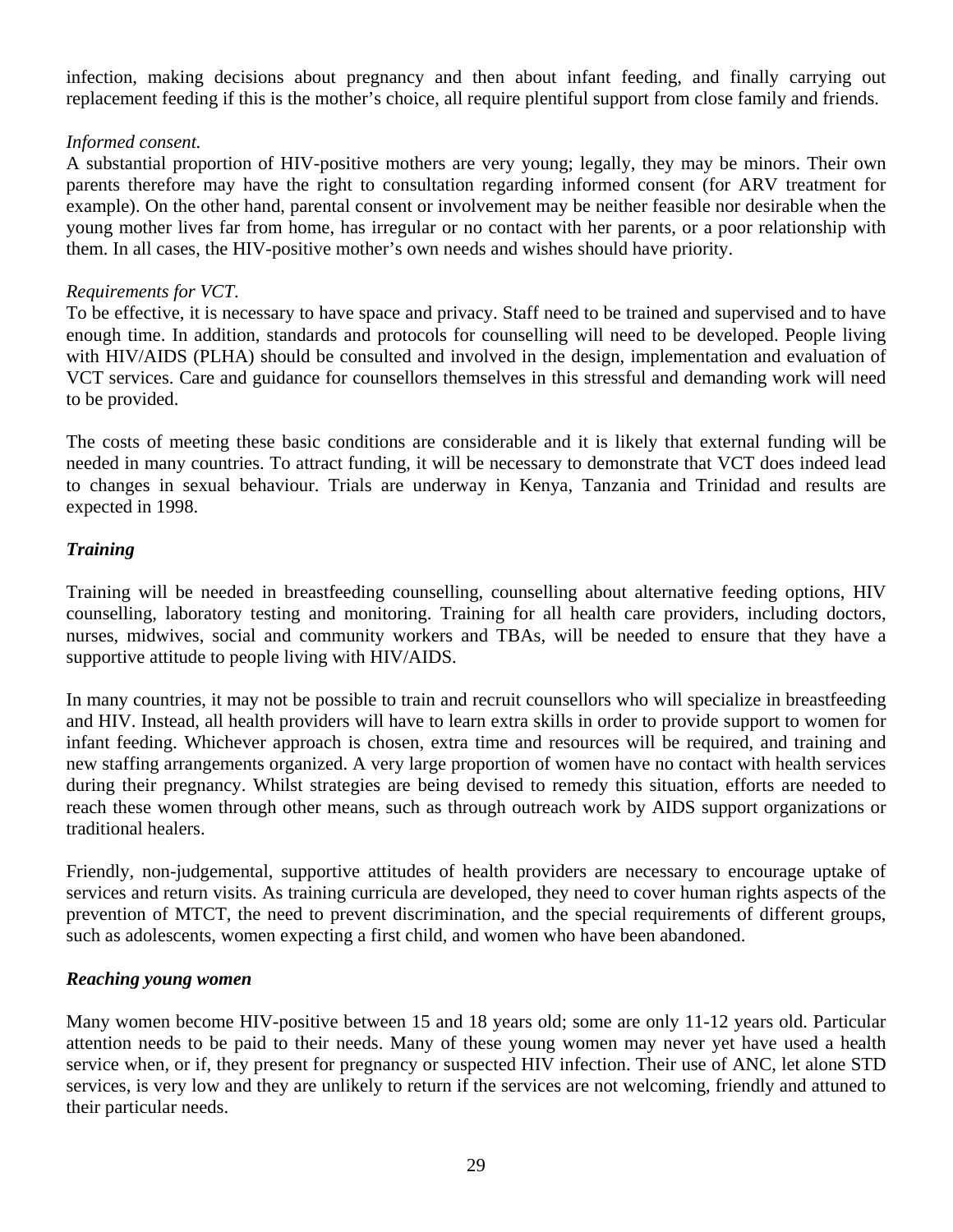infection, making decisions about pregnancy and then about infant feeding, and finally carrying out replacement feeding if this is the mother's choice, all require plentiful support from close family and friends.

*Informed consent.*

A substantial proportion of HIV-positive mothers are very young; legally, they may be minors. Their own parents therefore may have the right to consultation regarding informed consent (for ARV treatment for example). On the other hand, parental consent or involvement may be neither feasible nor desirable when the young mother lives far from home, has irregular or no contact with her parents, or a poor relationship with them. In all cases, the HIV-positive mother's own needs and wishes should have priority.

*Requirements for VCT.*

To be effective, it is necessary to have space and privacy. Staff need to be trained and supervised and to have enough time. In addition, standards and protocols for counselling will need to be developed. People living with HIV/AIDS (PLHA) should be consulted and involved in the design, implementation and evaluation of VCT services. Care and guidance for counsellors themselves in this stressful and demanding work will need to be provided.

The costs of meeting these basic conditions are considerable and it is likely that external funding will be needed in many countries. To attract funding, it will be necessary to demonstrate that VCT does indeed lead to changes in sexual behaviour. Trials are underway in Kenya, Tanzania and Trinidad and results are expected in 1998.

***Training***

Training will be needed in breastfeeding counselling, counselling about alternative feeding options, HIV counselling, laboratory testing and monitoring. Training for all health care providers, including doctors, nurses, midwives, social and community workers and TBAs, will be needed to ensure that they have a supportive attitude to people living with HIV/AIDS.

In many countries, it may not be possible to train and recruit counsellors who will specialize in breastfeeding and HIV. Instead, all health providers will have to learn extra skills in order to provide support to women for infant feeding. Whichever approach is chosen, extra time and resources will be required, and training and new staffing arrangements organized. A very large proportion of women have no contact with health services during their pregnancy. Whilst strategies are being devised to remedy this situation, efforts are needed to reach these women through other means, such as through outreach work by AIDS support organizations or traditional healers.

Friendly, non-judgemental, supportive attitudes of health providers are necessary to encourage uptake of services and return visits. As training curricula are developed, they need to cover human rights aspects of the prevention of MTCT, the need to prevent discrimination, and the special requirements of different groups, such as adolescents, women expecting a first child, and women who have been abandoned.

***Reaching young women***

Many women become HIV-positive between 15 and 18 years old; some are only 11-12 years old. Particular attention needs to be paid to their needs. Many of these young women may never yet have used a health service when, or if, they present for pregnancy or suspected HIV infection. Their use of ANC, let alone STD services, is very low and they are unlikely to return if the services are not welcoming, friendly and attuned to their particular needs.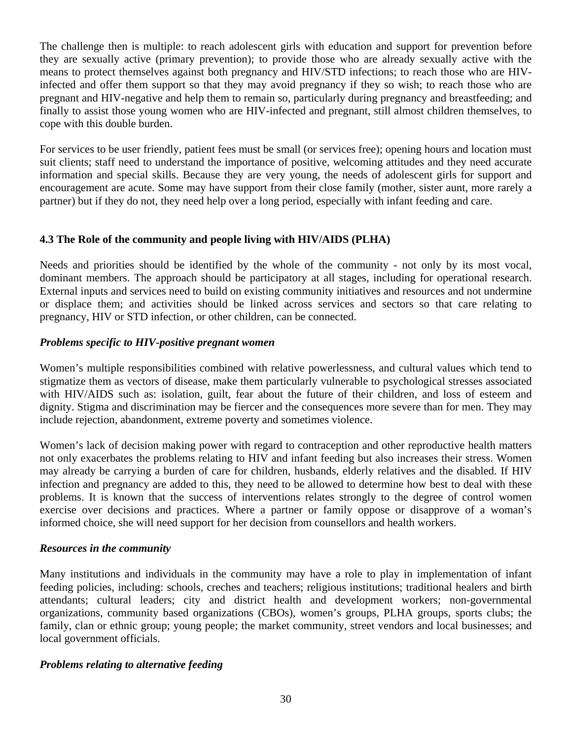The challenge then is multiple: to reach adolescent girls with education and support for prevention before they are sexually active (primary prevention); to provide those who are already sexually active with the means to protect themselves against both pregnancy and HIV/STD infections; to reach those who are HIV-infected and offer them support so that they may avoid pregnancy if they so wish; to reach those who are pregnant and HIV-negative and help them to remain so, particularly during pregnancy and breastfeeding; and finally to assist those young women who are HIV-infected and pregnant, still almost children themselves, to cope with this double burden.

For services to be user friendly, patient fees must be small (or services free); opening hours and location must suit clients; staff need to understand the importance of positive, welcoming attitudes and they need accurate information and special skills. Because they are very young, the needs of adolescent girls for support and encouragement are acute. Some may have support from their close family (mother, sister aunt, more rarely a partner) but if they do not, they need help over a long period, especially with infant feeding and care.

### 4.3 The Role of the community and people living with HIV/AIDS (PLHA)

Needs and priorities should be identified by the whole of the community - not only by its most vocal, dominant members. The approach should be participatory at all stages, including for operational research. External inputs and services need to build on existing community initiatives and resources and not undermine or displace them; and activities should be linked across services and sectors so that care relating to pregnancy, HIV or STD infection, or other children, can be connected.

***Problems specific to HIV-positive pregnant women***

Women's multiple responsibilities combined with relative powerlessness, and cultural values which tend to stigmatize them as vectors of disease, make them particularly vulnerable to psychological stresses associated with HIV/AIDS such as: isolation, guilt, fear about the future of their children, and loss of esteem and dignity. Stigma and discrimination may be fiercer and the consequences more severe than for men. They may include rejection, abandonment, extreme poverty and sometimes violence.

Women's lack of decision making power with regard to contraception and other reproductive health matters not only exacerbates the problems relating to HIV and infant feeding but also increases their stress. Women may already be carrying a burden of care for children, husbands, elderly relatives and the disabled. If HIV infection and pregnancy are added to this, they need to be allowed to determine how best to deal with these problems. It is known that the success of interventions relates strongly to the degree of control women exercise over decisions and practices. Where a partner or family oppose or disapprove of a woman's informed choice, she will need support for her decision from counsellors and health workers.

***Resources in the community***

Many institutions and individuals in the community may have a role to play in implementation of infant feeding policies, including: schools, creches and teachers; religious institutions; traditional healers and birth attendants; cultural leaders; city and district health and development workers; non-governmental organizations, community based organizations (CBOs), women's groups, PLHA groups, sports clubs; the family, clan or ethnic group; young people; the market community, street vendors and local businesses; and local government officials.

***Problems relating to alternative feeding***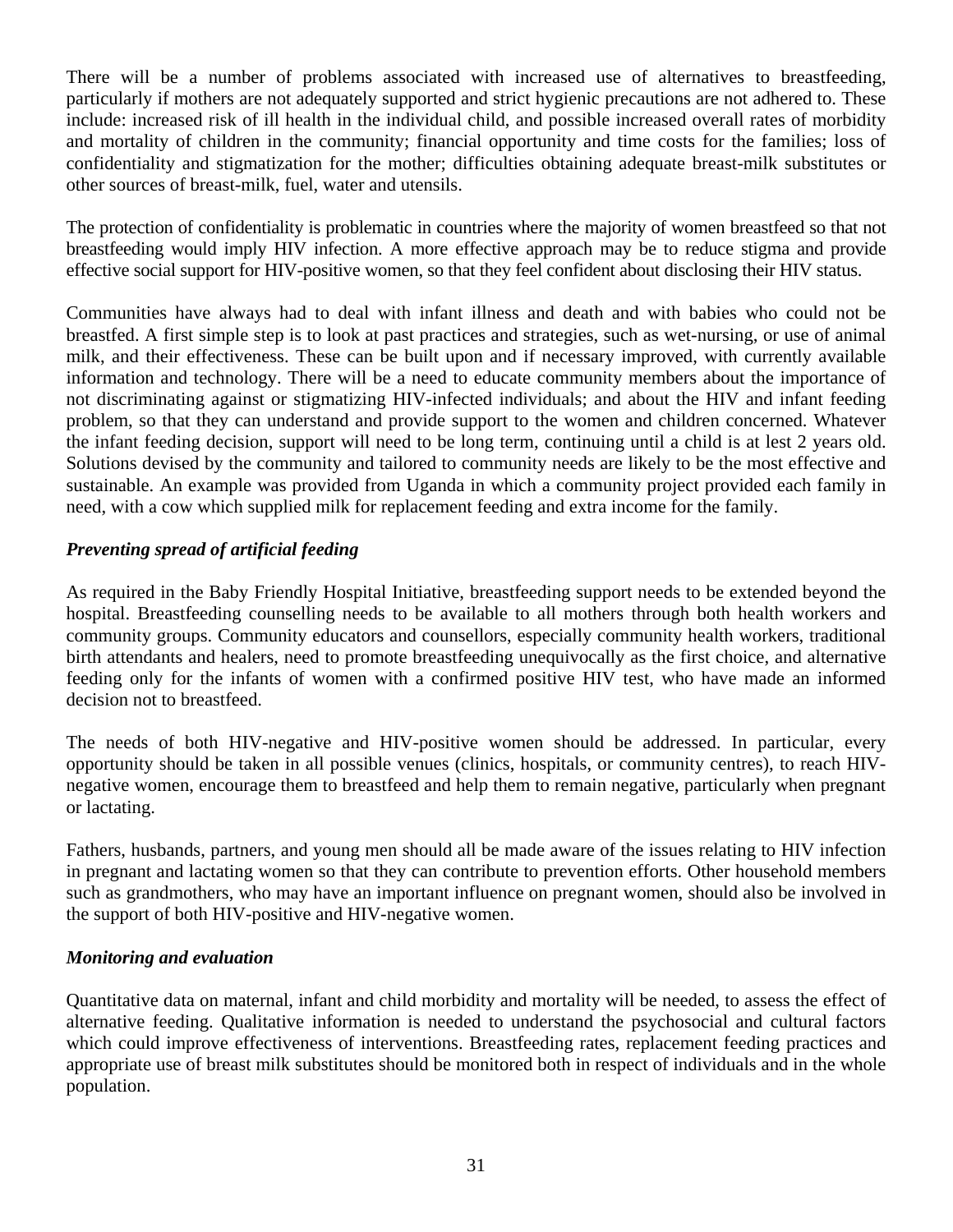There will be a number of problems associated with increased use of alternatives to breastfeeding, particularly if mothers are not adequately supported and strict hygienic precautions are not adhered to. These include: increased risk of ill health in the individual child, and possible increased overall rates of morbidity and mortality of children in the community; financial opportunity and time costs for the families; loss of confidentiality and stigmatization for the mother; difficulties obtaining adequate breast-milk substitutes or other sources of breast-milk, fuel, water and utensils.

The protection of confidentiality is problematic in countries where the majority of women breastfeed so that not breastfeeding would imply HIV infection. A more effective approach may be to reduce stigma and provide effective social support for HIV-positive women, so that they feel confident about disclosing their HIV status.

Communities have always had to deal with infant illness and death and with babies who could not be breastfed. A first simple step is to look at past practices and strategies, such as wet-nursing, or use of animal milk, and their effectiveness. These can be built upon and if necessary improved, with currently available information and technology. There will be a need to educate community members about the importance of not discriminating against or stigmatizing HIV-infected individuals; and about the HIV and infant feeding problem, so that they can understand and provide support to the women and children concerned. Whatever the infant feeding decision, support will need to be long term, continuing until a child is at lest 2 years old. Solutions devised by the community and tailored to community needs are likely to be the most effective and sustainable. An example was provided from Uganda in which a community project provided each family in need, with a cow which supplied milk for replacement feeding and extra income for the family.

*Preventing spread of artificial feeding*

As required in the Baby Friendly Hospital Initiative, breastfeeding support needs to be extended beyond the hospital. Breastfeeding counselling needs to be available to all mothers through both health workers and community groups. Community educators and counsellors, especially community health workers, traditional birth attendants and healers, need to promote breastfeeding unequivocally as the first choice, and alternative feeding only for the infants of women with a confirmed positive HIV test, who have made an informed decision not to breastfeed.

The needs of both HIV-negative and HIV-positive women should be addressed. In particular, every opportunity should be taken in all possible venues (clinics, hospitals, or community centres), to reach HIV-negative women, encourage them to breastfeed and help them to remain negative, particularly when pregnant or lactating.

Fathers, husbands, partners, and young men should all be made aware of the issues relating to HIV infection in pregnant and lactating women so that they can contribute to prevention efforts. Other household members such as grandmothers, who may have an important influence on pregnant women, should also be involved in the support of both HIV-positive and HIV-negative women.

*Monitoring and evaluation*

Quantitative data on maternal, infant and child morbidity and mortality will be needed, to assess the effect of alternative feeding. Qualitative information is needed to understand the psychosocial and cultural factors which could improve effectiveness of interventions. Breastfeeding rates, replacement feeding practices and appropriate use of breast milk substitutes should be monitored both in respect of individuals and in the whole population.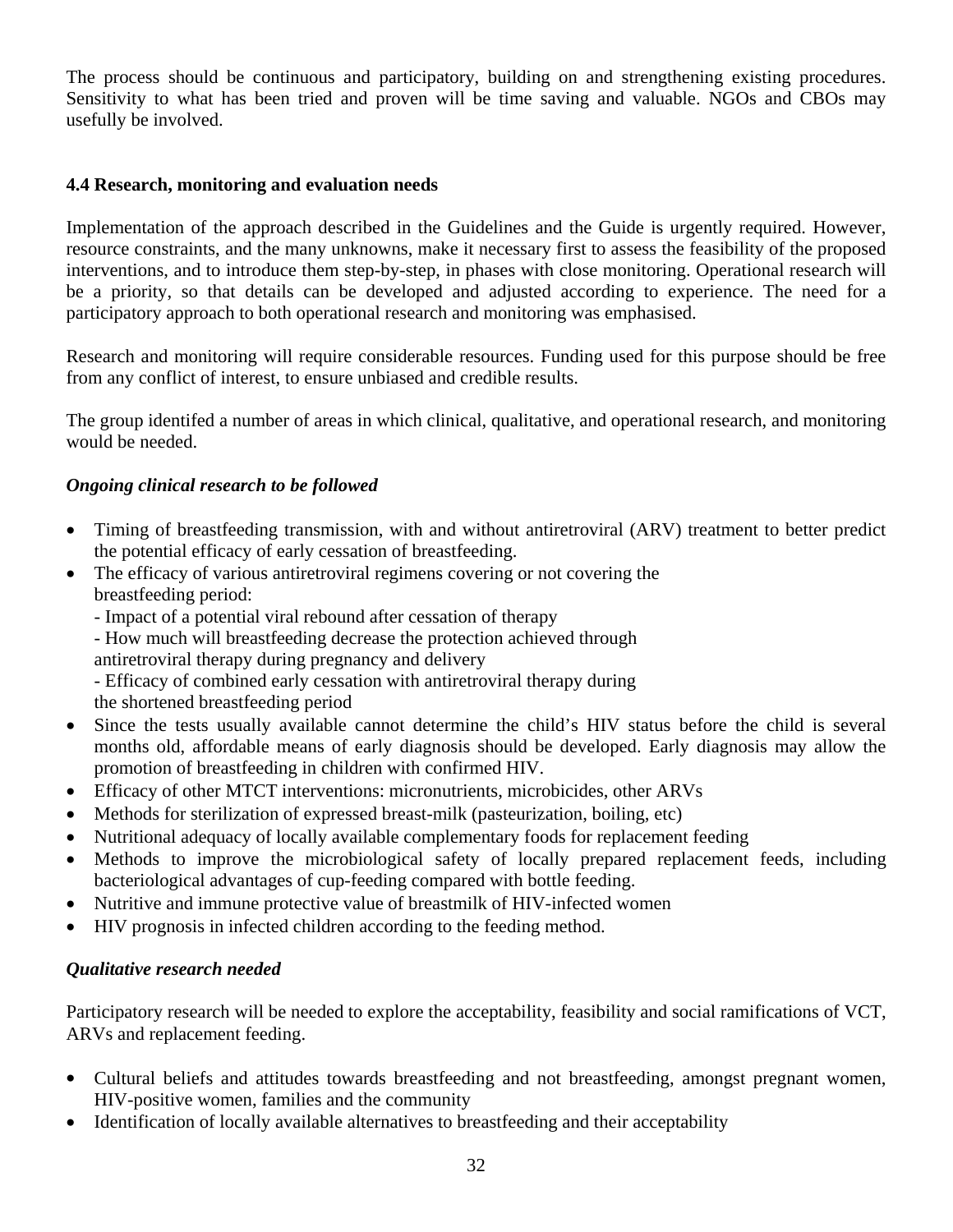The process should be continuous and participatory, building on and strengthening existing procedures. Sensitivity to what has been tried and proven will be time saving and valuable. NGOs and CBOs may usefully be involved.

### 4.4 Research, monitoring and evaluation needs

Implementation of the approach described in the Guidelines and the Guide is urgently required. However, resource constraints, and the many unknowns, make it necessary first to assess the feasibility of the proposed interventions, and to introduce them step-by-step, in phases with close monitoring. Operational research will be a priority, so that details can be developed and adjusted according to experience. The need for a participatory approach to both operational research and monitoring was emphasised.

Research and monitoring will require considerable resources. Funding used for this purpose should be free from any conflict of interest, to ensure unbiased and credible results.

The group identifed a number of areas in which clinical, qualitative, and operational research, and monitoring would be needed.

***Ongoing clinical research to be followed***

- Timing of breastfeeding transmission, with and without antiretroviral (ARV) treatment to better predict the potential efficacy of early cessation of breastfeeding.
- The efficacy of various antiretroviral regimens covering or not covering the breastfeeding period:
  - Impact of a potential viral rebound after cessation of therapy
  - How much will breastfeeding decrease the protection achieved through antiretroviral therapy during pregnancy and delivery
  - Efficacy of combined early cessation with antiretroviral therapy during the shortened breastfeeding period
- Since the tests usually available cannot determine the child's HIV status before the child is several months old, affordable means of early diagnosis should be developed. Early diagnosis may allow the promotion of breastfeeding in children with confirmed HIV.
- Efficacy of other MTCT interventions: micronutrients, microbicides, other ARVs
- Methods for sterilization of expressed breast-milk (pasteurization, boiling, etc)
- Nutritional adequacy of locally available complementary foods for replacement feeding
- Methods to improve the microbiological safety of locally prepared replacement feeds, including bacteriological advantages of cup-feeding compared with bottle feeding.
- Nutritive and immune protective value of breastmilk of HIV-infected women
- HIV prognosis in infected children according to the feeding method.

***Qualitative research needed***

Participatory research will be needed to explore the acceptability, feasibility and social ramifications of VCT, ARVs and replacement feeding.

- Cultural beliefs and attitudes towards breastfeeding and not breastfeeding, amongst pregnant women, HIV-positive women, families and the community
- Identification of locally available alternatives to breastfeeding and their acceptability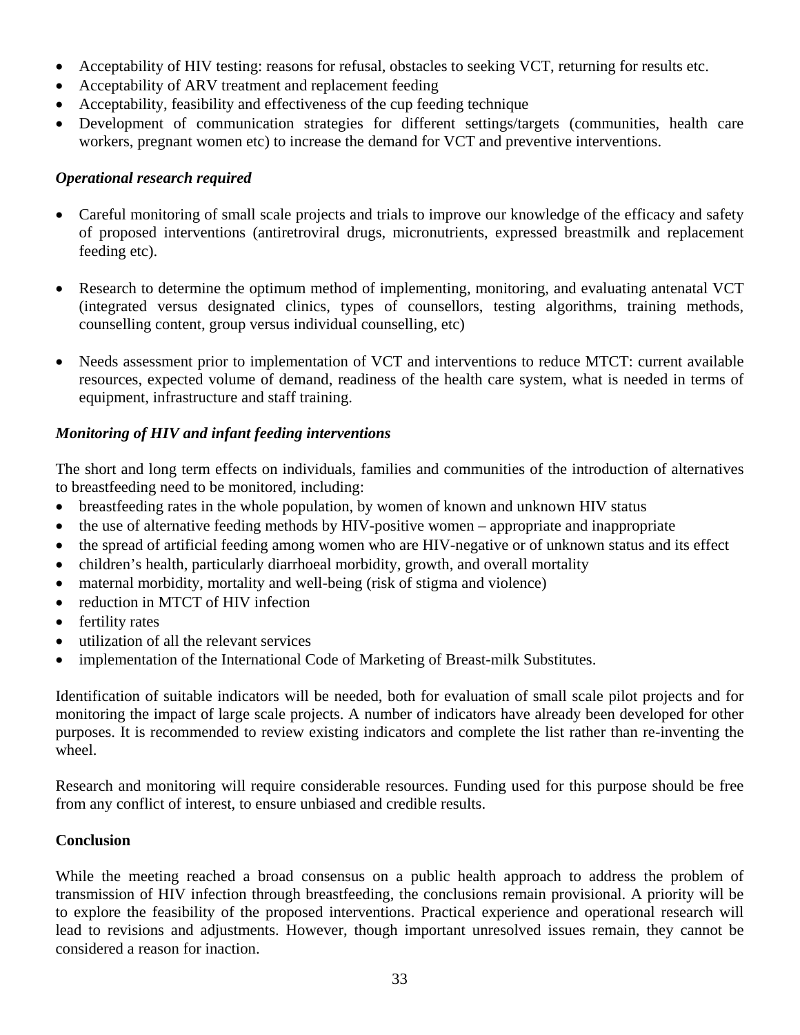- Acceptability of HIV testing: reasons for refusal, obstacles to seeking VCT, returning for results etc.
- Acceptability of ARV treatment and replacement feeding
- Acceptability, feasibility and effectiveness of the cup feeding technique
- Development of communication strategies for different settings/targets (communities, health care workers, pregnant women etc) to increase the demand for VCT and preventive interventions.

***Operational research required***

- Careful monitoring of small scale projects and trials to improve our knowledge of the efficacy and safety of proposed interventions (antiretroviral drugs, micronutrients, expressed breastmilk and replacement feeding etc).

- Research to determine the optimum method of implementing, monitoring, and evaluating antenatal VCT (integrated versus designated clinics, types of counsellors, testing algorithms, training methods, counselling content, group versus individual counselling, etc)

- Needs assessment prior to implementation of VCT and interventions to reduce MTCT: current available resources, expected volume of demand, readiness of the health care system, what is needed in terms of equipment, infrastructure and staff training.

***Monitoring of HIV and infant feeding interventions***

The short and long term effects on individuals, families and communities of the introduction of alternatives to breastfeeding need to be monitored, including:

- breastfeeding rates in the whole population, by women of known and unknown HIV status
- the use of alternative feeding methods by HIV-positive women – appropriate and inappropriate
- the spread of artificial feeding among women who are HIV-negative or of unknown status and its effect
- children's health, particularly diarrhoeal morbidity, growth, and overall mortality
- maternal morbidity, mortality and well-being (risk of stigma and violence)
- reduction in MTCT of HIV infection
- fertility rates
- utilization of all the relevant services
- implementation of the International Code of Marketing of Breast-milk Substitutes.

Identification of suitable indicators will be needed, both for evaluation of small scale pilot projects and for monitoring the impact of large scale projects. A number of indicators have already been developed for other purposes. It is recommended to review existing indicators and complete the list rather than re-inventing the wheel.

Research and monitoring will require considerable resources. Funding used for this purpose should be free from any conflict of interest, to ensure unbiased and credible results.

**Conclusion**

While the meeting reached a broad consensus on a public health approach to address the problem of transmission of HIV infection through breastfeeding, the conclusions remain provisional. A priority will be to explore the feasibility of the proposed interventions. Practical experience and operational research will lead to revisions and adjustments. However, though important unresolved issues remain, they cannot be considered a reason for inaction.